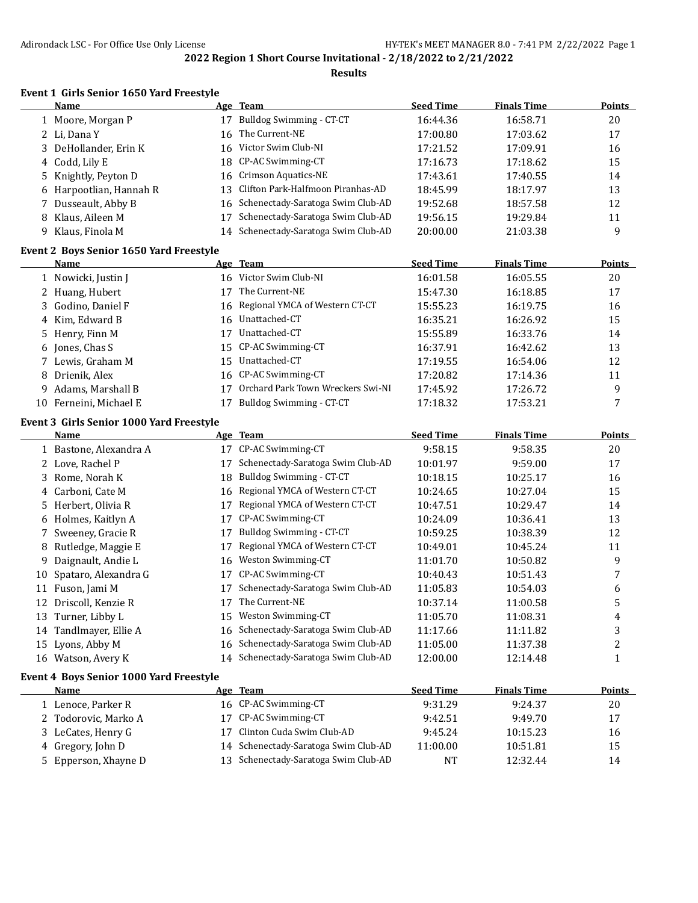# 2022 Region 1 Short Course Invitational - 2/18/2022 to 2/21/2022

## Results

### Event 1 Girls Senior 1650 Yard Freestyle

| | Name | Age | Team | Seed Time | Finals Time | Points |
|---|---|---|---|---|---|---|
| 1 | Moore, Morgan P | 17 | Bulldog Swimming - CT-CT | 16:44.36 | 16:58.71 | 20 |
| 2 | Li, Dana Y | 16 | The Current-NE | 17:00.80 | 17:03.62 | 17 |
| 3 | DeHollander, Erin K | 16 | Victor Swim Club-NI | 17:21.52 | 17:09.91 | 16 |
| 4 | Codd, Lily E | 18 | CP-AC Swimming-CT | 17:16.73 | 17:18.62 | 15 |
| 5 | Knightly, Peyton D | 16 | Crimson Aquatics-NE | 17:43.61 | 17:40.55 | 14 |
| 6 | Harpootlian, Hannah R | 13 | Clifton Park-Halfmoon Piranhas-AD | 18:45.99 | 18:17.97 | 13 |
| 7 | Dusseault, Abby B | 16 | Schenectady-Saratoga Swim Club-AD | 19:52.68 | 18:57.58 | 12 |
| 8 | Klaus, Aileen M | 17 | Schenectady-Saratoga Swim Club-AD | 19:56.15 | 19:29.84 | 11 |
| 9 | Klaus, Finola M | 14 | Schenectady-Saratoga Swim Club-AD | 20:00.00 | 21:03.38 | 9 |

### Event 2 Boys Senior 1650 Yard Freestyle

| | Name | Age | Team | Seed Time | Finals Time | Points |
|---|---|---|---|---|---|---|
| 1 | Nowicki, Justin J | 16 | Victor Swim Club-NI | 16:01.58 | 16:05.55 | 20 |
| 2 | Huang, Hubert | 17 | The Current-NE | 15:47.30 | 16:18.85 | 17 |
| 3 | Godino, Daniel F | 16 | Regional YMCA of Western CT-CT | 15:55.23 | 16:19.75 | 16 |
| 4 | Kim, Edward B | 16 | Unattached-CT | 16:35.21 | 16:26.92 | 15 |
| 5 | Henry, Finn M | 17 | Unattached-CT | 15:55.89 | 16:33.76 | 14 |
| 6 | Jones, Chas S | 15 | CP-AC Swimming-CT | 16:37.91 | 16:42.62 | 13 |
| 7 | Lewis, Graham M | 15 | Unattached-CT | 17:19.55 | 16:54.06 | 12 |
| 8 | Drienik, Alex | 16 | CP-AC Swimming-CT | 17:20.82 | 17:14.36 | 11 |
| 9 | Adams, Marshall B | 17 | Orchard Park Town Wreckers Swi-NI | 17:45.92 | 17:26.72 | 9 |
| 10 | Ferneini, Michael E | 17 | Bulldog Swimming - CT-CT | 17:18.32 | 17:53.21 | 7 |

### Event 3 Girls Senior 1000 Yard Freestyle

| | Name | Age | Team | Seed Time | Finals Time | Points |
|---|---|---|---|---|---|---|
| 1 | Bastone, Alexandra A | 17 | CP-AC Swimming-CT | 9:58.15 | 9:58.35 | 20 |
| 2 | Love, Rachel P | 17 | Schenectady-Saratoga Swim Club-AD | 10:01.97 | 9:59.00 | 17 |
| 3 | Rome, Norah K | 18 | Bulldog Swimming - CT-CT | 10:18.15 | 10:25.17 | 16 |
| 4 | Carboni, Cate M | 16 | Regional YMCA of Western CT-CT | 10:24.65 | 10:27.04 | 15 |
| 5 | Herbert, Olivia R | 17 | Regional YMCA of Western CT-CT | 10:47.51 | 10:29.47 | 14 |
| 6 | Holmes, Kaitlyn A | 17 | CP-AC Swimming-CT | 10:24.09 | 10:36.41 | 13 |
| 7 | Sweeney, Gracie R | 17 | Bulldog Swimming - CT-CT | 10:59.25 | 10:38.39 | 12 |
| 8 | Rutledge, Maggie E | 17 | Regional YMCA of Western CT-CT | 10:49.01 | 10:45.24 | 11 |
| 9 | Daignault, Andie L | 16 | Weston Swimming-CT | 11:01.70 | 10:50.82 | 9 |
| 10 | Spataro, Alexandra G | 17 | CP-AC Swimming-CT | 10:40.43 | 10:51.43 | 7 |
| 11 | Fuson, Jami M | 17 | Schenectady-Saratoga Swim Club-AD | 11:05.83 | 10:54.03 | 6 |
| 12 | Driscoll, Kenzie R | 17 | The Current-NE | 10:37.14 | 11:00.58 | 5 |
| 13 | Turner, Libby L | 15 | Weston Swimming-CT | 11:05.70 | 11:08.31 | 4 |
| 14 | Tandlmayer, Ellie A | 16 | Schenectady-Saratoga Swim Club-AD | 11:17.66 | 11:11.82 | 3 |
| 15 | Lyons, Abby M | 16 | Schenectady-Saratoga Swim Club-AD | 11:05.00 | 11:37.38 | 2 |
| 16 | Watson, Avery K | 14 | Schenectady-Saratoga Swim Club-AD | 12:00.00 | 12:14.48 | 1 |

### Event 4 Boys Senior 1000 Yard Freestyle

| | Name | Age | Team | Seed Time | Finals Time | Points |
|---|---|---|---|---|---|---|
| 1 | Lenoce, Parker R | 16 | CP-AC Swimming-CT | 9:31.29 | 9:24.37 | 20 |
| 2 | Todorovic, Marko A | 17 | CP-AC Swimming-CT | 9:42.51 | 9:49.70 | 17 |
| 3 | LeCates, Henry G | 17 | Clinton Cuda Swim Club-AD | 9:45.24 | 10:15.23 | 16 |
| 4 | Gregory, John D | 14 | Schenectady-Saratoga Swim Club-AD | 11:00.00 | 10:51.81 | 15 |
| 5 | Epperson, Xhayne D | 13 | Schenectady-Saratoga Swim Club-AD | NT | 12:32.44 | 14 |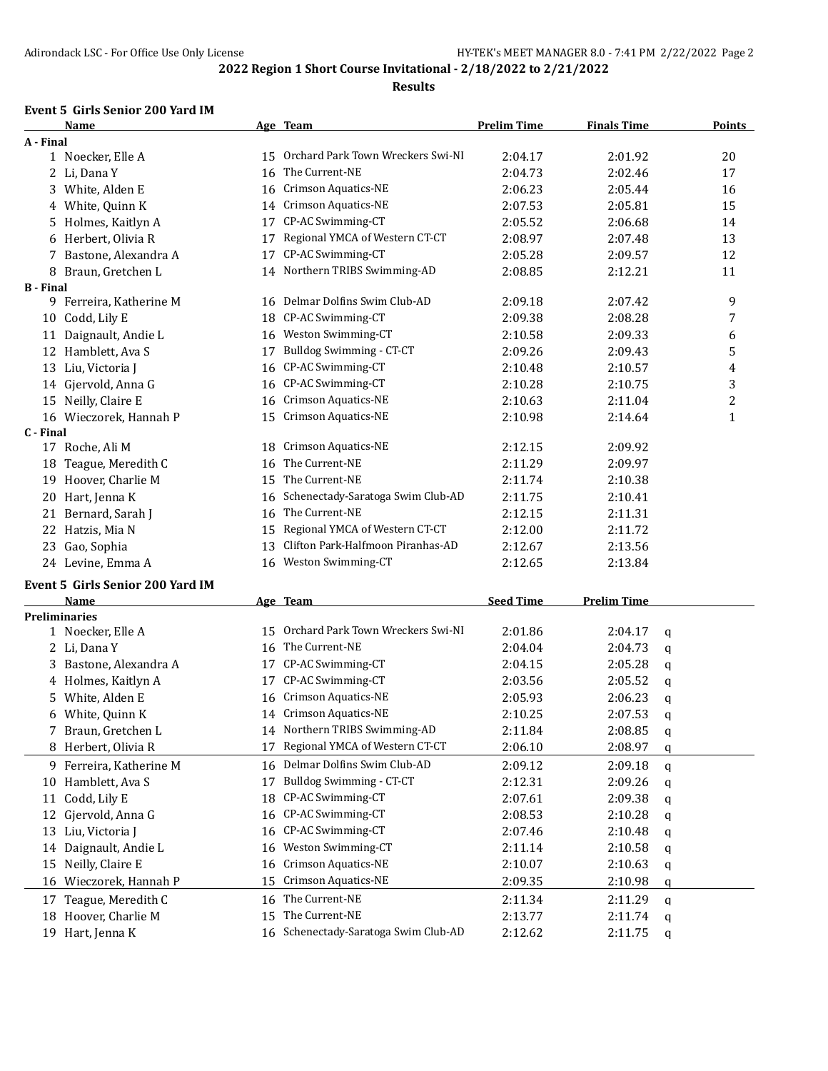## 2022 Region 1 Short Course Invitational - 2/18/2022 to 2/21/2022

### Results

#### Event 5 Girls Senior 200 Yard IM

| | Name | Age | Team | Prelim Time | Finals Time | Points |
|---|---|---|---|---|---|---|
| **A - Final** | | | | | | |
| 1 | Noecker, Elle A | 15 | Orchard Park Town Wreckers Swi-NI | 2:04.17 | 2:01.92 | 20 |
| 2 | Li, Dana Y | 16 | The Current-NE | 2:04.73 | 2:02.46 | 17 |
| 3 | White, Alden E | 16 | Crimson Aquatics-NE | 2:06.23 | 2:05.44 | 16 |
| 4 | White, Quinn K | 14 | Crimson Aquatics-NE | 2:07.53 | 2:05.81 | 15 |
| 5 | Holmes, Kaitlyn A | 17 | CP-AC Swimming-CT | 2:05.52 | 2:06.68 | 14 |
| 6 | Herbert, Olivia R | 17 | Regional YMCA of Western CT-CT | 2:08.97 | 2:07.48 | 13 |
| 7 | Bastone, Alexandra A | 17 | CP-AC Swimming-CT | 2:05.28 | 2:09.57 | 12 |
| 8 | Braun, Gretchen L | 14 | Northern TRIBS Swimming-AD | 2:08.85 | 2:12.21 | 11 |
| **B - Final** | | | | | | |
| 9 | Ferreira, Katherine M | 16 | Delmar Dolfins Swim Club-AD | 2:09.18 | 2:07.42 | 9 |
| 10 | Codd, Lily E | 18 | CP-AC Swimming-CT | 2:09.38 | 2:08.28 | 7 |
| 11 | Daignault, Andie L | 16 | Weston Swimming-CT | 2:10.58 | 2:09.33 | 6 |
| 12 | Hamblett, Ava S | 17 | Bulldog Swimming - CT-CT | 2:09.26 | 2:09.43 | 5 |
| 13 | Liu, Victoria J | 16 | CP-AC Swimming-CT | 2:10.48 | 2:10.57 | 4 |
| 14 | Gjervold, Anna G | 16 | CP-AC Swimming-CT | 2:10.28 | 2:10.75 | 3 |
| 15 | Neilly, Claire E | 16 | Crimson Aquatics-NE | 2:10.63 | 2:11.04 | 2 |
| 16 | Wieczorek, Hannah P | 15 | Crimson Aquatics-NE | 2:10.98 | 2:14.64 | 1 |
| **C - Final** | | | | | | |
| 17 | Roche, Ali M | 18 | Crimson Aquatics-NE | 2:12.15 | 2:09.92 | |
| 18 | Teague, Meredith C | 16 | The Current-NE | 2:11.29 | 2:09.97 | |
| 19 | Hoover, Charlie M | 15 | The Current-NE | 2:11.74 | 2:10.38 | |
| 20 | Hart, Jenna K | 16 | Schenectady-Saratoga Swim Club-AD | 2:11.75 | 2:10.41 | |
| 21 | Bernard, Sarah J | 16 | The Current-NE | 2:12.15 | 2:11.31 | |
| 22 | Hatzis, Mia N | 15 | Regional YMCA of Western CT-CT | 2:12.00 | 2:11.72 | |
| 23 | Gao, Sophia | 13 | Clifton Park-Halfmoon Piranhas-AD | 2:12.67 | 2:13.56 | |
| 24 | Levine, Emma A | 16 | Weston Swimming-CT | 2:12.65 | 2:13.84 | |

#### Event 5 Girls Senior 200 Yard IM

| | Name | Age | Team | Seed Time | Prelim Time | |
|---|---|---|---|---|---|---|
| **Preliminaries** | | | | | | |
| 1 | Noecker, Elle A | 15 | Orchard Park Town Wreckers Swi-NI | 2:01.86 | 2:04.17 | q |
| 2 | Li, Dana Y | 16 | The Current-NE | 2:04.04 | 2:04.73 | q |
| 3 | Bastone, Alexandra A | 17 | CP-AC Swimming-CT | 2:04.15 | 2:05.28 | q |
| 4 | Holmes, Kaitlyn A | 17 | CP-AC Swimming-CT | 2:03.56 | 2:05.52 | q |
| 5 | White, Alden E | 16 | Crimson Aquatics-NE | 2:05.93 | 2:06.23 | q |
| 6 | White, Quinn K | 14 | Crimson Aquatics-NE | 2:10.25 | 2:07.53 | q |
| 7 | Braun, Gretchen L | 14 | Northern TRIBS Swimming-AD | 2:11.84 | 2:08.85 | q |
| 8 | Herbert, Olivia R | 17 | Regional YMCA of Western CT-CT | 2:06.10 | 2:08.97 | q |
| 9 | Ferreira, Katherine M | 16 | Delmar Dolfins Swim Club-AD | 2:09.12 | 2:09.18 | q |
| 10 | Hamblett, Ava S | 17 | Bulldog Swimming - CT-CT | 2:12.31 | 2:09.26 | q |
| 11 | Codd, Lily E | 18 | CP-AC Swimming-CT | 2:07.61 | 2:09.38 | q |
| 12 | Gjervold, Anna G | 16 | CP-AC Swimming-CT | 2:08.53 | 2:10.28 | q |
| 13 | Liu, Victoria J | 16 | CP-AC Swimming-CT | 2:07.46 | 2:10.48 | q |
| 14 | Daignault, Andie L | 16 | Weston Swimming-CT | 2:11.14 | 2:10.58 | q |
| 15 | Neilly, Claire E | 16 | Crimson Aquatics-NE | 2:10.07 | 2:10.63 | q |
| 16 | Wieczorek, Hannah P | 15 | Crimson Aquatics-NE | 2:09.35 | 2:10.98 | q |
| 17 | Teague, Meredith C | 16 | The Current-NE | 2:11.34 | 2:11.29 | q |
| 18 | Hoover, Charlie M | 15 | The Current-NE | 2:13.77 | 2:11.74 | q |
| 19 | Hart, Jenna K | 16 | Schenectady-Saratoga Swim Club-AD | 2:12.62 | 2:11.75 | q |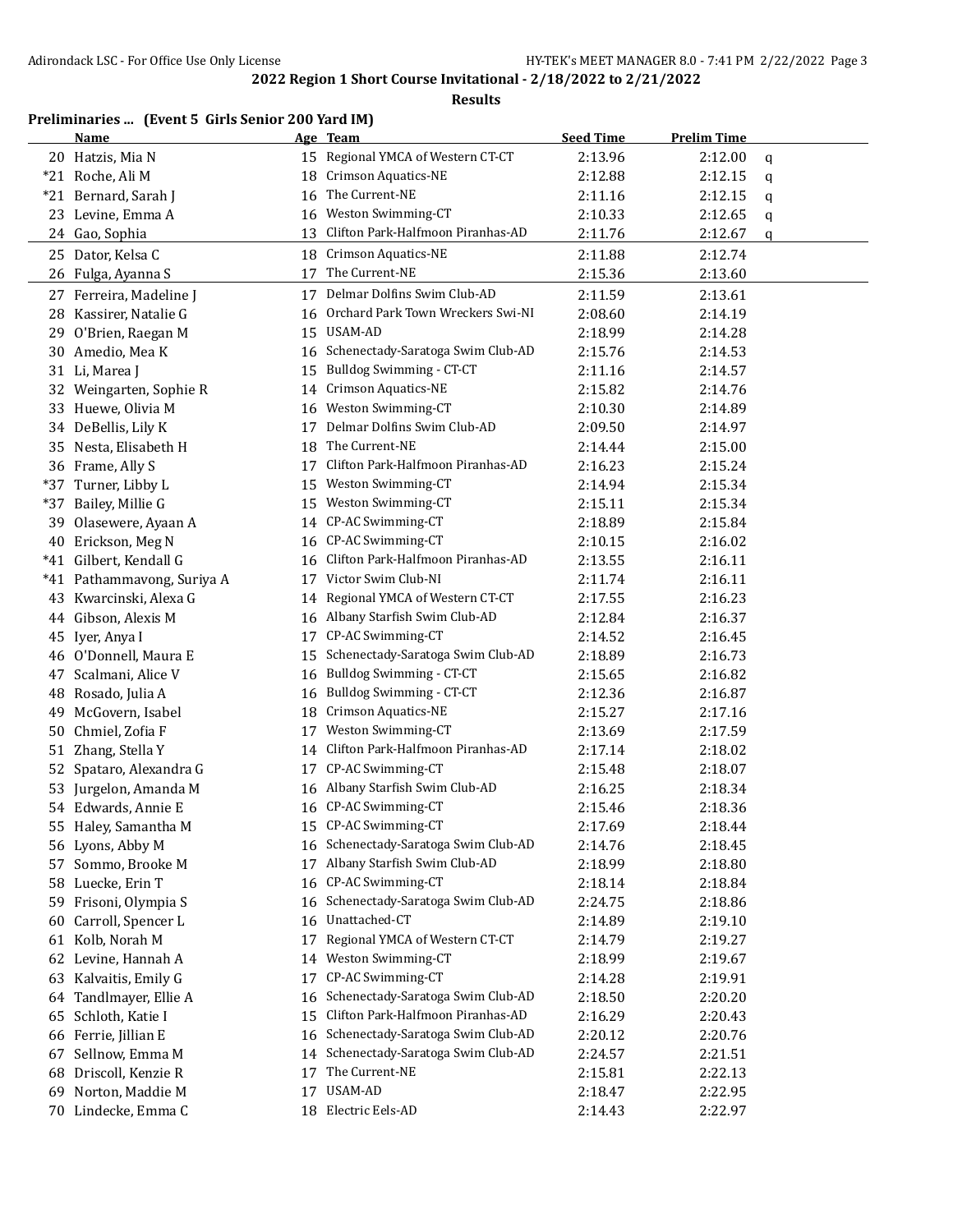**2022 Region 1 Short Course Invitational - 2/18/2022 to 2/21/2022**

**Results**

**Preliminaries ... (Event 5 Girls Senior 200 Yard IM)**

| | Name | Age | Team | Seed Time | Prelim Time | |
|---|---|---|---|---|---|---|
| 20 | Hatzis, Mia N | 15 | Regional YMCA of Western CT-CT | 2:13.96 | 2:12.00 | q |
| *21 | Roche, Ali M | 18 | Crimson Aquatics-NE | 2:12.88 | 2:12.15 | q |
| *21 | Bernard, Sarah J | 16 | The Current-NE | 2:11.16 | 2:12.15 | q |
| 23 | Levine, Emma A | 16 | Weston Swimming-CT | 2:10.33 | 2:12.65 | q |
| 24 | Gao, Sophia | 13 | Clifton Park-Halfmoon Piranhas-AD | 2:11.76 | 2:12.67 | q |
| 25 | Dator, Kelsa C | 18 | Crimson Aquatics-NE | 2:11.88 | 2:12.74 | |
| 26 | Fulga, Ayanna S | 17 | The Current-NE | 2:15.36 | 2:13.60 | |
| 27 | Ferreira, Madeline J | 17 | Delmar Dolfins Swim Club-AD | 2:11.59 | 2:13.61 | |
| 28 | Kassirer, Natalie G | 16 | Orchard Park Town Wreckers Swi-NI | 2:08.60 | 2:14.19 | |
| 29 | O'Brien, Raegan M | 15 | USAM-AD | 2:18.99 | 2:14.28 | |
| 30 | Amedio, Mea K | 16 | Schenectady-Saratoga Swim Club-AD | 2:15.76 | 2:14.53 | |
| 31 | Li, Marea J | 15 | Bulldog Swimming - CT-CT | 2:11.16 | 2:14.57 | |
| 32 | Weingarten, Sophie R | 14 | Crimson Aquatics-NE | 2:15.82 | 2:14.76 | |
| 33 | Huewe, Olivia M | 16 | Weston Swimming-CT | 2:10.30 | 2:14.89 | |
| 34 | DeBellis, Lily K | 17 | Delmar Dolfins Swim Club-AD | 2:09.50 | 2:14.97 | |
| 35 | Nesta, Elisabeth H | 18 | The Current-NE | 2:14.44 | 2:15.00 | |
| 36 | Frame, Ally S | 17 | Clifton Park-Halfmoon Piranhas-AD | 2:16.23 | 2:15.24 | |
| *37 | Turner, Libby L | 15 | Weston Swimming-CT | 2:14.94 | 2:15.34 | |
| *37 | Bailey, Millie G | 15 | Weston Swimming-CT | 2:15.11 | 2:15.34 | |
| 39 | Olasewere, Ayaan A | 14 | CP-AC Swimming-CT | 2:18.89 | 2:15.84 | |
| 40 | Erickson, Meg N | 16 | CP-AC Swimming-CT | 2:10.15 | 2:16.02 | |
| *41 | Gilbert, Kendall G | 16 | Clifton Park-Halfmoon Piranhas-AD | 2:13.55 | 2:16.11 | |
| *41 | Pathammavong, Suriya A | 17 | Victor Swim Club-NI | 2:11.74 | 2:16.11 | |
| 43 | Kwarcinski, Alexa G | 14 | Regional YMCA of Western CT-CT | 2:17.55 | 2:16.23 | |
| 44 | Gibson, Alexis M | 16 | Albany Starfish Swim Club-AD | 2:12.84 | 2:16.37 | |
| 45 | Iyer, Anya I | 17 | CP-AC Swimming-CT | 2:14.52 | 2:16.45 | |
| 46 | O'Donnell, Maura E | 15 | Schenectady-Saratoga Swim Club-AD | 2:18.89 | 2:16.73 | |
| 47 | Scalmani, Alice V | 16 | Bulldog Swimming - CT-CT | 2:15.65 | 2:16.82 | |
| 48 | Rosado, Julia A | 16 | Bulldog Swimming - CT-CT | 2:12.36 | 2:16.87 | |
| 49 | McGovern, Isabel | 18 | Crimson Aquatics-NE | 2:15.27 | 2:17.16 | |
| 50 | Chmiel, Zofia F | 17 | Weston Swimming-CT | 2:13.69 | 2:17.59 | |
| 51 | Zhang, Stella Y | 14 | Clifton Park-Halfmoon Piranhas-AD | 2:17.14 | 2:18.02 | |
| 52 | Spataro, Alexandra G | 17 | CP-AC Swimming-CT | 2:15.48 | 2:18.07 | |
| 53 | Jurgelon, Amanda M | 16 | Albany Starfish Swim Club-AD | 2:16.25 | 2:18.34 | |
| 54 | Edwards, Annie E | 16 | CP-AC Swimming-CT | 2:15.46 | 2:18.36 | |
| 55 | Haley, Samantha M | 15 | CP-AC Swimming-CT | 2:17.69 | 2:18.44 | |
| 56 | Lyons, Abby M | 16 | Schenectady-Saratoga Swim Club-AD | 2:14.76 | 2:18.45 | |
| 57 | Sommo, Brooke M | 17 | Albany Starfish Swim Club-AD | 2:18.99 | 2:18.80 | |
| 58 | Luecke, Erin T | 16 | CP-AC Swimming-CT | 2:18.14 | 2:18.84 | |
| 59 | Frisoni, Olympia S | 16 | Schenectady-Saratoga Swim Club-AD | 2:24.75 | 2:18.86 | |
| 60 | Carroll, Spencer L | 16 | Unattached-CT | 2:14.89 | 2:19.10 | |
| 61 | Kolb, Norah M | 17 | Regional YMCA of Western CT-CT | 2:14.79 | 2:19.27 | |
| 62 | Levine, Hannah A | 14 | Weston Swimming-CT | 2:18.99 | 2:19.67 | |
| 63 | Kalvaitis, Emily G | 17 | CP-AC Swimming-CT | 2:14.28 | 2:19.91 | |
| 64 | Tandlmayer, Ellie A | 16 | Schenectady-Saratoga Swim Club-AD | 2:18.50 | 2:20.20 | |
| 65 | Schloth, Katie I | 15 | Clifton Park-Halfmoon Piranhas-AD | 2:16.29 | 2:20.43 | |
| 66 | Ferrie, Jillian E | 16 | Schenectady-Saratoga Swim Club-AD | 2:20.12 | 2:20.76 | |
| 67 | Sellnow, Emma M | 14 | Schenectady-Saratoga Swim Club-AD | 2:24.57 | 2:21.51 | |
| 68 | Driscoll, Kenzie R | 17 | The Current-NE | 2:15.81 | 2:22.13 | |
| 69 | Norton, Maddie M | 17 | USAM-AD | 2:18.47 | 2:22.95 | |
| 70 | Lindecke, Emma C | 18 | Electric Eels-AD | 2:14.43 | 2:22.97 | |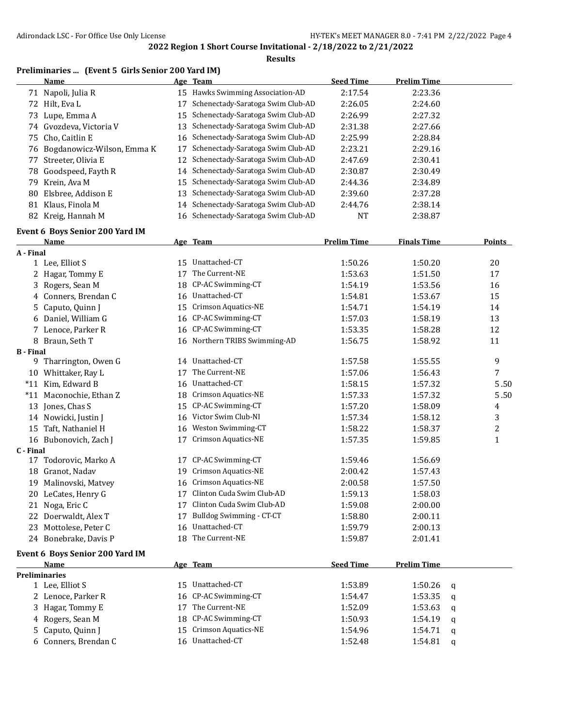## 2022 Region 1 Short Course Invitational - 2/18/2022 to 2/21/2022

### Results

### Preliminaries ... (Event 5 Girls Senior 200 Yard IM)

| | Name | Age | Team | Seed Time | Prelim Time |
|---|---|---|---|---|---|
| 71 | Napoli, Julia R | 15 | Hawks Swimming Association-AD | 2:17.54 | 2:23.36 |
| 72 | Hilt, Eva L | 17 | Schenectady-Saratoga Swim Club-AD | 2:26.05 | 2:24.60 |
| 73 | Lupe, Emma A | 15 | Schenectady-Saratoga Swim Club-AD | 2:26.99 | 2:27.32 |
| 74 | Gvozdeva, Victoria V | 13 | Schenectady-Saratoga Swim Club-AD | 2:31.38 | 2:27.66 |
| 75 | Cho, Caitlin E | 16 | Schenectady-Saratoga Swim Club-AD | 2:25.99 | 2:28.84 |
| 76 | Bogdanowicz-Wilson, Emma K | 17 | Schenectady-Saratoga Swim Club-AD | 2:23.21 | 2:29.16 |
| 77 | Streeter, Olivia E | 12 | Schenectady-Saratoga Swim Club-AD | 2:47.69 | 2:30.41 |
| 78 | Goodspeed, Fayth R | 14 | Schenectady-Saratoga Swim Club-AD | 2:30.87 | 2:30.49 |
| 79 | Krein, Ava M | 15 | Schenectady-Saratoga Swim Club-AD | 2:44.36 | 2:34.89 |
| 80 | Elsbree, Addison E | 13 | Schenectady-Saratoga Swim Club-AD | 2:39.60 | 2:37.28 |
| 81 | Klaus, Finola M | 14 | Schenectady-Saratoga Swim Club-AD | 2:44.76 | 2:38.14 |
| 82 | Kreig, Hannah M | 16 | Schenectady-Saratoga Swim Club-AD | NT | 2:38.87 |

### Event 6 Boys Senior 200 Yard IM

| | Name | Age | Team | Prelim Time | Finals Time | Points |
|---|---|---|---|---|---|---|
| **A - Final** | | | | | | |
| 1 | Lee, Elliot S | 15 | Unattached-CT | 1:50.26 | 1:50.20 | 20 |
| 2 | Hagar, Tommy E | 17 | The Current-NE | 1:53.63 | 1:51.50 | 17 |
| 3 | Rogers, Sean M | 18 | CP-AC Swimming-CT | 1:54.19 | 1:53.56 | 16 |
| 4 | Conners, Brendan C | 16 | Unattached-CT | 1:54.81 | 1:53.67 | 15 |
| 5 | Caputo, Quinn J | 15 | Crimson Aquatics-NE | 1:54.71 | 1:54.19 | 14 |
| 6 | Daniel, William G | 16 | CP-AC Swimming-CT | 1:57.03 | 1:58.19 | 13 |
| 7 | Lenoce, Parker R | 16 | CP-AC Swimming-CT | 1:53.35 | 1:58.28 | 12 |
| 8 | Braun, Seth T | 16 | Northern TRIBS Swimming-AD | 1:56.75 | 1:58.92 | 11 |
| **B - Final** | | | | | | |
| 9 | Tharrington, Owen G | 14 | Unattached-CT | 1:57.58 | 1:55.55 | 9 |
| 10 | Whittaker, Ray L | 17 | The Current-NE | 1:57.06 | 1:56.43 | 7 |
| *11 | Kim, Edward B | 16 | Unattached-CT | 1:58.15 | 1:57.32 | 5.50 |
| *11 | Maconochie, Ethan Z | 18 | Crimson Aquatics-NE | 1:57.33 | 1:57.32 | 5.50 |
| 13 | Jones, Chas S | 15 | CP-AC Swimming-CT | 1:57.20 | 1:58.09 | 4 |
| 14 | Nowicki, Justin J | 16 | Victor Swim Club-NI | 1:57.34 | 1:58.12 | 3 |
| 15 | Taft, Nathaniel H | 16 | Weston Swimming-CT | 1:58.22 | 1:58.37 | 2 |
| 16 | Bubonovich, Zach J | 17 | Crimson Aquatics-NE | 1:57.35 | 1:59.85 | 1 |
| **C - Final** | | | | | | |
| 17 | Todorovic, Marko A | 17 | CP-AC Swimming-CT | 1:59.46 | 1:56.69 | |
| 18 | Granot, Nadav | 19 | Crimson Aquatics-NE | 2:00.42 | 1:57.43 | |
| 19 | Malinovski, Matvey | 16 | Crimson Aquatics-NE | 2:00.58 | 1:57.50 | |
| 20 | LeCates, Henry G | 17 | Clinton Cuda Swim Club-AD | 1:59.13 | 1:58.03 | |
| 21 | Noga, Eric C | 17 | Clinton Cuda Swim Club-AD | 1:59.08 | 2:00.00 | |
| 22 | Doerwaldt, Alex T | 17 | Bulldog Swimming - CT-CT | 1:58.80 | 2:00.11 | |
| 23 | Mottolese, Peter C | 16 | Unattached-CT | 1:59.79 | 2:00.13 | |
| 24 | Bonebrake, Davis P | 18 | The Current-NE | 1:59.87 | 2:01.41 | |

### Event 6 Boys Senior 200 Yard IM

| | Name | Age | Team | Seed Time | Prelim Time | |
|---|---|---|---|---|---|---|
| **Preliminaries** | | | | | | |
| 1 | Lee, Elliot S | 15 | Unattached-CT | 1:53.89 | 1:50.26 | q |
| 2 | Lenoce, Parker R | 16 | CP-AC Swimming-CT | 1:54.47 | 1:53.35 | q |
| 3 | Hagar, Tommy E | 17 | The Current-NE | 1:52.09 | 1:53.63 | q |
| 4 | Rogers, Sean M | 18 | CP-AC Swimming-CT | 1:50.93 | 1:54.19 | q |
| 5 | Caputo, Quinn J | 15 | Crimson Aquatics-NE | 1:54.96 | 1:54.71 | q |
| 6 | Conners, Brendan C | 16 | Unattached-CT | 1:52.48 | 1:54.81 | q |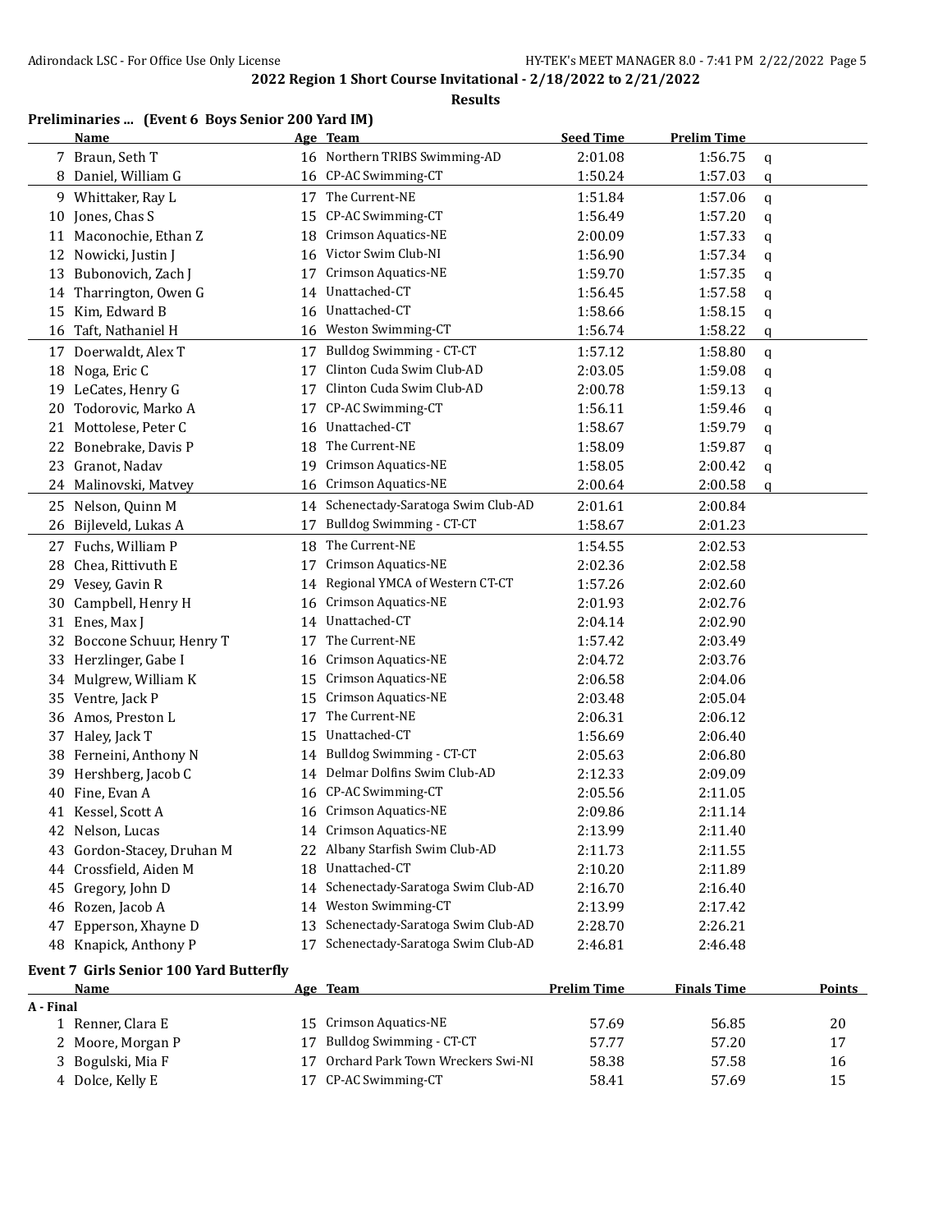## 2022 Region 1 Short Course Invitational - 2/18/2022 to 2/21/2022

### Results

### Preliminaries ... (Event 6 Boys Senior 200 Yard IM)

| | Name | Age | Team | Seed Time | Prelim Time | |
|---|---|---|---|---|---|---|
| 7 | Braun, Seth T | 16 | Northern TRIBS Swimming-AD | 2:01.08 | 1:56.75 | q |
| 8 | Daniel, William G | 16 | CP-AC Swimming-CT | 1:50.24 | 1:57.03 | q |
| 9 | Whittaker, Ray L | 17 | The Current-NE | 1:51.84 | 1:57.06 | q |
| 10 | Jones, Chas S | 15 | CP-AC Swimming-CT | 1:56.49 | 1:57.20 | q |
| 11 | Maconochie, Ethan Z | 18 | Crimson Aquatics-NE | 2:00.09 | 1:57.33 | q |
| 12 | Nowicki, Justin J | 16 | Victor Swim Club-NI | 1:56.90 | 1:57.34 | q |
| 13 | Bubonovich, Zach J | 17 | Crimson Aquatics-NE | 1:59.70 | 1:57.35 | q |
| 14 | Tharrington, Owen G | 14 | Unattached-CT | 1:56.45 | 1:57.58 | q |
| 15 | Kim, Edward B | 16 | Unattached-CT | 1:58.66 | 1:58.15 | q |
| 16 | Taft, Nathaniel H | 16 | Weston Swimming-CT | 1:56.74 | 1:58.22 | q |
| 17 | Doerwaldt, Alex T | 17 | Bulldog Swimming - CT-CT | 1:57.12 | 1:58.80 | q |
| 18 | Noga, Eric C | 17 | Clinton Cuda Swim Club-AD | 2:03.05 | 1:59.08 | q |
| 19 | LeCates, Henry G | 17 | Clinton Cuda Swim Club-AD | 2:00.78 | 1:59.13 | q |
| 20 | Todorovic, Marko A | 17 | CP-AC Swimming-CT | 1:56.11 | 1:59.46 | q |
| 21 | Mottolese, Peter C | 16 | Unattached-CT | 1:58.67 | 1:59.79 | q |
| 22 | Bonebrake, Davis P | 18 | The Current-NE | 1:58.09 | 1:59.87 | q |
| 23 | Granot, Nadav | 19 | Crimson Aquatics-NE | 1:58.05 | 2:00.42 | q |
| 24 | Malinovski, Matvey | 16 | Crimson Aquatics-NE | 2:00.64 | 2:00.58 | q |
| 25 | Nelson, Quinn M | 14 | Schenectady-Saratoga Swim Club-AD | 2:01.61 | 2:00.84 | |
| 26 | Bijleveld, Lukas A | 17 | Bulldog Swimming - CT-CT | 1:58.67 | 2:01.23 | |
| 27 | Fuchs, William P | 18 | The Current-NE | 1:54.55 | 2:02.53 | |
| 28 | Chea, Rittivuth E | 17 | Crimson Aquatics-NE | 2:02.36 | 2:02.58 | |
| 29 | Vesey, Gavin R | 14 | Regional YMCA of Western CT-CT | 1:57.26 | 2:02.60 | |
| 30 | Campbell, Henry H | 16 | Crimson Aquatics-NE | 2:01.93 | 2:02.76 | |
| 31 | Enes, Max J | 14 | Unattached-CT | 2:04.14 | 2:02.90 | |
| 32 | Boccone Schuur, Henry T | 17 | The Current-NE | 1:57.42 | 2:03.49 | |
| 33 | Herzlinger, Gabe I | 16 | Crimson Aquatics-NE | 2:04.72 | 2:03.76 | |
| 34 | Mulgrew, William K | 15 | Crimson Aquatics-NE | 2:06.58 | 2:04.06 | |
| 35 | Ventre, Jack P | 15 | Crimson Aquatics-NE | 2:03.48 | 2:05.04 | |
| 36 | Amos, Preston L | 17 | The Current-NE | 2:06.31 | 2:06.12 | |
| 37 | Haley, Jack T | 15 | Unattached-CT | 1:56.69 | 2:06.40 | |
| 38 | Ferneini, Anthony N | 14 | Bulldog Swimming - CT-CT | 2:05.63 | 2:06.80 | |
| 39 | Hershberg, Jacob C | 14 | Delmar Dolfins Swim Club-AD | 2:12.33 | 2:09.09 | |
| 40 | Fine, Evan A | 16 | CP-AC Swimming-CT | 2:05.56 | 2:11.05 | |
| 41 | Kessel, Scott A | 16 | Crimson Aquatics-NE | 2:09.86 | 2:11.14 | |
| 42 | Nelson, Lucas | 14 | Crimson Aquatics-NE | 2:13.99 | 2:11.40 | |
| 43 | Gordon-Stacey, Druhan M | 22 | Albany Starfish Swim Club-AD | 2:11.73 | 2:11.55 | |
| 44 | Crossfield, Aiden M | 18 | Unattached-CT | 2:10.20 | 2:11.89 | |
| 45 | Gregory, John D | 14 | Schenectady-Saratoga Swim Club-AD | 2:16.70 | 2:16.40 | |
| 46 | Rozen, Jacob A | 14 | Weston Swimming-CT | 2:13.99 | 2:17.42 | |
| 47 | Epperson, Xhayne D | 13 | Schenectady-Saratoga Swim Club-AD | 2:28.70 | 2:26.21 | |
| 48 | Knapick, Anthony P | 17 | Schenectady-Saratoga Swim Club-AD | 2:46.81 | 2:46.48 | |

### Event 7 Girls Senior 100 Yard Butterfly

| | Name | Age | Team | Prelim Time | Finals Time | Points |
|---|---|---|---|---|---|---|
| **A - Final** | | | | | | |
| 1 | Renner, Clara E | 15 | Crimson Aquatics-NE | 57.69 | 56.85 | 20 |
| 2 | Moore, Morgan P | 17 | Bulldog Swimming - CT-CT | 57.77 | 57.20 | 17 |
| 3 | Bogulski, Mia F | 17 | Orchard Park Town Wreckers Swi-NI | 58.38 | 57.58 | 16 |
| 4 | Dolce, Kelly E | 17 | CP-AC Swimming-CT | 58.41 | 57.69 | 15 |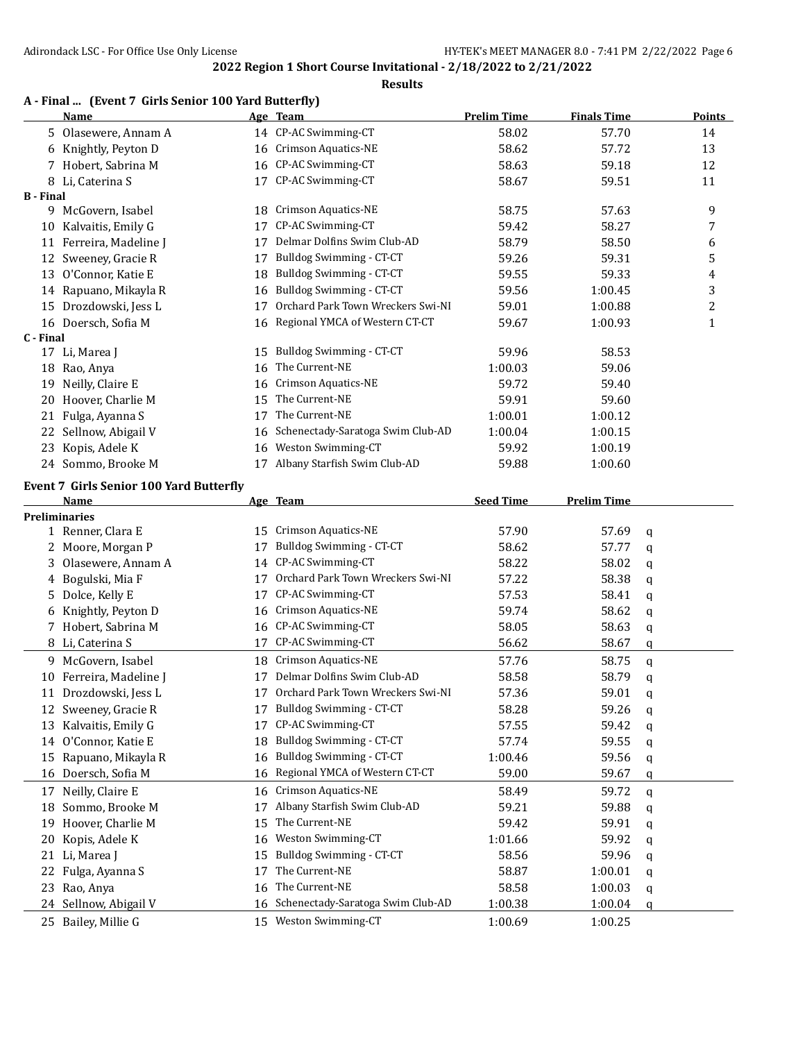## 2022 Region 1 Short Course Invitational - 2/18/2022 to 2/21/2022

### Results

#### A - Final ... (Event 7 Girls Senior 100 Yard Butterfly)

| | Name | Age | Team | Prelim Time | Finals Time | Points |
|---|---|---|---|---|---|---|
| 5 | Olasewere, Annam A | 14 | CP-AC Swimming-CT | 58.02 | 57.70 | 14 |
| 6 | Knightly, Peyton D | 16 | Crimson Aquatics-NE | 58.62 | 57.72 | 13 |
| 7 | Hobert, Sabrina M | 16 | CP-AC Swimming-CT | 58.63 | 59.18 | 12 |
| 8 | Li, Caterina S | 17 | CP-AC Swimming-CT | 58.67 | 59.51 | 11 |
| **B - Final** | | | | | | |
| 9 | McGovern, Isabel | 18 | Crimson Aquatics-NE | 58.75 | 57.63 | 9 |
| 10 | Kalvaitis, Emily G | 17 | CP-AC Swimming-CT | 59.42 | 58.27 | 7 |
| 11 | Ferreira, Madeline J | 17 | Delmar Dolfins Swim Club-AD | 58.79 | 58.50 | 6 |
| 12 | Sweeney, Gracie R | 17 | Bulldog Swimming - CT-CT | 59.26 | 59.31 | 5 |
| 13 | O'Connor, Katie E | 18 | Bulldog Swimming - CT-CT | 59.55 | 59.33 | 4 |
| 14 | Rapuano, Mikayla R | 16 | Bulldog Swimming - CT-CT | 59.56 | 1:00.45 | 3 |
| 15 | Drozdowski, Jess L | 17 | Orchard Park Town Wreckers Swi-NI | 59.01 | 1:00.88 | 2 |
| 16 | Doersch, Sofia M | 16 | Regional YMCA of Western CT-CT | 59.67 | 1:00.93 | 1 |
| **C - Final** | | | | | | |
| 17 | Li, Marea J | 15 | Bulldog Swimming - CT-CT | 59.96 | 58.53 | |
| 18 | Rao, Anya | 16 | The Current-NE | 1:00.03 | 59.06 | |
| 19 | Neilly, Claire E | 16 | Crimson Aquatics-NE | 59.72 | 59.40 | |
| 20 | Hoover, Charlie M | 15 | The Current-NE | 59.91 | 59.60 | |
| 21 | Fulga, Ayanna S | 17 | The Current-NE | 1:00.01 | 1:00.12 | |
| 22 | Sellnow, Abigail V | 16 | Schenectady-Saratoga Swim Club-AD | 1:00.04 | 1:00.15 | |
| 23 | Kopis, Adele K | 16 | Weston Swimming-CT | 59.92 | 1:00.19 | |
| 24 | Sommo, Brooke M | 17 | Albany Starfish Swim Club-AD | 59.88 | 1:00.60 | |

#### Event 7 Girls Senior 100 Yard Butterfly

| | Name | Age | Team | Seed Time | Prelim Time | |
|---|---|---|---|---|---|---|
| **Preliminaries** | | | | | | |
| 1 | Renner, Clara E | 15 | Crimson Aquatics-NE | 57.90 | 57.69 | q |
| 2 | Moore, Morgan P | 17 | Bulldog Swimming - CT-CT | 58.62 | 57.77 | q |
| 3 | Olasewere, Annam A | 14 | CP-AC Swimming-CT | 58.22 | 58.02 | q |
| 4 | Bogulski, Mia F | 17 | Orchard Park Town Wreckers Swi-NI | 57.22 | 58.38 | q |
| 5 | Dolce, Kelly E | 17 | CP-AC Swimming-CT | 57.53 | 58.41 | q |
| 6 | Knightly, Peyton D | 16 | Crimson Aquatics-NE | 59.74 | 58.62 | q |
| 7 | Hobert, Sabrina M | 16 | CP-AC Swimming-CT | 58.05 | 58.63 | q |
| 8 | Li, Caterina S | 17 | CP-AC Swimming-CT | 56.62 | 58.67 | q |
| 9 | McGovern, Isabel | 18 | Crimson Aquatics-NE | 57.76 | 58.75 | q |
| 10 | Ferreira, Madeline J | 17 | Delmar Dolfins Swim Club-AD | 58.58 | 58.79 | q |
| 11 | Drozdowski, Jess L | 17 | Orchard Park Town Wreckers Swi-NI | 57.36 | 59.01 | q |
| 12 | Sweeney, Gracie R | 17 | Bulldog Swimming - CT-CT | 58.28 | 59.26 | q |
| 13 | Kalvaitis, Emily G | 17 | CP-AC Swimming-CT | 57.55 | 59.42 | q |
| 14 | O'Connor, Katie E | 18 | Bulldog Swimming - CT-CT | 57.74 | 59.55 | q |
| 15 | Rapuano, Mikayla R | 16 | Bulldog Swimming - CT-CT | 1:00.46 | 59.56 | q |
| 16 | Doersch, Sofia M | 16 | Regional YMCA of Western CT-CT | 59.00 | 59.67 | q |
| 17 | Neilly, Claire E | 16 | Crimson Aquatics-NE | 58.49 | 59.72 | q |
| 18 | Sommo, Brooke M | 17 | Albany Starfish Swim Club-AD | 59.21 | 59.88 | q |
| 19 | Hoover, Charlie M | 15 | The Current-NE | 59.42 | 59.91 | q |
| 20 | Kopis, Adele K | 16 | Weston Swimming-CT | 1:01.66 | 59.92 | q |
| 21 | Li, Marea J | 15 | Bulldog Swimming - CT-CT | 58.56 | 59.96 | q |
| 22 | Fulga, Ayanna S | 17 | The Current-NE | 58.87 | 1:00.01 | q |
| 23 | Rao, Anya | 16 | The Current-NE | 58.58 | 1:00.03 | q |
| 24 | Sellnow, Abigail V | 16 | Schenectady-Saratoga Swim Club-AD | 1:00.38 | 1:00.04 | q |
| 25 | Bailey, Millie G | 15 | Weston Swimming-CT | 1:00.69 | 1:00.25 | |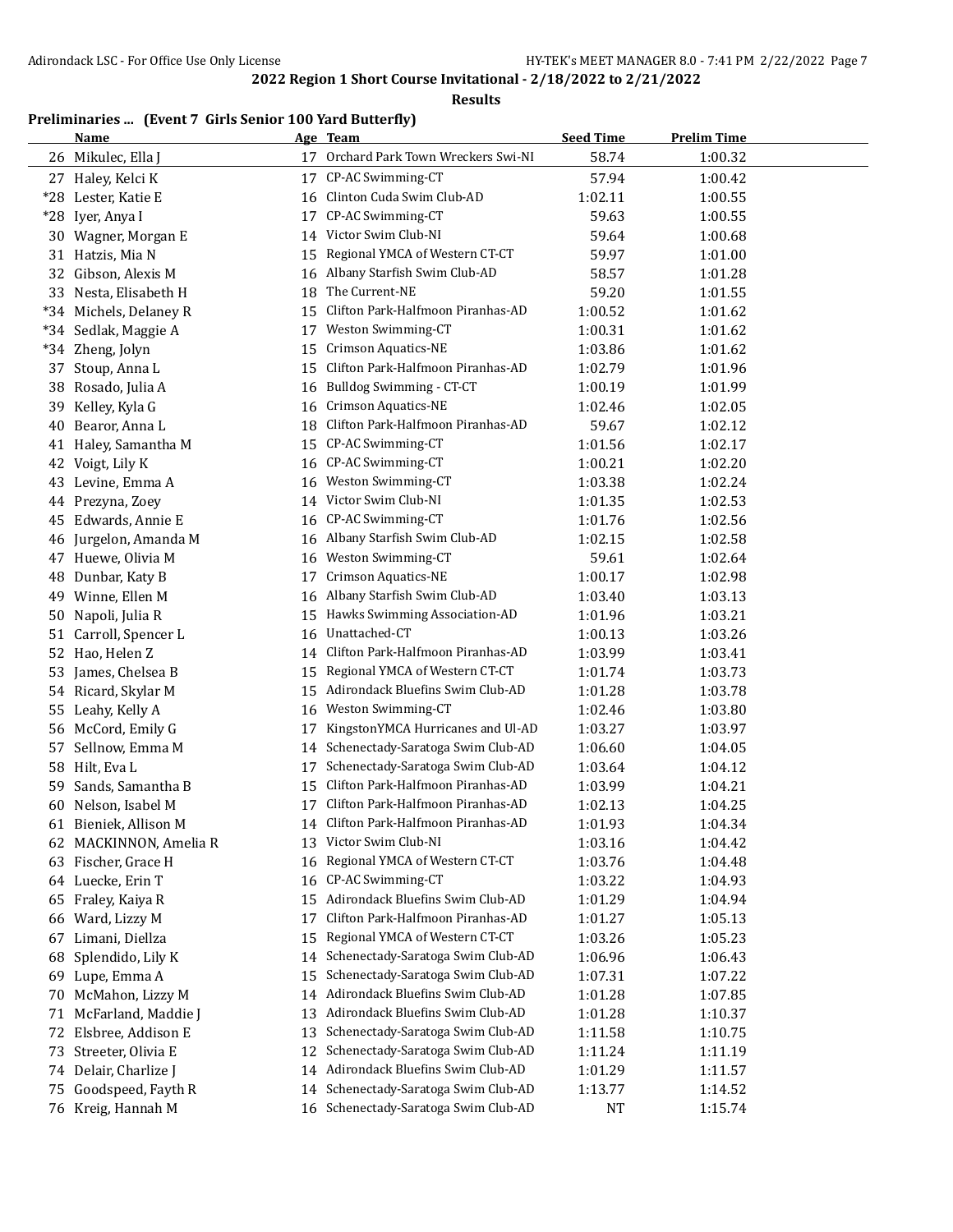## 2022 Region 1 Short Course Invitational - 2/18/2022 to 2/21/2022

### Results

### Preliminaries ... (Event 7 Girls Senior 100 Yard Butterfly)

| | Name | Age | Team | Seed Time | Prelim Time |
|---|---|---|---|---|---|
| 26 | Mikulec, Ella J | 17 | Orchard Park Town Wreckers Swi-NI | 58.74 | 1:00.32 |
| 27 | Haley, Kelci K | 17 | CP-AC Swimming-CT | 57.94 | 1:00.42 |
| *28 | Lester, Katie E | 16 | Clinton Cuda Swim Club-AD | 1:02.11 | 1:00.55 |
| *28 | Iyer, Anya I | 17 | CP-AC Swimming-CT | 59.63 | 1:00.55 |
| 30 | Wagner, Morgan E | 14 | Victor Swim Club-NI | 59.64 | 1:00.68 |
| 31 | Hatzis, Mia N | 15 | Regional YMCA of Western CT-CT | 59.97 | 1:01.00 |
| 32 | Gibson, Alexis M | 16 | Albany Starfish Swim Club-AD | 58.57 | 1:01.28 |
| 33 | Nesta, Elisabeth H | 18 | The Current-NE | 59.20 | 1:01.55 |
| *34 | Michels, Delaney R | 15 | Clifton Park-Halfmoon Piranhas-AD | 1:00.52 | 1:01.62 |
| *34 | Sedlak, Maggie A | 17 | Weston Swimming-CT | 1:00.31 | 1:01.62 |
| *34 | Zheng, Jolyn | 15 | Crimson Aquatics-NE | 1:03.86 | 1:01.62 |
| 37 | Stoup, Anna L | 15 | Clifton Park-Halfmoon Piranhas-AD | 1:02.79 | 1:01.96 |
| 38 | Rosado, Julia A | 16 | Bulldog Swimming - CT-CT | 1:00.19 | 1:01.99 |
| 39 | Kelley, Kyla G | 16 | Crimson Aquatics-NE | 1:02.46 | 1:02.05 |
| 40 | Bearor, Anna L | 18 | Clifton Park-Halfmoon Piranhas-AD | 59.67 | 1:02.12 |
| 41 | Haley, Samantha M | 15 | CP-AC Swimming-CT | 1:01.56 | 1:02.17 |
| 42 | Voigt, Lily K | 16 | CP-AC Swimming-CT | 1:00.21 | 1:02.20 |
| 43 | Levine, Emma A | 16 | Weston Swimming-CT | 1:03.38 | 1:02.24 |
| 44 | Prezyna, Zoey | 14 | Victor Swim Club-NI | 1:01.35 | 1:02.53 |
| 45 | Edwards, Annie E | 16 | CP-AC Swimming-CT | 1:01.76 | 1:02.56 |
| 46 | Jurgelon, Amanda M | 16 | Albany Starfish Swim Club-AD | 1:02.15 | 1:02.58 |
| 47 | Huewe, Olivia M | 16 | Weston Swimming-CT | 59.61 | 1:02.64 |
| 48 | Dunbar, Katy B | 17 | Crimson Aquatics-NE | 1:00.17 | 1:02.98 |
| 49 | Winne, Ellen M | 16 | Albany Starfish Swim Club-AD | 1:03.40 | 1:03.13 |
| 50 | Napoli, Julia R | 15 | Hawks Swimming Association-AD | 1:01.96 | 1:03.21 |
| 51 | Carroll, Spencer L | 16 | Unattached-CT | 1:00.13 | 1:03.26 |
| 52 | Hao, Helen Z | 14 | Clifton Park-Halfmoon Piranhas-AD | 1:03.99 | 1:03.41 |
| 53 | James, Chelsea B | 15 | Regional YMCA of Western CT-CT | 1:01.74 | 1:03.73 |
| 54 | Ricard, Skylar M | 15 | Adirondack Bluefins Swim Club-AD | 1:01.28 | 1:03.78 |
| 55 | Leahy, Kelly A | 16 | Weston Swimming-CT | 1:02.46 | 1:03.80 |
| 56 | McCord, Emily G | 17 | KingstonYMCA Hurricanes and Ul-AD | 1:03.27 | 1:03.97 |
| 57 | Sellnow, Emma M | 14 | Schenectady-Saratoga Swim Club-AD | 1:06.60 | 1:04.05 |
| 58 | Hilt, Eva L | 17 | Schenectady-Saratoga Swim Club-AD | 1:03.64 | 1:04.12 |
| 59 | Sands, Samantha B | 15 | Clifton Park-Halfmoon Piranhas-AD | 1:03.99 | 1:04.21 |
| 60 | Nelson, Isabel M | 17 | Clifton Park-Halfmoon Piranhas-AD | 1:02.13 | 1:04.25 |
| 61 | Bieniek, Allison M | 14 | Clifton Park-Halfmoon Piranhas-AD | 1:01.93 | 1:04.34 |
| 62 | MACKINNON, Amelia R | 13 | Victor Swim Club-NI | 1:03.16 | 1:04.42 |
| 63 | Fischer, Grace H | 16 | Regional YMCA of Western CT-CT | 1:03.76 | 1:04.48 |
| 64 | Luecke, Erin T | 16 | CP-AC Swimming-CT | 1:03.22 | 1:04.93 |
| 65 | Fraley, Kaiya R | 15 | Adirondack Bluefins Swim Club-AD | 1:01.29 | 1:04.94 |
| 66 | Ward, Lizzy M | 17 | Clifton Park-Halfmoon Piranhas-AD | 1:01.27 | 1:05.13 |
| 67 | Limani, Diellza | 15 | Regional YMCA of Western CT-CT | 1:03.26 | 1:05.23 |
| 68 | Splendido, Lily K | 14 | Schenectady-Saratoga Swim Club-AD | 1:06.96 | 1:06.43 |
| 69 | Lupe, Emma A | 15 | Schenectady-Saratoga Swim Club-AD | 1:07.31 | 1:07.22 |
| 70 | McMahon, Lizzy M | 14 | Adirondack Bluefins Swim Club-AD | 1:01.28 | 1:07.85 |
| 71 | McFarland, Maddie J | 13 | Adirondack Bluefins Swim Club-AD | 1:01.28 | 1:10.37 |
| 72 | Elsbree, Addison E | 13 | Schenectady-Saratoga Swim Club-AD | 1:11.58 | 1:10.75 |
| 73 | Streeter, Olivia E | 12 | Schenectady-Saratoga Swim Club-AD | 1:11.24 | 1:11.19 |
| 74 | Delair, Charlize J | 14 | Adirondack Bluefins Swim Club-AD | 1:01.29 | 1:11.57 |
| 75 | Goodspeed, Fayth R | 14 | Schenectady-Saratoga Swim Club-AD | 1:13.77 | 1:14.52 |
| 76 | Kreig, Hannah M | 16 | Schenectady-Saratoga Swim Club-AD | NT | 1:15.74 |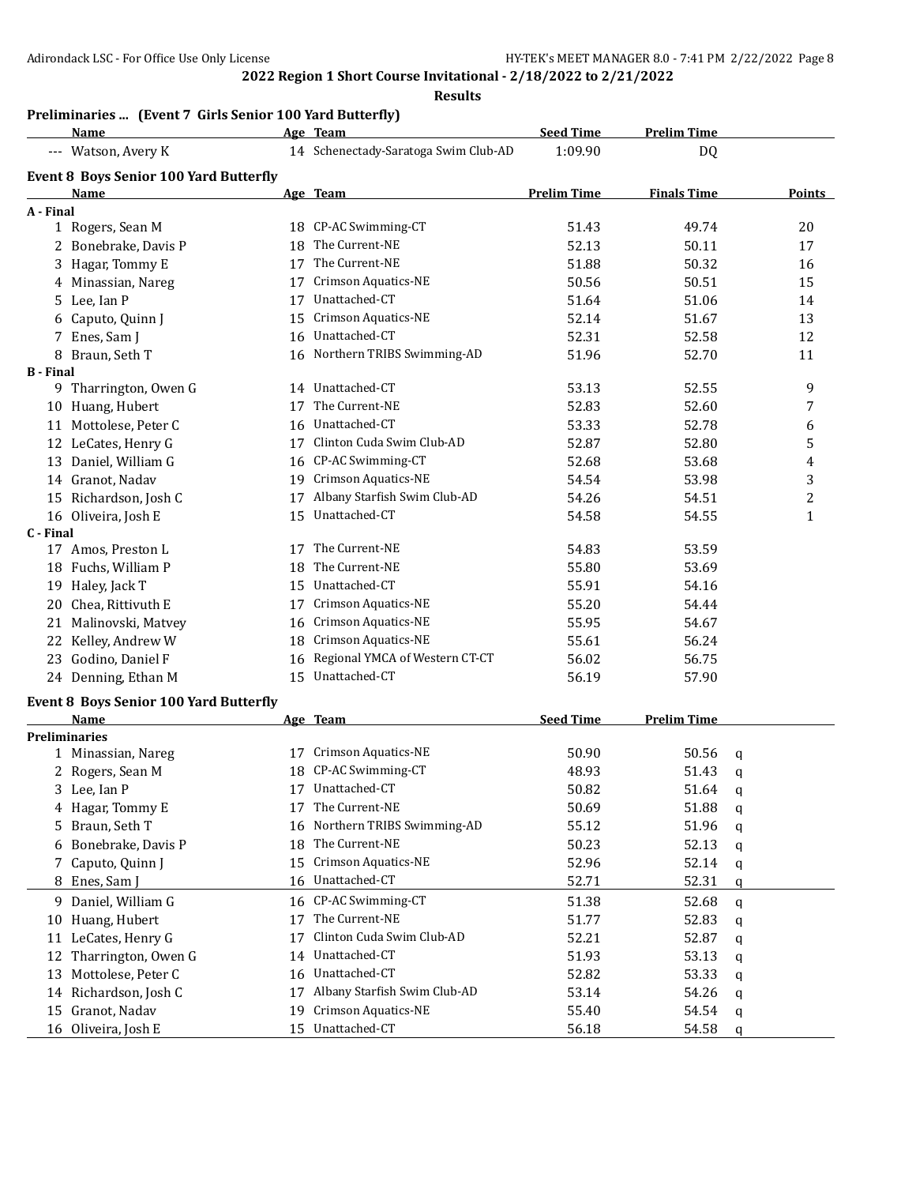**2022 Region 1 Short Course Invitational - 2/18/2022 to 2/21/2022**

**Results**

### Preliminaries ... (Event 7 Girls Senior 100 Yard Butterfly)

| | Name | Age | Team | Seed Time | Prelim Time |
|---|---|---|---|---|---|
| --- | Watson, Avery K | 14 | Schenectady-Saratoga Swim Club-AD | 1:09.90 | DQ |

### Event 8 Boys Senior 100 Yard Butterfly

| | Name | Age | Team | Prelim Time | Finals Time | Points |
|---|---|---|---|---|---|---|
| **A - Final** | | | | | | |
| 1 | Rogers, Sean M | 18 | CP-AC Swimming-CT | 51.43 | 49.74 | 20 |
| 2 | Bonebrake, Davis P | 18 | The Current-NE | 52.13 | 50.11 | 17 |
| 3 | Hagar, Tommy E | 17 | The Current-NE | 51.88 | 50.32 | 16 |
| 4 | Minassian, Nareg | 17 | Crimson Aquatics-NE | 50.56 | 50.51 | 15 |
| 5 | Lee, Ian P | 17 | Unattached-CT | 51.64 | 51.06 | 14 |
| 6 | Caputo, Quinn J | 15 | Crimson Aquatics-NE | 52.14 | 51.67 | 13 |
| 7 | Enes, Sam J | 16 | Unattached-CT | 52.31 | 52.58 | 12 |
| 8 | Braun, Seth T | 16 | Northern TRIBS Swimming-AD | 51.96 | 52.70 | 11 |
| **B - Final** | | | | | | |
| 9 | Tharrington, Owen G | 14 | Unattached-CT | 53.13 | 52.55 | 9 |
| 10 | Huang, Hubert | 17 | The Current-NE | 52.83 | 52.60 | 7 |
| 11 | Mottolese, Peter C | 16 | Unattached-CT | 53.33 | 52.78 | 6 |
| 12 | LeCates, Henry G | 17 | Clinton Cuda Swim Club-AD | 52.87 | 52.80 | 5 |
| 13 | Daniel, William G | 16 | CP-AC Swimming-CT | 52.68 | 53.68 | 4 |
| 14 | Granot, Nadav | 19 | Crimson Aquatics-NE | 54.54 | 53.98 | 3 |
| 15 | Richardson, Josh C | 17 | Albany Starfish Swim Club-AD | 54.26 | 54.51 | 2 |
| 16 | Oliveira, Josh E | 15 | Unattached-CT | 54.58 | 54.55 | 1 |
| **C - Final** | | | | | | |
| 17 | Amos, Preston L | 17 | The Current-NE | 54.83 | 53.59 | |
| 18 | Fuchs, William P | 18 | The Current-NE | 55.80 | 53.69 | |
| 19 | Haley, Jack T | 15 | Unattached-CT | 55.91 | 54.16 | |
| 20 | Chea, Rittivuth E | 17 | Crimson Aquatics-NE | 55.20 | 54.44 | |
| 21 | Malinovski, Matvey | 16 | Crimson Aquatics-NE | 55.95 | 54.67 | |
| 22 | Kelley, Andrew W | 18 | Crimson Aquatics-NE | 55.61 | 56.24 | |
| 23 | Godino, Daniel F | 16 | Regional YMCA of Western CT-CT | 56.02 | 56.75 | |
| 24 | Denning, Ethan M | 15 | Unattached-CT | 56.19 | 57.90 | |

### Event 8 Boys Senior 100 Yard Butterfly

| | Name | Age | Team | Seed Time | Prelim Time | |
|---|---|---|---|---|---|---|
| **Preliminaries** | | | | | | |
| 1 | Minassian, Nareg | 17 | Crimson Aquatics-NE | 50.90 | 50.56 | q |
| 2 | Rogers, Sean M | 18 | CP-AC Swimming-CT | 48.93 | 51.43 | q |
| 3 | Lee, Ian P | 17 | Unattached-CT | 50.82 | 51.64 | q |
| 4 | Hagar, Tommy E | 17 | The Current-NE | 50.69 | 51.88 | q |
| 5 | Braun, Seth T | 16 | Northern TRIBS Swimming-AD | 55.12 | 51.96 | q |
| 6 | Bonebrake, Davis P | 18 | The Current-NE | 50.23 | 52.13 | q |
| 7 | Caputo, Quinn J | 15 | Crimson Aquatics-NE | 52.96 | 52.14 | q |
| 8 | Enes, Sam J | 16 | Unattached-CT | 52.71 | 52.31 | q |
| 9 | Daniel, William G | 16 | CP-AC Swimming-CT | 51.38 | 52.68 | q |
| 10 | Huang, Hubert | 17 | The Current-NE | 51.77 | 52.83 | q |
| 11 | LeCates, Henry G | 17 | Clinton Cuda Swim Club-AD | 52.21 | 52.87 | q |
| 12 | Tharrington, Owen G | 14 | Unattached-CT | 51.93 | 53.13 | q |
| 13 | Mottolese, Peter C | 16 | Unattached-CT | 52.82 | 53.33 | q |
| 14 | Richardson, Josh C | 17 | Albany Starfish Swim Club-AD | 53.14 | 54.26 | q |
| 15 | Granot, Nadav | 19 | Crimson Aquatics-NE | 55.40 | 54.54 | q |
| 16 | Oliveira, Josh E | 15 | Unattached-CT | 56.18 | 54.58 | q |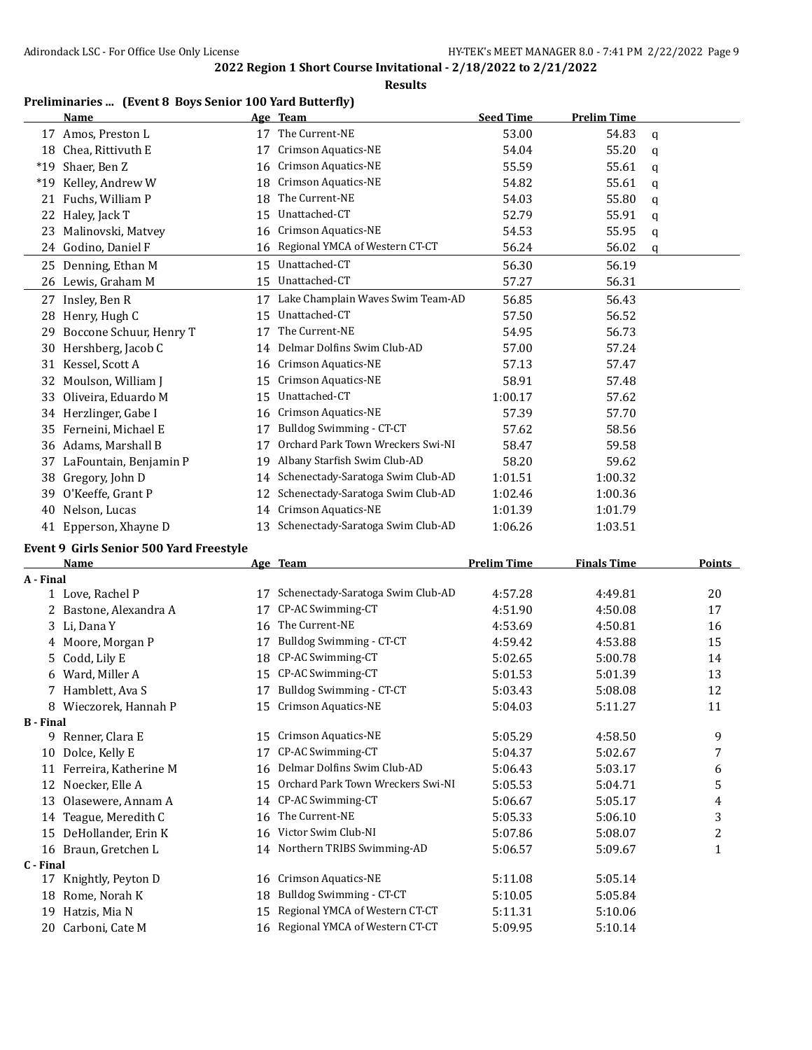## 2022 Region 1 Short Course Invitational - 2/18/2022 to 2/21/2022

### Results

### Preliminaries ... (Event 8 Boys Senior 100 Yard Butterfly)

| | Name | Age | Team | Seed Time | Prelim Time | |
|---|---|---|---|---|---|---|
| 17 | Amos, Preston L | 17 | The Current-NE | 53.00 | 54.83 | q |
| 18 | Chea, Rittivuth E | 17 | Crimson Aquatics-NE | 54.04 | 55.20 | q |
| *19 | Shaer, Ben Z | 16 | Crimson Aquatics-NE | 55.59 | 55.61 | q |
| *19 | Kelley, Andrew W | 18 | Crimson Aquatics-NE | 54.82 | 55.61 | q |
| 21 | Fuchs, William P | 18 | The Current-NE | 54.03 | 55.80 | q |
| 22 | Haley, Jack T | 15 | Unattached-CT | 52.79 | 55.91 | q |
| 23 | Malinovski, Matvey | 16 | Crimson Aquatics-NE | 54.53 | 55.95 | q |
| 24 | Godino, Daniel F | 16 | Regional YMCA of Western CT-CT | 56.24 | 56.02 | q |
| 25 | Denning, Ethan M | 15 | Unattached-CT | 56.30 | 56.19 | |
| 26 | Lewis, Graham M | 15 | Unattached-CT | 57.27 | 56.31 | |
| 27 | Insley, Ben R | 17 | Lake Champlain Waves Swim Team-AD | 56.85 | 56.43 | |
| 28 | Henry, Hugh C | 15 | Unattached-CT | 57.50 | 56.52 | |
| 29 | Boccone Schuur, Henry T | 17 | The Current-NE | 54.95 | 56.73 | |
| 30 | Hershberg, Jacob C | 14 | Delmar Dolfins Swim Club-AD | 57.00 | 57.24 | |
| 31 | Kessel, Scott A | 16 | Crimson Aquatics-NE | 57.13 | 57.47 | |
| 32 | Moulson, William J | 15 | Crimson Aquatics-NE | 58.91 | 57.48 | |
| 33 | Oliveira, Eduardo M | 15 | Unattached-CT | 1:00.17 | 57.62 | |
| 34 | Herzlinger, Gabe I | 16 | Crimson Aquatics-NE | 57.39 | 57.70 | |
| 35 | Ferneini, Michael E | 17 | Bulldog Swimming - CT-CT | 57.62 | 58.56 | |
| 36 | Adams, Marshall B | 17 | Orchard Park Town Wreckers Swi-NI | 58.47 | 59.58 | |
| 37 | LaFountain, Benjamin P | 19 | Albany Starfish Swim Club-AD | 58.20 | 59.62 | |
| 38 | Gregory, John D | 14 | Schenectady-Saratoga Swim Club-AD | 1:01.51 | 1:00.32 | |
| 39 | O'Keeffe, Grant P | 12 | Schenectady-Saratoga Swim Club-AD | 1:02.46 | 1:00.36 | |
| 40 | Nelson, Lucas | 14 | Crimson Aquatics-NE | 1:01.39 | 1:01.79 | |
| 41 | Epperson, Xhayne D | 13 | Schenectady-Saratoga Swim Club-AD | 1:06.26 | 1:03.51 | |

### Event 9 Girls Senior 500 Yard Freestyle

| | Name | Age | Team | Prelim Time | Finals Time | Points |
|---|---|---|---|---|---|---|
| **A - Final** | | | | | | |
| 1 | Love, Rachel P | 17 | Schenectady-Saratoga Swim Club-AD | 4:57.28 | 4:49.81 | 20 |
| 2 | Bastone, Alexandra A | 17 | CP-AC Swimming-CT | 4:51.90 | 4:50.08 | 17 |
| 3 | Li, Dana Y | 16 | The Current-NE | 4:53.69 | 4:50.81 | 16 |
| 4 | Moore, Morgan P | 17 | Bulldog Swimming - CT-CT | 4:59.42 | 4:53.88 | 15 |
| 5 | Codd, Lily E | 18 | CP-AC Swimming-CT | 5:02.65 | 5:00.78 | 14 |
| 6 | Ward, Miller A | 15 | CP-AC Swimming-CT | 5:01.53 | 5:01.39 | 13 |
| 7 | Hamblett, Ava S | 17 | Bulldog Swimming - CT-CT | 5:03.43 | 5:08.08 | 12 |
| 8 | Wieczorek, Hannah P | 15 | Crimson Aquatics-NE | 5:04.03 | 5:11.27 | 11 |
| **B - Final** | | | | | | |
| 9 | Renner, Clara E | 15 | Crimson Aquatics-NE | 5:05.29 | 4:58.50 | 9 |
| 10 | Dolce, Kelly E | 17 | CP-AC Swimming-CT | 5:04.37 | 5:02.67 | 7 |
| 11 | Ferreira, Katherine M | 16 | Delmar Dolfins Swim Club-AD | 5:06.43 | 5:03.17 | 6 |
| 12 | Noecker, Elle A | 15 | Orchard Park Town Wreckers Swi-NI | 5:05.53 | 5:04.71 | 5 |
| 13 | Olasewere, Annam A | 14 | CP-AC Swimming-CT | 5:06.67 | 5:05.17 | 4 |
| 14 | Teague, Meredith C | 16 | The Current-NE | 5:05.33 | 5:06.10 | 3 |
| 15 | DeHollander, Erin K | 16 | Victor Swim Club-NI | 5:07.86 | 5:08.07 | 2 |
| 16 | Braun, Gretchen L | 14 | Northern TRIBS Swimming-AD | 5:06.57 | 5:09.67 | 1 |
| **C - Final** | | | | | | |
| 17 | Knightly, Peyton D | 16 | Crimson Aquatics-NE | 5:11.08 | 5:05.14 | |
| 18 | Rome, Norah K | 18 | Bulldog Swimming - CT-CT | 5:10.05 | 5:05.84 | |
| 19 | Hatzis, Mia N | 15 | Regional YMCA of Western CT-CT | 5:11.31 | 5:10.06 | |
| 20 | Carboni, Cate M | 16 | Regional YMCA of Western CT-CT | 5:09.95 | 5:10.14 | |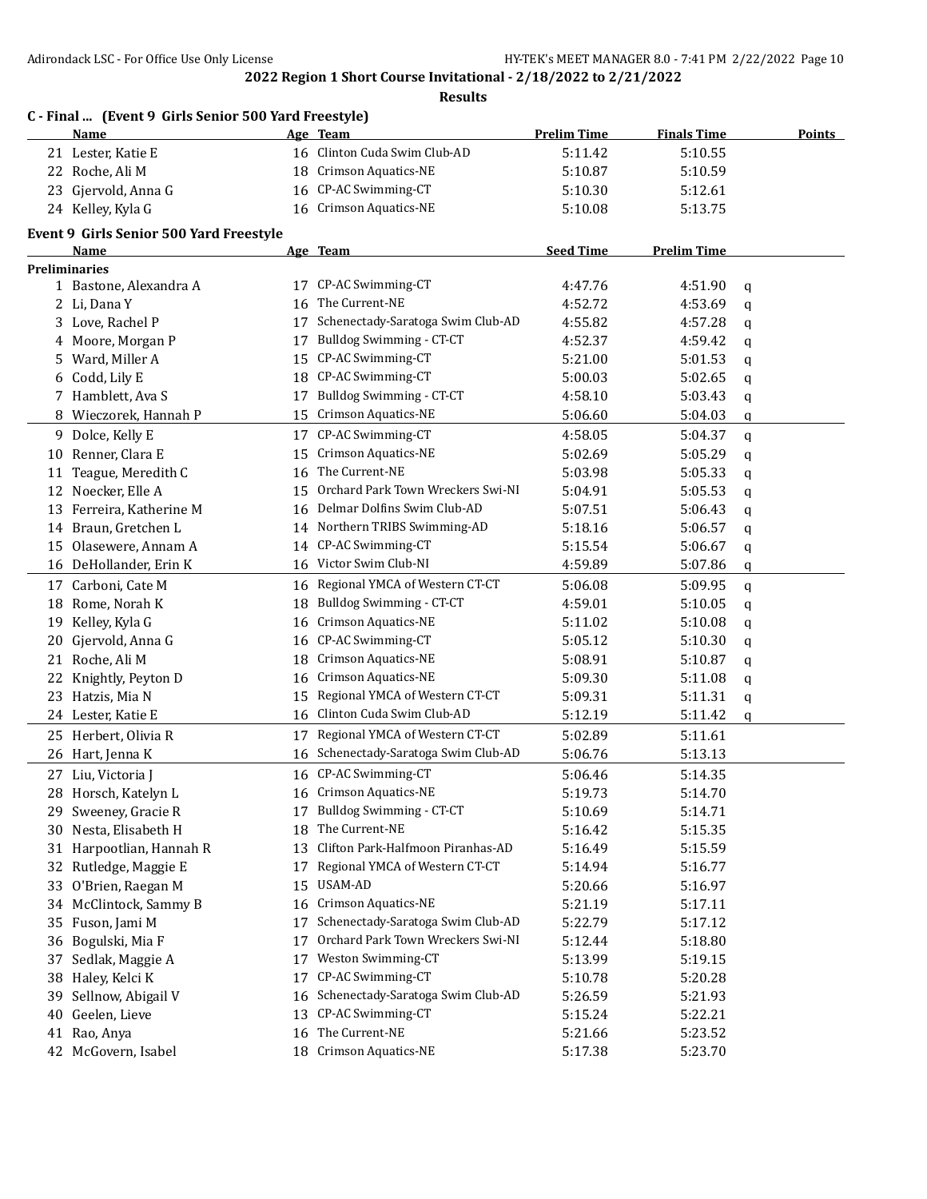## 2022 Region 1 Short Course Invitational - 2/18/2022 to 2/21/2022

### Results

**C - Final ... (Event 9 Girls Senior 500 Yard Freestyle)**

| | Name | Age | Team | Prelim Time | Finals Time | Points |
|---|---|---|---|---|---|---|
| 21 | Lester, Katie E | 16 | Clinton Cuda Swim Club-AD | 5:11.42 | 5:10.55 | |
| 22 | Roche, Ali M | 18 | Crimson Aquatics-NE | 5:10.87 | 5:10.59 | |
| 23 | Gjervold, Anna G | 16 | CP-AC Swimming-CT | 5:10.30 | 5:12.61 | |
| 24 | Kelley, Kyla G | 16 | Crimson Aquatics-NE | 5:10.08 | 5:13.75 | |

**Event 9 Girls Senior 500 Yard Freestyle**

| | Name | Age | Team | Seed Time | Prelim Time | |
|---|---|---|---|---|---|---|
| **Preliminaries** | | | | | | |
| 1 | Bastone, Alexandra A | 17 | CP-AC Swimming-CT | 4:47.76 | 4:51.90 | q |
| 2 | Li, Dana Y | 16 | The Current-NE | 4:52.72 | 4:53.69 | q |
| 3 | Love, Rachel P | 17 | Schenectady-Saratoga Swim Club-AD | 4:55.82 | 4:57.28 | q |
| 4 | Moore, Morgan P | 17 | Bulldog Swimming - CT-CT | 4:52.37 | 4:59.42 | q |
| 5 | Ward, Miller A | 15 | CP-AC Swimming-CT | 5:21.00 | 5:01.53 | q |
| 6 | Codd, Lily E | 18 | CP-AC Swimming-CT | 5:00.03 | 5:02.65 | q |
| 7 | Hamblett, Ava S | 17 | Bulldog Swimming - CT-CT | 4:58.10 | 5:03.43 | q |
| 8 | Wieczorek, Hannah P | 15 | Crimson Aquatics-NE | 5:06.60 | 5:04.03 | q |
| 9 | Dolce, Kelly E | 17 | CP-AC Swimming-CT | 4:58.05 | 5:04.37 | q |
| 10 | Renner, Clara E | 15 | Crimson Aquatics-NE | 5:02.69 | 5:05.29 | q |
| 11 | Teague, Meredith C | 16 | The Current-NE | 5:03.98 | 5:05.33 | q |
| 12 | Noecker, Elle A | 15 | Orchard Park Town Wreckers Swi-NI | 5:04.91 | 5:05.53 | q |
| 13 | Ferreira, Katherine M | 16 | Delmar Dolfins Swim Club-AD | 5:07.51 | 5:06.43 | q |
| 14 | Braun, Gretchen L | 14 | Northern TRIBS Swimming-AD | 5:18.16 | 5:06.57 | q |
| 15 | Olasewere, Annam A | 14 | CP-AC Swimming-CT | 5:15.54 | 5:06.67 | q |
| 16 | DeHollander, Erin K | 16 | Victor Swim Club-NI | 4:59.89 | 5:07.86 | q |
| 17 | Carboni, Cate M | 16 | Regional YMCA of Western CT-CT | 5:06.08 | 5:09.95 | q |
| 18 | Rome, Norah K | 18 | Bulldog Swimming - CT-CT | 4:59.01 | 5:10.05 | q |
| 19 | Kelley, Kyla G | 16 | Crimson Aquatics-NE | 5:11.02 | 5:10.08 | q |
| 20 | Gjervold, Anna G | 16 | CP-AC Swimming-CT | 5:05.12 | 5:10.30 | q |
| 21 | Roche, Ali M | 18 | Crimson Aquatics-NE | 5:08.91 | 5:10.87 | q |
| 22 | Knightly, Peyton D | 16 | Crimson Aquatics-NE | 5:09.30 | 5:11.08 | q |
| 23 | Hatzis, Mia N | 15 | Regional YMCA of Western CT-CT | 5:09.31 | 5:11.31 | q |
| 24 | Lester, Katie E | 16 | Clinton Cuda Swim Club-AD | 5:12.19 | 5:11.42 | q |
| 25 | Herbert, Olivia R | 17 | Regional YMCA of Western CT-CT | 5:02.89 | 5:11.61 | |
| 26 | Hart, Jenna K | 16 | Schenectady-Saratoga Swim Club-AD | 5:06.76 | 5:13.13 | |
| 27 | Liu, Victoria J | 16 | CP-AC Swimming-CT | 5:06.46 | 5:14.35 | |
| 28 | Horsch, Katelyn L | 16 | Crimson Aquatics-NE | 5:19.73 | 5:14.70 | |
| 29 | Sweeney, Gracie R | 17 | Bulldog Swimming - CT-CT | 5:10.69 | 5:14.71 | |
| 30 | Nesta, Elisabeth H | 18 | The Current-NE | 5:16.42 | 5:15.35 | |
| 31 | Harpootlian, Hannah R | 13 | Clifton Park-Halfmoon Piranhas-AD | 5:16.49 | 5:15.59 | |
| 32 | Rutledge, Maggie E | 17 | Regional YMCA of Western CT-CT | 5:14.94 | 5:16.77 | |
| 33 | O'Brien, Raegan M | 15 | USAM-AD | 5:20.66 | 5:16.97 | |
| 34 | McClintock, Sammy B | 16 | Crimson Aquatics-NE | 5:21.19 | 5:17.11 | |
| 35 | Fuson, Jami M | 17 | Schenectady-Saratoga Swim Club-AD | 5:22.79 | 5:17.12 | |
| 36 | Bogulski, Mia F | 17 | Orchard Park Town Wreckers Swi-NI | 5:12.44 | 5:18.80 | |
| 37 | Sedlak, Maggie A | 17 | Weston Swimming-CT | 5:13.99 | 5:19.15 | |
| 38 | Haley, Kelci K | 17 | CP-AC Swimming-CT | 5:10.78 | 5:20.28 | |
| 39 | Sellnow, Abigail V | 16 | Schenectady-Saratoga Swim Club-AD | 5:26.59 | 5:21.93 | |
| 40 | Geelen, Lieve | 13 | CP-AC Swimming-CT | 5:15.24 | 5:22.21 | |
| 41 | Rao, Anya | 16 | The Current-NE | 5:21.66 | 5:23.52 | |
| 42 | McGovern, Isabel | 18 | Crimson Aquatics-NE | 5:17.38 | 5:23.70 | |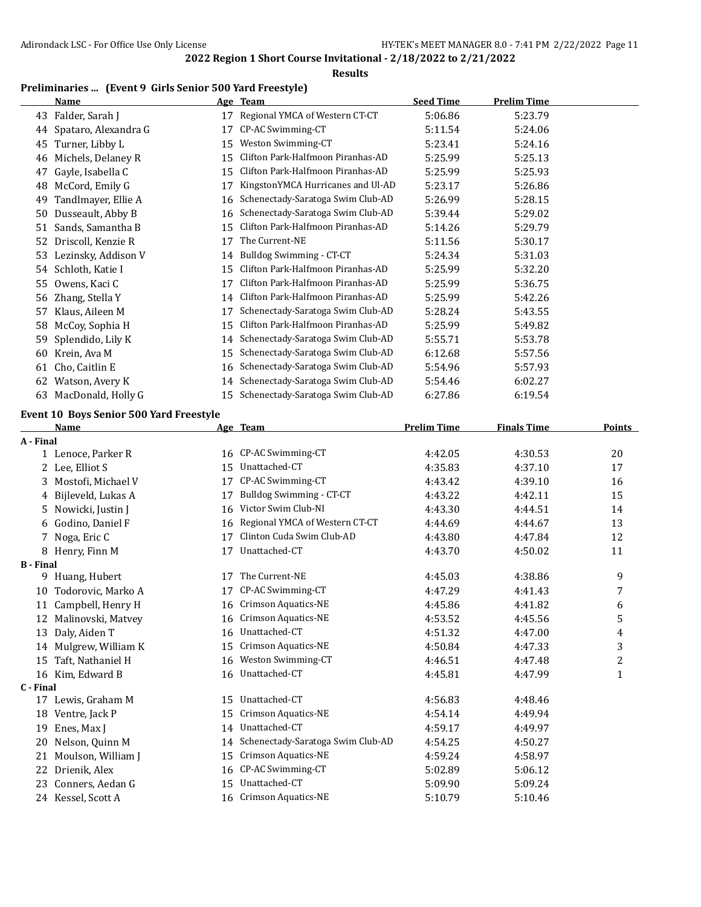**2022 Region 1 Short Course Invitational - 2/18/2022 to 2/21/2022**

**Results**

### Preliminaries ... (Event 9 Girls Senior 500 Yard Freestyle)

| | Name | Age | Team | Seed Time | Prelim Time |
|---|---|---|---|---|---|
| 43 | Falder, Sarah J | 17 | Regional YMCA of Western CT-CT | 5:06.86 | 5:23.79 |
| 44 | Spataro, Alexandra G | 17 | CP-AC Swimming-CT | 5:11.54 | 5:24.06 |
| 45 | Turner, Libby L | 15 | Weston Swimming-CT | 5:23.41 | 5:24.16 |
| 46 | Michels, Delaney R | 15 | Clifton Park-Halfmoon Piranhas-AD | 5:25.99 | 5:25.13 |
| 47 | Gayle, Isabella C | 15 | Clifton Park-Halfmoon Piranhas-AD | 5:25.99 | 5:25.93 |
| 48 | McCord, Emily G | 17 | KingstonYMCA Hurricanes and Ul-AD | 5:23.17 | 5:26.86 |
| 49 | Tandlmayer, Ellie A | 16 | Schenectady-Saratoga Swim Club-AD | 5:26.99 | 5:28.15 |
| 50 | Dusseault, Abby B | 16 | Schenectady-Saratoga Swim Club-AD | 5:39.44 | 5:29.02 |
| 51 | Sands, Samantha B | 15 | Clifton Park-Halfmoon Piranhas-AD | 5:14.26 | 5:29.79 |
| 52 | Driscoll, Kenzie R | 17 | The Current-NE | 5:11.56 | 5:30.17 |
| 53 | Lezinsky, Addison V | 14 | Bulldog Swimming - CT-CT | 5:24.34 | 5:31.03 |
| 54 | Schloth, Katie I | 15 | Clifton Park-Halfmoon Piranhas-AD | 5:25.99 | 5:32.20 |
| 55 | Owens, Kaci C | 17 | Clifton Park-Halfmoon Piranhas-AD | 5:25.99 | 5:36.75 |
| 56 | Zhang, Stella Y | 14 | Clifton Park-Halfmoon Piranhas-AD | 5:25.99 | 5:42.26 |
| 57 | Klaus, Aileen M | 17 | Schenectady-Saratoga Swim Club-AD | 5:28.24 | 5:43.55 |
| 58 | McCoy, Sophia H | 15 | Clifton Park-Halfmoon Piranhas-AD | 5:25.99 | 5:49.82 |
| 59 | Splendido, Lily K | 14 | Schenectady-Saratoga Swim Club-AD | 5:55.71 | 5:53.78 |
| 60 | Krein, Ava M | 15 | Schenectady-Saratoga Swim Club-AD | 6:12.68 | 5:57.56 |
| 61 | Cho, Caitlin E | 16 | Schenectady-Saratoga Swim Club-AD | 5:54.96 | 5:57.93 |
| 62 | Watson, Avery K | 14 | Schenectady-Saratoga Swim Club-AD | 5:54.46 | 6:02.27 |
| 63 | MacDonald, Holly G | 15 | Schenectady-Saratoga Swim Club-AD | 6:27.86 | 6:19.54 |

### Event 10 Boys Senior 500 Yard Freestyle

| | Name | Age | Team | Prelim Time | Finals Time | Points |
|---|---|---|---|---|---|---|
| **A - Final** | | | | | | |
| 1 | Lenoce, Parker R | 16 | CP-AC Swimming-CT | 4:42.05 | 4:30.53 | 20 |
| 2 | Lee, Elliot S | 15 | Unattached-CT | 4:35.83 | 4:37.10 | 17 |
| 3 | Mostofi, Michael V | 17 | CP-AC Swimming-CT | 4:43.42 | 4:39.10 | 16 |
| 4 | Bijleveld, Lukas A | 17 | Bulldog Swimming - CT-CT | 4:43.22 | 4:42.11 | 15 |
| 5 | Nowicki, Justin J | 16 | Victor Swim Club-NI | 4:43.30 | 4:44.51 | 14 |
| 6 | Godino, Daniel F | 16 | Regional YMCA of Western CT-CT | 4:44.69 | 4:44.67 | 13 |
| 7 | Noga, Eric C | 17 | Clinton Cuda Swim Club-AD | 4:43.80 | 4:47.84 | 12 |
| 8 | Henry, Finn M | 17 | Unattached-CT | 4:43.70 | 4:50.02 | 11 |
| **B - Final** | | | | | | |
| 9 | Huang, Hubert | 17 | The Current-NE | 4:45.03 | 4:38.86 | 9 |
| 10 | Todorovic, Marko A | 17 | CP-AC Swimming-CT | 4:47.29 | 4:41.43 | 7 |
| 11 | Campbell, Henry H | 16 | Crimson Aquatics-NE | 4:45.86 | 4:41.82 | 6 |
| 12 | Malinovski, Matvey | 16 | Crimson Aquatics-NE | 4:53.52 | 4:45.56 | 5 |
| 13 | Daly, Aiden T | 16 | Unattached-CT | 4:51.32 | 4:47.00 | 4 |
| 14 | Mulgrew, William K | 15 | Crimson Aquatics-NE | 4:50.84 | 4:47.33 | 3 |
| 15 | Taft, Nathaniel H | 16 | Weston Swimming-CT | 4:46.51 | 4:47.48 | 2 |
| 16 | Kim, Edward B | 16 | Unattached-CT | 4:45.81 | 4:47.99 | 1 |
| **C - Final** | | | | | | |
| 17 | Lewis, Graham M | 15 | Unattached-CT | 4:56.83 | 4:48.46 | |
| 18 | Ventre, Jack P | 15 | Crimson Aquatics-NE | 4:54.14 | 4:49.94 | |
| 19 | Enes, Max J | 14 | Unattached-CT | 4:59.17 | 4:49.97 | |
| 20 | Nelson, Quinn M | 14 | Schenectady-Saratoga Swim Club-AD | 4:54.25 | 4:50.27 | |
| 21 | Moulson, William J | 15 | Crimson Aquatics-NE | 4:59.24 | 4:58.97 | |
| 22 | Drienik, Alex | 16 | CP-AC Swimming-CT | 5:02.89 | 5:06.12 | |
| 23 | Conners, Aedan G | 15 | Unattached-CT | 5:09.90 | 5:09.24 | |
| 24 | Kessel, Scott A | 16 | Crimson Aquatics-NE | 5:10.79 | 5:10.46 | |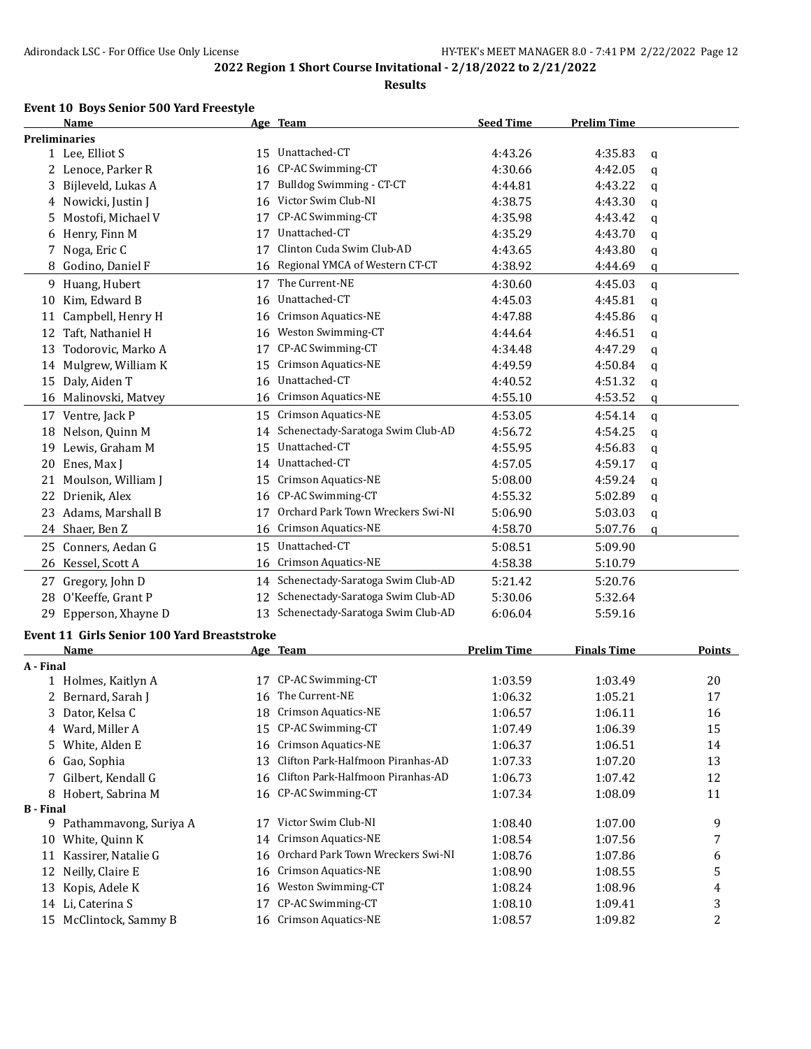**2022 Region 1 Short Course Invitational - 2/18/2022 to 2/21/2022**

**Results**

### Event 10 Boys Senior 500 Yard Freestyle

| | Name | Age | Team | Seed Time | Prelim Time | |
|---|---|---|---|---|---|---|
| **Preliminaries** | | | | | | |
| 1 | Lee, Elliot S | 15 | Unattached-CT | 4:43.26 | 4:35.83 | q |
| 2 | Lenoce, Parker R | 16 | CP-AC Swimming-CT | 4:30.66 | 4:42.05 | q |
| 3 | Bijleveld, Lukas A | 17 | Bulldog Swimming - CT-CT | 4:44.81 | 4:43.22 | q |
| 4 | Nowicki, Justin J | 16 | Victor Swim Club-NI | 4:38.75 | 4:43.30 | q |
| 5 | Mostofi, Michael V | 17 | CP-AC Swimming-CT | 4:35.98 | 4:43.42 | q |
| 6 | Henry, Finn M | 17 | Unattached-CT | 4:35.29 | 4:43.70 | q |
| 7 | Noga, Eric C | 17 | Clinton Cuda Swim Club-AD | 4:43.65 | 4:43.80 | q |
| 8 | Godino, Daniel F | 16 | Regional YMCA of Western CT-CT | 4:38.92 | 4:44.69 | q |
| 9 | Huang, Hubert | 17 | The Current-NE | 4:30.60 | 4:45.03 | q |
| 10 | Kim, Edward B | 16 | Unattached-CT | 4:45.03 | 4:45.81 | q |
| 11 | Campbell, Henry H | 16 | Crimson Aquatics-NE | 4:47.88 | 4:45.86 | q |
| 12 | Taft, Nathaniel H | 16 | Weston Swimming-CT | 4:44.64 | 4:46.51 | q |
| 13 | Todorovic, Marko A | 17 | CP-AC Swimming-CT | 4:34.48 | 4:47.29 | q |
| 14 | Mulgrew, William K | 15 | Crimson Aquatics-NE | 4:49.59 | 4:50.84 | q |
| 15 | Daly, Aiden T | 16 | Unattached-CT | 4:40.52 | 4:51.32 | q |
| 16 | Malinovski, Matvey | 16 | Crimson Aquatics-NE | 4:55.10 | 4:53.52 | q |
| 17 | Ventre, Jack P | 15 | Crimson Aquatics-NE | 4:53.05 | 4:54.14 | q |
| 18 | Nelson, Quinn M | 14 | Schenectady-Saratoga Swim Club-AD | 4:56.72 | 4:54.25 | q |
| 19 | Lewis, Graham M | 15 | Unattached-CT | 4:55.95 | 4:56.83 | q |
| 20 | Enes, Max J | 14 | Unattached-CT | 4:57.05 | 4:59.17 | q |
| 21 | Moulson, William J | 15 | Crimson Aquatics-NE | 5:08.00 | 4:59.24 | q |
| 22 | Drienik, Alex | 16 | CP-AC Swimming-CT | 4:55.32 | 5:02.89 | q |
| 23 | Adams, Marshall B | 17 | Orchard Park Town Wreckers Swi-NI | 5:06.90 | 5:03.03 | q |
| 24 | Shaer, Ben Z | 16 | Crimson Aquatics-NE | 4:58.70 | 5:07.76 | q |
| 25 | Conners, Aedan G | 15 | Unattached-CT | 5:08.51 | 5:09.90 | |
| 26 | Kessel, Scott A | 16 | Crimson Aquatics-NE | 4:58.38 | 5:10.79 | |
| 27 | Gregory, John D | 14 | Schenectady-Saratoga Swim Club-AD | 5:21.42 | 5:20.76 | |
| 28 | O'Keeffe, Grant P | 12 | Schenectady-Saratoga Swim Club-AD | 5:30.06 | 5:32.64 | |
| 29 | Epperson, Xhayne D | 13 | Schenectady-Saratoga Swim Club-AD | 6:06.04 | 5:59.16 | |

### Event 11 Girls Senior 100 Yard Breaststroke

| | Name | Age | Team | Prelim Time | Finals Time | Points |
|---|---|---|---|---|---|---|
| **A - Final** | | | | | | |
| 1 | Holmes, Kaitlyn A | 17 | CP-AC Swimming-CT | 1:03.59 | 1:03.49 | 20 |
| 2 | Bernard, Sarah J | 16 | The Current-NE | 1:06.32 | 1:05.21 | 17 |
| 3 | Dator, Kelsa C | 18 | Crimson Aquatics-NE | 1:06.57 | 1:06.11 | 16 |
| 4 | Ward, Miller A | 15 | CP-AC Swimming-CT | 1:07.49 | 1:06.39 | 15 |
| 5 | White, Alden E | 16 | Crimson Aquatics-NE | 1:06.37 | 1:06.51 | 14 |
| 6 | Gao, Sophia | 13 | Clifton Park-Halfmoon Piranhas-AD | 1:07.33 | 1:07.20 | 13 |
| 7 | Gilbert, Kendall G | 16 | Clifton Park-Halfmoon Piranhas-AD | 1:06.73 | 1:07.42 | 12 |
| 8 | Hobert, Sabrina M | 16 | CP-AC Swimming-CT | 1:07.34 | 1:08.09 | 11 |
| **B - Final** | | | | | | |
| 9 | Pathammavong, Suriya A | 17 | Victor Swim Club-NI | 1:08.40 | 1:07.00 | 9 |
| 10 | White, Quinn K | 14 | Crimson Aquatics-NE | 1:08.54 | 1:07.56 | 7 |
| 11 | Kassirer, Natalie G | 16 | Orchard Park Town Wreckers Swi-NI | 1:08.76 | 1:07.86 | 6 |
| 12 | Neilly, Claire E | 16 | Crimson Aquatics-NE | 1:08.90 | 1:08.55 | 5 |
| 13 | Kopis, Adele K | 16 | Weston Swimming-CT | 1:08.24 | 1:08.96 | 4 |
| 14 | Li, Caterina S | 17 | CP-AC Swimming-CT | 1:08.10 | 1:09.41 | 3 |
| 15 | McClintock, Sammy B | 16 | Crimson Aquatics-NE | 1:08.57 | 1:09.82 | 2 |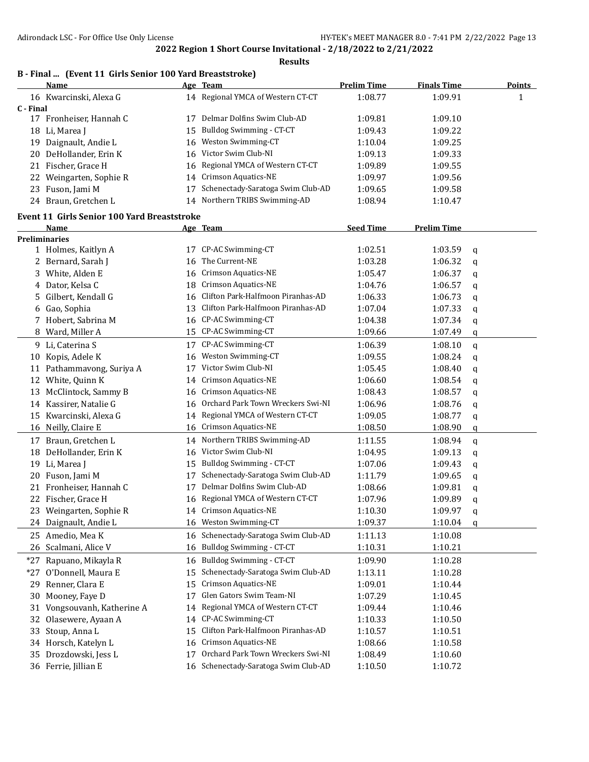**2022 Region 1 Short Course Invitational - 2/18/2022 to 2/21/2022**

**Results**

### B - Final ... (Event 11 Girls Senior 100 Yard Breaststroke)

| | Name | Age | Team | Prelim Time | Finals Time | Points |
|---|---|---|---|---|---|---|
| 16 | Kwarcinski, Alexa G | 14 | Regional YMCA of Western CT-CT | 1:08.77 | 1:09.91 | 1 |
| **C - Final** | | | | | | |
| 17 | Fronheiser, Hannah C | 17 | Delmar Dolfins Swim Club-AD | 1:09.81 | 1:09.10 | |
| 18 | Li, Marea J | 15 | Bulldog Swimming - CT-CT | 1:09.43 | 1:09.22 | |
| 19 | Daignault, Andie L | 16 | Weston Swimming-CT | 1:10.04 | 1:09.25 | |
| 20 | DeHollander, Erin K | 16 | Victor Swim Club-NI | 1:09.13 | 1:09.33 | |
| 21 | Fischer, Grace H | 16 | Regional YMCA of Western CT-CT | 1:09.89 | 1:09.55 | |
| 22 | Weingarten, Sophie R | 14 | Crimson Aquatics-NE | 1:09.97 | 1:09.56 | |
| 23 | Fuson, Jami M | 17 | Schenectady-Saratoga Swim Club-AD | 1:09.65 | 1:09.58 | |
| 24 | Braun, Gretchen L | 14 | Northern TRIBS Swimming-AD | 1:08.94 | 1:10.47 | |

### Event 11 Girls Senior 100 Yard Breaststroke

| | Name | Age | Team | Seed Time | Prelim Time | |
|---|---|---|---|---|---|---|
| **Preliminaries** | | | | | | |
| 1 | Holmes, Kaitlyn A | 17 | CP-AC Swimming-CT | 1:02.51 | 1:03.59 | q |
| 2 | Bernard, Sarah J | 16 | The Current-NE | 1:03.28 | 1:06.32 | q |
| 3 | White, Alden E | 16 | Crimson Aquatics-NE | 1:05.47 | 1:06.37 | q |
| 4 | Dator, Kelsa C | 18 | Crimson Aquatics-NE | 1:04.76 | 1:06.57 | q |
| 5 | Gilbert, Kendall G | 16 | Clifton Park-Halfmoon Piranhas-AD | 1:06.33 | 1:06.73 | q |
| 6 | Gao, Sophia | 13 | Clifton Park-Halfmoon Piranhas-AD | 1:07.04 | 1:07.33 | q |
| 7 | Hobert, Sabrina M | 16 | CP-AC Swimming-CT | 1:04.38 | 1:07.34 | q |
| 8 | Ward, Miller A | 15 | CP-AC Swimming-CT | 1:09.66 | 1:07.49 | q |
| 9 | Li, Caterina S | 17 | CP-AC Swimming-CT | 1:06.39 | 1:08.10 | q |
| 10 | Kopis, Adele K | 16 | Weston Swimming-CT | 1:09.55 | 1:08.24 | q |
| 11 | Pathammavong, Suriya A | 17 | Victor Swim Club-NI | 1:05.45 | 1:08.40 | q |
| 12 | White, Quinn K | 14 | Crimson Aquatics-NE | 1:06.60 | 1:08.54 | q |
| 13 | McClintock, Sammy B | 16 | Crimson Aquatics-NE | 1:08.43 | 1:08.57 | q |
| 14 | Kassirer, Natalie G | 16 | Orchard Park Town Wreckers Swi-NI | 1:06.96 | 1:08.76 | q |
| 15 | Kwarcinski, Alexa G | 14 | Regional YMCA of Western CT-CT | 1:09.05 | 1:08.77 | q |
| 16 | Neilly, Claire E | 16 | Crimson Aquatics-NE | 1:08.50 | 1:08.90 | q |
| 17 | Braun, Gretchen L | 14 | Northern TRIBS Swimming-AD | 1:11.55 | 1:08.94 | q |
| 18 | DeHollander, Erin K | 16 | Victor Swim Club-NI | 1:04.95 | 1:09.13 | q |
| 19 | Li, Marea J | 15 | Bulldog Swimming - CT-CT | 1:07.06 | 1:09.43 | q |
| 20 | Fuson, Jami M | 17 | Schenectady-Saratoga Swim Club-AD | 1:11.79 | 1:09.65 | q |
| 21 | Fronheiser, Hannah C | 17 | Delmar Dolfins Swim Club-AD | 1:08.66 | 1:09.81 | q |
| 22 | Fischer, Grace H | 16 | Regional YMCA of Western CT-CT | 1:07.96 | 1:09.89 | q |
| 23 | Weingarten, Sophie R | 14 | Crimson Aquatics-NE | 1:10.30 | 1:09.97 | q |
| 24 | Daignault, Andie L | 16 | Weston Swimming-CT | 1:09.37 | 1:10.04 | q |
| 25 | Amedio, Mea K | 16 | Schenectady-Saratoga Swim Club-AD | 1:11.13 | 1:10.08 | |
| 26 | Scalmani, Alice V | 16 | Bulldog Swimming - CT-CT | 1:10.31 | 1:10.21 | |
| *27 | Rapuano, Mikayla R | 16 | Bulldog Swimming - CT-CT | 1:09.90 | 1:10.28 | |
| *27 | O'Donnell, Maura E | 15 | Schenectady-Saratoga Swim Club-AD | 1:13.11 | 1:10.28 | |
| 29 | Renner, Clara E | 15 | Crimson Aquatics-NE | 1:09.01 | 1:10.44 | |
| 30 | Mooney, Faye D | 17 | Glen Gators Swim Team-NI | 1:07.29 | 1:10.45 | |
| 31 | Vongsouvanh, Katherine A | 14 | Regional YMCA of Western CT-CT | 1:09.44 | 1:10.46 | |
| 32 | Olasewere, Ayaan A | 14 | CP-AC Swimming-CT | 1:10.33 | 1:10.50 | |
| 33 | Stoup, Anna L | 15 | Clifton Park-Halfmoon Piranhas-AD | 1:10.57 | 1:10.51 | |
| 34 | Horsch, Katelyn L | 16 | Crimson Aquatics-NE | 1:08.66 | 1:10.58 | |
| 35 | Drozdowski, Jess L | 17 | Orchard Park Town Wreckers Swi-NI | 1:08.49 | 1:10.60 | |
| 36 | Ferrie, Jillian E | 16 | Schenectady-Saratoga Swim Club-AD | 1:10.50 | 1:10.72 | |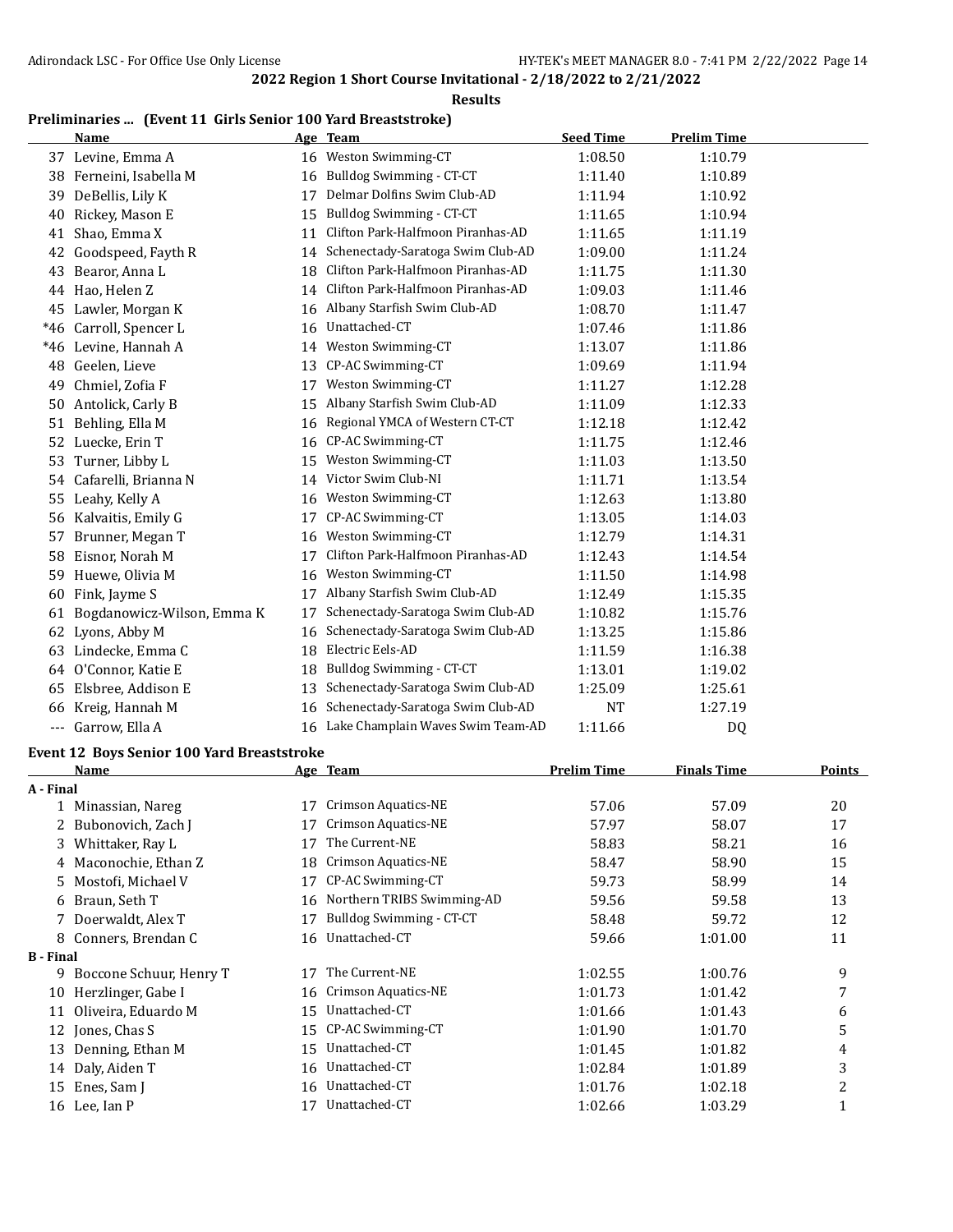## 2022 Region 1 Short Course Invitational - 2/18/2022 to 2/21/2022

**Results**

### Preliminaries ... (Event 11 Girls Senior 100 Yard Breaststroke)

| | Name | Age | Team | Seed Time | Prelim Time |
|---|---|---|---|---|---|
| 37 | Levine, Emma A | 16 | Weston Swimming-CT | 1:08.50 | 1:10.79 |
| 38 | Ferneini, Isabella M | 16 | Bulldog Swimming - CT-CT | 1:11.40 | 1:10.89 |
| 39 | DeBellis, Lily K | 17 | Delmar Dolfins Swim Club-AD | 1:11.94 | 1:10.92 |
| 40 | Rickey, Mason E | 15 | Bulldog Swimming - CT-CT | 1:11.65 | 1:10.94 |
| 41 | Shao, Emma X | 11 | Clifton Park-Halfmoon Piranhas-AD | 1:11.65 | 1:11.19 |
| 42 | Goodspeed, Fayth R | 14 | Schenectady-Saratoga Swim Club-AD | 1:09.00 | 1:11.24 |
| 43 | Bearor, Anna L | 18 | Clifton Park-Halfmoon Piranhas-AD | 1:11.75 | 1:11.30 |
| 44 | Hao, Helen Z | 14 | Clifton Park-Halfmoon Piranhas-AD | 1:09.03 | 1:11.46 |
| 45 | Lawler, Morgan K | 16 | Albany Starfish Swim Club-AD | 1:08.70 | 1:11.47 |
| *46 | Carroll, Spencer L | 16 | Unattached-CT | 1:07.46 | 1:11.86 |
| *46 | Levine, Hannah A | 14 | Weston Swimming-CT | 1:13.07 | 1:11.86 |
| 48 | Geelen, Lieve | 13 | CP-AC Swimming-CT | 1:09.69 | 1:11.94 |
| 49 | Chmiel, Zofia F | 17 | Weston Swimming-CT | 1:11.27 | 1:12.28 |
| 50 | Antolick, Carly B | 15 | Albany Starfish Swim Club-AD | 1:11.09 | 1:12.33 |
| 51 | Behling, Ella M | 16 | Regional YMCA of Western CT-CT | 1:12.18 | 1:12.42 |
| 52 | Luecke, Erin T | 16 | CP-AC Swimming-CT | 1:11.75 | 1:12.46 |
| 53 | Turner, Libby L | 15 | Weston Swimming-CT | 1:11.03 | 1:13.50 |
| 54 | Cafarelli, Brianna N | 14 | Victor Swim Club-NI | 1:11.71 | 1:13.54 |
| 55 | Leahy, Kelly A | 16 | Weston Swimming-CT | 1:12.63 | 1:13.80 |
| 56 | Kalvaitis, Emily G | 17 | CP-AC Swimming-CT | 1:13.05 | 1:14.03 |
| 57 | Brunner, Megan T | 16 | Weston Swimming-CT | 1:12.79 | 1:14.31 |
| 58 | Eisnor, Norah M | 17 | Clifton Park-Halfmoon Piranhas-AD | 1:12.43 | 1:14.54 |
| 59 | Huewe, Olivia M | 16 | Weston Swimming-CT | 1:11.50 | 1:14.98 |
| 60 | Fink, Jayme S | 17 | Albany Starfish Swim Club-AD | 1:12.49 | 1:15.35 |
| 61 | Bogdanowicz-Wilson, Emma K | 17 | Schenectady-Saratoga Swim Club-AD | 1:10.82 | 1:15.76 |
| 62 | Lyons, Abby M | 16 | Schenectady-Saratoga Swim Club-AD | 1:13.25 | 1:15.86 |
| 63 | Lindecke, Emma C | 18 | Electric Eels-AD | 1:11.59 | 1:16.38 |
| 64 | O'Connor, Katie E | 18 | Bulldog Swimming - CT-CT | 1:13.01 | 1:19.02 |
| 65 | Elsbree, Addison E | 13 | Schenectady-Saratoga Swim Club-AD | 1:25.09 | 1:25.61 |
| 66 | Kreig, Hannah M | 16 | Schenectady-Saratoga Swim Club-AD | NT | 1:27.19 |
| --- | Garrow, Ella A | 16 | Lake Champlain Waves Swim Team-AD | 1:11.66 | DQ |

### Event 12 Boys Senior 100 Yard Breaststroke

| | Name | Age | Team | Prelim Time | Finals Time | Points |
|---|---|---|---|---|---|---|
| **A - Final** | | | | | | |
| 1 | Minassian, Nareg | 17 | Crimson Aquatics-NE | 57.06 | 57.09 | 20 |
| 2 | Bubonovich, Zach J | 17 | Crimson Aquatics-NE | 57.97 | 58.07 | 17 |
| 3 | Whittaker, Ray L | 17 | The Current-NE | 58.83 | 58.21 | 16 |
| 4 | Maconochie, Ethan Z | 18 | Crimson Aquatics-NE | 58.47 | 58.90 | 15 |
| 5 | Mostofi, Michael V | 17 | CP-AC Swimming-CT | 59.73 | 58.99 | 14 |
| 6 | Braun, Seth T | 16 | Northern TRIBS Swimming-AD | 59.56 | 59.58 | 13 |
| 7 | Doerwaldt, Alex T | 17 | Bulldog Swimming - CT-CT | 58.48 | 59.72 | 12 |
| 8 | Conners, Brendan C | 16 | Unattached-CT | 59.66 | 1:01.00 | 11 |
| **B - Final** | | | | | | |
| 9 | Boccone Schuur, Henry T | 17 | The Current-NE | 1:02.55 | 1:00.76 | 9 |
| 10 | Herzlinger, Gabe I | 16 | Crimson Aquatics-NE | 1:01.73 | 1:01.42 | 7 |
| 11 | Oliveira, Eduardo M | 15 | Unattached-CT | 1:01.66 | 1:01.43 | 6 |
| 12 | Jones, Chas S | 15 | CP-AC Swimming-CT | 1:01.90 | 1:01.70 | 5 |
| 13 | Denning, Ethan M | 15 | Unattached-CT | 1:01.45 | 1:01.82 | 4 |
| 14 | Daly, Aiden T | 16 | Unattached-CT | 1:02.84 | 1:01.89 | 3 |
| 15 | Enes, Sam J | 16 | Unattached-CT | 1:01.76 | 1:02.18 | 2 |
| 16 | Lee, Ian P | 17 | Unattached-CT | 1:02.66 | 1:03.29 | 1 |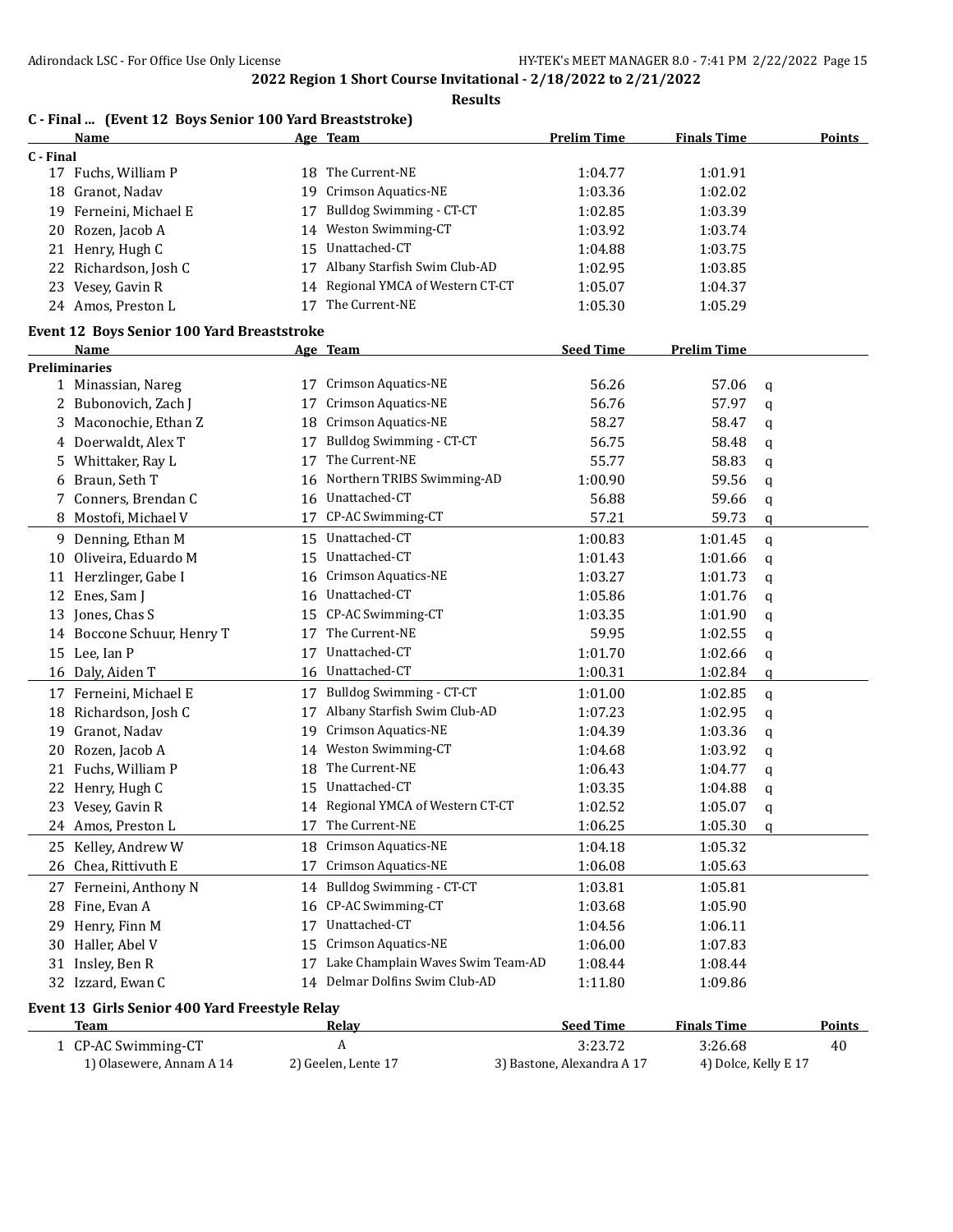**2022 Region 1 Short Course Invitational - 2/18/2022 to 2/21/2022**

**Results**

### C - Final ... (Event 12 Boys Senior 100 Yard Breaststroke)

| | Name | Age | Team | Prelim Time | Finals Time | Points |
|---|---|---|---|---|---|---|
| **C - Final** | | | | | | |
| 17 | Fuchs, William P | 18 | The Current-NE | 1:04.77 | 1:01.91 | |
| 18 | Granot, Nadav | 19 | Crimson Aquatics-NE | 1:03.36 | 1:02.02 | |
| 19 | Ferneini, Michael E | 17 | Bulldog Swimming - CT-CT | 1:02.85 | 1:03.39 | |
| 20 | Rozen, Jacob A | 14 | Weston Swimming-CT | 1:03.92 | 1:03.74 | |
| 21 | Henry, Hugh C | 15 | Unattached-CT | 1:04.88 | 1:03.75 | |
| 22 | Richardson, Josh C | 17 | Albany Starfish Swim Club-AD | 1:02.95 | 1:03.85 | |
| 23 | Vesey, Gavin R | 14 | Regional YMCA of Western CT-CT | 1:05.07 | 1:04.37 | |
| 24 | Amos, Preston L | 17 | The Current-NE | 1:05.30 | 1:05.29 | |

### Event 12 Boys Senior 100 Yard Breaststroke

| | Name | Age | Team | Seed Time | Prelim Time | |
|---|---|---|---|---|---|---|
| **Preliminaries** | | | | | | |
| 1 | Minassian, Nareg | 17 | Crimson Aquatics-NE | 56.26 | 57.06 | q |
| 2 | Bubonovich, Zach J | 17 | Crimson Aquatics-NE | 56.76 | 57.97 | q |
| 3 | Maconochie, Ethan Z | 18 | Crimson Aquatics-NE | 58.27 | 58.47 | q |
| 4 | Doerwaldt, Alex T | 17 | Bulldog Swimming - CT-CT | 56.75 | 58.48 | q |
| 5 | Whittaker, Ray L | 17 | The Current-NE | 55.77 | 58.83 | q |
| 6 | Braun, Seth T | 16 | Northern TRIBS Swimming-AD | 1:00.90 | 59.56 | q |
| 7 | Conners, Brendan C | 16 | Unattached-CT | 56.88 | 59.66 | q |
| 8 | Mostofi, Michael V | 17 | CP-AC Swimming-CT | 57.21 | 59.73 | q |
| 9 | Denning, Ethan M | 15 | Unattached-CT | 1:00.83 | 1:01.45 | q |
| 10 | Oliveira, Eduardo M | 15 | Unattached-CT | 1:01.43 | 1:01.66 | q |
| 11 | Herzlinger, Gabe I | 16 | Crimson Aquatics-NE | 1:03.27 | 1:01.73 | q |
| 12 | Enes, Sam J | 16 | Unattached-CT | 1:05.86 | 1:01.76 | q |
| 13 | Jones, Chas S | 15 | CP-AC Swimming-CT | 1:03.35 | 1:01.90 | q |
| 14 | Boccone Schuur, Henry T | 17 | The Current-NE | 59.95 | 1:02.55 | q |
| 15 | Lee, Ian P | 17 | Unattached-CT | 1:01.70 | 1:02.66 | q |
| 16 | Daly, Aiden T | 16 | Unattached-CT | 1:00.31 | 1:02.84 | q |
| 17 | Ferneini, Michael E | 17 | Bulldog Swimming - CT-CT | 1:01.00 | 1:02.85 | q |
| 18 | Richardson, Josh C | 17 | Albany Starfish Swim Club-AD | 1:07.23 | 1:02.95 | q |
| 19 | Granot, Nadav | 19 | Crimson Aquatics-NE | 1:04.39 | 1:03.36 | q |
| 20 | Rozen, Jacob A | 14 | Weston Swimming-CT | 1:04.68 | 1:03.92 | q |
| 21 | Fuchs, William P | 18 | The Current-NE | 1:06.43 | 1:04.77 | q |
| 22 | Henry, Hugh C | 15 | Unattached-CT | 1:03.35 | 1:04.88 | q |
| 23 | Vesey, Gavin R | 14 | Regional YMCA of Western CT-CT | 1:02.52 | 1:05.07 | q |
| 24 | Amos, Preston L | 17 | The Current-NE | 1:06.25 | 1:05.30 | q |
| 25 | Kelley, Andrew W | 18 | Crimson Aquatics-NE | 1:04.18 | 1:05.32 | |
| 26 | Chea, Rittivuth E | 17 | Crimson Aquatics-NE | 1:06.08 | 1:05.63 | |
| 27 | Ferneini, Anthony N | 14 | Bulldog Swimming - CT-CT | 1:03.81 | 1:05.81 | |
| 28 | Fine, Evan A | 16 | CP-AC Swimming-CT | 1:03.68 | 1:05.90 | |
| 29 | Henry, Finn M | 17 | Unattached-CT | 1:04.56 | 1:06.11 | |
| 30 | Haller, Abel V | 15 | Crimson Aquatics-NE | 1:06.00 | 1:07.83 | |
| 31 | Insley, Ben R | 17 | Lake Champlain Waves Swim Team-AD | 1:08.44 | 1:08.44 | |
| 32 | Izzard, Ewan C | 14 | Delmar Dolfins Swim Club-AD | 1:11.80 | 1:09.86 | |

### Event 13 Girls Senior 400 Yard Freestyle Relay

| | Team | Relay | Seed Time | Finals Time | Points |
|---|---|---|---|---|---|
| 1 | CP-AC Swimming-CT | A | 3:23.72 | 3:26.68 | 40 |
| | 1) Olasewere, Annam A 14 | 2) Geelen, Lente 17 | 3) Bastone, Alexandra A 17 | 4) Dolce, Kelly E 17 | |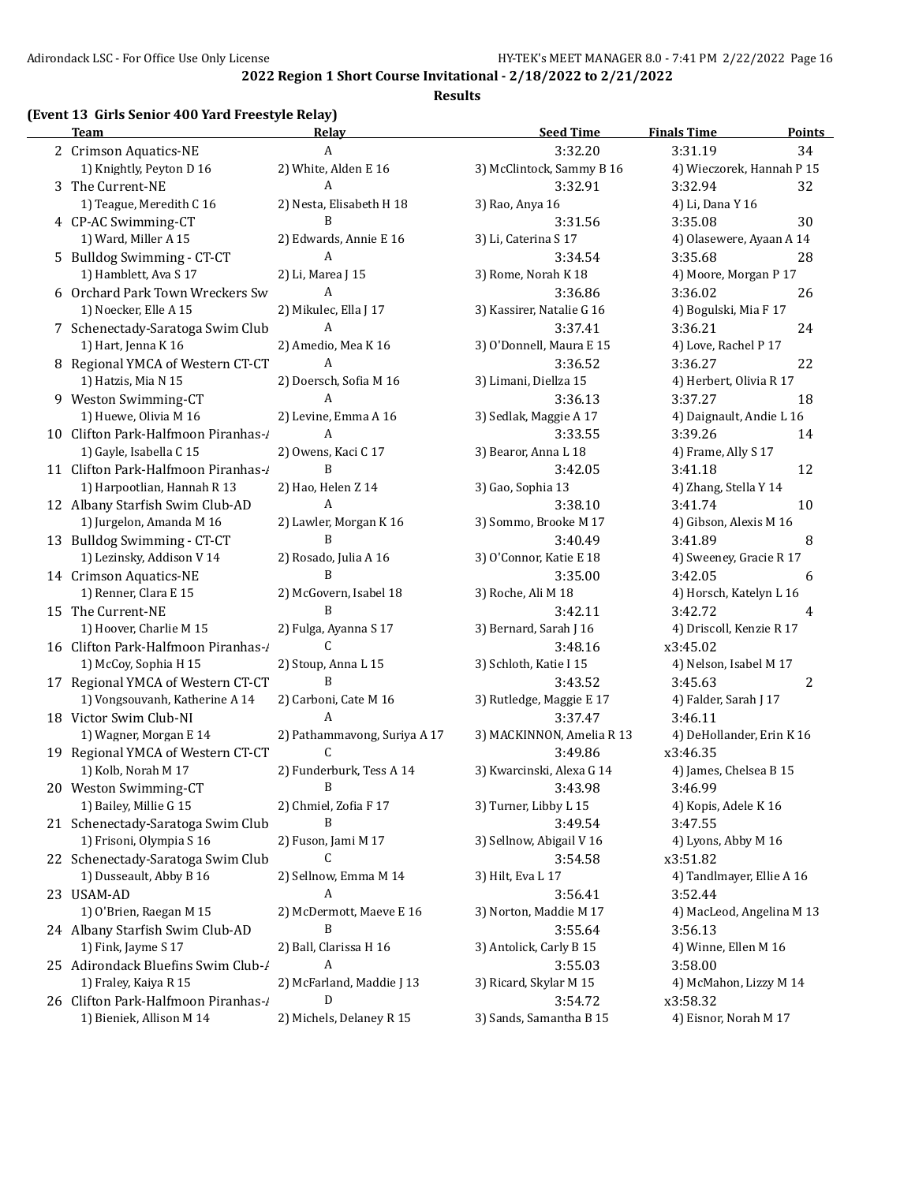## 2022 Region 1 Short Course Invitational - 2/18/2022 to 2/21/2022

### Results

**(Event 13 Girls Senior 400 Yard Freestyle Relay)**

| | Team | Relay | Seed Time | Finals Time | Points |
|---|---|---|---|---|---|
| 2 | Crimson Aquatics-NE | A | 3:32.20 | 3:31.19 | 34 |
| | 1) Knightly, Peyton D 16 | 2) White, Alden E 16 | 3) McClintock, Sammy B 16 | 4) Wieczorek, Hannah P 15 | |
| 3 | The Current-NE | A | 3:32.91 | 3:32.94 | 32 |
| | 1) Teague, Meredith C 16 | 2) Nesta, Elisabeth H 18 | 3) Rao, Anya 16 | 4) Li, Dana Y 16 | |
| 4 | CP-AC Swimming-CT | B | 3:31.56 | 3:35.08 | 30 |
| | 1) Ward, Miller A 15 | 2) Edwards, Annie E 16 | 3) Li, Caterina S 17 | 4) Olasewere, Ayaan A 14 | |
| 5 | Bulldog Swimming - CT-CT | A | 3:34.54 | 3:35.68 | 28 |
| | 1) Hamblett, Ava S 17 | 2) Li, Marea J 15 | 3) Rome, Norah K 18 | 4) Moore, Morgan P 17 | |
| 6 | Orchard Park Town Wreckers Sw | A | 3:36.86 | 3:36.02 | 26 |
| | 1) Noecker, Elle A 15 | 2) Mikulec, Ella J 17 | 3) Kassirer, Natalie G 16 | 4) Bogulski, Mia F 17 | |
| 7 | Schenectady-Saratoga Swim Club | A | 3:37.41 | 3:36.21 | 24 |
| | 1) Hart, Jenna K 16 | 2) Amedio, Mea K 16 | 3) O'Donnell, Maura E 15 | 4) Love, Rachel P 17 | |
| 8 | Regional YMCA of Western CT-CT | A | 3:36.52 | 3:36.27 | 22 |
| | 1) Hatzis, Mia N 15 | 2) Doersch, Sofia M 16 | 3) Limani, Diellza 15 | 4) Herbert, Olivia R 17 | |
| 9 | Weston Swimming-CT | A | 3:36.13 | 3:37.27 | 18 |
| | 1) Huewe, Olivia M 16 | 2) Levine, Emma A 16 | 3) Sedlak, Maggie A 17 | 4) Daignault, Andie L 16 | |
| 10 | Clifton Park-Halfmoon Piranhas-/ | A | 3:33.55 | 3:39.26 | 14 |
| | 1) Gayle, Isabella C 15 | 2) Owens, Kaci C 17 | 3) Bearor, Anna L 18 | 4) Frame, Ally S 17 | |
| 11 | Clifton Park-Halfmoon Piranhas-/ | B | 3:42.05 | 3:41.18 | 12 |
| | 1) Harpootlian, Hannah R 13 | 2) Hao, Helen Z 14 | 3) Gao, Sophia 13 | 4) Zhang, Stella Y 14 | |
| 12 | Albany Starfish Swim Club-AD | A | 3:38.10 | 3:41.74 | 10 |
| | 1) Jurgelon, Amanda M 16 | 2) Lawler, Morgan K 16 | 3) Sommo, Brooke M 17 | 4) Gibson, Alexis M 16 | |
| 13 | Bulldog Swimming - CT-CT | B | 3:40.49 | 3:41.89 | 8 |
| | 1) Lezinsky, Addison V 14 | 2) Rosado, Julia A 16 | 3) O'Connor, Katie E 18 | 4) Sweeney, Gracie R 17 | |
| 14 | Crimson Aquatics-NE | B | 3:35.00 | 3:42.05 | 6 |
| | 1) Renner, Clara E 15 | 2) McGovern, Isabel 18 | 3) Roche, Ali M 18 | 4) Horsch, Katelyn L 16 | |
| 15 | The Current-NE | B | 3:42.11 | 3:42.72 | 4 |
| | 1) Hoover, Charlie M 15 | 2) Fulga, Ayanna S 17 | 3) Bernard, Sarah J 16 | 4) Driscoll, Kenzie R 17 | |
| 16 | Clifton Park-Halfmoon Piranhas-/ | C | 3:48.16 | x3:45.02 | |
| | 1) McCoy, Sophia H 15 | 2) Stoup, Anna L 15 | 3) Schloth, Katie I 15 | 4) Nelson, Isabel M 17 | |
| 17 | Regional YMCA of Western CT-CT | B | 3:43.52 | 3:45.63 | 2 |
| | 1) Vongsouvanh, Katherine A 14 | 2) Carboni, Cate M 16 | 3) Rutledge, Maggie E 17 | 4) Falder, Sarah J 17 | |
| 18 | Victor Swim Club-NI | A | 3:37.47 | 3:46.11 | |
| | 1) Wagner, Morgan E 14 | 2) Pathammavong, Suriya A 17 | 3) MACKINNON, Amelia R 13 | 4) DeHollander, Erin K 16 | |
| 19 | Regional YMCA of Western CT-CT | C | 3:49.86 | x3:46.35 | |
| | 1) Kolb, Norah M 17 | 2) Funderburk, Tess A 14 | 3) Kwarcinski, Alexa G 14 | 4) James, Chelsea B 15 | |
| 20 | Weston Swimming-CT | B | 3:43.98 | 3:46.99 | |
| | 1) Bailey, Millie G 15 | 2) Chmiel, Zofia F 17 | 3) Turner, Libby L 15 | 4) Kopis, Adele K 16 | |
| 21 | Schenectady-Saratoga Swim Club | B | 3:49.54 | 3:47.55 | |
| | 1) Frisoni, Olympia S 16 | 2) Fuson, Jami M 17 | 3) Sellnow, Abigail V 16 | 4) Lyons, Abby M 16 | |
| 22 | Schenectady-Saratoga Swim Club | C | 3:54.58 | x3:51.82 | |
| | 1) Dusseault, Abby B 16 | 2) Sellnow, Emma M 14 | 3) Hilt, Eva L 17 | 4) Tandlmayer, Ellie A 16 | |
| 23 | USAM-AD | A | 3:56.41 | 3:52.44 | |
| | 1) O'Brien, Raegan M 15 | 2) McDermott, Maeve E 16 | 3) Norton, Maddie M 17 | 4) MacLeod, Angelina M 13 | |
| 24 | Albany Starfish Swim Club-AD | B | 3:55.64 | 3:56.13 | |
| | 1) Fink, Jayme S 17 | 2) Ball, Clarissa H 16 | 3) Antolick, Carly B 15 | 4) Winne, Ellen M 16 | |
| 25 | Adirondack Bluefins Swim Club-/ | A | 3:55.03 | 3:58.00 | |
| | 1) Fraley, Kaiya R 15 | 2) McFarland, Maddie J 13 | 3) Ricard, Skylar M 15 | 4) McMahon, Lizzy M 14 | |
| 26 | Clifton Park-Halfmoon Piranhas-/ | D | 3:54.72 | x3:58.32 | |
| | 1) Bieniek, Allison M 14 | 2) Michels, Delaney R 15 | 3) Sands, Samantha B 15 | 4) Eisnor, Norah M 17 | |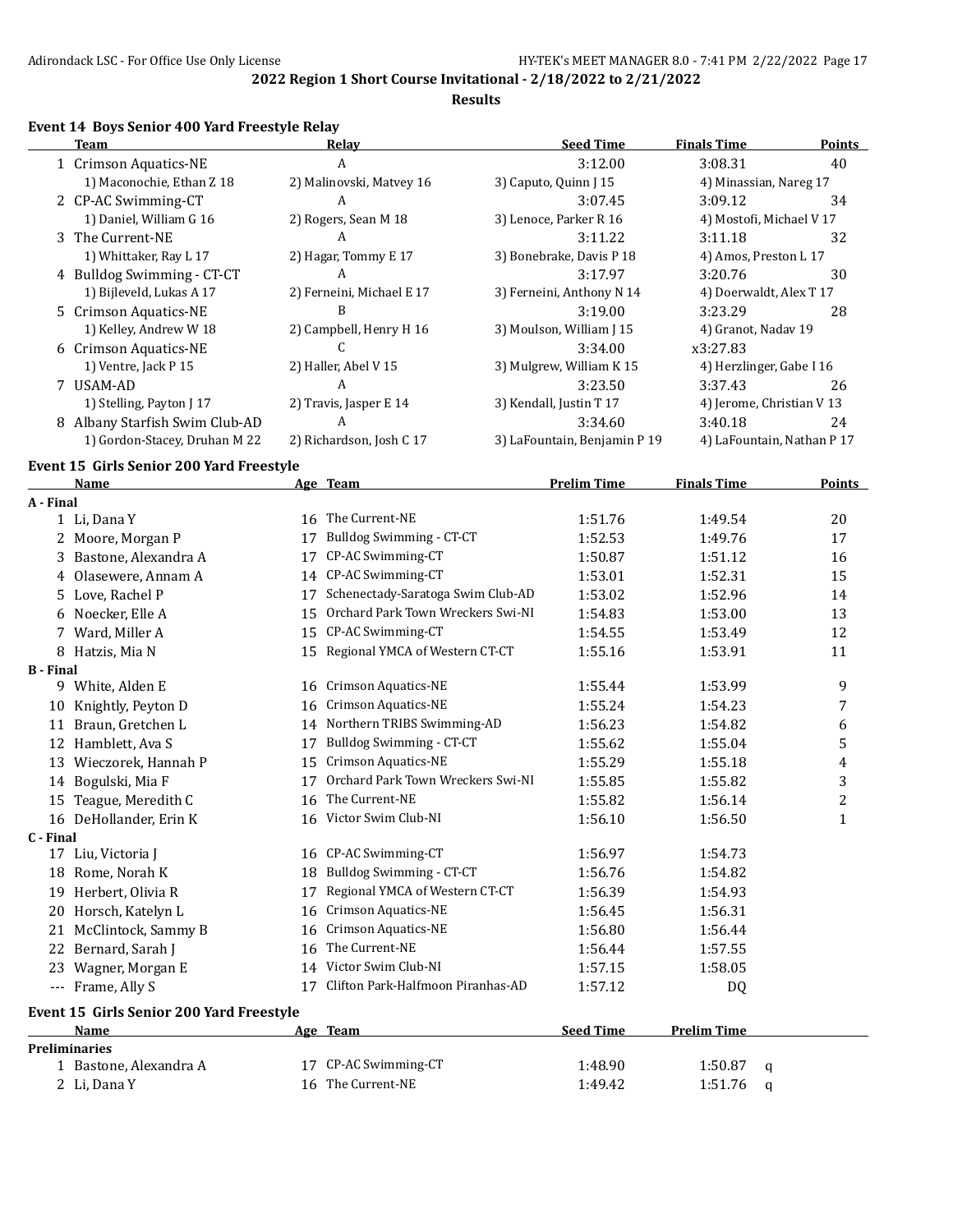**2022 Region 1 Short Course Invitational - 2/18/2022 to 2/21/2022**

**Results**

### Event 14 Boys Senior 400 Yard Freestyle Relay

| | Team | Relay | Seed Time | Finals Time | Points |
|---|---|---|---|---|---|
| 1 | Crimson Aquatics-NE | A | 3:12.00 | 3:08.31 | 40 |
| | 1) Maconochie, Ethan Z 18 | 2) Malinovski, Matvey 16 | 3) Caputo, Quinn J 15 | 4) Minassian, Nareg 17 | |
| 2 | CP-AC Swimming-CT | A | 3:07.45 | 3:09.12 | 34 |
| | 1) Daniel, William G 16 | 2) Rogers, Sean M 18 | 3) Lenoce, Parker R 16 | 4) Mostofi, Michael V 17 | |
| 3 | The Current-NE | A | 3:11.22 | 3:11.18 | 32 |
| | 1) Whittaker, Ray L 17 | 2) Hagar, Tommy E 17 | 3) Bonebrake, Davis P 18 | 4) Amos, Preston L 17 | |
| 4 | Bulldog Swimming - CT-CT | A | 3:17.97 | 3:20.76 | 30 |
| | 1) Bijleveld, Lukas A 17 | 2) Ferneini, Michael E 17 | 3) Ferneini, Anthony N 14 | 4) Doerwaldt, Alex T 17 | |
| 5 | Crimson Aquatics-NE | B | 3:19.00 | 3:23.29 | 28 |
| | 1) Kelley, Andrew W 18 | 2) Campbell, Henry H 16 | 3) Moulson, William J 15 | 4) Granot, Nadav 19 | |
| 6 | Crimson Aquatics-NE | C | 3:34.00 | x3:27.83 | |
| | 1) Ventre, Jack P 15 | 2) Haller, Abel V 15 | 3) Mulgrew, William K 15 | 4) Herzlinger, Gabe I 16 | |
| 7 | USAM-AD | A | 3:23.50 | 3:37.43 | 26 |
| | 1) Stelling, Payton J 17 | 2) Travis, Jasper E 14 | 3) Kendall, Justin T 17 | 4) Jerome, Christian V 13 | |
| 8 | Albany Starfish Swim Club-AD | A | 3:34.60 | 3:40.18 | 24 |
| | 1) Gordon-Stacey, Druhan M 22 | 2) Richardson, Josh C 17 | 3) LaFountain, Benjamin P 19 | 4) LaFountain, Nathan P 17 | |

### Event 15 Girls Senior 200 Yard Freestyle

| | Name | Age | Team | Prelim Time | Finals Time | Points |
|---|---|---|---|---|---|---|
| **A - Final** | | | | | | |
| 1 | Li, Dana Y | 16 | The Current-NE | 1:51.76 | 1:49.54 | 20 |
| 2 | Moore, Morgan P | 17 | Bulldog Swimming - CT-CT | 1:52.53 | 1:49.76 | 17 |
| 3 | Bastone, Alexandra A | 17 | CP-AC Swimming-CT | 1:50.87 | 1:51.12 | 16 |
| 4 | Olasewere, Annam A | 14 | CP-AC Swimming-CT | 1:53.01 | 1:52.31 | 15 |
| 5 | Love, Rachel P | 17 | Schenectady-Saratoga Swim Club-AD | 1:53.02 | 1:52.96 | 14 |
| 6 | Noecker, Elle A | 15 | Orchard Park Town Wreckers Swi-NI | 1:54.83 | 1:53.00 | 13 |
| 7 | Ward, Miller A | 15 | CP-AC Swimming-CT | 1:54.55 | 1:53.49 | 12 |
| 8 | Hatzis, Mia N | 15 | Regional YMCA of Western CT-CT | 1:55.16 | 1:53.91 | 11 |
| **B - Final** | | | | | | |
| 9 | White, Alden E | 16 | Crimson Aquatics-NE | 1:55.44 | 1:53.99 | 9 |
| 10 | Knightly, Peyton D | 16 | Crimson Aquatics-NE | 1:55.24 | 1:54.23 | 7 |
| 11 | Braun, Gretchen L | 14 | Northern TRIBS Swimming-AD | 1:56.23 | 1:54.82 | 6 |
| 12 | Hamblett, Ava S | 17 | Bulldog Swimming - CT-CT | 1:55.62 | 1:55.04 | 5 |
| 13 | Wieczorek, Hannah P | 15 | Crimson Aquatics-NE | 1:55.29 | 1:55.18 | 4 |
| 14 | Bogulski, Mia F | 17 | Orchard Park Town Wreckers Swi-NI | 1:55.85 | 1:55.82 | 3 |
| 15 | Teague, Meredith C | 16 | The Current-NE | 1:55.82 | 1:56.14 | 2 |
| 16 | DeHollander, Erin K | 16 | Victor Swim Club-NI | 1:56.10 | 1:56.50 | 1 |
| **C - Final** | | | | | | |
| 17 | Liu, Victoria J | 16 | CP-AC Swimming-CT | 1:56.97 | 1:54.73 | |
| 18 | Rome, Norah K | 18 | Bulldog Swimming - CT-CT | 1:56.76 | 1:54.82 | |
| 19 | Herbert, Olivia R | 17 | Regional YMCA of Western CT-CT | 1:56.39 | 1:54.93 | |
| 20 | Horsch, Katelyn L | 16 | Crimson Aquatics-NE | 1:56.45 | 1:56.31 | |
| 21 | McClintock, Sammy B | 16 | Crimson Aquatics-NE | 1:56.80 | 1:56.44 | |
| 22 | Bernard, Sarah J | 16 | The Current-NE | 1:56.44 | 1:57.55 | |
| 23 | Wagner, Morgan E | 14 | Victor Swim Club-NI | 1:57.15 | 1:58.05 | |
| --- | Frame, Ally S | 17 | Clifton Park-Halfmoon Piranhas-AD | 1:57.12 | DQ | |

### Event 15 Girls Senior 200 Yard Freestyle

| | Name | Age | Team | Seed Time | Prelim Time | |
|---|---|---|---|---|---|---|
| **Preliminaries** | | | | | | |
| 1 | Bastone, Alexandra A | 17 | CP-AC Swimming-CT | 1:48.90 | 1:50.87 | q |
| 2 | Li, Dana Y | 16 | The Current-NE | 1:49.42 | 1:51.76 | q |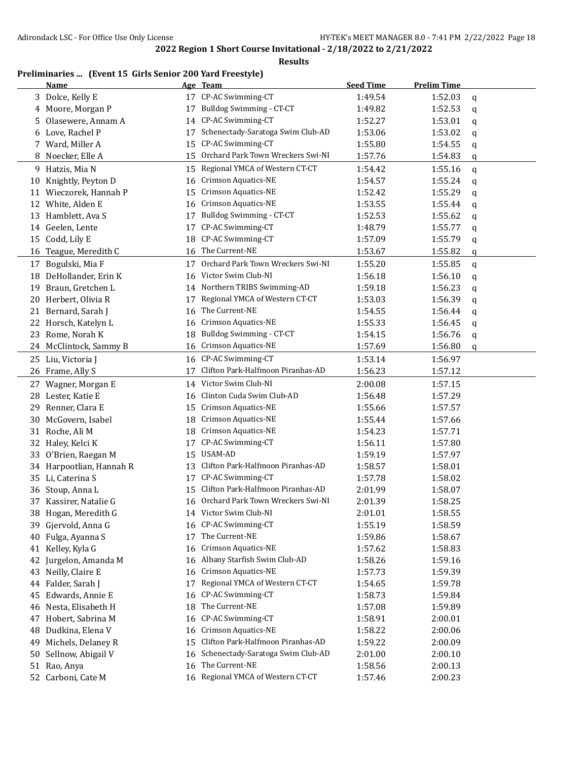## 2022 Region 1 Short Course Invitational - 2/18/2022 to 2/21/2022

### Results

**Preliminaries ... (Event 15 Girls Senior 200 Yard Freestyle)**

| | Name | Age | Team | Seed Time | Prelim Time | |
|---|---|---|---|---|---|---|
| 3 | Dolce, Kelly E | 17 | CP-AC Swimming-CT | 1:49.54 | 1:52.03 | q |
| 4 | Moore, Morgan P | 17 | Bulldog Swimming - CT-CT | 1:49.82 | 1:52.53 | q |
| 5 | Olasewere, Annam A | 14 | CP-AC Swimming-CT | 1:52.27 | 1:53.01 | q |
| 6 | Love, Rachel P | 17 | Schenectady-Saratoga Swim Club-AD | 1:53.06 | 1:53.02 | q |
| 7 | Ward, Miller A | 15 | CP-AC Swimming-CT | 1:55.80 | 1:54.55 | q |
| 8 | Noecker, Elle A | 15 | Orchard Park Town Wreckers Swi-NI | 1:57.76 | 1:54.83 | q |
| 9 | Hatzis, Mia N | 15 | Regional YMCA of Western CT-CT | 1:54.42 | 1:55.16 | q |
| 10 | Knightly, Peyton D | 16 | Crimson Aquatics-NE | 1:54.57 | 1:55.24 | q |
| 11 | Wieczorek, Hannah P | 15 | Crimson Aquatics-NE | 1:52.42 | 1:55.29 | q |
| 12 | White, Alden E | 16 | Crimson Aquatics-NE | 1:53.55 | 1:55.44 | q |
| 13 | Hamblett, Ava S | 17 | Bulldog Swimming - CT-CT | 1:52.53 | 1:55.62 | q |
| 14 | Geelen, Lente | 17 | CP-AC Swimming-CT | 1:48.79 | 1:55.77 | q |
| 15 | Codd, Lily E | 18 | CP-AC Swimming-CT | 1:57.09 | 1:55.79 | q |
| 16 | Teague, Meredith C | 16 | The Current-NE | 1:53.67 | 1:55.82 | q |
| 17 | Bogulski, Mia F | 17 | Orchard Park Town Wreckers Swi-NI | 1:55.20 | 1:55.85 | q |
| 18 | DeHollander, Erin K | 16 | Victor Swim Club-NI | 1:56.18 | 1:56.10 | q |
| 19 | Braun, Gretchen L | 14 | Northern TRIBS Swimming-AD | 1:59.18 | 1:56.23 | q |
| 20 | Herbert, Olivia R | 17 | Regional YMCA of Western CT-CT | 1:53.03 | 1:56.39 | q |
| 21 | Bernard, Sarah J | 16 | The Current-NE | 1:54.55 | 1:56.44 | q |
| 22 | Horsch, Katelyn L | 16 | Crimson Aquatics-NE | 1:55.33 | 1:56.45 | q |
| 23 | Rome, Norah K | 18 | Bulldog Swimming - CT-CT | 1:54.15 | 1:56.76 | q |
| 24 | McClintock, Sammy B | 16 | Crimson Aquatics-NE | 1:57.69 | 1:56.80 | q |
| 25 | Liu, Victoria J | 16 | CP-AC Swimming-CT | 1:53.14 | 1:56.97 | |
| 26 | Frame, Ally S | 17 | Clifton Park-Halfmoon Piranhas-AD | 1:56.23 | 1:57.12 | |
| 27 | Wagner, Morgan E | 14 | Victor Swim Club-NI | 2:00.08 | 1:57.15 | |
| 28 | Lester, Katie E | 16 | Clinton Cuda Swim Club-AD | 1:56.48 | 1:57.29 | |
| 29 | Renner, Clara E | 15 | Crimson Aquatics-NE | 1:55.66 | 1:57.57 | |
| 30 | McGovern, Isabel | 18 | Crimson Aquatics-NE | 1:55.44 | 1:57.66 | |
| 31 | Roche, Ali M | 18 | Crimson Aquatics-NE | 1:54.23 | 1:57.71 | |
| 32 | Haley, Kelci K | 17 | CP-AC Swimming-CT | 1:56.11 | 1:57.80 | |
| 33 | O'Brien, Raegan M | 15 | USAM-AD | 1:59.19 | 1:57.97 | |
| 34 | Harpootlian, Hannah R | 13 | Clifton Park-Halfmoon Piranhas-AD | 1:58.57 | 1:58.01 | |
| 35 | Li, Caterina S | 17 | CP-AC Swimming-CT | 1:57.78 | 1:58.02 | |
| 36 | Stoup, Anna L | 15 | Clifton Park-Halfmoon Piranhas-AD | 2:01.99 | 1:58.07 | |
| 37 | Kassirer, Natalie G | 16 | Orchard Park Town Wreckers Swi-NI | 2:01.39 | 1:58.25 | |
| 38 | Hogan, Meredith G | 14 | Victor Swim Club-NI | 2:01.01 | 1:58.55 | |
| 39 | Gjervold, Anna G | 16 | CP-AC Swimming-CT | 1:55.19 | 1:58.59 | |
| 40 | Fulga, Ayanna S | 17 | The Current-NE | 1:59.86 | 1:58.67 | |
| 41 | Kelley, Kyla G | 16 | Crimson Aquatics-NE | 1:57.62 | 1:58.83 | |
| 42 | Jurgelon, Amanda M | 16 | Albany Starfish Swim Club-AD | 1:58.26 | 1:59.16 | |
| 43 | Neilly, Claire E | 16 | Crimson Aquatics-NE | 1:57.73 | 1:59.39 | |
| 44 | Falder, Sarah J | 17 | Regional YMCA of Western CT-CT | 1:54.65 | 1:59.78 | |
| 45 | Edwards, Annie E | 16 | CP-AC Swimming-CT | 1:58.73 | 1:59.84 | |
| 46 | Nesta, Elisabeth H | 18 | The Current-NE | 1:57.08 | 1:59.89 | |
| 47 | Hobert, Sabrina M | 16 | CP-AC Swimming-CT | 1:58.91 | 2:00.01 | |
| 48 | Dudkina, Elena V | 16 | Crimson Aquatics-NE | 1:58.22 | 2:00.06 | |
| 49 | Michels, Delaney R | 15 | Clifton Park-Halfmoon Piranhas-AD | 1:59.22 | 2:00.09 | |
| 50 | Sellnow, Abigail V | 16 | Schenectady-Saratoga Swim Club-AD | 2:01.00 | 2:00.10 | |
| 51 | Rao, Anya | 16 | The Current-NE | 1:58.56 | 2:00.13 | |
| 52 | Carboni, Cate M | 16 | Regional YMCA of Western CT-CT | 1:57.46 | 2:00.23 | |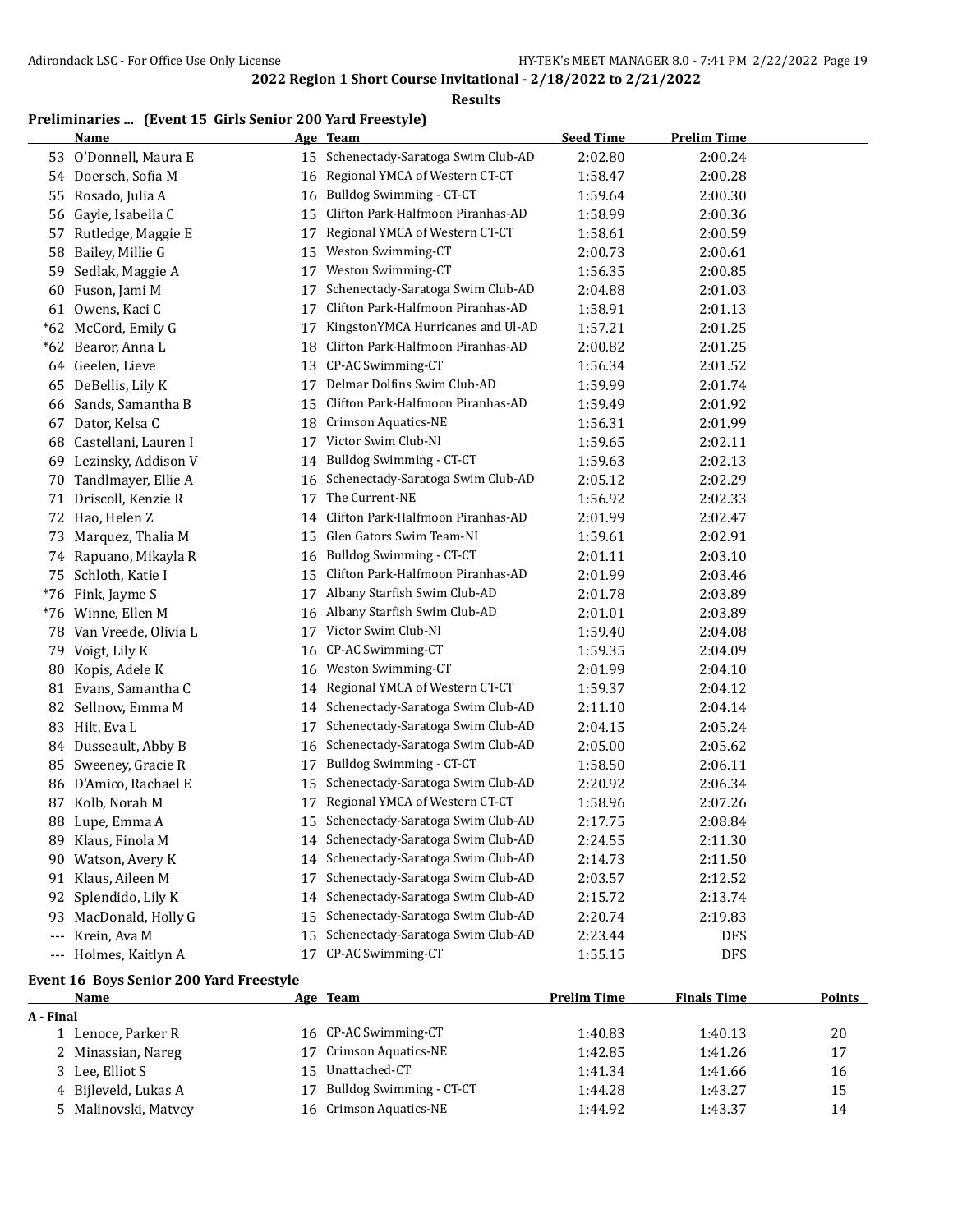**2022 Region 1 Short Course Invitational - 2/18/2022 to 2/21/2022**

**Results**

### Preliminaries ... (Event 15 Girls Senior 200 Yard Freestyle)

| | Name | Age | Team | Seed Time | Prelim Time |
|---|---|---|---|---|---|
| 53 | O'Donnell, Maura E | 15 | Schenectady-Saratoga Swim Club-AD | 2:02.80 | 2:00.24 |
| 54 | Doersch, Sofia M | 16 | Regional YMCA of Western CT-CT | 1:58.47 | 2:00.28 |
| 55 | Rosado, Julia A | 16 | Bulldog Swimming - CT-CT | 1:59.64 | 2:00.30 |
| 56 | Gayle, Isabella C | 15 | Clifton Park-Halfmoon Piranhas-AD | 1:58.99 | 2:00.36 |
| 57 | Rutledge, Maggie E | 17 | Regional YMCA of Western CT-CT | 1:58.61 | 2:00.59 |
| 58 | Bailey, Millie G | 15 | Weston Swimming-CT | 2:00.73 | 2:00.61 |
| 59 | Sedlak, Maggie A | 17 | Weston Swimming-CT | 1:56.35 | 2:00.85 |
| 60 | Fuson, Jami M | 17 | Schenectady-Saratoga Swim Club-AD | 2:04.88 | 2:01.03 |
| 61 | Owens, Kaci C | 17 | Clifton Park-Halfmoon Piranhas-AD | 1:58.91 | 2:01.13 |
| *62 | McCord, Emily G | 17 | KingstonYMCA Hurricanes and Ul-AD | 1:57.21 | 2:01.25 |
| *62 | Bearor, Anna L | 18 | Clifton Park-Halfmoon Piranhas-AD | 2:00.82 | 2:01.25 |
| 64 | Geelen, Lieve | 13 | CP-AC Swimming-CT | 1:56.34 | 2:01.52 |
| 65 | DeBellis, Lily K | 17 | Delmar Dolfins Swim Club-AD | 1:59.99 | 2:01.74 |
| 66 | Sands, Samantha B | 15 | Clifton Park-Halfmoon Piranhas-AD | 1:59.49 | 2:01.92 |
| 67 | Dator, Kelsa C | 18 | Crimson Aquatics-NE | 1:56.31 | 2:01.99 |
| 68 | Castellani, Lauren I | 17 | Victor Swim Club-NI | 1:59.65 | 2:02.11 |
| 69 | Lezinsky, Addison V | 14 | Bulldog Swimming - CT-CT | 1:59.63 | 2:02.13 |
| 70 | Tandlmayer, Ellie A | 16 | Schenectady-Saratoga Swim Club-AD | 2:05.12 | 2:02.29 |
| 71 | Driscoll, Kenzie R | 17 | The Current-NE | 1:56.92 | 2:02.33 |
| 72 | Hao, Helen Z | 14 | Clifton Park-Halfmoon Piranhas-AD | 2:01.99 | 2:02.47 |
| 73 | Marquez, Thalia M | 15 | Glen Gators Swim Team-NI | 1:59.61 | 2:02.91 |
| 74 | Rapuano, Mikayla R | 16 | Bulldog Swimming - CT-CT | 2:01.11 | 2:03.10 |
| 75 | Schloth, Katie I | 15 | Clifton Park-Halfmoon Piranhas-AD | 2:01.99 | 2:03.46 |
| *76 | Fink, Jayme S | 17 | Albany Starfish Swim Club-AD | 2:01.78 | 2:03.89 |
| *76 | Winne, Ellen M | 16 | Albany Starfish Swim Club-AD | 2:01.01 | 2:03.89 |
| 78 | Van Vreede, Olivia L | 17 | Victor Swim Club-NI | 1:59.40 | 2:04.08 |
| 79 | Voigt, Lily K | 16 | CP-AC Swimming-CT | 1:59.35 | 2:04.09 |
| 80 | Kopis, Adele K | 16 | Weston Swimming-CT | 2:01.99 | 2:04.10 |
| 81 | Evans, Samantha C | 14 | Regional YMCA of Western CT-CT | 1:59.37 | 2:04.12 |
| 82 | Sellnow, Emma M | 14 | Schenectady-Saratoga Swim Club-AD | 2:11.10 | 2:04.14 |
| 83 | Hilt, Eva L | 17 | Schenectady-Saratoga Swim Club-AD | 2:04.15 | 2:05.24 |
| 84 | Dusseault, Abby B | 16 | Schenectady-Saratoga Swim Club-AD | 2:05.00 | 2:05.62 |
| 85 | Sweeney, Gracie R | 17 | Bulldog Swimming - CT-CT | 1:58.50 | 2:06.11 |
| 86 | D'Amico, Rachael E | 15 | Schenectady-Saratoga Swim Club-AD | 2:20.92 | 2:06.34 |
| 87 | Kolb, Norah M | 17 | Regional YMCA of Western CT-CT | 1:58.96 | 2:07.26 |
| 88 | Lupe, Emma A | 15 | Schenectady-Saratoga Swim Club-AD | 2:17.75 | 2:08.84 |
| 89 | Klaus, Finola M | 14 | Schenectady-Saratoga Swim Club-AD | 2:24.55 | 2:11.30 |
| 90 | Watson, Avery K | 14 | Schenectady-Saratoga Swim Club-AD | 2:14.73 | 2:11.50 |
| 91 | Klaus, Aileen M | 17 | Schenectady-Saratoga Swim Club-AD | 2:03.57 | 2:12.52 |
| 92 | Splendido, Lily K | 14 | Schenectady-Saratoga Swim Club-AD | 2:15.72 | 2:13.74 |
| 93 | MacDonald, Holly G | 15 | Schenectady-Saratoga Swim Club-AD | 2:20.74 | 2:19.83 |
| --- | Krein, Ava M | 15 | Schenectady-Saratoga Swim Club-AD | 2:23.44 | DFS |
| --- | Holmes, Kaitlyn A | 17 | CP-AC Swimming-CT | 1:55.15 | DFS |

### Event 16 Boys Senior 200 Yard Freestyle

| | Name | Age | Team | Prelim Time | Finals Time | Points |
|---|---|---|---|---|---|---|
| **A - Final** | | | | | | |
| 1 | Lenoce, Parker R | 16 | CP-AC Swimming-CT | 1:40.83 | 1:40.13 | 20 |
| 2 | Minassian, Nareg | 17 | Crimson Aquatics-NE | 1:42.85 | 1:41.26 | 17 |
| 3 | Lee, Elliot S | 15 | Unattached-CT | 1:41.34 | 1:41.66 | 16 |
| 4 | Bijleveld, Lukas A | 17 | Bulldog Swimming - CT-CT | 1:44.28 | 1:43.27 | 15 |
| 5 | Malinovski, Matvey | 16 | Crimson Aquatics-NE | 1:44.92 | 1:43.37 | 14 |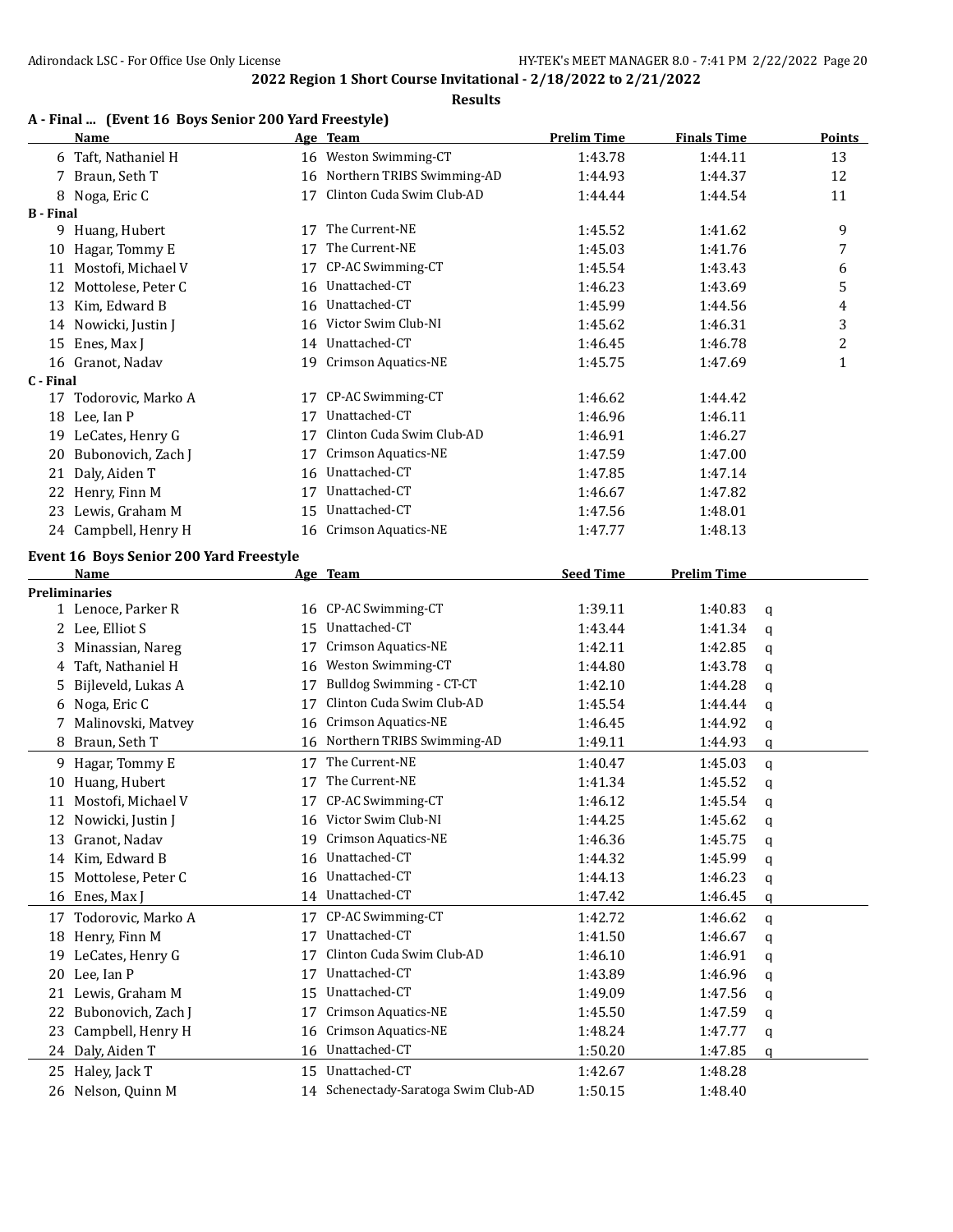**2022 Region 1 Short Course Invitational - 2/18/2022 to 2/21/2022**

**Results**

### A - Final ... (Event 16 Boys Senior 200 Yard Freestyle)

| | Name | Age | Team | Prelim Time | Finals Time | Points |
|---|---|---|---|---|---|---|
| 6 | Taft, Nathaniel H | 16 | Weston Swimming-CT | 1:43.78 | 1:44.11 | 13 |
| 7 | Braun, Seth T | 16 | Northern TRIBS Swimming-AD | 1:44.93 | 1:44.37 | 12 |
| 8 | Noga, Eric C | 17 | Clinton Cuda Swim Club-AD | 1:44.44 | 1:44.54 | 11 |
| **B - Final** | | | | | | |
| 9 | Huang, Hubert | 17 | The Current-NE | 1:45.52 | 1:41.62 | 9 |
| 10 | Hagar, Tommy E | 17 | The Current-NE | 1:45.03 | 1:41.76 | 7 |
| 11 | Mostofi, Michael V | 17 | CP-AC Swimming-CT | 1:45.54 | 1:43.43 | 6 |
| 12 | Mottolese, Peter C | 16 | Unattached-CT | 1:46.23 | 1:43.69 | 5 |
| 13 | Kim, Edward B | 16 | Unattached-CT | 1:45.99 | 1:44.56 | 4 |
| 14 | Nowicki, Justin J | 16 | Victor Swim Club-NI | 1:45.62 | 1:46.31 | 3 |
| 15 | Enes, Max J | 14 | Unattached-CT | 1:46.45 | 1:46.78 | 2 |
| 16 | Granot, Nadav | 19 | Crimson Aquatics-NE | 1:45.75 | 1:47.69 | 1 |
| **C - Final** | | | | | | |
| 17 | Todorovic, Marko A | 17 | CP-AC Swimming-CT | 1:46.62 | 1:44.42 | |
| 18 | Lee, Ian P | 17 | Unattached-CT | 1:46.96 | 1:46.11 | |
| 19 | LeCates, Henry G | 17 | Clinton Cuda Swim Club-AD | 1:46.91 | 1:46.27 | |
| 20 | Bubonovich, Zach J | 17 | Crimson Aquatics-NE | 1:47.59 | 1:47.00 | |
| 21 | Daly, Aiden T | 16 | Unattached-CT | 1:47.85 | 1:47.14 | |
| 22 | Henry, Finn M | 17 | Unattached-CT | 1:46.67 | 1:47.82 | |
| 23 | Lewis, Graham M | 15 | Unattached-CT | 1:47.56 | 1:48.01 | |
| 24 | Campbell, Henry H | 16 | Crimson Aquatics-NE | 1:47.77 | 1:48.13 | |

### Event 16 Boys Senior 200 Yard Freestyle

| | Name | Age | Team | Seed Time | Prelim Time | |
|---|---|---|---|---|---|---|
| **Preliminaries** | | | | | | |
| 1 | Lenoce, Parker R | 16 | CP-AC Swimming-CT | 1:39.11 | 1:40.83 | q |
| 2 | Lee, Elliot S | 15 | Unattached-CT | 1:43.44 | 1:41.34 | q |
| 3 | Minassian, Nareg | 17 | Crimson Aquatics-NE | 1:42.11 | 1:42.85 | q |
| 4 | Taft, Nathaniel H | 16 | Weston Swimming-CT | 1:44.80 | 1:43.78 | q |
| 5 | Bijleveld, Lukas A | 17 | Bulldog Swimming - CT-CT | 1:42.10 | 1:44.28 | q |
| 6 | Noga, Eric C | 17 | Clinton Cuda Swim Club-AD | 1:45.54 | 1:44.44 | q |
| 7 | Malinovski, Matvey | 16 | Crimson Aquatics-NE | 1:46.45 | 1:44.92 | q |
| 8 | Braun, Seth T | 16 | Northern TRIBS Swimming-AD | 1:49.11 | 1:44.93 | q |
| 9 | Hagar, Tommy E | 17 | The Current-NE | 1:40.47 | 1:45.03 | q |
| 10 | Huang, Hubert | 17 | The Current-NE | 1:41.34 | 1:45.52 | q |
| 11 | Mostofi, Michael V | 17 | CP-AC Swimming-CT | 1:46.12 | 1:45.54 | q |
| 12 | Nowicki, Justin J | 16 | Victor Swim Club-NI | 1:44.25 | 1:45.62 | q |
| 13 | Granot, Nadav | 19 | Crimson Aquatics-NE | 1:46.36 | 1:45.75 | q |
| 14 | Kim, Edward B | 16 | Unattached-CT | 1:44.32 | 1:45.99 | q |
| 15 | Mottolese, Peter C | 16 | Unattached-CT | 1:44.13 | 1:46.23 | q |
| 16 | Enes, Max J | 14 | Unattached-CT | 1:47.42 | 1:46.45 | q |
| 17 | Todorovic, Marko A | 17 | CP-AC Swimming-CT | 1:42.72 | 1:46.62 | q |
| 18 | Henry, Finn M | 17 | Unattached-CT | 1:41.50 | 1:46.67 | q |
| 19 | LeCates, Henry G | 17 | Clinton Cuda Swim Club-AD | 1:46.10 | 1:46.91 | q |
| 20 | Lee, Ian P | 17 | Unattached-CT | 1:43.89 | 1:46.96 | q |
| 21 | Lewis, Graham M | 15 | Unattached-CT | 1:49.09 | 1:47.56 | q |
| 22 | Bubonovich, Zach J | 17 | Crimson Aquatics-NE | 1:45.50 | 1:47.59 | q |
| 23 | Campbell, Henry H | 16 | Crimson Aquatics-NE | 1:48.24 | 1:47.77 | q |
| 24 | Daly, Aiden T | 16 | Unattached-CT | 1:50.20 | 1:47.85 | q |
| 25 | Haley, Jack T | 15 | Unattached-CT | 1:42.67 | 1:48.28 | |
| 26 | Nelson, Quinn M | 14 | Schenectady-Saratoga Swim Club-AD | 1:50.15 | 1:48.40 | |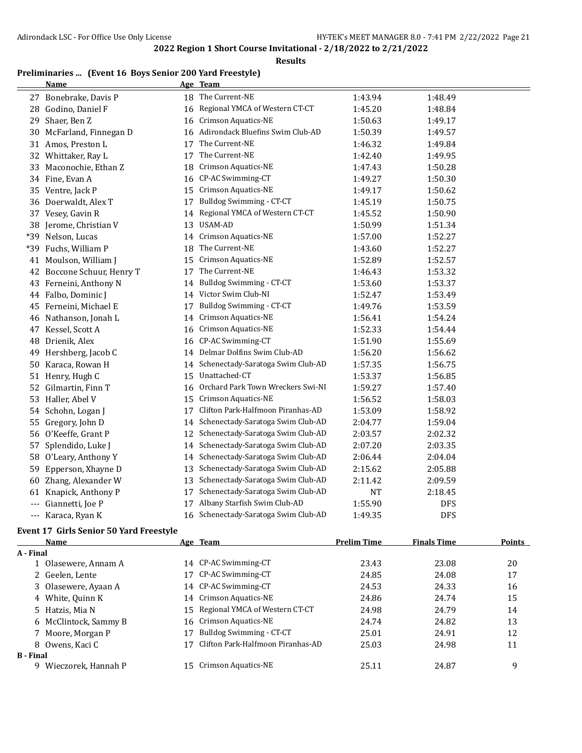**2022 Region 1 Short Course Invitational - 2/18/2022 to 2/21/2022**

**Results**

## Preliminaries ... (Event 16 Boys Senior 200 Yard Freestyle)

| | Name | Age | Team | | |
|---|---|---|---|---|---|
| 27 | Bonebrake, Davis P | 18 | The Current-NE | 1:43.94 | 1:48.49 |
| 28 | Godino, Daniel F | 16 | Regional YMCA of Western CT-CT | 1:45.20 | 1:48.84 |
| 29 | Shaer, Ben Z | 16 | Crimson Aquatics-NE | 1:50.63 | 1:49.17 |
| 30 | McFarland, Finnegan D | 16 | Adirondack Bluefins Swim Club-AD | 1:50.39 | 1:49.57 |
| 31 | Amos, Preston L | 17 | The Current-NE | 1:46.32 | 1:49.84 |
| 32 | Whittaker, Ray L | 17 | The Current-NE | 1:42.40 | 1:49.95 |
| 33 | Maconochie, Ethan Z | 18 | Crimson Aquatics-NE | 1:47.43 | 1:50.28 |
| 34 | Fine, Evan A | 16 | CP-AC Swimming-CT | 1:49.27 | 1:50.30 |
| 35 | Ventre, Jack P | 15 | Crimson Aquatics-NE | 1:49.17 | 1:50.62 |
| 36 | Doerwaldt, Alex T | 17 | Bulldog Swimming - CT-CT | 1:45.19 | 1:50.75 |
| 37 | Vesey, Gavin R | 14 | Regional YMCA of Western CT-CT | 1:45.52 | 1:50.90 |
| 38 | Jerome, Christian V | 13 | USAM-AD | 1:50.99 | 1:51.34 |
| *39 | Nelson, Lucas | 14 | Crimson Aquatics-NE | 1:57.00 | 1:52.27 |
| *39 | Fuchs, William P | 18 | The Current-NE | 1:43.60 | 1:52.27 |
| 41 | Moulson, William J | 15 | Crimson Aquatics-NE | 1:52.89 | 1:52.57 |
| 42 | Boccone Schuur, Henry T | 17 | The Current-NE | 1:46.43 | 1:53.32 |
| 43 | Ferneini, Anthony N | 14 | Bulldog Swimming - CT-CT | 1:53.60 | 1:53.37 |
| 44 | Falbo, Dominic J | 14 | Victor Swim Club-NI | 1:52.47 | 1:53.49 |
| 45 | Ferneini, Michael E | 17 | Bulldog Swimming - CT-CT | 1:49.76 | 1:53.59 |
| 46 | Nathanson, Jonah L | 14 | Crimson Aquatics-NE | 1:56.41 | 1:54.24 |
| 47 | Kessel, Scott A | 16 | Crimson Aquatics-NE | 1:52.33 | 1:54.44 |
| 48 | Drienik, Alex | 16 | CP-AC Swimming-CT | 1:51.90 | 1:55.69 |
| 49 | Hershberg, Jacob C | 14 | Delmar Dolfins Swim Club-AD | 1:56.20 | 1:56.62 |
| 50 | Karaca, Rowan H | 14 | Schenectady-Saratoga Swim Club-AD | 1:57.35 | 1:56.75 |
| 51 | Henry, Hugh C | 15 | Unattached-CT | 1:53.37 | 1:56.85 |
| 52 | Gilmartin, Finn T | 16 | Orchard Park Town Wreckers Swi-NI | 1:59.27 | 1:57.40 |
| 53 | Haller, Abel V | 15 | Crimson Aquatics-NE | 1:56.52 | 1:58.03 |
| 54 | Schohn, Logan J | 17 | Clifton Park-Halfmoon Piranhas-AD | 1:53.09 | 1:58.92 |
| 55 | Gregory, John D | 14 | Schenectady-Saratoga Swim Club-AD | 2:04.77 | 1:59.04 |
| 56 | O'Keeffe, Grant P | 12 | Schenectady-Saratoga Swim Club-AD | 2:03.57 | 2:02.32 |
| 57 | Splendido, Luke J | 14 | Schenectady-Saratoga Swim Club-AD | 2:07.20 | 2:03.35 |
| 58 | O'Leary, Anthony Y | 14 | Schenectady-Saratoga Swim Club-AD | 2:06.44 | 2:04.04 |
| 59 | Epperson, Xhayne D | 13 | Schenectady-Saratoga Swim Club-AD | 2:15.62 | 2:05.88 |
| 60 | Zhang, Alexander W | 13 | Schenectady-Saratoga Swim Club-AD | 2:11.42 | 2:09.59 |
| 61 | Knapick, Anthony P | 17 | Schenectady-Saratoga Swim Club-AD | NT | 2:18.45 |
| --- | Giannetti, Joe P | 17 | Albany Starfish Swim Club-AD | 1:55.90 | DFS |
| --- | Karaca, Ryan K | 16 | Schenectady-Saratoga Swim Club-AD | 1:49.35 | DFS |

## Event 17 Girls Senior 50 Yard Freestyle

| | Name | Age | Team | Prelim Time | Finals Time | Points |
|---|---|---|---|---|---|---|
| **A - Final** | | | | | | |
| 1 | Olasewere, Annam A | 14 | CP-AC Swimming-CT | 23.43 | 23.08 | 20 |
| 2 | Geelen, Lente | 17 | CP-AC Swimming-CT | 24.85 | 24.08 | 17 |
| 3 | Olasewere, Ayaan A | 14 | CP-AC Swimming-CT | 24.53 | 24.33 | 16 |
| 4 | White, Quinn K | 14 | Crimson Aquatics-NE | 24.86 | 24.74 | 15 |
| 5 | Hatzis, Mia N | 15 | Regional YMCA of Western CT-CT | 24.98 | 24.79 | 14 |
| 6 | McClintock, Sammy B | 16 | Crimson Aquatics-NE | 24.74 | 24.82 | 13 |
| 7 | Moore, Morgan P | 17 | Bulldog Swimming - CT-CT | 25.01 | 24.91 | 12 |
| 8 | Owens, Kaci C | 17 | Clifton Park-Halfmoon Piranhas-AD | 25.03 | 24.98 | 11 |
| **B - Final** | | | | | | |
| 9 | Wieczorek, Hannah P | 15 | Crimson Aquatics-NE | 25.11 | 24.87 | 9 |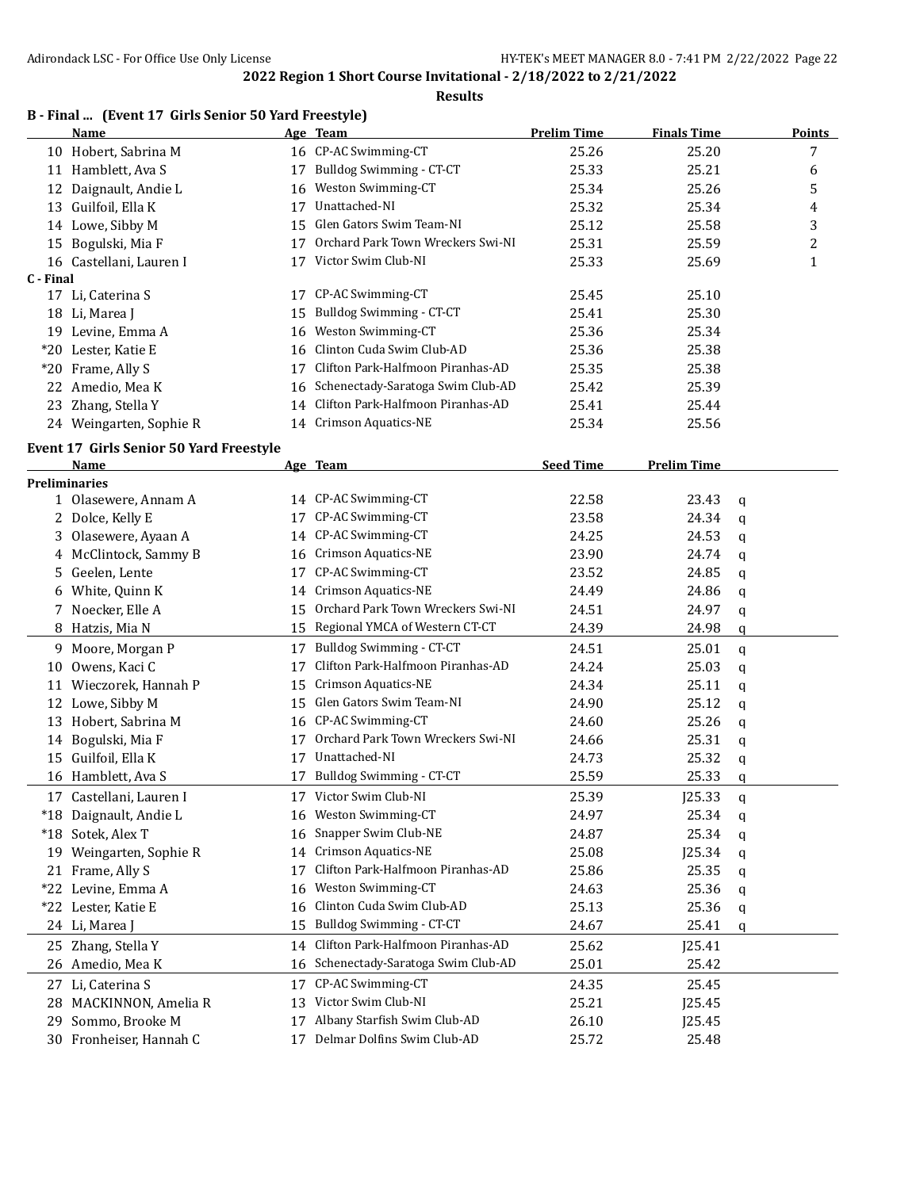**2022 Region 1 Short Course Invitational - 2/18/2022 to 2/21/2022**

**Results**

### B - Final ... (Event 17 Girls Senior 50 Yard Freestyle)

| | Name | Age | Team | Prelim Time | Finals Time | Points |
|---|---|---|---|---|---|---|
| 10 | Hobert, Sabrina M | 16 | CP-AC Swimming-CT | 25.26 | 25.20 | 7 |
| 11 | Hamblett, Ava S | 17 | Bulldog Swimming - CT-CT | 25.33 | 25.21 | 6 |
| 12 | Daignault, Andie L | 16 | Weston Swimming-CT | 25.34 | 25.26 | 5 |
| 13 | Guilfoil, Ella K | 17 | Unattached-NI | 25.32 | 25.34 | 4 |
| 14 | Lowe, Sibby M | 15 | Glen Gators Swim Team-NI | 25.12 | 25.58 | 3 |
| 15 | Bogulski, Mia F | 17 | Orchard Park Town Wreckers Swi-NI | 25.31 | 25.59 | 2 |
| 16 | Castellani, Lauren I | 17 | Victor Swim Club-NI | 25.33 | 25.69 | 1 |
| **C - Final** | | | | | | |
| 17 | Li, Caterina S | 17 | CP-AC Swimming-CT | 25.45 | 25.10 | |
| 18 | Li, Marea J | 15 | Bulldog Swimming - CT-CT | 25.41 | 25.30 | |
| 19 | Levine, Emma A | 16 | Weston Swimming-CT | 25.36 | 25.34 | |
| *20 | Lester, Katie E | 16 | Clinton Cuda Swim Club-AD | 25.36 | 25.38 | |
| *20 | Frame, Ally S | 17 | Clifton Park-Halfmoon Piranhas-AD | 25.35 | 25.38 | |
| 22 | Amedio, Mea K | 16 | Schenectady-Saratoga Swim Club-AD | 25.42 | 25.39 | |
| 23 | Zhang, Stella Y | 14 | Clifton Park-Halfmoon Piranhas-AD | 25.41 | 25.44 | |
| 24 | Weingarten, Sophie R | 14 | Crimson Aquatics-NE | 25.34 | 25.56 | |

### Event 17 Girls Senior 50 Yard Freestyle

| | Name | Age | Team | Seed Time | Prelim Time | |
|---|---|---|---|---|---|---|
| **Preliminaries** | | | | | | |
| 1 | Olasewere, Annam A | 14 | CP-AC Swimming-CT | 22.58 | 23.43 | q |
| 2 | Dolce, Kelly E | 17 | CP-AC Swimming-CT | 23.58 | 24.34 | q |
| 3 | Olasewere, Ayaan A | 14 | CP-AC Swimming-CT | 24.25 | 24.53 | q |
| 4 | McClintock, Sammy B | 16 | Crimson Aquatics-NE | 23.90 | 24.74 | q |
| 5 | Geelen, Lente | 17 | CP-AC Swimming-CT | 23.52 | 24.85 | q |
| 6 | White, Quinn K | 14 | Crimson Aquatics-NE | 24.49 | 24.86 | q |
| 7 | Noecker, Elle A | 15 | Orchard Park Town Wreckers Swi-NI | 24.51 | 24.97 | q |
| 8 | Hatzis, Mia N | 15 | Regional YMCA of Western CT-CT | 24.39 | 24.98 | q |
| 9 | Moore, Morgan P | 17 | Bulldog Swimming - CT-CT | 24.51 | 25.01 | q |
| 10 | Owens, Kaci C | 17 | Clifton Park-Halfmoon Piranhas-AD | 24.24 | 25.03 | q |
| 11 | Wieczorek, Hannah P | 15 | Crimson Aquatics-NE | 24.34 | 25.11 | q |
| 12 | Lowe, Sibby M | 15 | Glen Gators Swim Team-NI | 24.90 | 25.12 | q |
| 13 | Hobert, Sabrina M | 16 | CP-AC Swimming-CT | 24.60 | 25.26 | q |
| 14 | Bogulski, Mia F | 17 | Orchard Park Town Wreckers Swi-NI | 24.66 | 25.31 | q |
| 15 | Guilfoil, Ella K | 17 | Unattached-NI | 24.73 | 25.32 | q |
| 16 | Hamblett, Ava S | 17 | Bulldog Swimming - CT-CT | 25.59 | 25.33 | q |
| 17 | Castellani, Lauren I | 17 | Victor Swim Club-NI | 25.39 | J25.33 | q |
| *18 | Daignault, Andie L | 16 | Weston Swimming-CT | 24.97 | 25.34 | q |
| *18 | Sotek, Alex T | 16 | Snapper Swim Club-NE | 24.87 | 25.34 | q |
| 19 | Weingarten, Sophie R | 14 | Crimson Aquatics-NE | 25.08 | J25.34 | q |
| 21 | Frame, Ally S | 17 | Clifton Park-Halfmoon Piranhas-AD | 25.86 | 25.35 | q |
| *22 | Levine, Emma A | 16 | Weston Swimming-CT | 24.63 | 25.36 | q |
| *22 | Lester, Katie E | 16 | Clinton Cuda Swim Club-AD | 25.13 | 25.36 | q |
| 24 | Li, Marea J | 15 | Bulldog Swimming - CT-CT | 24.67 | 25.41 | q |
| 25 | Zhang, Stella Y | 14 | Clifton Park-Halfmoon Piranhas-AD | 25.62 | J25.41 | |
| 26 | Amedio, Mea K | 16 | Schenectady-Saratoga Swim Club-AD | 25.01 | 25.42 | |
| 27 | Li, Caterina S | 17 | CP-AC Swimming-CT | 24.35 | 25.45 | |
| 28 | MACKINNON, Amelia R | 13 | Victor Swim Club-NI | 25.21 | J25.45 | |
| 29 | Sommo, Brooke M | 17 | Albany Starfish Swim Club-AD | 26.10 | J25.45 | |
| 30 | Fronheiser, Hannah C | 17 | Delmar Dolfins Swim Club-AD | 25.72 | 25.48 | |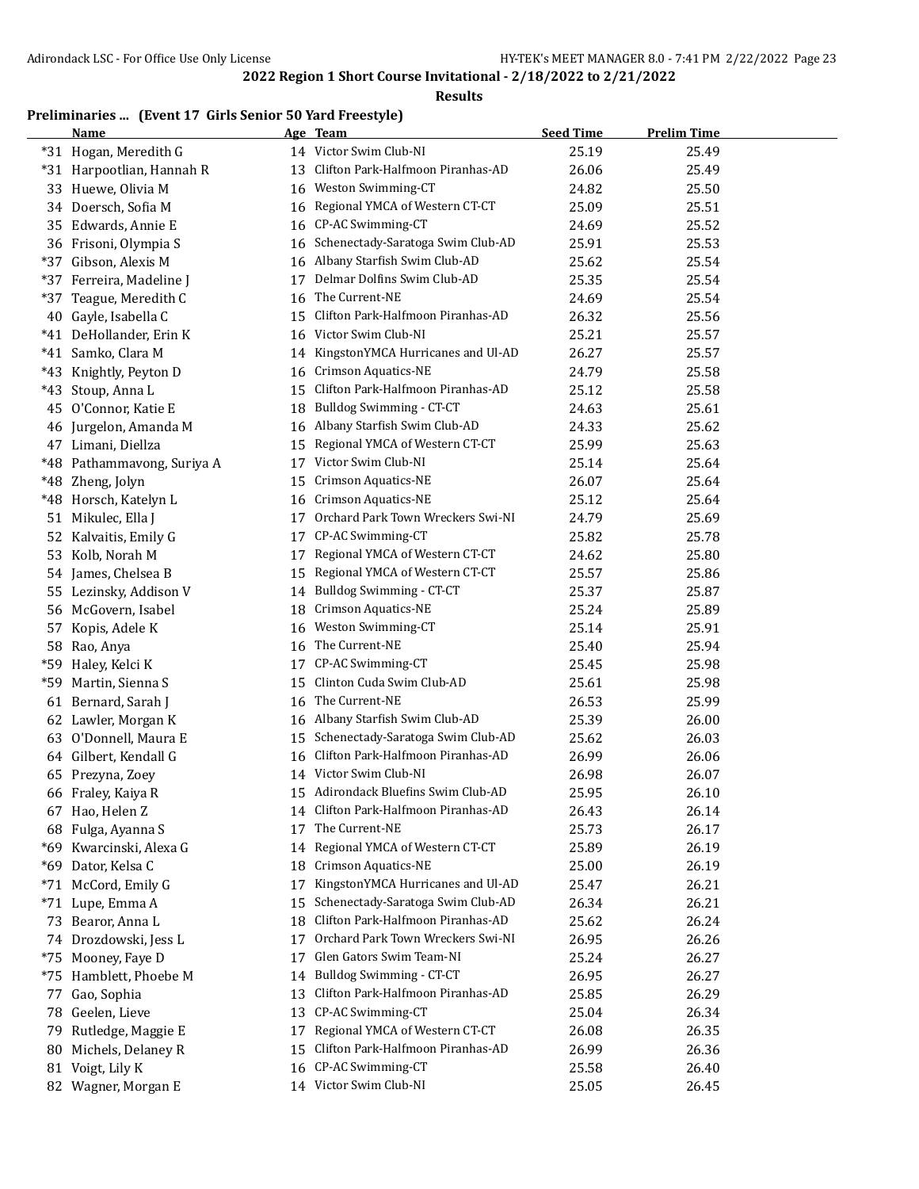## 2022 Region 1 Short Course Invitational - 2/18/2022 to 2/21/2022

**Results**

### Preliminaries ... (Event 17 Girls Senior 50 Yard Freestyle)

| | Name | Age | Team | Seed Time | Prelim Time |
|---|---|---|---|---|---|
| *31 | Hogan, Meredith G | 14 | Victor Swim Club-NI | 25.19 | 25.49 |
| *31 | Harpootlian, Hannah R | 13 | Clifton Park-Halfmoon Piranhas-AD | 26.06 | 25.49 |
| 33 | Huewe, Olivia M | 16 | Weston Swimming-CT | 24.82 | 25.50 |
| 34 | Doersch, Sofia M | 16 | Regional YMCA of Western CT-CT | 25.09 | 25.51 |
| 35 | Edwards, Annie E | 16 | CP-AC Swimming-CT | 24.69 | 25.52 |
| 36 | Frisoni, Olympia S | 16 | Schenectady-Saratoga Swim Club-AD | 25.91 | 25.53 |
| *37 | Gibson, Alexis M | 16 | Albany Starfish Swim Club-AD | 25.62 | 25.54 |
| *37 | Ferreira, Madeline J | 17 | Delmar Dolfins Swim Club-AD | 25.35 | 25.54 |
| *37 | Teague, Meredith C | 16 | The Current-NE | 24.69 | 25.54 |
| 40 | Gayle, Isabella C | 15 | Clifton Park-Halfmoon Piranhas-AD | 26.32 | 25.56 |
| *41 | DeHollander, Erin K | 16 | Victor Swim Club-NI | 25.21 | 25.57 |
| *41 | Samko, Clara M | 14 | KingstonYMCA Hurricanes and Ul-AD | 26.27 | 25.57 |
| *43 | Knightly, Peyton D | 16 | Crimson Aquatics-NE | 24.79 | 25.58 |
| *43 | Stoup, Anna L | 15 | Clifton Park-Halfmoon Piranhas-AD | 25.12 | 25.58 |
| 45 | O'Connor, Katie E | 18 | Bulldog Swimming - CT-CT | 24.63 | 25.61 |
| 46 | Jurgelon, Amanda M | 16 | Albany Starfish Swim Club-AD | 24.33 | 25.62 |
| 47 | Limani, Diellza | 15 | Regional YMCA of Western CT-CT | 25.99 | 25.63 |
| *48 | Pathammavong, Suriya A | 17 | Victor Swim Club-NI | 25.14 | 25.64 |
| *48 | Zheng, Jolyn | 15 | Crimson Aquatics-NE | 26.07 | 25.64 |
| *48 | Horsch, Katelyn L | 16 | Crimson Aquatics-NE | 25.12 | 25.64 |
| 51 | Mikulec, Ella J | 17 | Orchard Park Town Wreckers Swi-NI | 24.79 | 25.69 |
| 52 | Kalvaitis, Emily G | 17 | CP-AC Swimming-CT | 25.82 | 25.78 |
| 53 | Kolb, Norah M | 17 | Regional YMCA of Western CT-CT | 24.62 | 25.80 |
| 54 | James, Chelsea B | 15 | Regional YMCA of Western CT-CT | 25.57 | 25.86 |
| 55 | Lezinsky, Addison V | 14 | Bulldog Swimming - CT-CT | 25.37 | 25.87 |
| 56 | McGovern, Isabel | 18 | Crimson Aquatics-NE | 25.24 | 25.89 |
| 57 | Kopis, Adele K | 16 | Weston Swimming-CT | 25.14 | 25.91 |
| 58 | Rao, Anya | 16 | The Current-NE | 25.40 | 25.94 |
| *59 | Haley, Kelci K | 17 | CP-AC Swimming-CT | 25.45 | 25.98 |
| *59 | Martin, Sienna S | 15 | Clinton Cuda Swim Club-AD | 25.61 | 25.98 |
| 61 | Bernard, Sarah J | 16 | The Current-NE | 26.53 | 25.99 |
| 62 | Lawler, Morgan K | 16 | Albany Starfish Swim Club-AD | 25.39 | 26.00 |
| 63 | O'Donnell, Maura E | 15 | Schenectady-Saratoga Swim Club-AD | 25.62 | 26.03 |
| 64 | Gilbert, Kendall G | 16 | Clifton Park-Halfmoon Piranhas-AD | 26.99 | 26.06 |
| 65 | Prezyna, Zoey | 14 | Victor Swim Club-NI | 26.98 | 26.07 |
| 66 | Fraley, Kaiya R | 15 | Adirondack Bluefins Swim Club-AD | 25.95 | 26.10 |
| 67 | Hao, Helen Z | 14 | Clifton Park-Halfmoon Piranhas-AD | 26.43 | 26.14 |
| 68 | Fulga, Ayanna S | 17 | The Current-NE | 25.73 | 26.17 |
| *69 | Kwarcinski, Alexa G | 14 | Regional YMCA of Western CT-CT | 25.89 | 26.19 |
| *69 | Dator, Kelsa C | 18 | Crimson Aquatics-NE | 25.00 | 26.19 |
| *71 | McCord, Emily G | 17 | KingstonYMCA Hurricanes and Ul-AD | 25.47 | 26.21 |
| *71 | Lupe, Emma A | 15 | Schenectady-Saratoga Swim Club-AD | 26.34 | 26.21 |
| 73 | Bearor, Anna L | 18 | Clifton Park-Halfmoon Piranhas-AD | 25.62 | 26.24 |
| 74 | Drozdowski, Jess L | 17 | Orchard Park Town Wreckers Swi-NI | 26.95 | 26.26 |
| *75 | Mooney, Faye D | 17 | Glen Gators Swim Team-NI | 25.24 | 26.27 |
| *75 | Hamblett, Phoebe M | 14 | Bulldog Swimming - CT-CT | 26.95 | 26.27 |
| 77 | Gao, Sophia | 13 | Clifton Park-Halfmoon Piranhas-AD | 25.85 | 26.29 |
| 78 | Geelen, Lieve | 13 | CP-AC Swimming-CT | 25.04 | 26.34 |
| 79 | Rutledge, Maggie E | 17 | Regional YMCA of Western CT-CT | 26.08 | 26.35 |
| 80 | Michels, Delaney R | 15 | Clifton Park-Halfmoon Piranhas-AD | 26.99 | 26.36 |
| 81 | Voigt, Lily K | 16 | CP-AC Swimming-CT | 25.58 | 26.40 |
| 82 | Wagner, Morgan E | 14 | Victor Swim Club-NI | 25.05 | 26.45 |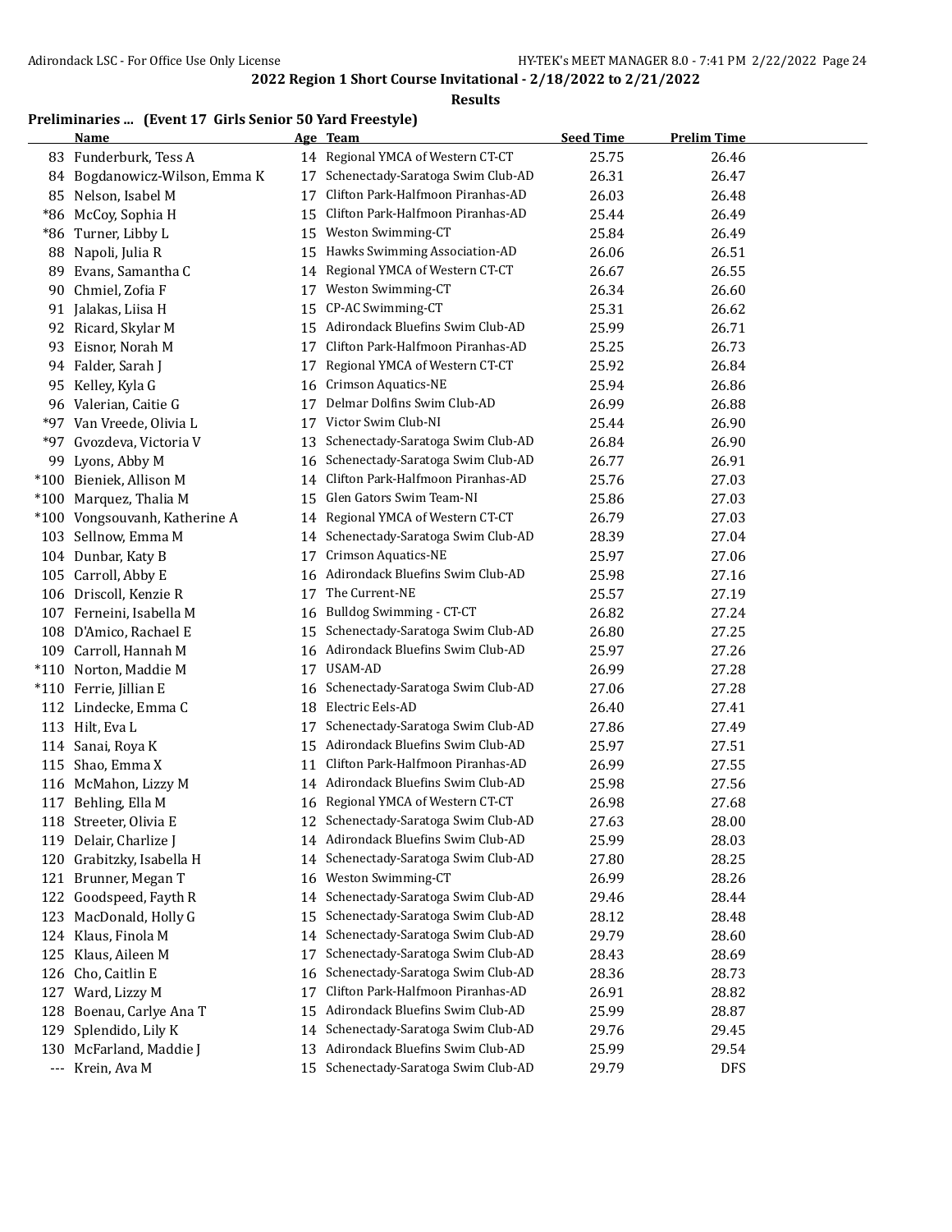## 2022 Region 1 Short Course Invitational - 2/18/2022 to 2/21/2022

### Results

### Preliminaries ... (Event 17 Girls Senior 50 Yard Freestyle)

| | Name | Age | Team | Seed Time | Prelim Time |
|---|---|---|---|---|---|
| 83 | Funderburk, Tess A | 14 | Regional YMCA of Western CT-CT | 25.75 | 26.46 |
| 84 | Bogdanowicz-Wilson, Emma K | 17 | Schenectady-Saratoga Swim Club-AD | 26.31 | 26.47 |
| 85 | Nelson, Isabel M | 17 | Clifton Park-Halfmoon Piranhas-AD | 26.03 | 26.48 |
| *86 | McCoy, Sophia H | 15 | Clifton Park-Halfmoon Piranhas-AD | 25.44 | 26.49 |
| *86 | Turner, Libby L | 15 | Weston Swimming-CT | 25.84 | 26.49 |
| 88 | Napoli, Julia R | 15 | Hawks Swimming Association-AD | 26.06 | 26.51 |
| 89 | Evans, Samantha C | 14 | Regional YMCA of Western CT-CT | 26.67 | 26.55 |
| 90 | Chmiel, Zofia F | 17 | Weston Swimming-CT | 26.34 | 26.60 |
| 91 | Jalakas, Liisa H | 15 | CP-AC Swimming-CT | 25.31 | 26.62 |
| 92 | Ricard, Skylar M | 15 | Adirondack Bluefins Swim Club-AD | 25.99 | 26.71 |
| 93 | Eisnor, Norah M | 17 | Clifton Park-Halfmoon Piranhas-AD | 25.25 | 26.73 |
| 94 | Falder, Sarah J | 17 | Regional YMCA of Western CT-CT | 25.92 | 26.84 |
| 95 | Kelley, Kyla G | 16 | Crimson Aquatics-NE | 25.94 | 26.86 |
| 96 | Valerian, Caitie G | 17 | Delmar Dolfins Swim Club-AD | 26.99 | 26.88 |
| *97 | Van Vreede, Olivia L | 17 | Victor Swim Club-NI | 25.44 | 26.90 |
| *97 | Gvozdeva, Victoria V | 13 | Schenectady-Saratoga Swim Club-AD | 26.84 | 26.90 |
| 99 | Lyons, Abby M | 16 | Schenectady-Saratoga Swim Club-AD | 26.77 | 26.91 |
| *100 | Bieniek, Allison M | 14 | Clifton Park-Halfmoon Piranhas-AD | 25.76 | 27.03 |
| *100 | Marquez, Thalia M | 15 | Glen Gators Swim Team-NI | 25.86 | 27.03 |
| *100 | Vongsouvanh, Katherine A | 14 | Regional YMCA of Western CT-CT | 26.79 | 27.03 |
| 103 | Sellnow, Emma M | 14 | Schenectady-Saratoga Swim Club-AD | 28.39 | 27.04 |
| 104 | Dunbar, Katy B | 17 | Crimson Aquatics-NE | 25.97 | 27.06 |
| 105 | Carroll, Abby E | 16 | Adirondack Bluefins Swim Club-AD | 25.98 | 27.16 |
| 106 | Driscoll, Kenzie R | 17 | The Current-NE | 25.57 | 27.19 |
| 107 | Ferneini, Isabella M | 16 | Bulldog Swimming - CT-CT | 26.82 | 27.24 |
| 108 | D'Amico, Rachael E | 15 | Schenectady-Saratoga Swim Club-AD | 26.80 | 27.25 |
| 109 | Carroll, Hannah M | 16 | Adirondack Bluefins Swim Club-AD | 25.97 | 27.26 |
| *110 | Norton, Maddie M | 17 | USAM-AD | 26.99 | 27.28 |
| *110 | Ferrie, Jillian E | 16 | Schenectady-Saratoga Swim Club-AD | 27.06 | 27.28 |
| 112 | Lindecke, Emma C | 18 | Electric Eels-AD | 26.40 | 27.41 |
| 113 | Hilt, Eva L | 17 | Schenectady-Saratoga Swim Club-AD | 27.86 | 27.49 |
| 114 | Sanai, Roya K | 15 | Adirondack Bluefins Swim Club-AD | 25.97 | 27.51 |
| 115 | Shao, Emma X | 11 | Clifton Park-Halfmoon Piranhas-AD | 26.99 | 27.55 |
| 116 | McMahon, Lizzy M | 14 | Adirondack Bluefins Swim Club-AD | 25.98 | 27.56 |
| 117 | Behling, Ella M | 16 | Regional YMCA of Western CT-CT | 26.98 | 27.68 |
| 118 | Streeter, Olivia E | 12 | Schenectady-Saratoga Swim Club-AD | 27.63 | 28.00 |
| 119 | Delair, Charlize J | 14 | Adirondack Bluefins Swim Club-AD | 25.99 | 28.03 |
| 120 | Grabitzky, Isabella H | 14 | Schenectady-Saratoga Swim Club-AD | 27.80 | 28.25 |
| 121 | Brunner, Megan T | 16 | Weston Swimming-CT | 26.99 | 28.26 |
| 122 | Goodspeed, Fayth R | 14 | Schenectady-Saratoga Swim Club-AD | 29.46 | 28.44 |
| 123 | MacDonald, Holly G | 15 | Schenectady-Saratoga Swim Club-AD | 28.12 | 28.48 |
| 124 | Klaus, Finola M | 14 | Schenectady-Saratoga Swim Club-AD | 29.79 | 28.60 |
| 125 | Klaus, Aileen M | 17 | Schenectady-Saratoga Swim Club-AD | 28.43 | 28.69 |
| 126 | Cho, Caitlin E | 16 | Schenectady-Saratoga Swim Club-AD | 28.36 | 28.73 |
| 127 | Ward, Lizzy M | 17 | Clifton Park-Halfmoon Piranhas-AD | 26.91 | 28.82 |
| 128 | Boenau, Carlye Ana T | 15 | Adirondack Bluefins Swim Club-AD | 25.99 | 28.87 |
| 129 | Splendido, Lily K | 14 | Schenectady-Saratoga Swim Club-AD | 29.76 | 29.45 |
| 130 | McFarland, Maddie J | 13 | Adirondack Bluefins Swim Club-AD | 25.99 | 29.54 |
| --- | Krein, Ava M | 15 | Schenectady-Saratoga Swim Club-AD | 29.79 | DFS |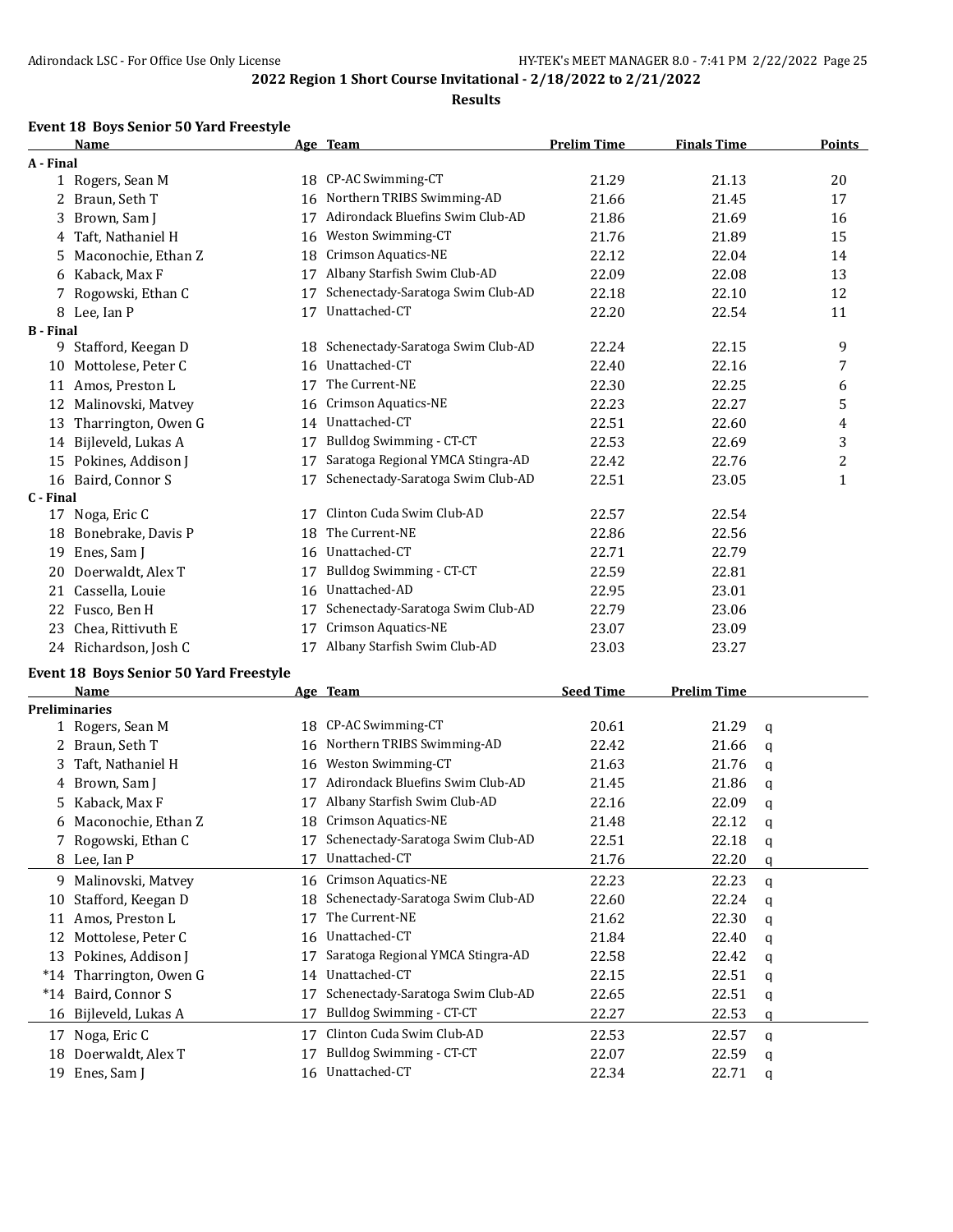## 2022 Region 1 Short Course Invitational - 2/18/2022 to 2/21/2022

### Results

### Event 18 Boys Senior 50 Yard Freestyle

| | Name | Age | Team | Prelim Time | Finals Time | Points |
|---|---|---|---|---|---|---|
| **A - Final** | | | | | | |
| 1 | Rogers, Sean M | 18 | CP-AC Swimming-CT | 21.29 | 21.13 | 20 |
| 2 | Braun, Seth T | 16 | Northern TRIBS Swimming-AD | 21.66 | 21.45 | 17 |
| 3 | Brown, Sam J | 17 | Adirondack Bluefins Swim Club-AD | 21.86 | 21.69 | 16 |
| 4 | Taft, Nathaniel H | 16 | Weston Swimming-CT | 21.76 | 21.89 | 15 |
| 5 | Maconochie, Ethan Z | 18 | Crimson Aquatics-NE | 22.12 | 22.04 | 14 |
| 6 | Kaback, Max F | 17 | Albany Starfish Swim Club-AD | 22.09 | 22.08 | 13 |
| 7 | Rogowski, Ethan C | 17 | Schenectady-Saratoga Swim Club-AD | 22.18 | 22.10 | 12 |
| 8 | Lee, Ian P | 17 | Unattached-CT | 22.20 | 22.54 | 11 |
| **B - Final** | | | | | | |
| 9 | Stafford, Keegan D | 18 | Schenectady-Saratoga Swim Club-AD | 22.24 | 22.15 | 9 |
| 10 | Mottolese, Peter C | 16 | Unattached-CT | 22.40 | 22.16 | 7 |
| 11 | Amos, Preston L | 17 | The Current-NE | 22.30 | 22.25 | 6 |
| 12 | Malinovski, Matvey | 16 | Crimson Aquatics-NE | 22.23 | 22.27 | 5 |
| 13 | Tharrington, Owen G | 14 | Unattached-CT | 22.51 | 22.60 | 4 |
| 14 | Bijleveld, Lukas A | 17 | Bulldog Swimming - CT-CT | 22.53 | 22.69 | 3 |
| 15 | Pokines, Addison J | 17 | Saratoga Regional YMCA Stingra-AD | 22.42 | 22.76 | 2 |
| 16 | Baird, Connor S | 17 | Schenectady-Saratoga Swim Club-AD | 22.51 | 23.05 | 1 |
| **C - Final** | | | | | | |
| 17 | Noga, Eric C | 17 | Clinton Cuda Swim Club-AD | 22.57 | 22.54 | |
| 18 | Bonebrake, Davis P | 18 | The Current-NE | 22.86 | 22.56 | |
| 19 | Enes, Sam J | 16 | Unattached-CT | 22.71 | 22.79 | |
| 20 | Doerwaldt, Alex T | 17 | Bulldog Swimming - CT-CT | 22.59 | 22.81 | |
| 21 | Cassella, Louie | 16 | Unattached-AD | 22.95 | 23.01 | |
| 22 | Fusco, Ben H | 17 | Schenectady-Saratoga Swim Club-AD | 22.79 | 23.06 | |
| 23 | Chea, Rittivuth E | 17 | Crimson Aquatics-NE | 23.07 | 23.09 | |
| 24 | Richardson, Josh C | 17 | Albany Starfish Swim Club-AD | 23.03 | 23.27 | |

### Event 18 Boys Senior 50 Yard Freestyle

| | Name | Age | Team | Seed Time | Prelim Time | |
|---|---|---|---|---|---|---|
| **Preliminaries** | | | | | | |
| 1 | Rogers, Sean M | 18 | CP-AC Swimming-CT | 20.61 | 21.29 | q |
| 2 | Braun, Seth T | 16 | Northern TRIBS Swimming-AD | 22.42 | 21.66 | q |
| 3 | Taft, Nathaniel H | 16 | Weston Swimming-CT | 21.63 | 21.76 | q |
| 4 | Brown, Sam J | 17 | Adirondack Bluefins Swim Club-AD | 21.45 | 21.86 | q |
| 5 | Kaback, Max F | 17 | Albany Starfish Swim Club-AD | 22.16 | 22.09 | q |
| 6 | Maconochie, Ethan Z | 18 | Crimson Aquatics-NE | 21.48 | 22.12 | q |
| 7 | Rogowski, Ethan C | 17 | Schenectady-Saratoga Swim Club-AD | 22.51 | 22.18 | q |
| 8 | Lee, Ian P | 17 | Unattached-CT | 21.76 | 22.20 | q |
| 9 | Malinovski, Matvey | 16 | Crimson Aquatics-NE | 22.23 | 22.23 | q |
| 10 | Stafford, Keegan D | 18 | Schenectady-Saratoga Swim Club-AD | 22.60 | 22.24 | q |
| 11 | Amos, Preston L | 17 | The Current-NE | 21.62 | 22.30 | q |
| 12 | Mottolese, Peter C | 16 | Unattached-CT | 21.84 | 22.40 | q |
| 13 | Pokines, Addison J | 17 | Saratoga Regional YMCA Stingra-AD | 22.58 | 22.42 | q |
| *14 | Tharrington, Owen G | 14 | Unattached-CT | 22.15 | 22.51 | q |
| *14 | Baird, Connor S | 17 | Schenectady-Saratoga Swim Club-AD | 22.65 | 22.51 | q |
| 16 | Bijleveld, Lukas A | 17 | Bulldog Swimming - CT-CT | 22.27 | 22.53 | q |
| 17 | Noga, Eric C | 17 | Clinton Cuda Swim Club-AD | 22.53 | 22.57 | q |
| 18 | Doerwaldt, Alex T | 17 | Bulldog Swimming - CT-CT | 22.07 | 22.59 | q |
| 19 | Enes, Sam J | 16 | Unattached-CT | 22.34 | 22.71 | q |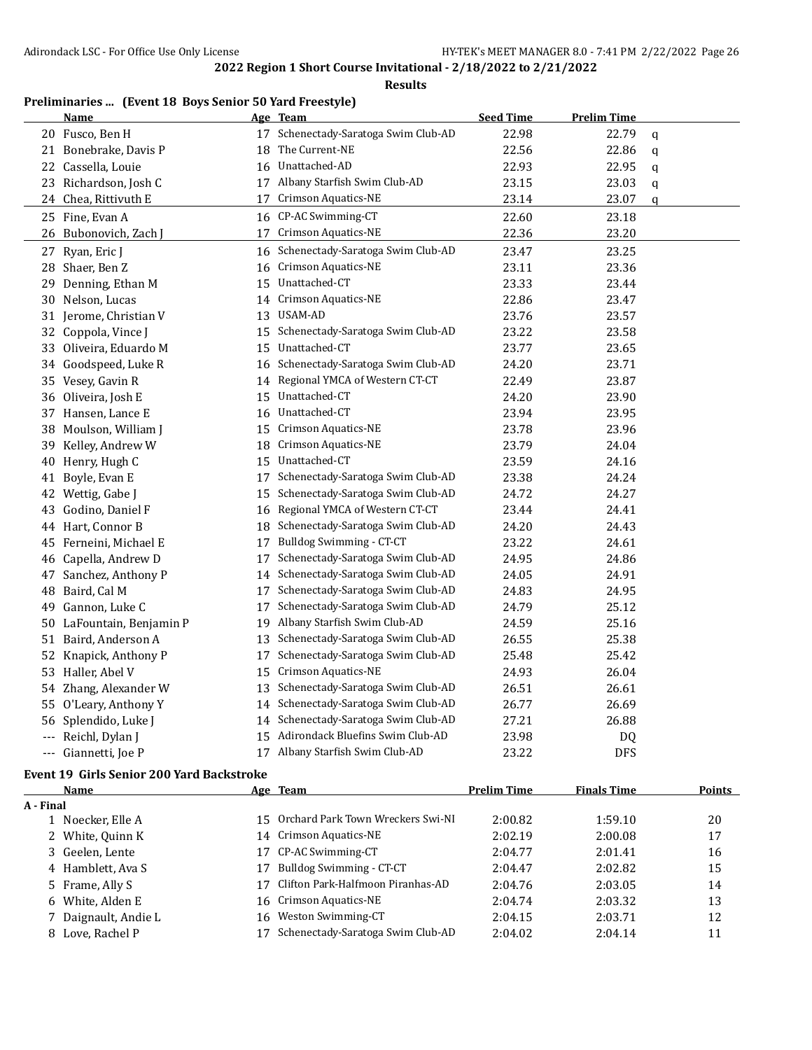2022 Region 1 Short Course Invitational - 2/18/2022 to 2/21/2022

**Results**

**Preliminaries ... (Event 18 Boys Senior 50 Yard Freestyle)**

| | Name | Age | Team | Seed Time | Prelim Time | |
|---|---|---|---|---|---|---|
| 20 | Fusco, Ben H | 17 | Schenectady-Saratoga Swim Club-AD | 22.98 | 22.79 | q |
| 21 | Bonebrake, Davis P | 18 | The Current-NE | 22.56 | 22.86 | q |
| 22 | Cassella, Louie | 16 | Unattached-AD | 22.93 | 22.95 | q |
| 23 | Richardson, Josh C | 17 | Albany Starfish Swim Club-AD | 23.15 | 23.03 | q |
| 24 | Chea, Rittivuth E | 17 | Crimson Aquatics-NE | 23.14 | 23.07 | q |
| 25 | Fine, Evan A | 16 | CP-AC Swimming-CT | 22.60 | 23.18 | |
| 26 | Bubonovich, Zach J | 17 | Crimson Aquatics-NE | 22.36 | 23.20 | |
| 27 | Ryan, Eric J | 16 | Schenectady-Saratoga Swim Club-AD | 23.47 | 23.25 | |
| 28 | Shaer, Ben Z | 16 | Crimson Aquatics-NE | 23.11 | 23.36 | |
| 29 | Denning, Ethan M | 15 | Unattached-CT | 23.33 | 23.44 | |
| 30 | Nelson, Lucas | 14 | Crimson Aquatics-NE | 22.86 | 23.47 | |
| 31 | Jerome, Christian V | 13 | USAM-AD | 23.76 | 23.57 | |
| 32 | Coppola, Vince J | 15 | Schenectady-Saratoga Swim Club-AD | 23.22 | 23.58 | |
| 33 | Oliveira, Eduardo M | 15 | Unattached-CT | 23.77 | 23.65 | |
| 34 | Goodspeed, Luke R | 16 | Schenectady-Saratoga Swim Club-AD | 24.20 | 23.71 | |
| 35 | Vesey, Gavin R | 14 | Regional YMCA of Western CT-CT | 22.49 | 23.87 | |
| 36 | Oliveira, Josh E | 15 | Unattached-CT | 24.20 | 23.90 | |
| 37 | Hansen, Lance E | 16 | Unattached-CT | 23.94 | 23.95 | |
| 38 | Moulson, William J | 15 | Crimson Aquatics-NE | 23.78 | 23.96 | |
| 39 | Kelley, Andrew W | 18 | Crimson Aquatics-NE | 23.79 | 24.04 | |
| 40 | Henry, Hugh C | 15 | Unattached-CT | 23.59 | 24.16 | |
| 41 | Boyle, Evan E | 17 | Schenectady-Saratoga Swim Club-AD | 23.38 | 24.24 | |
| 42 | Wettig, Gabe J | 15 | Schenectady-Saratoga Swim Club-AD | 24.72 | 24.27 | |
| 43 | Godino, Daniel F | 16 | Regional YMCA of Western CT-CT | 23.44 | 24.41 | |
| 44 | Hart, Connor B | 18 | Schenectady-Saratoga Swim Club-AD | 24.20 | 24.43 | |
| 45 | Ferneini, Michael E | 17 | Bulldog Swimming - CT-CT | 23.22 | 24.61 | |
| 46 | Capella, Andrew D | 17 | Schenectady-Saratoga Swim Club-AD | 24.95 | 24.86 | |
| 47 | Sanchez, Anthony P | 14 | Schenectady-Saratoga Swim Club-AD | 24.05 | 24.91 | |
| 48 | Baird, Cal M | 17 | Schenectady-Saratoga Swim Club-AD | 24.83 | 24.95 | |
| 49 | Gannon, Luke C | 17 | Schenectady-Saratoga Swim Club-AD | 24.79 | 25.12 | |
| 50 | LaFountain, Benjamin P | 19 | Albany Starfish Swim Club-AD | 24.59 | 25.16 | |
| 51 | Baird, Anderson A | 13 | Schenectady-Saratoga Swim Club-AD | 26.55 | 25.38 | |
| 52 | Knapick, Anthony P | 17 | Schenectady-Saratoga Swim Club-AD | 25.48 | 25.42 | |
| 53 | Haller, Abel V | 15 | Crimson Aquatics-NE | 24.93 | 26.04 | |
| 54 | Zhang, Alexander W | 13 | Schenectady-Saratoga Swim Club-AD | 26.51 | 26.61 | |
| 55 | O'Leary, Anthony Y | 14 | Schenectady-Saratoga Swim Club-AD | 26.77 | 26.69 | |
| 56 | Splendido, Luke J | 14 | Schenectady-Saratoga Swim Club-AD | 27.21 | 26.88 | |
| --- | Reichl, Dylan J | 15 | Adirondack Bluefins Swim Club-AD | 23.98 | DQ | |
| --- | Giannetti, Joe P | 17 | Albany Starfish Swim Club-AD | 23.22 | DFS | |

**Event 19 Girls Senior 200 Yard Backstroke**

| | Name | Age | Team | Prelim Time | Finals Time | Points |
|---|---|---|---|---|---|---|
| **A - Final** | | | | | | |
| 1 | Noecker, Elle A | 15 | Orchard Park Town Wreckers Swi-NI | 2:00.82 | 1:59.10 | 20 |
| 2 | White, Quinn K | 14 | Crimson Aquatics-NE | 2:02.19 | 2:00.08 | 17 |
| 3 | Geelen, Lente | 17 | CP-AC Swimming-CT | 2:04.77 | 2:01.41 | 16 |
| 4 | Hamblett, Ava S | 17 | Bulldog Swimming - CT-CT | 2:04.47 | 2:02.82 | 15 |
| 5 | Frame, Ally S | 17 | Clifton Park-Halfmoon Piranhas-AD | 2:04.76 | 2:03.05 | 14 |
| 6 | White, Alden E | 16 | Crimson Aquatics-NE | 2:04.74 | 2:03.32 | 13 |
| 7 | Daignault, Andie L | 16 | Weston Swimming-CT | 2:04.15 | 2:03.71 | 12 |
| 8 | Love, Rachel P | 17 | Schenectady-Saratoga Swim Club-AD | 2:04.02 | 2:04.14 | 11 |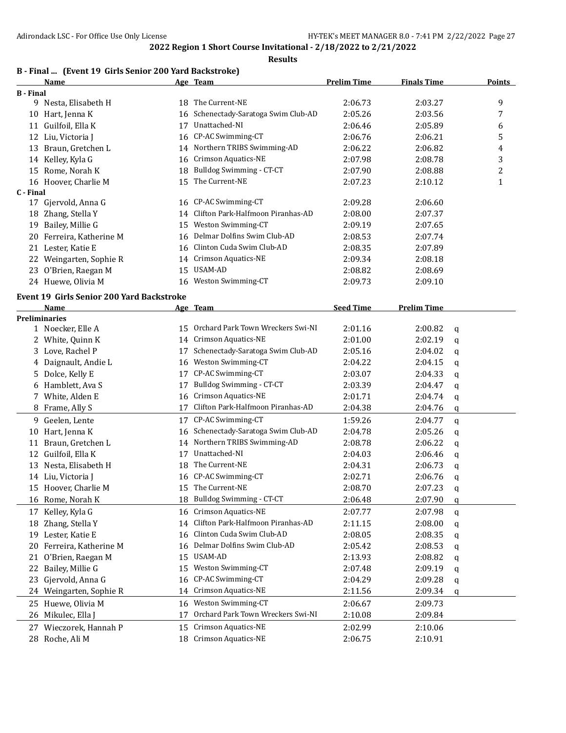## 2022 Region 1 Short Course Invitational - 2/18/2022 to 2/21/2022

### Results

### B - Final ... (Event 19 Girls Senior 200 Yard Backstroke)

| | Name | Age | Team | Prelim Time | Finals Time | Points |
|---|---|---|---|---|---|---|
| **B - Final** | | | | | | |
| 9 | Nesta, Elisabeth H | 18 | The Current-NE | 2:06.73 | 2:03.27 | 9 |
| 10 | Hart, Jenna K | 16 | Schenectady-Saratoga Swim Club-AD | 2:05.26 | 2:03.56 | 7 |
| 11 | Guilfoil, Ella K | 17 | Unattached-NI | 2:06.46 | 2:05.89 | 6 |
| 12 | Liu, Victoria J | 16 | CP-AC Swimming-CT | 2:06.76 | 2:06.21 | 5 |
| 13 | Braun, Gretchen L | 14 | Northern TRIBS Swimming-AD | 2:06.22 | 2:06.82 | 4 |
| 14 | Kelley, Kyla G | 16 | Crimson Aquatics-NE | 2:07.98 | 2:08.78 | 3 |
| 15 | Rome, Norah K | 18 | Bulldog Swimming - CT-CT | 2:07.90 | 2:08.88 | 2 |
| 16 | Hoover, Charlie M | 15 | The Current-NE | 2:07.23 | 2:10.12 | 1 |
| **C - Final** | | | | | | |
| 17 | Gjervold, Anna G | 16 | CP-AC Swimming-CT | 2:09.28 | 2:06.60 | |
| 18 | Zhang, Stella Y | 14 | Clifton Park-Halfmoon Piranhas-AD | 2:08.00 | 2:07.37 | |
| 19 | Bailey, Millie G | 15 | Weston Swimming-CT | 2:09.19 | 2:07.65 | |
| 20 | Ferreira, Katherine M | 16 | Delmar Dolfins Swim Club-AD | 2:08.53 | 2:07.74 | |
| 21 | Lester, Katie E | 16 | Clinton Cuda Swim Club-AD | 2:08.35 | 2:07.89 | |
| 22 | Weingarten, Sophie R | 14 | Crimson Aquatics-NE | 2:09.34 | 2:08.18 | |
| 23 | O'Brien, Raegan M | 15 | USAM-AD | 2:08.82 | 2:08.69 | |
| 24 | Huewe, Olivia M | 16 | Weston Swimming-CT | 2:09.73 | 2:09.10 | |

### Event 19 Girls Senior 200 Yard Backstroke

| | Name | Age | Team | Seed Time | Prelim Time | |
|---|---|---|---|---|---|---|
| **Preliminaries** | | | | | | |
| 1 | Noecker, Elle A | 15 | Orchard Park Town Wreckers Swi-NI | 2:01.16 | 2:00.82 | q |
| 2 | White, Quinn K | 14 | Crimson Aquatics-NE | 2:01.00 | 2:02.19 | q |
| 3 | Love, Rachel P | 17 | Schenectady-Saratoga Swim Club-AD | 2:05.16 | 2:04.02 | q |
| 4 | Daignault, Andie L | 16 | Weston Swimming-CT | 2:04.22 | 2:04.15 | q |
| 5 | Dolce, Kelly E | 17 | CP-AC Swimming-CT | 2:03.07 | 2:04.33 | q |
| 6 | Hamblett, Ava S | 17 | Bulldog Swimming - CT-CT | 2:03.39 | 2:04.47 | q |
| 7 | White, Alden E | 16 | Crimson Aquatics-NE | 2:01.71 | 2:04.74 | q |
| 8 | Frame, Ally S | 17 | Clifton Park-Halfmoon Piranhas-AD | 2:04.38 | 2:04.76 | q |
| 9 | Geelen, Lente | 17 | CP-AC Swimming-CT | 1:59.26 | 2:04.77 | q |
| 10 | Hart, Jenna K | 16 | Schenectady-Saratoga Swim Club-AD | 2:04.78 | 2:05.26 | q |
| 11 | Braun, Gretchen L | 14 | Northern TRIBS Swimming-AD | 2:08.78 | 2:06.22 | q |
| 12 | Guilfoil, Ella K | 17 | Unattached-NI | 2:04.03 | 2:06.46 | q |
| 13 | Nesta, Elisabeth H | 18 | The Current-NE | 2:04.31 | 2:06.73 | q |
| 14 | Liu, Victoria J | 16 | CP-AC Swimming-CT | 2:02.71 | 2:06.76 | q |
| 15 | Hoover, Charlie M | 15 | The Current-NE | 2:08.70 | 2:07.23 | q |
| 16 | Rome, Norah K | 18 | Bulldog Swimming - CT-CT | 2:06.48 | 2:07.90 | q |
| 17 | Kelley, Kyla G | 16 | Crimson Aquatics-NE | 2:07.77 | 2:07.98 | q |
| 18 | Zhang, Stella Y | 14 | Clifton Park-Halfmoon Piranhas-AD | 2:11.15 | 2:08.00 | q |
| 19 | Lester, Katie E | 16 | Clinton Cuda Swim Club-AD | 2:08.05 | 2:08.35 | q |
| 20 | Ferreira, Katherine M | 16 | Delmar Dolfins Swim Club-AD | 2:05.42 | 2:08.53 | q |
| 21 | O'Brien, Raegan M | 15 | USAM-AD | 2:13.93 | 2:08.82 | q |
| 22 | Bailey, Millie G | 15 | Weston Swimming-CT | 2:07.48 | 2:09.19 | q |
| 23 | Gjervold, Anna G | 16 | CP-AC Swimming-CT | 2:04.29 | 2:09.28 | q |
| 24 | Weingarten, Sophie R | 14 | Crimson Aquatics-NE | 2:11.56 | 2:09.34 | q |
| 25 | Huewe, Olivia M | 16 | Weston Swimming-CT | 2:06.67 | 2:09.73 | |
| 26 | Mikulec, Ella J | 17 | Orchard Park Town Wreckers Swi-NI | 2:10.08 | 2:09.84 | |
| 27 | Wieczorek, Hannah P | 15 | Crimson Aquatics-NE | 2:02.99 | 2:10.06 | |
| 28 | Roche, Ali M | 18 | Crimson Aquatics-NE | 2:06.75 | 2:10.91 | |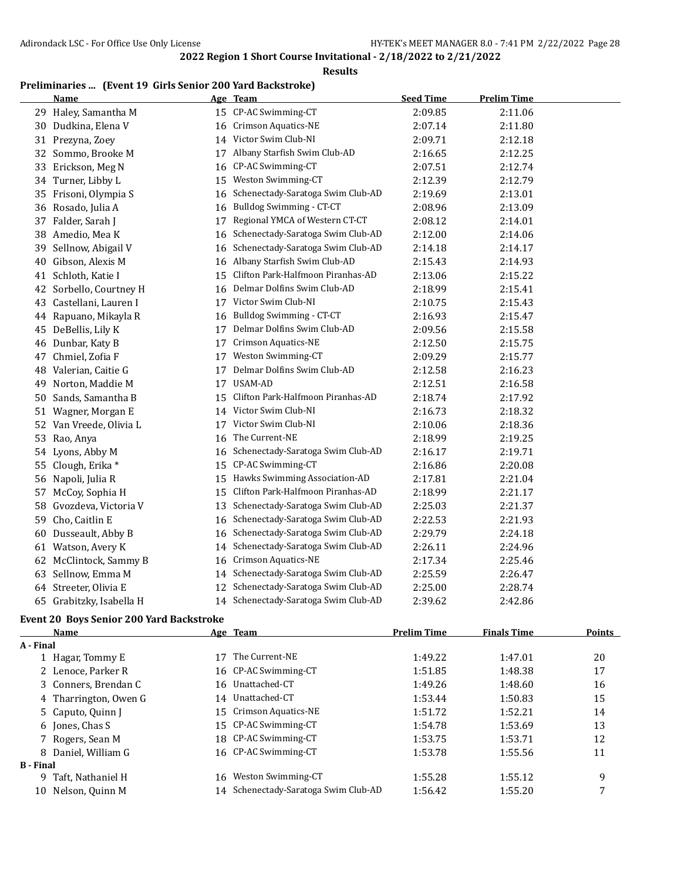## 2022 Region 1 Short Course Invitational - 2/18/2022 to 2/21/2022

**Results**

### Preliminaries ... (Event 19 Girls Senior 200 Yard Backstroke)

| | Name | Age | Team | Seed Time | Prelim Time |
|---|---|---|---|---|---|
| 29 | Haley, Samantha M | 15 | CP-AC Swimming-CT | 2:09.85 | 2:11.06 |
| 30 | Dudkina, Elena V | 16 | Crimson Aquatics-NE | 2:07.14 | 2:11.80 |
| 31 | Prezyna, Zoey | 14 | Victor Swim Club-NI | 2:09.71 | 2:12.18 |
| 32 | Sommo, Brooke M | 17 | Albany Starfish Swim Club-AD | 2:16.65 | 2:12.25 |
| 33 | Erickson, Meg N | 16 | CP-AC Swimming-CT | 2:07.51 | 2:12.74 |
| 34 | Turner, Libby L | 15 | Weston Swimming-CT | 2:12.39 | 2:12.79 |
| 35 | Frisoni, Olympia S | 16 | Schenectady-Saratoga Swim Club-AD | 2:19.69 | 2:13.01 |
| 36 | Rosado, Julia A | 16 | Bulldog Swimming - CT-CT | 2:08.96 | 2:13.09 |
| 37 | Falder, Sarah J | 17 | Regional YMCA of Western CT-CT | 2:08.12 | 2:14.01 |
| 38 | Amedio, Mea K | 16 | Schenectady-Saratoga Swim Club-AD | 2:12.00 | 2:14.06 |
| 39 | Sellnow, Abigail V | 16 | Schenectady-Saratoga Swim Club-AD | 2:14.18 | 2:14.17 |
| 40 | Gibson, Alexis M | 16 | Albany Starfish Swim Club-AD | 2:15.43 | 2:14.93 |
| 41 | Schloth, Katie I | 15 | Clifton Park-Halfmoon Piranhas-AD | 2:13.06 | 2:15.22 |
| 42 | Sorbello, Courtney H | 16 | Delmar Dolfins Swim Club-AD | 2:18.99 | 2:15.41 |
| 43 | Castellani, Lauren I | 17 | Victor Swim Club-NI | 2:10.75 | 2:15.43 |
| 44 | Rapuano, Mikayla R | 16 | Bulldog Swimming - CT-CT | 2:16.93 | 2:15.47 |
| 45 | DeBellis, Lily K | 17 | Delmar Dolfins Swim Club-AD | 2:09.56 | 2:15.58 |
| 46 | Dunbar, Katy B | 17 | Crimson Aquatics-NE | 2:12.50 | 2:15.75 |
| 47 | Chmiel, Zofia F | 17 | Weston Swimming-CT | 2:09.29 | 2:15.77 |
| 48 | Valerian, Caitie G | 17 | Delmar Dolfins Swim Club-AD | 2:12.58 | 2:16.23 |
| 49 | Norton, Maddie M | 17 | USAM-AD | 2:12.51 | 2:16.58 |
| 50 | Sands, Samantha B | 15 | Clifton Park-Halfmoon Piranhas-AD | 2:18.74 | 2:17.92 |
| 51 | Wagner, Morgan E | 14 | Victor Swim Club-NI | 2:16.73 | 2:18.32 |
| 52 | Van Vreede, Olivia L | 17 | Victor Swim Club-NI | 2:10.06 | 2:18.36 |
| 53 | Rao, Anya | 16 | The Current-NE | 2:18.99 | 2:19.25 |
| 54 | Lyons, Abby M | 16 | Schenectady-Saratoga Swim Club-AD | 2:16.17 | 2:19.71 |
| 55 | Clough, Erika * | 15 | CP-AC Swimming-CT | 2:16.86 | 2:20.08 |
| 56 | Napoli, Julia R | 15 | Hawks Swimming Association-AD | 2:17.81 | 2:21.04 |
| 57 | McCoy, Sophia H | 15 | Clifton Park-Halfmoon Piranhas-AD | 2:18.99 | 2:21.17 |
| 58 | Gvozdeva, Victoria V | 13 | Schenectady-Saratoga Swim Club-AD | 2:25.03 | 2:21.37 |
| 59 | Cho, Caitlin E | 16 | Schenectady-Saratoga Swim Club-AD | 2:22.53 | 2:21.93 |
| 60 | Dusseault, Abby B | 16 | Schenectady-Saratoga Swim Club-AD | 2:29.79 | 2:24.18 |
| 61 | Watson, Avery K | 14 | Schenectady-Saratoga Swim Club-AD | 2:26.11 | 2:24.96 |
| 62 | McClintock, Sammy B | 16 | Crimson Aquatics-NE | 2:17.34 | 2:25.46 |
| 63 | Sellnow, Emma M | 14 | Schenectady-Saratoga Swim Club-AD | 2:25.59 | 2:26.47 |
| 64 | Streeter, Olivia E | 12 | Schenectady-Saratoga Swim Club-AD | 2:25.00 | 2:28.74 |
| 65 | Grabitzky, Isabella H | 14 | Schenectady-Saratoga Swim Club-AD | 2:39.62 | 2:42.86 |

### Event 20 Boys Senior 200 Yard Backstroke

| | Name | Age | Team | Prelim Time | Finals Time | Points |
|---|---|---|---|---|---|---|
| **A - Final** | | | | | | |
| 1 | Hagar, Tommy E | 17 | The Current-NE | 1:49.22 | 1:47.01 | 20 |
| 2 | Lenoce, Parker R | 16 | CP-AC Swimming-CT | 1:51.85 | 1:48.38 | 17 |
| 3 | Conners, Brendan C | 16 | Unattached-CT | 1:49.26 | 1:48.60 | 16 |
| 4 | Tharrington, Owen G | 14 | Unattached-CT | 1:53.44 | 1:50.83 | 15 |
| 5 | Caputo, Quinn J | 15 | Crimson Aquatics-NE | 1:51.72 | 1:52.21 | 14 |
| 6 | Jones, Chas S | 15 | CP-AC Swimming-CT | 1:54.78 | 1:53.69 | 13 |
| 7 | Rogers, Sean M | 18 | CP-AC Swimming-CT | 1:53.75 | 1:53.71 | 12 |
| 8 | Daniel, William G | 16 | CP-AC Swimming-CT | 1:53.78 | 1:55.56 | 11 |
| **B - Final** | | | | | | |
| 9 | Taft, Nathaniel H | 16 | Weston Swimming-CT | 1:55.28 | 1:55.12 | 9 |
| 10 | Nelson, Quinn M | 14 | Schenectady-Saratoga Swim Club-AD | 1:56.42 | 1:55.20 | 7 |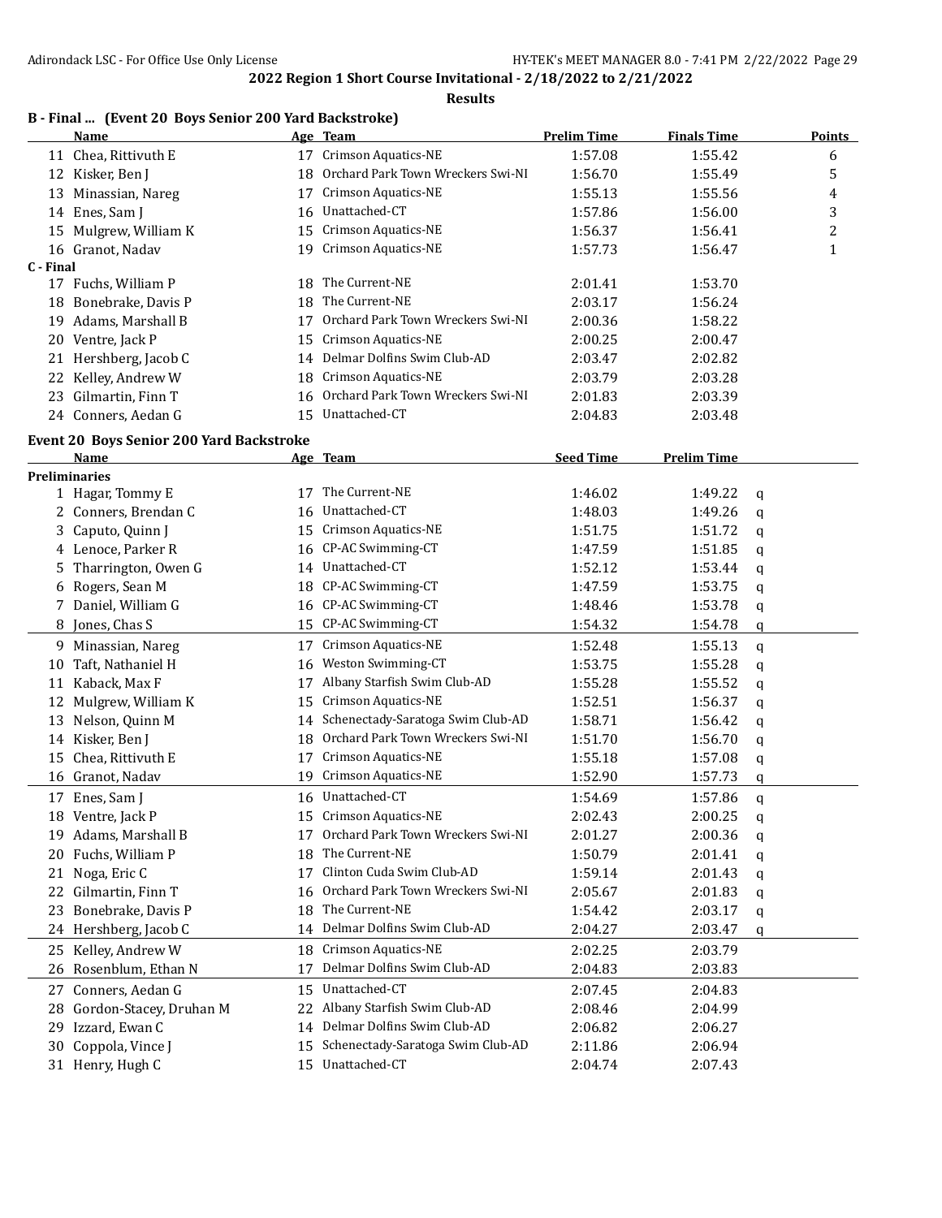2022 Region 1 Short Course Invitational - 2/18/2022 to 2/21/2022

**Results**

### B - Final ... (Event 20 Boys Senior 200 Yard Backstroke)

| | Name | Age | Team | Prelim Time | Finals Time | Points |
|---|---|---|---|---|---|---|
| 11 | Chea, Rittivuth E | 17 | Crimson Aquatics-NE | 1:57.08 | 1:55.42 | 6 |
| 12 | Kisker, Ben J | 18 | Orchard Park Town Wreckers Swi-NI | 1:56.70 | 1:55.49 | 5 |
| 13 | Minassian, Nareg | 17 | Crimson Aquatics-NE | 1:55.13 | 1:55.56 | 4 |
| 14 | Enes, Sam J | 16 | Unattached-CT | 1:57.86 | 1:56.00 | 3 |
| 15 | Mulgrew, William K | 15 | Crimson Aquatics-NE | 1:56.37 | 1:56.41 | 2 |
| 16 | Granot, Nadav | 19 | Crimson Aquatics-NE | 1:57.73 | 1:56.47 | 1 |
| **C - Final** | | | | | | |
| 17 | Fuchs, William P | 18 | The Current-NE | 2:01.41 | 1:53.70 | |
| 18 | Bonebrake, Davis P | 18 | The Current-NE | 2:03.17 | 1:56.24 | |
| 19 | Adams, Marshall B | 17 | Orchard Park Town Wreckers Swi-NI | 2:00.36 | 1:58.22 | |
| 20 | Ventre, Jack P | 15 | Crimson Aquatics-NE | 2:00.25 | 2:00.47 | |
| 21 | Hershberg, Jacob C | 14 | Delmar Dolfins Swim Club-AD | 2:03.47 | 2:02.82 | |
| 22 | Kelley, Andrew W | 18 | Crimson Aquatics-NE | 2:03.79 | 2:03.28 | |
| 23 | Gilmartin, Finn T | 16 | Orchard Park Town Wreckers Swi-NI | 2:01.83 | 2:03.39 | |
| 24 | Conners, Aedan G | 15 | Unattached-CT | 2:04.83 | 2:03.48 | |

### Event 20 Boys Senior 200 Yard Backstroke

| | Name | Age | Team | Seed Time | Prelim Time | |
|---|---|---|---|---|---|---|
| **Preliminaries** | | | | | | |
| 1 | Hagar, Tommy E | 17 | The Current-NE | 1:46.02 | 1:49.22 | q |
| 2 | Conners, Brendan C | 16 | Unattached-CT | 1:48.03 | 1:49.26 | q |
| 3 | Caputo, Quinn J | 15 | Crimson Aquatics-NE | 1:51.75 | 1:51.72 | q |
| 4 | Lenoce, Parker R | 16 | CP-AC Swimming-CT | 1:47.59 | 1:51.85 | q |
| 5 | Tharrington, Owen G | 14 | Unattached-CT | 1:52.12 | 1:53.44 | q |
| 6 | Rogers, Sean M | 18 | CP-AC Swimming-CT | 1:47.59 | 1:53.75 | q |
| 7 | Daniel, William G | 16 | CP-AC Swimming-CT | 1:48.46 | 1:53.78 | q |
| 8 | Jones, Chas S | 15 | CP-AC Swimming-CT | 1:54.32 | 1:54.78 | q |
| 9 | Minassian, Nareg | 17 | Crimson Aquatics-NE | 1:52.48 | 1:55.13 | q |
| 10 | Taft, Nathaniel H | 16 | Weston Swimming-CT | 1:53.75 | 1:55.28 | q |
| 11 | Kaback, Max F | 17 | Albany Starfish Swim Club-AD | 1:55.28 | 1:55.52 | q |
| 12 | Mulgrew, William K | 15 | Crimson Aquatics-NE | 1:52.51 | 1:56.37 | q |
| 13 | Nelson, Quinn M | 14 | Schenectady-Saratoga Swim Club-AD | 1:58.71 | 1:56.42 | q |
| 14 | Kisker, Ben J | 18 | Orchard Park Town Wreckers Swi-NI | 1:51.70 | 1:56.70 | q |
| 15 | Chea, Rittivuth E | 17 | Crimson Aquatics-NE | 1:55.18 | 1:57.08 | q |
| 16 | Granot, Nadav | 19 | Crimson Aquatics-NE | 1:52.90 | 1:57.73 | q |
| 17 | Enes, Sam J | 16 | Unattached-CT | 1:54.69 | 1:57.86 | q |
| 18 | Ventre, Jack P | 15 | Crimson Aquatics-NE | 2:02.43 | 2:00.25 | q |
| 19 | Adams, Marshall B | 17 | Orchard Park Town Wreckers Swi-NI | 2:01.27 | 2:00.36 | q |
| 20 | Fuchs, William P | 18 | The Current-NE | 1:50.79 | 2:01.41 | q |
| 21 | Noga, Eric C | 17 | Clinton Cuda Swim Club-AD | 1:59.14 | 2:01.43 | q |
| 22 | Gilmartin, Finn T | 16 | Orchard Park Town Wreckers Swi-NI | 2:05.67 | 2:01.83 | q |
| 23 | Bonebrake, Davis P | 18 | The Current-NE | 1:54.42 | 2:03.17 | q |
| 24 | Hershberg, Jacob C | 14 | Delmar Dolfins Swim Club-AD | 2:04.27 | 2:03.47 | q |
| 25 | Kelley, Andrew W | 18 | Crimson Aquatics-NE | 2:02.25 | 2:03.79 | |
| 26 | Rosenblum, Ethan N | 17 | Delmar Dolfins Swim Club-AD | 2:04.83 | 2:03.83 | |
| 27 | Conners, Aedan G | 15 | Unattached-CT | 2:07.45 | 2:04.83 | |
| 28 | Gordon-Stacey, Druhan M | 22 | Albany Starfish Swim Club-AD | 2:08.46 | 2:04.99 | |
| 29 | Izzard, Ewan C | 14 | Delmar Dolfins Swim Club-AD | 2:06.82 | 2:06.27 | |
| 30 | Coppola, Vince J | 15 | Schenectady-Saratoga Swim Club-AD | 2:11.86 | 2:06.94 | |
| 31 | Henry, Hugh C | 15 | Unattached-CT | 2:04.74 | 2:07.43 | |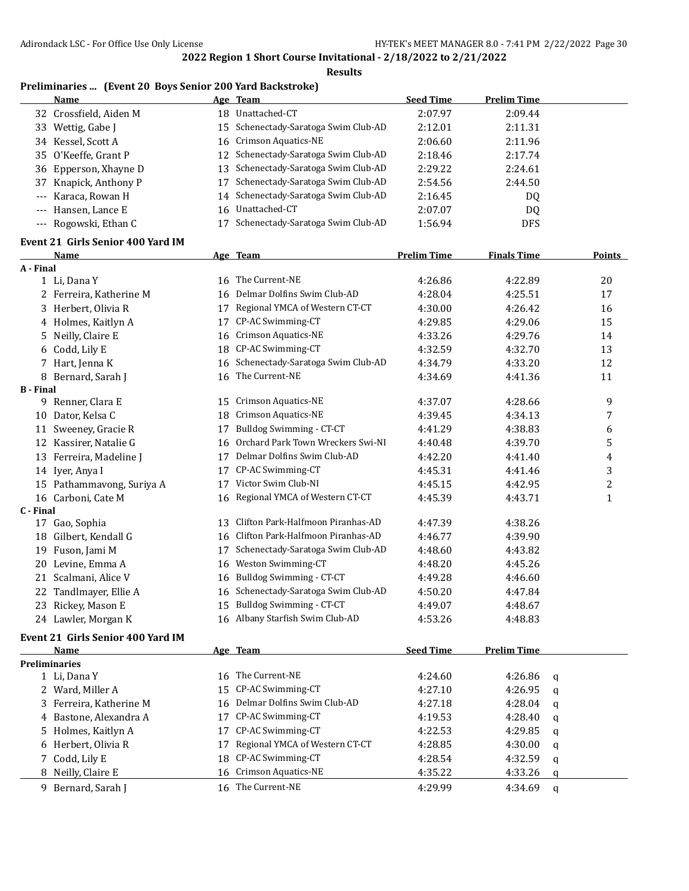## 2022 Region 1 Short Course Invitational - 2/18/2022 to 2/21/2022

### Results

### Preliminaries ... (Event 20 Boys Senior 200 Yard Backstroke)

| | Name | Age | Team | Seed Time | Prelim Time |
|---|---|---|---|---|---|
| 32 | Crossfield, Aiden M | 18 | Unattached-CT | 2:07.97 | 2:09.44 |
| 33 | Wettig, Gabe J | 15 | Schenectady-Saratoga Swim Club-AD | 2:12.01 | 2:11.31 |
| 34 | Kessel, Scott A | 16 | Crimson Aquatics-NE | 2:06.60 | 2:11.96 |
| 35 | O'Keeffe, Grant P | 12 | Schenectady-Saratoga Swim Club-AD | 2:18.46 | 2:17.74 |
| 36 | Epperson, Xhayne D | 13 | Schenectady-Saratoga Swim Club-AD | 2:29.22 | 2:24.61 |
| 37 | Knapick, Anthony P | 17 | Schenectady-Saratoga Swim Club-AD | 2:54.56 | 2:44.50 |
| --- | Karaca, Rowan H | 14 | Schenectady-Saratoga Swim Club-AD | 2:16.45 | DQ |
| --- | Hansen, Lance E | 16 | Unattached-CT | 2:07.07 | DQ |
| --- | Rogowski, Ethan C | 17 | Schenectady-Saratoga Swim Club-AD | 1:56.94 | DFS |

### Event 21 Girls Senior 400 Yard IM

| | Name | Age | Team | Prelim Time | Finals Time | Points |
|---|---|---|---|---|---|---|
| **A - Final** | | | | | | |
| 1 | Li, Dana Y | 16 | The Current-NE | 4:26.86 | 4:22.89 | 20 |
| 2 | Ferreira, Katherine M | 16 | Delmar Dolfins Swim Club-AD | 4:28.04 | 4:25.51 | 17 |
| 3 | Herbert, Olivia R | 17 | Regional YMCA of Western CT-CT | 4:30.00 | 4:26.42 | 16 |
| 4 | Holmes, Kaitlyn A | 17 | CP-AC Swimming-CT | 4:29.85 | 4:29.06 | 15 |
| 5 | Neilly, Claire E | 16 | Crimson Aquatics-NE | 4:33.26 | 4:29.76 | 14 |
| 6 | Codd, Lily E | 18 | CP-AC Swimming-CT | 4:32.59 | 4:32.70 | 13 |
| 7 | Hart, Jenna K | 16 | Schenectady-Saratoga Swim Club-AD | 4:34.79 | 4:33.20 | 12 |
| 8 | Bernard, Sarah J | 16 | The Current-NE | 4:34.69 | 4:41.36 | 11 |
| **B - Final** | | | | | | |
| 9 | Renner, Clara E | 15 | Crimson Aquatics-NE | 4:37.07 | 4:28.66 | 9 |
| 10 | Dator, Kelsa C | 18 | Crimson Aquatics-NE | 4:39.45 | 4:34.13 | 7 |
| 11 | Sweeney, Gracie R | 17 | Bulldog Swimming - CT-CT | 4:41.29 | 4:38.83 | 6 |
| 12 | Kassirer, Natalie G | 16 | Orchard Park Town Wreckers Swi-NI | 4:40.48 | 4:39.70 | 5 |
| 13 | Ferreira, Madeline J | 17 | Delmar Dolfins Swim Club-AD | 4:42.20 | 4:41.40 | 4 |
| 14 | Iyer, Anya I | 17 | CP-AC Swimming-CT | 4:45.31 | 4:41.46 | 3 |
| 15 | Pathammavong, Suriya A | 17 | Victor Swim Club-NI | 4:45.15 | 4:42.95 | 2 |
| 16 | Carboni, Cate M | 16 | Regional YMCA of Western CT-CT | 4:45.39 | 4:43.71 | 1 |
| **C - Final** | | | | | | |
| 17 | Gao, Sophia | 13 | Clifton Park-Halfmoon Piranhas-AD | 4:47.39 | 4:38.26 | |
| 18 | Gilbert, Kendall G | 16 | Clifton Park-Halfmoon Piranhas-AD | 4:46.77 | 4:39.90 | |
| 19 | Fuson, Jami M | 17 | Schenectady-Saratoga Swim Club-AD | 4:48.60 | 4:43.82 | |
| 20 | Levine, Emma A | 16 | Weston Swimming-CT | 4:48.20 | 4:45.26 | |
| 21 | Scalmani, Alice V | 16 | Bulldog Swimming - CT-CT | 4:49.28 | 4:46.60 | |
| 22 | Tandlmayer, Ellie A | 16 | Schenectady-Saratoga Swim Club-AD | 4:50.20 | 4:47.84 | |
| 23 | Rickey, Mason E | 15 | Bulldog Swimming - CT-CT | 4:49.07 | 4:48.67 | |
| 24 | Lawler, Morgan K | 16 | Albany Starfish Swim Club-AD | 4:53.26 | 4:48.83 | |

### Event 21 Girls Senior 400 Yard IM

| | Name | Age | Team | Seed Time | Prelim Time | |
|---|---|---|---|---|---|---|
| **Preliminaries** | | | | | | |
| 1 | Li, Dana Y | 16 | The Current-NE | 4:24.60 | 4:26.86 | q |
| 2 | Ward, Miller A | 15 | CP-AC Swimming-CT | 4:27.10 | 4:26.95 | q |
| 3 | Ferreira, Katherine M | 16 | Delmar Dolfins Swim Club-AD | 4:27.18 | 4:28.04 | q |
| 4 | Bastone, Alexandra A | 17 | CP-AC Swimming-CT | 4:19.53 | 4:28.40 | q |
| 5 | Holmes, Kaitlyn A | 17 | CP-AC Swimming-CT | 4:22.53 | 4:29.85 | q |
| 6 | Herbert, Olivia R | 17 | Regional YMCA of Western CT-CT | 4:28.85 | 4:30.00 | q |
| 7 | Codd, Lily E | 18 | CP-AC Swimming-CT | 4:28.54 | 4:32.59 | q |
| 8 | Neilly, Claire E | 16 | Crimson Aquatics-NE | 4:35.22 | 4:33.26 | q |
| 9 | Bernard, Sarah J | 16 | The Current-NE | 4:29.99 | 4:34.69 | q |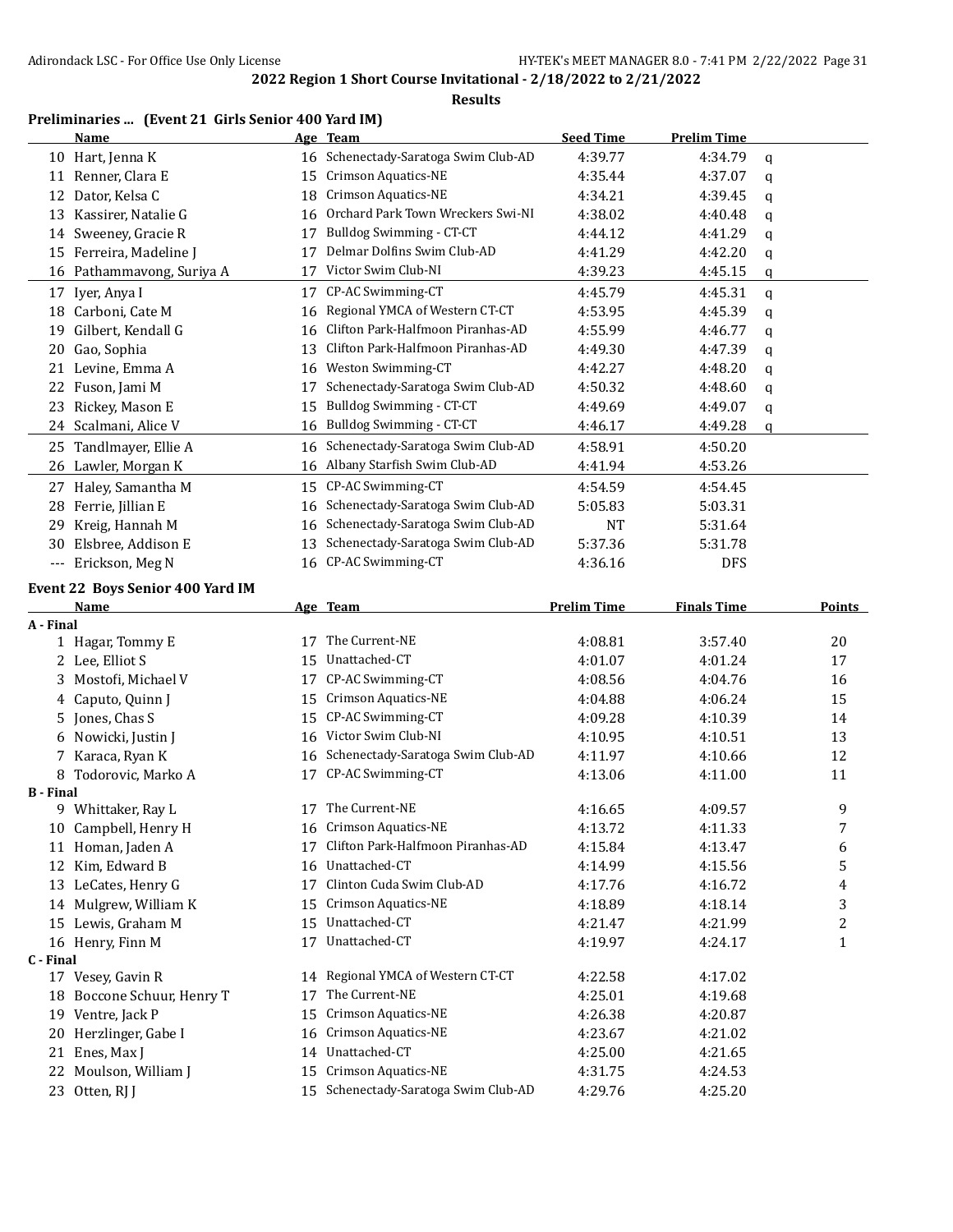**2022 Region 1 Short Course Invitational - 2/18/2022 to 2/21/2022**

**Results**

### Preliminaries ... (Event 21 Girls Senior 400 Yard IM)

| | Name | Age | Team | Seed Time | Prelim Time | |
|---|---|---|---|---|---|---|
| 10 | Hart, Jenna K | 16 | Schenectady-Saratoga Swim Club-AD | 4:39.77 | 4:34.79 | q |
| 11 | Renner, Clara E | 15 | Crimson Aquatics-NE | 4:35.44 | 4:37.07 | q |
| 12 | Dator, Kelsa C | 18 | Crimson Aquatics-NE | 4:34.21 | 4:39.45 | q |
| 13 | Kassirer, Natalie G | 16 | Orchard Park Town Wreckers Swi-NI | 4:38.02 | 4:40.48 | q |
| 14 | Sweeney, Gracie R | 17 | Bulldog Swimming - CT-CT | 4:44.12 | 4:41.29 | q |
| 15 | Ferreira, Madeline J | 17 | Delmar Dolfins Swim Club-AD | 4:41.29 | 4:42.20 | q |
| 16 | Pathammavong, Suriya A | 17 | Victor Swim Club-NI | 4:39.23 | 4:45.15 | q |
| 17 | Iyer, Anya I | 17 | CP-AC Swimming-CT | 4:45.79 | 4:45.31 | q |
| 18 | Carboni, Cate M | 16 | Regional YMCA of Western CT-CT | 4:53.95 | 4:45.39 | q |
| 19 | Gilbert, Kendall G | 16 | Clifton Park-Halfmoon Piranhas-AD | 4:55.99 | 4:46.77 | q |
| 20 | Gao, Sophia | 13 | Clifton Park-Halfmoon Piranhas-AD | 4:49.30 | 4:47.39 | q |
| 21 | Levine, Emma A | 16 | Weston Swimming-CT | 4:42.27 | 4:48.20 | q |
| 22 | Fuson, Jami M | 17 | Schenectady-Saratoga Swim Club-AD | 4:50.32 | 4:48.60 | q |
| 23 | Rickey, Mason E | 15 | Bulldog Swimming - CT-CT | 4:49.69 | 4:49.07 | q |
| 24 | Scalmani, Alice V | 16 | Bulldog Swimming - CT-CT | 4:46.17 | 4:49.28 | q |
| 25 | Tandlmayer, Ellie A | 16 | Schenectady-Saratoga Swim Club-AD | 4:58.91 | 4:50.20 | |
| 26 | Lawler, Morgan K | 16 | Albany Starfish Swim Club-AD | 4:41.94 | 4:53.26 | |
| 27 | Haley, Samantha M | 15 | CP-AC Swimming-CT | 4:54.59 | 4:54.45 | |
| 28 | Ferrie, Jillian E | 16 | Schenectady-Saratoga Swim Club-AD | 5:05.83 | 5:03.31 | |
| 29 | Kreig, Hannah M | 16 | Schenectady-Saratoga Swim Club-AD | NT | 5:31.64 | |
| 30 | Elsbree, Addison E | 13 | Schenectady-Saratoga Swim Club-AD | 5:37.36 | 5:31.78 | |
| --- | Erickson, Meg N | 16 | CP-AC Swimming-CT | 4:36.16 | DFS | |

### Event 22 Boys Senior 400 Yard IM

| | Name | Age | Team | Prelim Time | Finals Time | Points |
|---|---|---|---|---|---|---|
| **A - Final** | | | | | | |
| 1 | Hagar, Tommy E | 17 | The Current-NE | 4:08.81 | 3:57.40 | 20 |
| 2 | Lee, Elliot S | 15 | Unattached-CT | 4:01.07 | 4:01.24 | 17 |
| 3 | Mostofi, Michael V | 17 | CP-AC Swimming-CT | 4:08.56 | 4:04.76 | 16 |
| 4 | Caputo, Quinn J | 15 | Crimson Aquatics-NE | 4:04.88 | 4:06.24 | 15 |
| 5 | Jones, Chas S | 15 | CP-AC Swimming-CT | 4:09.28 | 4:10.39 | 14 |
| 6 | Nowicki, Justin J | 16 | Victor Swim Club-NI | 4:10.95 | 4:10.51 | 13 |
| 7 | Karaca, Ryan K | 16 | Schenectady-Saratoga Swim Club-AD | 4:11.97 | 4:10.66 | 12 |
| 8 | Todorovic, Marko A | 17 | CP-AC Swimming-CT | 4:13.06 | 4:11.00 | 11 |
| **B - Final** | | | | | | |
| 9 | Whittaker, Ray L | 17 | The Current-NE | 4:16.65 | 4:09.57 | 9 |
| 10 | Campbell, Henry H | 16 | Crimson Aquatics-NE | 4:13.72 | 4:11.33 | 7 |
| 11 | Homan, Jaden A | 17 | Clifton Park-Halfmoon Piranhas-AD | 4:15.84 | 4:13.47 | 6 |
| 12 | Kim, Edward B | 16 | Unattached-CT | 4:14.99 | 4:15.56 | 5 |
| 13 | LeCates, Henry G | 17 | Clinton Cuda Swim Club-AD | 4:17.76 | 4:16.72 | 4 |
| 14 | Mulgrew, William K | 15 | Crimson Aquatics-NE | 4:18.89 | 4:18.14 | 3 |
| 15 | Lewis, Graham M | 15 | Unattached-CT | 4:21.47 | 4:21.99 | 2 |
| 16 | Henry, Finn M | 17 | Unattached-CT | 4:19.97 | 4:24.17 | 1 |
| **C - Final** | | | | | | |
| 17 | Vesey, Gavin R | 14 | Regional YMCA of Western CT-CT | 4:22.58 | 4:17.02 | |
| 18 | Boccone Schuur, Henry T | 17 | The Current-NE | 4:25.01 | 4:19.68 | |
| 19 | Ventre, Jack P | 15 | Crimson Aquatics-NE | 4:26.38 | 4:20.87 | |
| 20 | Herzlinger, Gabe I | 16 | Crimson Aquatics-NE | 4:23.67 | 4:21.02 | |
| 21 | Enes, Max J | 14 | Unattached-CT | 4:25.00 | 4:21.65 | |
| 22 | Moulson, William J | 15 | Crimson Aquatics-NE | 4:31.75 | 4:24.53 | |
| 23 | Otten, RJ J | 15 | Schenectady-Saratoga Swim Club-AD | 4:29.76 | 4:25.20 | |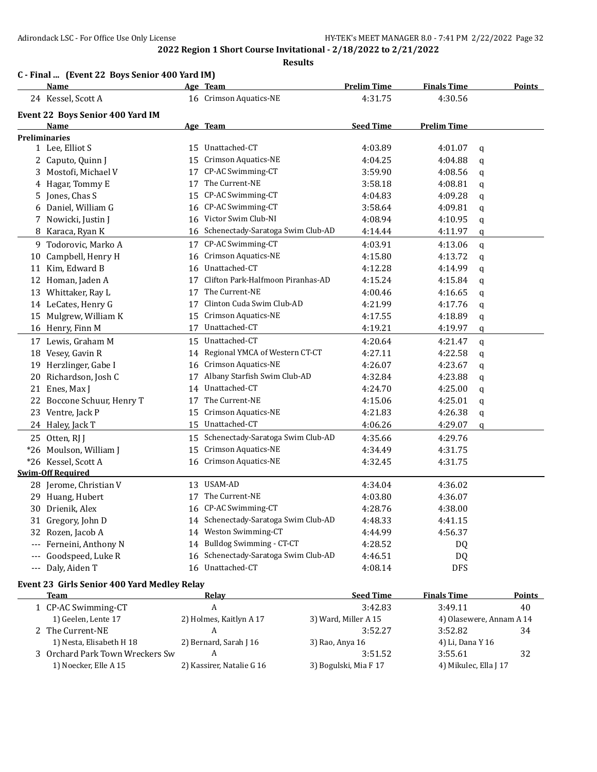**2022 Region 1 Short Course Invitational - 2/18/2022 to 2/21/2022**

**Results**

### C - Final ... (Event 22 Boys Senior 400 Yard IM)

| | Name | Age | Team | Prelim Time | Finals Time | Points |
|---|---|---|---|---|---|---|
| 24 | Kessel, Scott A | 16 | Crimson Aquatics-NE | 4:31.75 | 4:30.56 | |

### Event 22 Boys Senior 400 Yard IM

| | Name | Age | Team | Seed Time | Prelim Time | |
|---|---|---|---|---|---|---|
| **Preliminaries** | | | | | | |
| 1 | Lee, Elliot S | 15 | Unattached-CT | 4:03.89 | 4:01.07 | q |
| 2 | Caputo, Quinn J | 15 | Crimson Aquatics-NE | 4:04.25 | 4:04.88 | q |
| 3 | Mostofi, Michael V | 17 | CP-AC Swimming-CT | 3:59.90 | 4:08.56 | q |
| 4 | Hagar, Tommy E | 17 | The Current-NE | 3:58.18 | 4:08.81 | q |
| 5 | Jones, Chas S | 15 | CP-AC Swimming-CT | 4:04.83 | 4:09.28 | q |
| 6 | Daniel, William G | 16 | CP-AC Swimming-CT | 3:58.64 | 4:09.81 | q |
| 7 | Nowicki, Justin J | 16 | Victor Swim Club-NI | 4:08.94 | 4:10.95 | q |
| 8 | Karaca, Ryan K | 16 | Schenectady-Saratoga Swim Club-AD | 4:14.44 | 4:11.97 | q |
| 9 | Todorovic, Marko A | 17 | CP-AC Swimming-CT | 4:03.91 | 4:13.06 | q |
| 10 | Campbell, Henry H | 16 | Crimson Aquatics-NE | 4:15.80 | 4:13.72 | q |
| 11 | Kim, Edward B | 16 | Unattached-CT | 4:12.28 | 4:14.99 | q |
| 12 | Homan, Jaden A | 17 | Clifton Park-Halfmoon Piranhas-AD | 4:15.24 | 4:15.84 | q |
| 13 | Whittaker, Ray L | 17 | The Current-NE | 4:00.46 | 4:16.65 | q |
| 14 | LeCates, Henry G | 17 | Clinton Cuda Swim Club-AD | 4:21.99 | 4:17.76 | q |
| 15 | Mulgrew, William K | 15 | Crimson Aquatics-NE | 4:17.55 | 4:18.89 | q |
| 16 | Henry, Finn M | 17 | Unattached-CT | 4:19.21 | 4:19.97 | q |
| 17 | Lewis, Graham M | 15 | Unattached-CT | 4:20.64 | 4:21.47 | q |
| 18 | Vesey, Gavin R | 14 | Regional YMCA of Western CT-CT | 4:27.11 | 4:22.58 | q |
| 19 | Herzlinger, Gabe I | 16 | Crimson Aquatics-NE | 4:26.07 | 4:23.67 | q |
| 20 | Richardson, Josh C | 17 | Albany Starfish Swim Club-AD | 4:32.84 | 4:23.88 | q |
| 21 | Enes, Max J | 14 | Unattached-CT | 4:24.70 | 4:25.00 | q |
| 22 | Boccone Schuur, Henry T | 17 | The Current-NE | 4:15.06 | 4:25.01 | q |
| 23 | Ventre, Jack P | 15 | Crimson Aquatics-NE | 4:21.83 | 4:26.38 | q |
| 24 | Haley, Jack T | 15 | Unattached-CT | 4:06.26 | 4:29.07 | q |
| 25 | Otten, RJ J | 15 | Schenectady-Saratoga Swim Club-AD | 4:35.66 | 4:29.76 | |
| *26 | Moulson, William J | 15 | Crimson Aquatics-NE | 4:34.49 | 4:31.75 | |
| *26 | Kessel, Scott A | 16 | Crimson Aquatics-NE | 4:32.45 | 4:31.75 | |
| **Swim-Off Required** | | | | | | |
| 28 | Jerome, Christian V | 13 | USAM-AD | 4:34.04 | 4:36.02 | |
| 29 | Huang, Hubert | 17 | The Current-NE | 4:03.80 | 4:36.07 | |
| 30 | Drienik, Alex | 16 | CP-AC Swimming-CT | 4:28.76 | 4:38.00 | |
| 31 | Gregory, John D | 14 | Schenectady-Saratoga Swim Club-AD | 4:48.33 | 4:41.15 | |
| 32 | Rozen, Jacob A | 14 | Weston Swimming-CT | 4:44.99 | 4:56.37 | |
| --- | Ferneini, Anthony N | 14 | Bulldog Swimming - CT-CT | 4:28.52 | DQ | |
| --- | Goodspeed, Luke R | 16 | Schenectady-Saratoga Swim Club-AD | 4:46.51 | DQ | |
| --- | Daly, Aiden T | 16 | Unattached-CT | 4:08.14 | DFS | |

### Event 23 Girls Senior 400 Yard Medley Relay

| | Team | Relay | Seed Time | Finals Time | Points |
|---|---|---|---|---|---|
| 1 | CP-AC Swimming-CT | A | 3:42.83 | 3:49.11 | 40 |
| | 1) Geelen, Lente 17 | 2) Holmes, Kaitlyn A 17 | 3) Ward, Miller A 15 | 4) Olasewere, Annam A 14 | |
| 2 | The Current-NE | A | 3:52.27 | 3:52.82 | 34 |
| | 1) Nesta, Elisabeth H 18 | 2) Bernard, Sarah J 16 | 3) Rao, Anya 16 | 4) Li, Dana Y 16 | |
| 3 | Orchard Park Town Wreckers Sw | A | 3:51.52 | 3:55.61 | 32 |
| | 1) Noecker, Elle A 15 | 2) Kassirer, Natalie G 16 | 3) Bogulski, Mia F 17 | 4) Mikulec, Ella J 17 | |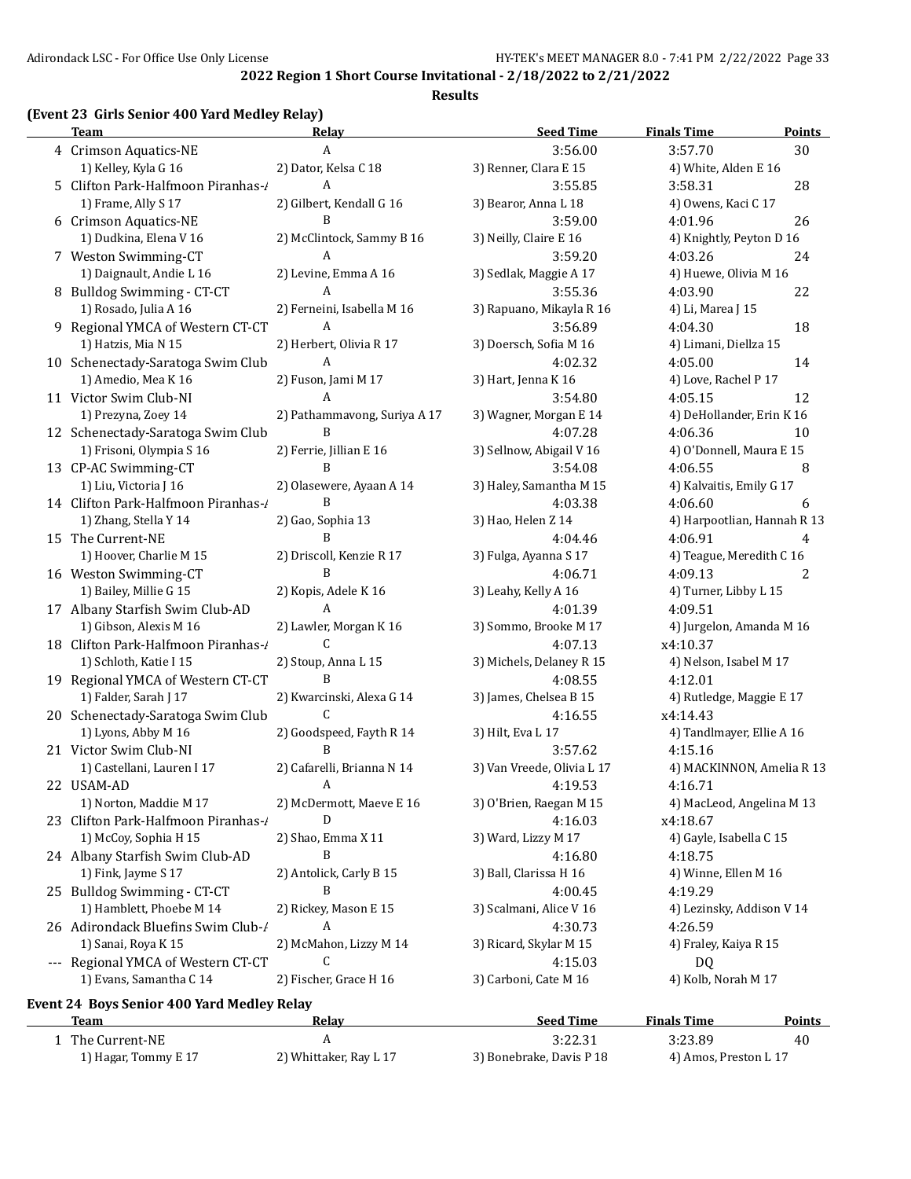**2022 Region 1 Short Course Invitational - 2/18/2022 to 2/21/2022**

**Results**

## (Event 23 Girls Senior 400 Yard Medley Relay)

| | Team | Relay | Seed Time | Finals Time | Points |
|---|---|---|---|---|---|
| 4 | Crimson Aquatics-NE | A | 3:56.00 | 3:57.70 | 30 |
| | 1) Kelley, Kyla G 16 | 2) Dator, Kelsa C 18 | 3) Renner, Clara E 15 | 4) White, Alden E 16 | |
| 5 | Clifton Park-Halfmoon Piranhas-/ | A | 3:55.85 | 3:58.31 | 28 |
| | 1) Frame, Ally S 17 | 2) Gilbert, Kendall G 16 | 3) Bearor, Anna L 18 | 4) Owens, Kaci C 17 | |
| 6 | Crimson Aquatics-NE | B | 3:59.00 | 4:01.96 | 26 |
| | 1) Dudkina, Elena V 16 | 2) McClintock, Sammy B 16 | 3) Neilly, Claire E 16 | 4) Knightly, Peyton D 16 | |
| 7 | Weston Swimming-CT | A | 3:59.20 | 4:03.26 | 24 |
| | 1) Daignault, Andie L 16 | 2) Levine, Emma A 16 | 3) Sedlak, Maggie A 17 | 4) Huewe, Olivia M 16 | |
| 8 | Bulldog Swimming - CT-CT | A | 3:55.36 | 4:03.90 | 22 |
| | 1) Rosado, Julia A 16 | 2) Ferneini, Isabella M 16 | 3) Rapuano, Mikayla R 16 | 4) Li, Marea J 15 | |
| 9 | Regional YMCA of Western CT-CT | A | 3:56.89 | 4:04.30 | 18 |
| | 1) Hatzis, Mia N 15 | 2) Herbert, Olivia R 17 | 3) Doersch, Sofia M 16 | 4) Limani, Diellza 15 | |
| 10 | Schenectady-Saratoga Swim Club | A | 4:02.32 | 4:05.00 | 14 |
| | 1) Amedio, Mea K 16 | 2) Fuson, Jami M 17 | 3) Hart, Jenna K 16 | 4) Love, Rachel P 17 | |
| 11 | Victor Swim Club-NI | A | 3:54.80 | 4:05.15 | 12 |
| | 1) Prezyna, Zoey 14 | 2) Pathammavong, Suriya A 17 | 3) Wagner, Morgan E 14 | 4) DeHollander, Erin K 16 | |
| 12 | Schenectady-Saratoga Swim Club | B | 4:07.28 | 4:06.36 | 10 |
| | 1) Frisoni, Olympia S 16 | 2) Ferrie, Jillian E 16 | 3) Sellnow, Abigail V 16 | 4) O'Donnell, Maura E 15 | |
| 13 | CP-AC Swimming-CT | B | 3:54.08 | 4:06.55 | 8 |
| | 1) Liu, Victoria J 16 | 2) Olasewere, Ayaan A 14 | 3) Haley, Samantha M 15 | 4) Kalvaitis, Emily G 17 | |
| 14 | Clifton Park-Halfmoon Piranhas-/ | B | 4:03.38 | 4:06.60 | 6 |
| | 1) Zhang, Stella Y 14 | 2) Gao, Sophia 13 | 3) Hao, Helen Z 14 | 4) Harpootlian, Hannah R 13 | |
| 15 | The Current-NE | B | 4:04.46 | 4:06.91 | 4 |
| | 1) Hoover, Charlie M 15 | 2) Driscoll, Kenzie R 17 | 3) Fulga, Ayanna S 17 | 4) Teague, Meredith C 16 | |
| 16 | Weston Swimming-CT | B | 4:06.71 | 4:09.13 | 2 |
| | 1) Bailey, Millie G 15 | 2) Kopis, Adele K 16 | 3) Leahy, Kelly A 16 | 4) Turner, Libby L 15 | |
| 17 | Albany Starfish Swim Club-AD | A | 4:01.39 | 4:09.51 | |
| | 1) Gibson, Alexis M 16 | 2) Lawler, Morgan K 16 | 3) Sommo, Brooke M 17 | 4) Jurgelon, Amanda M 16 | |
| 18 | Clifton Park-Halfmoon Piranhas-/ | C | 4:07.13 | x4:10.37 | |
| | 1) Schloth, Katie I 15 | 2) Stoup, Anna L 15 | 3) Michels, Delaney R 15 | 4) Nelson, Isabel M 17 | |
| 19 | Regional YMCA of Western CT-CT | B | 4:08.55 | 4:12.01 | |
| | 1) Falder, Sarah J 17 | 2) Kwarcinski, Alexa G 14 | 3) James, Chelsea B 15 | 4) Rutledge, Maggie E 17 | |
| 20 | Schenectady-Saratoga Swim Club | C | 4:16.55 | x4:14.43 | |
| | 1) Lyons, Abby M 16 | 2) Goodspeed, Fayth R 14 | 3) Hilt, Eva L 17 | 4) Tandlmayer, Ellie A 16 | |
| 21 | Victor Swim Club-NI | B | 3:57.62 | 4:15.16 | |
| | 1) Castellani, Lauren I 17 | 2) Cafarelli, Brianna N 14 | 3) Van Vreede, Olivia L 17 | 4) MACKINNON, Amelia R 13 | |
| 22 | USAM-AD | A | 4:19.53 | 4:16.71 | |
| | 1) Norton, Maddie M 17 | 2) McDermott, Maeve E 16 | 3) O'Brien, Raegan M 15 | 4) MacLeod, Angelina M 13 | |
| 23 | Clifton Park-Halfmoon Piranhas-/ | D | 4:16.03 | x4:18.67 | |
| | 1) McCoy, Sophia H 15 | 2) Shao, Emma X 11 | 3) Ward, Lizzy M 17 | 4) Gayle, Isabella C 15 | |
| 24 | Albany Starfish Swim Club-AD | B | 4:16.80 | 4:18.75 | |
| | 1) Fink, Jayme S 17 | 2) Antolick, Carly B 15 | 3) Ball, Clarissa H 16 | 4) Winne, Ellen M 16 | |
| 25 | Bulldog Swimming - CT-CT | B | 4:00.45 | 4:19.29 | |
| | 1) Hamblett, Phoebe M 14 | 2) Rickey, Mason E 15 | 3) Scalmani, Alice V 16 | 4) Lezinsky, Addison V 14 | |
| 26 | Adirondack Bluefins Swim Club-/ | A | 4:30.73 | 4:26.59 | |
| | 1) Sanai, Roya K 15 | 2) McMahon, Lizzy M 14 | 3) Ricard, Skylar M 15 | 4) Fraley, Kaiya R 15 | |
| --- | Regional YMCA of Western CT-CT | C | 4:15.03 | DQ | |
| | 1) Evans, Samantha C 14 | 2) Fischer, Grace H 16 | 3) Carboni, Cate M 16 | 4) Kolb, Norah M 17 | |

## Event 24 Boys Senior 400 Yard Medley Relay

| | Team | Relay | Seed Time | Finals Time | Points |
|---|---|---|---|---|---|
| 1 | The Current-NE | A | 3:22.31 | 3:23.89 | 40 |
| | 1) Hagar, Tommy E 17 | 2) Whittaker, Ray L 17 | 3) Bonebrake, Davis P 18 | 4) Amos, Preston L 17 | |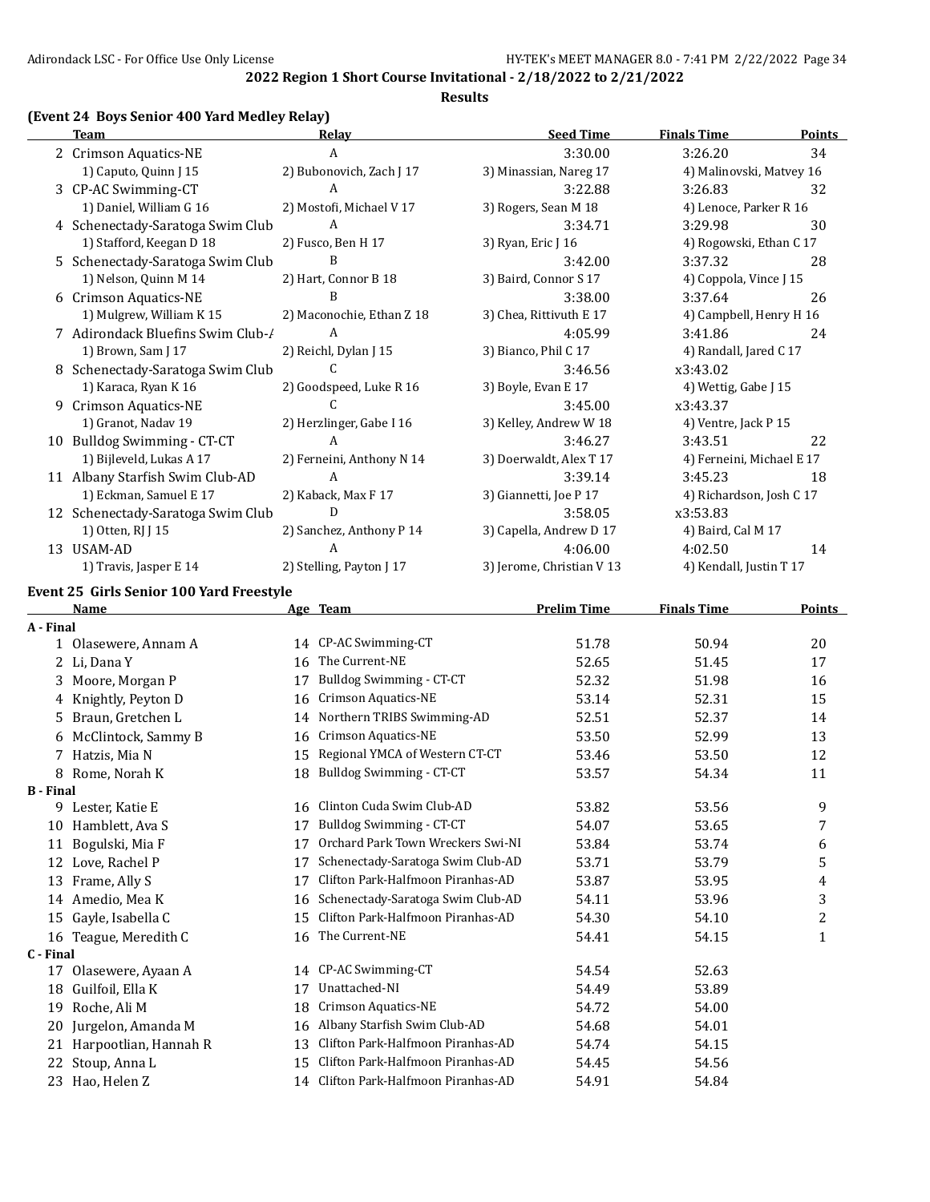**2022 Region 1 Short Course Invitational - 2/18/2022 to 2/21/2022**

**Results**

## (Event 24 Boys Senior 400 Yard Medley Relay)

| | Team | Relay | Seed Time | Finals Time | Points |
|---|---|---|---|---|---|
| 2 | Crimson Aquatics-NE | A | 3:30.00 | 3:26.20 | 34 |
| | 1) Caputo, Quinn J 15 | 2) Bubonovich, Zach J 17 | 3) Minassian, Nareg 17 | 4) Malinovski, Matvey 16 | |
| 3 | CP-AC Swimming-CT | A | 3:22.88 | 3:26.83 | 32 |
| | 1) Daniel, William G 16 | 2) Mostofi, Michael V 17 | 3) Rogers, Sean M 18 | 4) Lenoce, Parker R 16 | |
| 4 | Schenectady-Saratoga Swim Club | A | 3:34.71 | 3:29.98 | 30 |
| | 1) Stafford, Keegan D 18 | 2) Fusco, Ben H 17 | 3) Ryan, Eric J 16 | 4) Rogowski, Ethan C 17 | |
| 5 | Schenectady-Saratoga Swim Club | B | 3:42.00 | 3:37.32 | 28 |
| | 1) Nelson, Quinn M 14 | 2) Hart, Connor B 18 | 3) Baird, Connor S 17 | 4) Coppola, Vince J 15 | |
| 6 | Crimson Aquatics-NE | B | 3:38.00 | 3:37.64 | 26 |
| | 1) Mulgrew, William K 15 | 2) Maconochie, Ethan Z 18 | 3) Chea, Rittivuth E 17 | 4) Campbell, Henry H 16 | |
| 7 | Adirondack Bluefins Swim Club-A | A | 4:05.99 | 3:41.86 | 24 |
| | 1) Brown, Sam J 17 | 2) Reichl, Dylan J 15 | 3) Bianco, Phil C 17 | 4) Randall, Jared C 17 | |
| 8 | Schenectady-Saratoga Swim Club | C | 3:46.56 | x3:43.02 | |
| | 1) Karaca, Ryan K 16 | 2) Goodspeed, Luke R 16 | 3) Boyle, Evan E 17 | 4) Wettig, Gabe J 15 | |
| 9 | Crimson Aquatics-NE | C | 3:45.00 | x3:43.37 | |
| | 1) Granot, Nadav 19 | 2) Herzlinger, Gabe I 16 | 3) Kelley, Andrew W 18 | 4) Ventre, Jack P 15 | |
| 10 | Bulldog Swimming - CT-CT | A | 3:46.27 | 3:43.51 | 22 |
| | 1) Bijleveld, Lukas A 17 | 2) Ferneini, Anthony N 14 | 3) Doerwaldt, Alex T 17 | 4) Ferneini, Michael E 17 | |
| 11 | Albany Starfish Swim Club-AD | A | 3:39.14 | 3:45.23 | 18 |
| | 1) Eckman, Samuel E 17 | 2) Kaback, Max F 17 | 3) Giannetti, Joe P 17 | 4) Richardson, Josh C 17 | |
| 12 | Schenectady-Saratoga Swim Club | D | 3:58.05 | x3:53.83 | |
| | 1) Otten, RJ J 15 | 2) Sanchez, Anthony P 14 | 3) Capella, Andrew D 17 | 4) Baird, Cal M 17 | |
| 13 | USAM-AD | A | 4:06.00 | 4:02.50 | 14 |
| | 1) Travis, Jasper E 14 | 2) Stelling, Payton J 17 | 3) Jerome, Christian V 13 | 4) Kendall, Justin T 17 | |

## Event 25 Girls Senior 100 Yard Freestyle

| | Name | Age | Team | Prelim Time | Finals Time | Points |
|---|---|---|---|---|---|---|
| **A - Final** | | | | | | |
| 1 | Olasewere, Annam A | 14 | CP-AC Swimming-CT | 51.78 | 50.94 | 20 |
| 2 | Li, Dana Y | 16 | The Current-NE | 52.65 | 51.45 | 17 |
| 3 | Moore, Morgan P | 17 | Bulldog Swimming - CT-CT | 52.32 | 51.98 | 16 |
| 4 | Knightly, Peyton D | 16 | Crimson Aquatics-NE | 53.14 | 52.31 | 15 |
| 5 | Braun, Gretchen L | 14 | Northern TRIBS Swimming-AD | 52.51 | 52.37 | 14 |
| 6 | McClintock, Sammy B | 16 | Crimson Aquatics-NE | 53.50 | 52.99 | 13 |
| 7 | Hatzis, Mia N | 15 | Regional YMCA of Western CT-CT | 53.46 | 53.50 | 12 |
| 8 | Rome, Norah K | 18 | Bulldog Swimming - CT-CT | 53.57 | 54.34 | 11 |
| **B - Final** | | | | | | |
| 9 | Lester, Katie E | 16 | Clinton Cuda Swim Club-AD | 53.82 | 53.56 | 9 |
| 10 | Hamblett, Ava S | 17 | Bulldog Swimming - CT-CT | 54.07 | 53.65 | 7 |
| 11 | Bogulski, Mia F | 17 | Orchard Park Town Wreckers Swi-NI | 53.84 | 53.74 | 6 |
| 12 | Love, Rachel P | 17 | Schenectady-Saratoga Swim Club-AD | 53.71 | 53.79 | 5 |
| 13 | Frame, Ally S | 17 | Clifton Park-Halfmoon Piranhas-AD | 53.87 | 53.95 | 4 |
| 14 | Amedio, Mea K | 16 | Schenectady-Saratoga Swim Club-AD | 54.11 | 53.96 | 3 |
| 15 | Gayle, Isabella C | 15 | Clifton Park-Halfmoon Piranhas-AD | 54.30 | 54.10 | 2 |
| 16 | Teague, Meredith C | 16 | The Current-NE | 54.41 | 54.15 | 1 |
| **C - Final** | | | | | | |
| 17 | Olasewere, Ayaan A | 14 | CP-AC Swimming-CT | 54.54 | 52.63 | |
| 18 | Guilfoil, Ella K | 17 | Unattached-NI | 54.49 | 53.89 | |
| 19 | Roche, Ali M | 18 | Crimson Aquatics-NE | 54.72 | 54.00 | |
| 20 | Jurgelon, Amanda M | 16 | Albany Starfish Swim Club-AD | 54.68 | 54.01 | |
| 21 | Harpootlian, Hannah R | 13 | Clifton Park-Halfmoon Piranhas-AD | 54.74 | 54.15 | |
| 22 | Stoup, Anna L | 15 | Clifton Park-Halfmoon Piranhas-AD | 54.45 | 54.56 | |
| 23 | Hao, Helen Z | 14 | Clifton Park-Halfmoon Piranhas-AD | 54.91 | 54.84 | |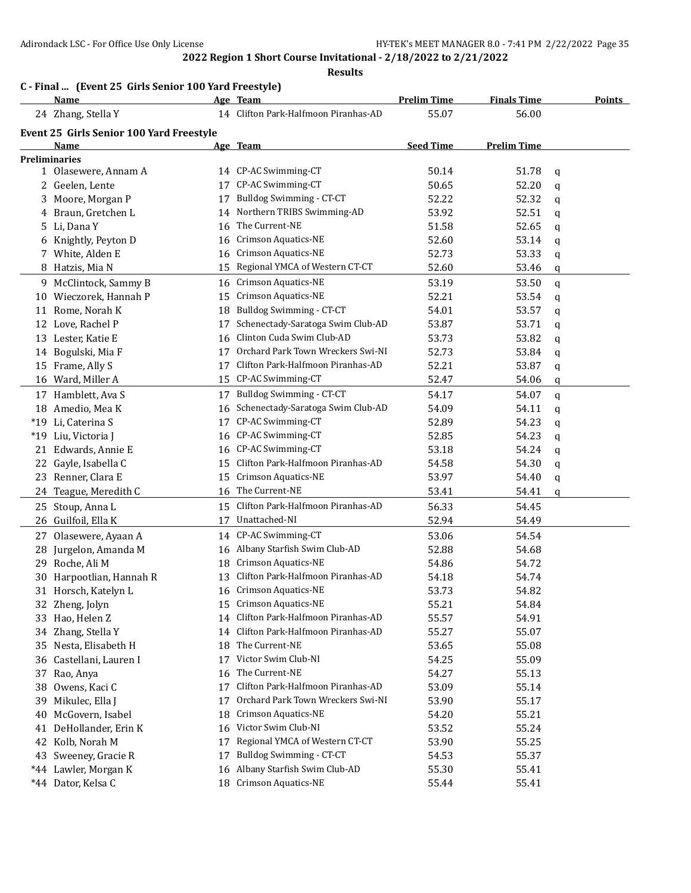**2022 Region 1 Short Course Invitational - 2/18/2022 to 2/21/2022**

**Results**

### C - Final ... (Event 25 Girls Senior 100 Yard Freestyle)

| | Name | Age | Team | Prelim Time | Finals Time | Points |
|---|---|---|---|---|---|---|
| 24 | Zhang, Stella Y | 14 | Clifton Park-Halfmoon Piranhas-AD | 55.07 | 56.00 | |

### Event 25 Girls Senior 100 Yard Freestyle

**Preliminaries**

| | Name | Age | Team | Seed Time | Prelim Time | |
|---|---|---|---|---|---|---|
| 1 | Olasewere, Annam A | 14 | CP-AC Swimming-CT | 50.14 | 51.78 | q |
| 2 | Geelen, Lente | 17 | CP-AC Swimming-CT | 50.65 | 52.20 | q |
| 3 | Moore, Morgan P | 17 | Bulldog Swimming - CT-CT | 52.22 | 52.32 | q |
| 4 | Braun, Gretchen L | 14 | Northern TRIBS Swimming-AD | 53.92 | 52.51 | q |
| 5 | Li, Dana Y | 16 | The Current-NE | 51.58 | 52.65 | q |
| 6 | Knightly, Peyton D | 16 | Crimson Aquatics-NE | 52.60 | 53.14 | q |
| 7 | White, Alden E | 16 | Crimson Aquatics-NE | 52.73 | 53.33 | q |
| 8 | Hatzis, Mia N | 15 | Regional YMCA of Western CT-CT | 52.60 | 53.46 | q |
| 9 | McClintock, Sammy B | 16 | Crimson Aquatics-NE | 53.19 | 53.50 | q |
| 10 | Wieczorek, Hannah P | 15 | Crimson Aquatics-NE | 52.21 | 53.54 | q |
| 11 | Rome, Norah K | 18 | Bulldog Swimming - CT-CT | 54.01 | 53.57 | q |
| 12 | Love, Rachel P | 17 | Schenectady-Saratoga Swim Club-AD | 53.87 | 53.71 | q |
| 13 | Lester, Katie E | 16 | Clinton Cuda Swim Club-AD | 53.73 | 53.82 | q |
| 14 | Bogulski, Mia F | 17 | Orchard Park Town Wreckers Swi-NI | 52.73 | 53.84 | q |
| 15 | Frame, Ally S | 17 | Clifton Park-Halfmoon Piranhas-AD | 52.21 | 53.87 | q |
| 16 | Ward, Miller A | 15 | CP-AC Swimming-CT | 52.47 | 54.06 | q |
| 17 | Hamblett, Ava S | 17 | Bulldog Swimming - CT-CT | 54.17 | 54.07 | q |
| 18 | Amedio, Mea K | 16 | Schenectady-Saratoga Swim Club-AD | 54.09 | 54.11 | q |
| *19 | Li, Caterina S | 17 | CP-AC Swimming-CT | 52.89 | 54.23 | q |
| *19 | Liu, Victoria J | 16 | CP-AC Swimming-CT | 52.85 | 54.23 | q |
| 21 | Edwards, Annie E | 16 | CP-AC Swimming-CT | 53.18 | 54.24 | q |
| 22 | Gayle, Isabella C | 15 | Clifton Park-Halfmoon Piranhas-AD | 54.58 | 54.30 | q |
| 23 | Renner, Clara E | 15 | Crimson Aquatics-NE | 53.97 | 54.40 | q |
| 24 | Teague, Meredith C | 16 | The Current-NE | 53.41 | 54.41 | q |
| 25 | Stoup, Anna L | 15 | Clifton Park-Halfmoon Piranhas-AD | 56.33 | 54.45 | |
| 26 | Guilfoil, Ella K | 17 | Unattached-NI | 52.94 | 54.49 | |
| 27 | Olasewere, Ayaan A | 14 | CP-AC Swimming-CT | 53.06 | 54.54 | |
| 28 | Jurgelon, Amanda M | 16 | Albany Starfish Swim Club-AD | 52.88 | 54.68 | |
| 29 | Roche, Ali M | 18 | Crimson Aquatics-NE | 54.86 | 54.72 | |
| 30 | Harpootlian, Hannah R | 13 | Clifton Park-Halfmoon Piranhas-AD | 54.18 | 54.74 | |
| 31 | Horsch, Katelyn L | 16 | Crimson Aquatics-NE | 53.73 | 54.82 | |
| 32 | Zheng, Jolyn | 15 | Crimson Aquatics-NE | 55.21 | 54.84 | |
| 33 | Hao, Helen Z | 14 | Clifton Park-Halfmoon Piranhas-AD | 55.57 | 54.91 | |
| 34 | Zhang, Stella Y | 14 | Clifton Park-Halfmoon Piranhas-AD | 55.27 | 55.07 | |
| 35 | Nesta, Elisabeth H | 18 | The Current-NE | 53.65 | 55.08 | |
| 36 | Castellani, Lauren I | 17 | Victor Swim Club-NI | 54.25 | 55.09 | |
| 37 | Rao, Anya | 16 | The Current-NE | 54.27 | 55.13 | |
| 38 | Owens, Kaci C | 17 | Clifton Park-Halfmoon Piranhas-AD | 53.09 | 55.14 | |
| 39 | Mikulec, Ella J | 17 | Orchard Park Town Wreckers Swi-NI | 53.90 | 55.17 | |
| 40 | McGovern, Isabel | 18 | Crimson Aquatics-NE | 54.20 | 55.21 | |
| 41 | DeHollander, Erin K | 16 | Victor Swim Club-NI | 53.52 | 55.24 | |
| 42 | Kolb, Norah M | 17 | Regional YMCA of Western CT-CT | 53.90 | 55.25 | |
| 43 | Sweeney, Gracie R | 17 | Bulldog Swimming - CT-CT | 54.53 | 55.37 | |
| *44 | Lawler, Morgan K | 16 | Albany Starfish Swim Club-AD | 55.30 | 55.41 | |
| *44 | Dator, Kelsa C | 18 | Crimson Aquatics-NE | 55.44 | 55.41 | |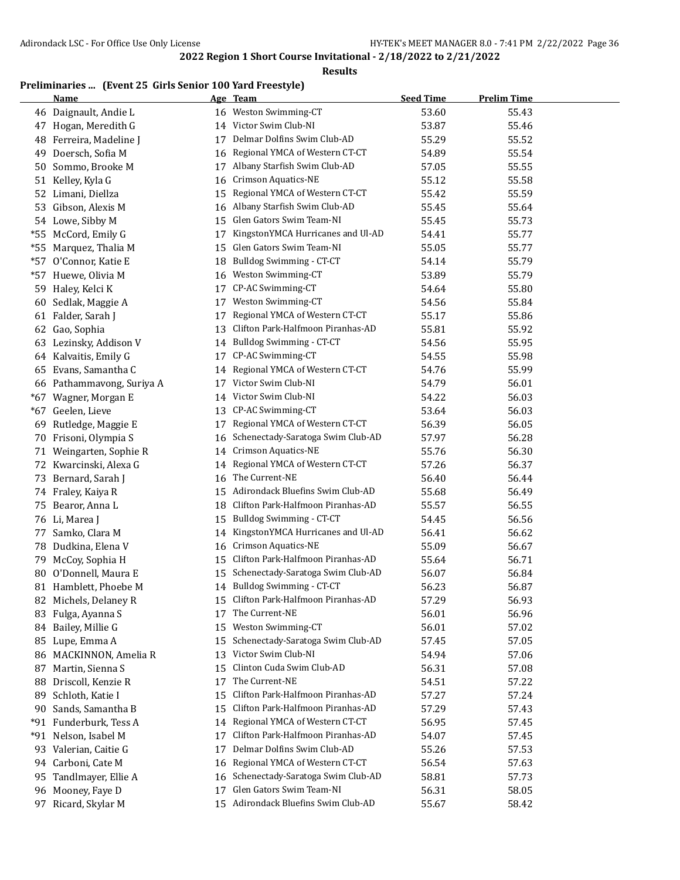## 2022 Region 1 Short Course Invitational - 2/18/2022 to 2/21/2022

### Results

**Preliminaries ... (Event 25 Girls Senior 100 Yard Freestyle)**

| | Name | Age | Team | Seed Time | Prelim Time |
|---|---|---|---|---|---|
| 46 | Daignault, Andie L | 16 | Weston Swimming-CT | 53.60 | 55.43 |
| 47 | Hogan, Meredith G | 14 | Victor Swim Club-NI | 53.87 | 55.46 |
| 48 | Ferreira, Madeline J | 17 | Delmar Dolfins Swim Club-AD | 55.29 | 55.52 |
| 49 | Doersch, Sofia M | 16 | Regional YMCA of Western CT-CT | 54.89 | 55.54 |
| 50 | Sommo, Brooke M | 17 | Albany Starfish Swim Club-AD | 57.05 | 55.55 |
| 51 | Kelley, Kyla G | 16 | Crimson Aquatics-NE | 55.12 | 55.58 |
| 52 | Limani, Diellza | 15 | Regional YMCA of Western CT-CT | 55.42 | 55.59 |
| 53 | Gibson, Alexis M | 16 | Albany Starfish Swim Club-AD | 55.45 | 55.64 |
| 54 | Lowe, Sibby M | 15 | Glen Gators Swim Team-NI | 55.45 | 55.73 |
| *55 | McCord, Emily G | 17 | KingstonYMCA Hurricanes and Ul-AD | 54.41 | 55.77 |
| *55 | Marquez, Thalia M | 15 | Glen Gators Swim Team-NI | 55.05 | 55.77 |
| *57 | O'Connor, Katie E | 18 | Bulldog Swimming - CT-CT | 54.14 | 55.79 |
| *57 | Huewe, Olivia M | 16 | Weston Swimming-CT | 53.89 | 55.79 |
| 59 | Haley, Kelci K | 17 | CP-AC Swimming-CT | 54.64 | 55.80 |
| 60 | Sedlak, Maggie A | 17 | Weston Swimming-CT | 54.56 | 55.84 |
| 61 | Falder, Sarah J | 17 | Regional YMCA of Western CT-CT | 55.17 | 55.86 |
| 62 | Gao, Sophia | 13 | Clifton Park-Halfmoon Piranhas-AD | 55.81 | 55.92 |
| 63 | Lezinsky, Addison V | 14 | Bulldog Swimming - CT-CT | 54.56 | 55.95 |
| 64 | Kalvaitis, Emily G | 17 | CP-AC Swimming-CT | 54.55 | 55.98 |
| 65 | Evans, Samantha C | 14 | Regional YMCA of Western CT-CT | 54.76 | 55.99 |
| 66 | Pathammavong, Suriya A | 17 | Victor Swim Club-NI | 54.79 | 56.01 |
| *67 | Wagner, Morgan E | 14 | Victor Swim Club-NI | 54.22 | 56.03 |
| *67 | Geelen, Lieve | 13 | CP-AC Swimming-CT | 53.64 | 56.03 |
| 69 | Rutledge, Maggie E | 17 | Regional YMCA of Western CT-CT | 56.39 | 56.05 |
| 70 | Frisoni, Olympia S | 16 | Schenectady-Saratoga Swim Club-AD | 57.97 | 56.28 |
| 71 | Weingarten, Sophie R | 14 | Crimson Aquatics-NE | 55.76 | 56.30 |
| 72 | Kwarcinski, Alexa G | 14 | Regional YMCA of Western CT-CT | 57.26 | 56.37 |
| 73 | Bernard, Sarah J | 16 | The Current-NE | 56.40 | 56.44 |
| 74 | Fraley, Kaiya R | 15 | Adirondack Bluefins Swim Club-AD | 55.68 | 56.49 |
| 75 | Bearor, Anna L | 18 | Clifton Park-Halfmoon Piranhas-AD | 55.57 | 56.55 |
| 76 | Li, Marea J | 15 | Bulldog Swimming - CT-CT | 54.45 | 56.56 |
| 77 | Samko, Clara M | 14 | KingstonYMCA Hurricanes and Ul-AD | 56.41 | 56.62 |
| 78 | Dudkina, Elena V | 16 | Crimson Aquatics-NE | 55.09 | 56.67 |
| 79 | McCoy, Sophia H | 15 | Clifton Park-Halfmoon Piranhas-AD | 55.64 | 56.71 |
| 80 | O'Donnell, Maura E | 15 | Schenectady-Saratoga Swim Club-AD | 56.07 | 56.84 |
| 81 | Hamblett, Phoebe M | 14 | Bulldog Swimming - CT-CT | 56.23 | 56.87 |
| 82 | Michels, Delaney R | 15 | Clifton Park-Halfmoon Piranhas-AD | 57.29 | 56.93 |
| 83 | Fulga, Ayanna S | 17 | The Current-NE | 56.01 | 56.96 |
| 84 | Bailey, Millie G | 15 | Weston Swimming-CT | 56.01 | 57.02 |
| 85 | Lupe, Emma A | 15 | Schenectady-Saratoga Swim Club-AD | 57.45 | 57.05 |
| 86 | MACKINNON, Amelia R | 13 | Victor Swim Club-NI | 54.94 | 57.06 |
| 87 | Martin, Sienna S | 15 | Clinton Cuda Swim Club-AD | 56.31 | 57.08 |
| 88 | Driscoll, Kenzie R | 17 | The Current-NE | 54.51 | 57.22 |
| 89 | Schloth, Katie I | 15 | Clifton Park-Halfmoon Piranhas-AD | 57.27 | 57.24 |
| 90 | Sands, Samantha B | 15 | Clifton Park-Halfmoon Piranhas-AD | 57.29 | 57.43 |
| *91 | Funderburk, Tess A | 14 | Regional YMCA of Western CT-CT | 56.95 | 57.45 |
| *91 | Nelson, Isabel M | 17 | Clifton Park-Halfmoon Piranhas-AD | 54.07 | 57.45 |
| 93 | Valerian, Caitie G | 17 | Delmar Dolfins Swim Club-AD | 55.26 | 57.53 |
| 94 | Carboni, Cate M | 16 | Regional YMCA of Western CT-CT | 56.54 | 57.63 |
| 95 | Tandlmayer, Ellie A | 16 | Schenectady-Saratoga Swim Club-AD | 58.81 | 57.73 |
| 96 | Mooney, Faye D | 17 | Glen Gators Swim Team-NI | 56.31 | 58.05 |
| 97 | Ricard, Skylar M | 15 | Adirondack Bluefins Swim Club-AD | 55.67 | 58.42 |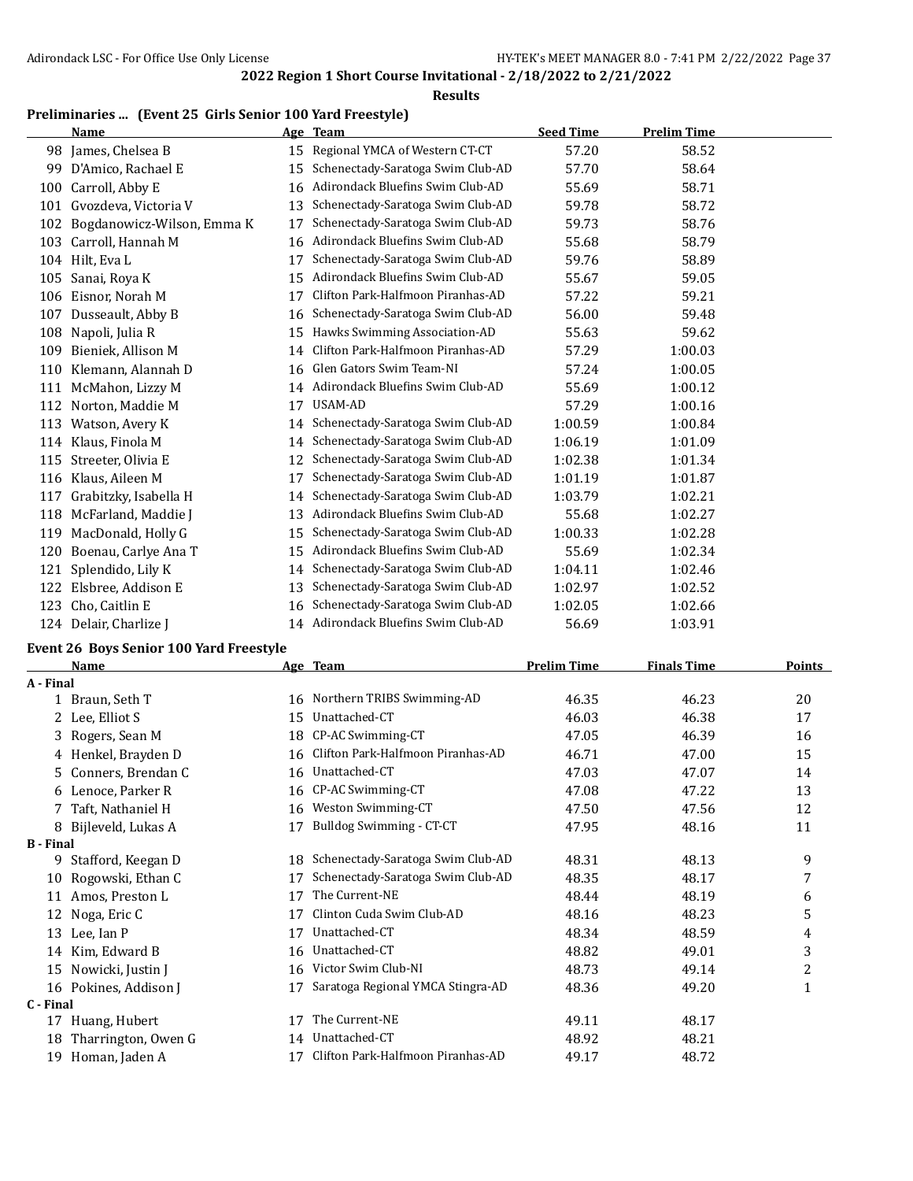## 2022 Region 1 Short Course Invitational - 2/18/2022 to 2/21/2022

### Results

### Preliminaries ... (Event 25 Girls Senior 100 Yard Freestyle)

| | Name | Age | Team | Seed Time | Prelim Time |
|---|---|---|---|---|---|
| 98 | James, Chelsea B | 15 | Regional YMCA of Western CT-CT | 57.20 | 58.52 |
| 99 | D'Amico, Rachael E | 15 | Schenectady-Saratoga Swim Club-AD | 57.70 | 58.64 |
| 100 | Carroll, Abby E | 16 | Adirondack Bluefins Swim Club-AD | 55.69 | 58.71 |
| 101 | Gvozdeva, Victoria V | 13 | Schenectady-Saratoga Swim Club-AD | 59.78 | 58.72 |
| 102 | Bogdanowicz-Wilson, Emma K | 17 | Schenectady-Saratoga Swim Club-AD | 59.73 | 58.76 |
| 103 | Carroll, Hannah M | 16 | Adirondack Bluefins Swim Club-AD | 55.68 | 58.79 |
| 104 | Hilt, Eva L | 17 | Schenectady-Saratoga Swim Club-AD | 59.76 | 58.89 |
| 105 | Sanai, Roya K | 15 | Adirondack Bluefins Swim Club-AD | 55.67 | 59.05 |
| 106 | Eisnor, Norah M | 17 | Clifton Park-Halfmoon Piranhas-AD | 57.22 | 59.21 |
| 107 | Dusseault, Abby B | 16 | Schenectady-Saratoga Swim Club-AD | 56.00 | 59.48 |
| 108 | Napoli, Julia R | 15 | Hawks Swimming Association-AD | 55.63 | 59.62 |
| 109 | Bieniek, Allison M | 14 | Clifton Park-Halfmoon Piranhas-AD | 57.29 | 1:00.03 |
| 110 | Klemann, Alannah D | 16 | Glen Gators Swim Team-NI | 57.24 | 1:00.05 |
| 111 | McMahon, Lizzy M | 14 | Adirondack Bluefins Swim Club-AD | 55.69 | 1:00.12 |
| 112 | Norton, Maddie M | 17 | USAM-AD | 57.29 | 1:00.16 |
| 113 | Watson, Avery K | 14 | Schenectady-Saratoga Swim Club-AD | 1:00.59 | 1:00.84 |
| 114 | Klaus, Finola M | 14 | Schenectady-Saratoga Swim Club-AD | 1:06.19 | 1:01.09 |
| 115 | Streeter, Olivia E | 12 | Schenectady-Saratoga Swim Club-AD | 1:02.38 | 1:01.34 |
| 116 | Klaus, Aileen M | 17 | Schenectady-Saratoga Swim Club-AD | 1:01.19 | 1:01.87 |
| 117 | Grabitzky, Isabella H | 14 | Schenectady-Saratoga Swim Club-AD | 1:03.79 | 1:02.21 |
| 118 | McFarland, Maddie J | 13 | Adirondack Bluefins Swim Club-AD | 55.68 | 1:02.27 |
| 119 | MacDonald, Holly G | 15 | Schenectady-Saratoga Swim Club-AD | 1:00.33 | 1:02.28 |
| 120 | Boenau, Carlye Ana T | 15 | Adirondack Bluefins Swim Club-AD | 55.69 | 1:02.34 |
| 121 | Splendido, Lily K | 14 | Schenectady-Saratoga Swim Club-AD | 1:04.11 | 1:02.46 |
| 122 | Elsbree, Addison E | 13 | Schenectady-Saratoga Swim Club-AD | 1:02.97 | 1:02.52 |
| 123 | Cho, Caitlin E | 16 | Schenectady-Saratoga Swim Club-AD | 1:02.05 | 1:02.66 |
| 124 | Delair, Charlize J | 14 | Adirondack Bluefins Swim Club-AD | 56.69 | 1:03.91 |

### Event 26 Boys Senior 100 Yard Freestyle

| | Name | Age | Team | Prelim Time | Finals Time | Points |
|---|---|---|---|---|---|---|
| **A - Final** | | | | | | |
| 1 | Braun, Seth T | 16 | Northern TRIBS Swimming-AD | 46.35 | 46.23 | 20 |
| 2 | Lee, Elliot S | 15 | Unattached-CT | 46.03 | 46.38 | 17 |
| 3 | Rogers, Sean M | 18 | CP-AC Swimming-CT | 47.05 | 46.39 | 16 |
| 4 | Henkel, Brayden D | 16 | Clifton Park-Halfmoon Piranhas-AD | 46.71 | 47.00 | 15 |
| 5 | Conners, Brendan C | 16 | Unattached-CT | 47.03 | 47.07 | 14 |
| 6 | Lenoce, Parker R | 16 | CP-AC Swimming-CT | 47.08 | 47.22 | 13 |
| 7 | Taft, Nathaniel H | 16 | Weston Swimming-CT | 47.50 | 47.56 | 12 |
| 8 | Bijleveld, Lukas A | 17 | Bulldog Swimming - CT-CT | 47.95 | 48.16 | 11 |
| **B - Final** | | | | | | |
| 9 | Stafford, Keegan D | 18 | Schenectady-Saratoga Swim Club-AD | 48.31 | 48.13 | 9 |
| 10 | Rogowski, Ethan C | 17 | Schenectady-Saratoga Swim Club-AD | 48.35 | 48.17 | 7 |
| 11 | Amos, Preston L | 17 | The Current-NE | 48.44 | 48.19 | 6 |
| 12 | Noga, Eric C | 17 | Clinton Cuda Swim Club-AD | 48.16 | 48.23 | 5 |
| 13 | Lee, Ian P | 17 | Unattached-CT | 48.34 | 48.59 | 4 |
| 14 | Kim, Edward B | 16 | Unattached-CT | 48.82 | 49.01 | 3 |
| 15 | Nowicki, Justin J | 16 | Victor Swim Club-NI | 48.73 | 49.14 | 2 |
| 16 | Pokines, Addison J | 17 | Saratoga Regional YMCA Stingra-AD | 48.36 | 49.20 | 1 |
| **C - Final** | | | | | | |
| 17 | Huang, Hubert | 17 | The Current-NE | 49.11 | 48.17 | |
| 18 | Tharrington, Owen G | 14 | Unattached-CT | 48.92 | 48.21 | |
| 19 | Homan, Jaden A | 17 | Clifton Park-Halfmoon Piranhas-AD | 49.17 | 48.72 | |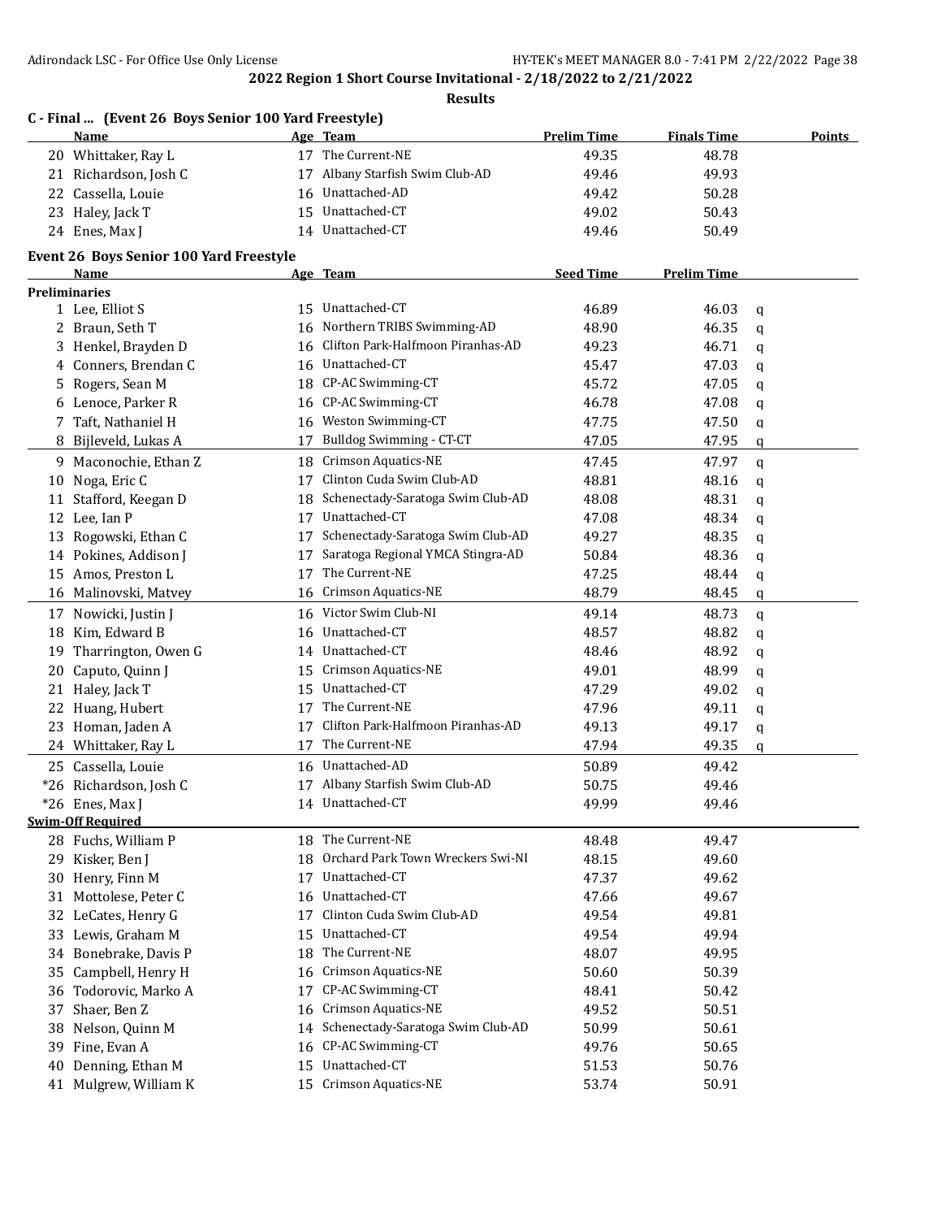**2022 Region 1 Short Course Invitational - 2/18/2022 to 2/21/2022**

**Results**

### C - Final ... (Event 26 Boys Senior 100 Yard Freestyle)

| | Name | Age | Team | Prelim Time | Finals Time | Points |
|---|---|---|---|---|---|---|
| 20 | Whittaker, Ray L | 17 | The Current-NE | 49.35 | 48.78 | |
| 21 | Richardson, Josh C | 17 | Albany Starfish Swim Club-AD | 49.46 | 49.93 | |
| 22 | Cassella, Louie | 16 | Unattached-AD | 49.42 | 50.28 | |
| 23 | Haley, Jack T | 15 | Unattached-CT | 49.02 | 50.43 | |
| 24 | Enes, Max J | 14 | Unattached-CT | 49.46 | 50.49 | |

### Event 26 Boys Senior 100 Yard Freestyle

| | Name | Age | Team | Seed Time | Prelim Time | |
|---|---|---|---|---|---|---|
| **Preliminaries** | | | | | | |
| 1 | Lee, Elliot S | 15 | Unattached-CT | 46.89 | 46.03 | q |
| 2 | Braun, Seth T | 16 | Northern TRIBS Swimming-AD | 48.90 | 46.35 | q |
| 3 | Henkel, Brayden D | 16 | Clifton Park-Halfmoon Piranhas-AD | 49.23 | 46.71 | q |
| 4 | Conners, Brendan C | 16 | Unattached-CT | 45.47 | 47.03 | q |
| 5 | Rogers, Sean M | 18 | CP-AC Swimming-CT | 45.72 | 47.05 | q |
| 6 | Lenoce, Parker R | 16 | CP-AC Swimming-CT | 46.78 | 47.08 | q |
| 7 | Taft, Nathaniel H | 16 | Weston Swimming-CT | 47.75 | 47.50 | q |
| 8 | Bijleveld, Lukas A | 17 | Bulldog Swimming - CT-CT | 47.05 | 47.95 | q |
| 9 | Maconochie, Ethan Z | 18 | Crimson Aquatics-NE | 47.45 | 47.97 | q |
| 10 | Noga, Eric C | 17 | Clinton Cuda Swim Club-AD | 48.81 | 48.16 | q |
| 11 | Stafford, Keegan D | 18 | Schenectady-Saratoga Swim Club-AD | 48.08 | 48.31 | q |
| 12 | Lee, Ian P | 17 | Unattached-CT | 47.08 | 48.34 | q |
| 13 | Rogowski, Ethan C | 17 | Schenectady-Saratoga Swim Club-AD | 49.27 | 48.35 | q |
| 14 | Pokines, Addison J | 17 | Saratoga Regional YMCA Stingra-AD | 50.84 | 48.36 | q |
| 15 | Amos, Preston L | 17 | The Current-NE | 47.25 | 48.44 | q |
| 16 | Malinovski, Matvey | 16 | Crimson Aquatics-NE | 48.79 | 48.45 | q |
| 17 | Nowicki, Justin J | 16 | Victor Swim Club-NI | 49.14 | 48.73 | q |
| 18 | Kim, Edward B | 16 | Unattached-CT | 48.57 | 48.82 | q |
| 19 | Tharrington, Owen G | 14 | Unattached-CT | 48.46 | 48.92 | q |
| 20 | Caputo, Quinn J | 15 | Crimson Aquatics-NE | 49.01 | 48.99 | q |
| 21 | Haley, Jack T | 15 | Unattached-CT | 47.29 | 49.02 | q |
| 22 | Huang, Hubert | 17 | The Current-NE | 47.96 | 49.11 | q |
| 23 | Homan, Jaden A | 17 | Clifton Park-Halfmoon Piranhas-AD | 49.13 | 49.17 | q |
| 24 | Whittaker, Ray L | 17 | The Current-NE | 47.94 | 49.35 | q |
| 25 | Cassella, Louie | 16 | Unattached-AD | 50.89 | 49.42 | |
| *26 | Richardson, Josh C | 17 | Albany Starfish Swim Club-AD | 50.75 | 49.46 | |
| *26 | Enes, Max J | 14 | Unattached-CT | 49.99 | 49.46 | |
| **Swim-Off Required** | | | | | | |
| 28 | Fuchs, William P | 18 | The Current-NE | 48.48 | 49.47 | |
| 29 | Kisker, Ben J | 18 | Orchard Park Town Wreckers Swi-NI | 48.15 | 49.60 | |
| 30 | Henry, Finn M | 17 | Unattached-CT | 47.37 | 49.62 | |
| 31 | Mottolese, Peter C | 16 | Unattached-CT | 47.66 | 49.67 | |
| 32 | LeCates, Henry G | 17 | Clinton Cuda Swim Club-AD | 49.54 | 49.81 | |
| 33 | Lewis, Graham M | 15 | Unattached-CT | 49.54 | 49.94 | |
| 34 | Bonebrake, Davis P | 18 | The Current-NE | 48.07 | 49.95 | |
| 35 | Campbell, Henry H | 16 | Crimson Aquatics-NE | 50.60 | 50.39 | |
| 36 | Todorovic, Marko A | 17 | CP-AC Swimming-CT | 48.41 | 50.42 | |
| 37 | Shaer, Ben Z | 16 | Crimson Aquatics-NE | 49.52 | 50.51 | |
| 38 | Nelson, Quinn M | 14 | Schenectady-Saratoga Swim Club-AD | 50.99 | 50.61 | |
| 39 | Fine, Evan A | 16 | CP-AC Swimming-CT | 49.76 | 50.65 | |
| 40 | Denning, Ethan M | 15 | Unattached-CT | 51.53 | 50.76 | |
| 41 | Mulgrew, William K | 15 | Crimson Aquatics-NE | 53.74 | 50.91 | |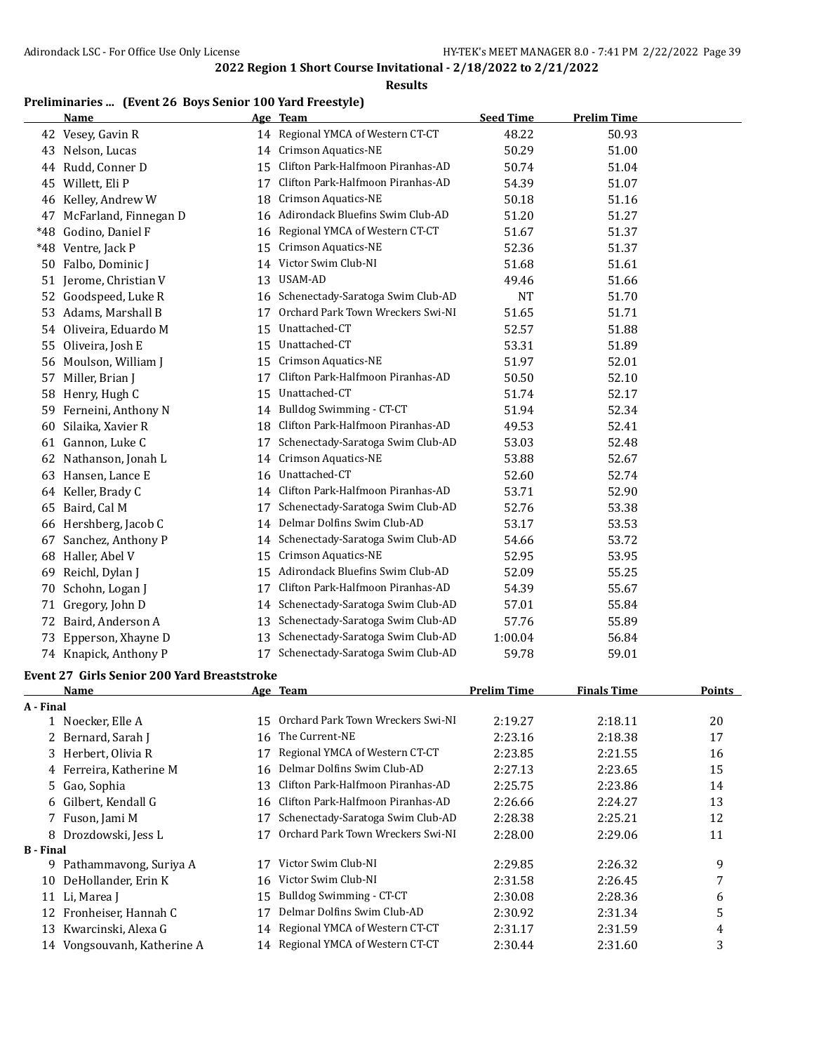## 2022 Region 1 Short Course Invitational - 2/18/2022 to 2/21/2022

### Results

### Preliminaries ... (Event 26 Boys Senior 100 Yard Freestyle)

| | Name | Age | Team | Seed Time | Prelim Time |
|---|---|---|---|---|---|
| 42 | Vesey, Gavin R | 14 | Regional YMCA of Western CT-CT | 48.22 | 50.93 |
| 43 | Nelson, Lucas | 14 | Crimson Aquatics-NE | 50.29 | 51.00 |
| 44 | Rudd, Conner D | 15 | Clifton Park-Halfmoon Piranhas-AD | 50.74 | 51.04 |
| 45 | Willett, Eli P | 17 | Clifton Park-Halfmoon Piranhas-AD | 54.39 | 51.07 |
| 46 | Kelley, Andrew W | 18 | Crimson Aquatics-NE | 50.18 | 51.16 |
| 47 | McFarland, Finnegan D | 16 | Adirondack Bluefins Swim Club-AD | 51.20 | 51.27 |
| *48 | Godino, Daniel F | 16 | Regional YMCA of Western CT-CT | 51.67 | 51.37 |
| *48 | Ventre, Jack P | 15 | Crimson Aquatics-NE | 52.36 | 51.37 |
| 50 | Falbo, Dominic J | 14 | Victor Swim Club-NI | 51.68 | 51.61 |
| 51 | Jerome, Christian V | 13 | USAM-AD | 49.46 | 51.66 |
| 52 | Goodspeed, Luke R | 16 | Schenectady-Saratoga Swim Club-AD | NT | 51.70 |
| 53 | Adams, Marshall B | 17 | Orchard Park Town Wreckers Swi-NI | 51.65 | 51.71 |
| 54 | Oliveira, Eduardo M | 15 | Unattached-CT | 52.57 | 51.88 |
| 55 | Oliveira, Josh E | 15 | Unattached-CT | 53.31 | 51.89 |
| 56 | Moulson, William J | 15 | Crimson Aquatics-NE | 51.97 | 52.01 |
| 57 | Miller, Brian J | 17 | Clifton Park-Halfmoon Piranhas-AD | 50.50 | 52.10 |
| 58 | Henry, Hugh C | 15 | Unattached-CT | 51.74 | 52.17 |
| 59 | Ferneini, Anthony N | 14 | Bulldog Swimming - CT-CT | 51.94 | 52.34 |
| 60 | Silaika, Xavier R | 18 | Clifton Park-Halfmoon Piranhas-AD | 49.53 | 52.41 |
| 61 | Gannon, Luke C | 17 | Schenectady-Saratoga Swim Club-AD | 53.03 | 52.48 |
| 62 | Nathanson, Jonah L | 14 | Crimson Aquatics-NE | 53.88 | 52.67 |
| 63 | Hansen, Lance E | 16 | Unattached-CT | 52.60 | 52.74 |
| 64 | Keller, Brady C | 14 | Clifton Park-Halfmoon Piranhas-AD | 53.71 | 52.90 |
| 65 | Baird, Cal M | 17 | Schenectady-Saratoga Swim Club-AD | 52.76 | 53.38 |
| 66 | Hershberg, Jacob C | 14 | Delmar Dolfins Swim Club-AD | 53.17 | 53.53 |
| 67 | Sanchez, Anthony P | 14 | Schenectady-Saratoga Swim Club-AD | 54.66 | 53.72 |
| 68 | Haller, Abel V | 15 | Crimson Aquatics-NE | 52.95 | 53.95 |
| 69 | Reichl, Dylan J | 15 | Adirondack Bluefins Swim Club-AD | 52.09 | 55.25 |
| 70 | Schohn, Logan J | 17 | Clifton Park-Halfmoon Piranhas-AD | 54.39 | 55.67 |
| 71 | Gregory, John D | 14 | Schenectady-Saratoga Swim Club-AD | 57.01 | 55.84 |
| 72 | Baird, Anderson A | 13 | Schenectady-Saratoga Swim Club-AD | 57.76 | 55.89 |
| 73 | Epperson, Xhayne D | 13 | Schenectady-Saratoga Swim Club-AD | 1:00.04 | 56.84 |
| 74 | Knapick, Anthony P | 17 | Schenectady-Saratoga Swim Club-AD | 59.78 | 59.01 |

### Event 27 Girls Senior 200 Yard Breaststroke

| | Name | Age | Team | Prelim Time | Finals Time | Points |
|---|---|---|---|---|---|---|
| **A - Final** | | | | | | |
| 1 | Noecker, Elle A | 15 | Orchard Park Town Wreckers Swi-NI | 2:19.27 | 2:18.11 | 20 |
| 2 | Bernard, Sarah J | 16 | The Current-NE | 2:23.16 | 2:18.38 | 17 |
| 3 | Herbert, Olivia R | 17 | Regional YMCA of Western CT-CT | 2:23.85 | 2:21.55 | 16 |
| 4 | Ferreira, Katherine M | 16 | Delmar Dolfins Swim Club-AD | 2:27.13 | 2:23.65 | 15 |
| 5 | Gao, Sophia | 13 | Clifton Park-Halfmoon Piranhas-AD | 2:25.75 | 2:23.86 | 14 |
| 6 | Gilbert, Kendall G | 16 | Clifton Park-Halfmoon Piranhas-AD | 2:26.66 | 2:24.27 | 13 |
| 7 | Fuson, Jami M | 17 | Schenectady-Saratoga Swim Club-AD | 2:28.38 | 2:25.21 | 12 |
| 8 | Drozdowski, Jess L | 17 | Orchard Park Town Wreckers Swi-NI | 2:28.00 | 2:29.06 | 11 |
| **B - Final** | | | | | | |
| 9 | Pathammavong, Suriya A | 17 | Victor Swim Club-NI | 2:29.85 | 2:26.32 | 9 |
| 10 | DeHollander, Erin K | 16 | Victor Swim Club-NI | 2:31.58 | 2:26.45 | 7 |
| 11 | Li, Marea J | 15 | Bulldog Swimming - CT-CT | 2:30.08 | 2:28.36 | 6 |
| 12 | Fronheiser, Hannah C | 17 | Delmar Dolfins Swim Club-AD | 2:30.92 | 2:31.34 | 5 |
| 13 | Kwarcinski, Alexa G | 14 | Regional YMCA of Western CT-CT | 2:31.17 | 2:31.59 | 4 |
| 14 | Vongsouvanh, Katherine A | 14 | Regional YMCA of Western CT-CT | 2:30.44 | 2:31.60 | 3 |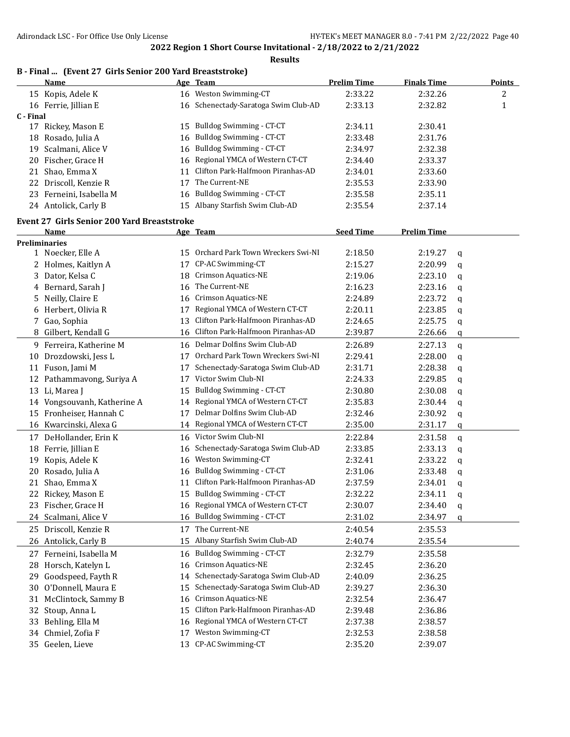**2022 Region 1 Short Course Invitational - 2/18/2022 to 2/21/2022**

**Results**

### B - Final ... (Event 27 Girls Senior 200 Yard Breaststroke)

| | Name | Age | Team | Prelim Time | Finals Time | Points |
|---|---|---|---|---|---|---|
| 15 | Kopis, Adele K | 16 | Weston Swimming-CT | 2:33.22 | 2:32.26 | 2 |
| 16 | Ferrie, Jillian E | 16 | Schenectady-Saratoga Swim Club-AD | 2:33.13 | 2:32.82 | 1 |
| **C - Final** | | | | | | |
| 17 | Rickey, Mason E | 15 | Bulldog Swimming - CT-CT | 2:34.11 | 2:30.41 | |
| 18 | Rosado, Julia A | 16 | Bulldog Swimming - CT-CT | 2:33.48 | 2:31.76 | |
| 19 | Scalmani, Alice V | 16 | Bulldog Swimming - CT-CT | 2:34.97 | 2:32.38 | |
| 20 | Fischer, Grace H | 16 | Regional YMCA of Western CT-CT | 2:34.40 | 2:33.37 | |
| 21 | Shao, Emma X | 11 | Clifton Park-Halfmoon Piranhas-AD | 2:34.01 | 2:33.60 | |
| 22 | Driscoll, Kenzie R | 17 | The Current-NE | 2:35.53 | 2:33.90 | |
| 23 | Ferneini, Isabella M | 16 | Bulldog Swimming - CT-CT | 2:35.58 | 2:35.11 | |
| 24 | Antolick, Carly B | 15 | Albany Starfish Swim Club-AD | 2:35.54 | 2:37.14 | |

### Event 27 Girls Senior 200 Yard Breaststroke

| | Name | Age | Team | Seed Time | Prelim Time | |
|---|---|---|---|---|---|---|
| **Preliminaries** | | | | | | |
| 1 | Noecker, Elle A | 15 | Orchard Park Town Wreckers Swi-NI | 2:18.50 | 2:19.27 | q |
| 2 | Holmes, Kaitlyn A | 17 | CP-AC Swimming-CT | 2:15.27 | 2:20.99 | q |
| 3 | Dator, Kelsa C | 18 | Crimson Aquatics-NE | 2:19.06 | 2:23.10 | q |
| 4 | Bernard, Sarah J | 16 | The Current-NE | 2:16.23 | 2:23.16 | q |
| 5 | Neilly, Claire E | 16 | Crimson Aquatics-NE | 2:24.89 | 2:23.72 | q |
| 6 | Herbert, Olivia R | 17 | Regional YMCA of Western CT-CT | 2:20.11 | 2:23.85 | q |
| 7 | Gao, Sophia | 13 | Clifton Park-Halfmoon Piranhas-AD | 2:24.65 | 2:25.75 | q |
| 8 | Gilbert, Kendall G | 16 | Clifton Park-Halfmoon Piranhas-AD | 2:39.87 | 2:26.66 | q |
| 9 | Ferreira, Katherine M | 16 | Delmar Dolfins Swim Club-AD | 2:26.89 | 2:27.13 | q |
| 10 | Drozdowski, Jess L | 17 | Orchard Park Town Wreckers Swi-NI | 2:29.41 | 2:28.00 | q |
| 11 | Fuson, Jami M | 17 | Schenectady-Saratoga Swim Club-AD | 2:31.71 | 2:28.38 | q |
| 12 | Pathammavong, Suriya A | 17 | Victor Swim Club-NI | 2:24.33 | 2:29.85 | q |
| 13 | Li, Marea J | 15 | Bulldog Swimming - CT-CT | 2:30.80 | 2:30.08 | q |
| 14 | Vongsouvanh, Katherine A | 14 | Regional YMCA of Western CT-CT | 2:35.83 | 2:30.44 | q |
| 15 | Fronheiser, Hannah C | 17 | Delmar Dolfins Swim Club-AD | 2:32.46 | 2:30.92 | q |
| 16 | Kwarcinski, Alexa G | 14 | Regional YMCA of Western CT-CT | 2:35.00 | 2:31.17 | q |
| 17 | DeHollander, Erin K | 16 | Victor Swim Club-NI | 2:22.84 | 2:31.58 | q |
| 18 | Ferrie, Jillian E | 16 | Schenectady-Saratoga Swim Club-AD | 2:33.85 | 2:33.13 | q |
| 19 | Kopis, Adele K | 16 | Weston Swimming-CT | 2:32.41 | 2:33.22 | q |
| 20 | Rosado, Julia A | 16 | Bulldog Swimming - CT-CT | 2:31.06 | 2:33.48 | q |
| 21 | Shao, Emma X | 11 | Clifton Park-Halfmoon Piranhas-AD | 2:37.59 | 2:34.01 | q |
| 22 | Rickey, Mason E | 15 | Bulldog Swimming - CT-CT | 2:32.22 | 2:34.11 | q |
| 23 | Fischer, Grace H | 16 | Regional YMCA of Western CT-CT | 2:30.07 | 2:34.40 | q |
| 24 | Scalmani, Alice V | 16 | Bulldog Swimming - CT-CT | 2:31.02 | 2:34.97 | q |
| 25 | Driscoll, Kenzie R | 17 | The Current-NE | 2:40.54 | 2:35.53 | |
| 26 | Antolick, Carly B | 15 | Albany Starfish Swim Club-AD | 2:40.74 | 2:35.54 | |
| 27 | Ferneini, Isabella M | 16 | Bulldog Swimming - CT-CT | 2:32.79 | 2:35.58 | |
| 28 | Horsch, Katelyn L | 16 | Crimson Aquatics-NE | 2:32.45 | 2:36.20 | |
| 29 | Goodspeed, Fayth R | 14 | Schenectady-Saratoga Swim Club-AD | 2:40.09 | 2:36.25 | |
| 30 | O'Donnell, Maura E | 15 | Schenectady-Saratoga Swim Club-AD | 2:39.27 | 2:36.30 | |
| 31 | McClintock, Sammy B | 16 | Crimson Aquatics-NE | 2:32.54 | 2:36.47 | |
| 32 | Stoup, Anna L | 15 | Clifton Park-Halfmoon Piranhas-AD | 2:39.48 | 2:36.86 | |
| 33 | Behling, Ella M | 16 | Regional YMCA of Western CT-CT | 2:37.38 | 2:38.57 | |
| 34 | Chmiel, Zofia F | 17 | Weston Swimming-CT | 2:32.53 | 2:38.58 | |
| 35 | Geelen, Lieve | 13 | CP-AC Swimming-CT | 2:35.20 | 2:39.07 | |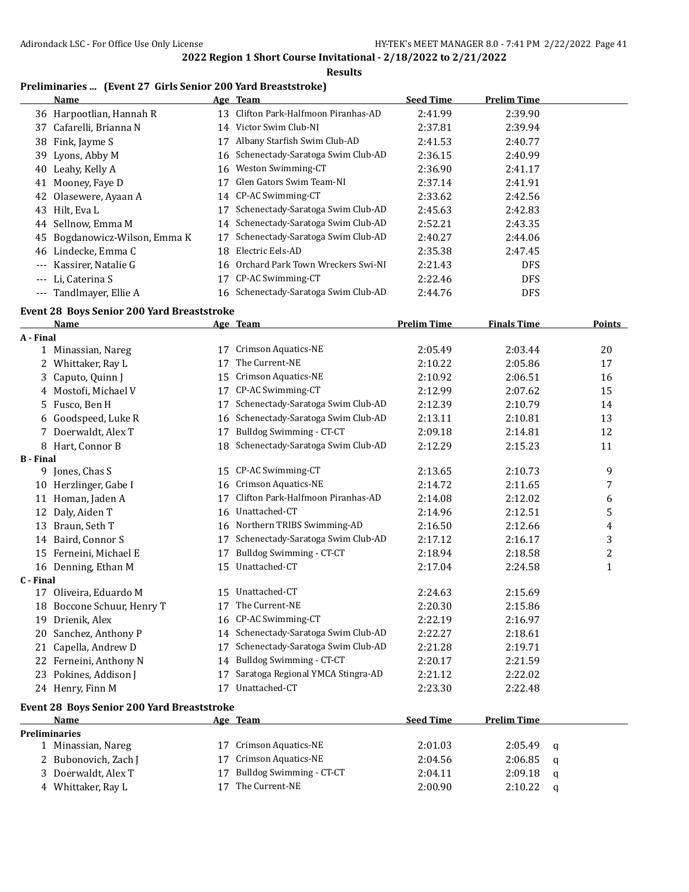## 2022 Region 1 Short Course Invitational - 2/18/2022 to 2/21/2022

### Results

### Preliminaries ... (Event 27 Girls Senior 200 Yard Breaststroke)

| | Name | Age | Team | Seed Time | Prelim Time |
|---|---|---|---|---|---|
| 36 | Harpootlian, Hannah R | 13 | Clifton Park-Halfmoon Piranhas-AD | 2:41.99 | 2:39.90 |
| 37 | Cafarelli, Brianna N | 14 | Victor Swim Club-NI | 2:37.81 | 2:39.94 |
| 38 | Fink, Jayme S | 17 | Albany Starfish Swim Club-AD | 2:41.53 | 2:40.77 |
| 39 | Lyons, Abby M | 16 | Schenectady-Saratoga Swim Club-AD | 2:36.15 | 2:40.99 |
| 40 | Leahy, Kelly A | 16 | Weston Swimming-CT | 2:36.90 | 2:41.17 |
| 41 | Mooney, Faye D | 17 | Glen Gators Swim Team-NI | 2:37.14 | 2:41.91 |
| 42 | Olasewere, Ayaan A | 14 | CP-AC Swimming-CT | 2:33.62 | 2:42.56 |
| 43 | Hilt, Eva L | 17 | Schenectady-Saratoga Swim Club-AD | 2:45.63 | 2:42.83 |
| 44 | Sellnow, Emma M | 14 | Schenectady-Saratoga Swim Club-AD | 2:52.21 | 2:43.35 |
| 45 | Bogdanowicz-Wilson, Emma K | 17 | Schenectady-Saratoga Swim Club-AD | 2:40.27 | 2:44.06 |
| 46 | Lindecke, Emma C | 18 | Electric Eels-AD | 2:35.38 | 2:47.45 |
| --- | Kassirer, Natalie G | 16 | Orchard Park Town Wreckers Swi-NI | 2:21.43 | DFS |
| --- | Li, Caterina S | 17 | CP-AC Swimming-CT | 2:22.46 | DFS |
| --- | Tandlmayer, Ellie A | 16 | Schenectady-Saratoga Swim Club-AD | 2:44.76 | DFS |

### Event 28 Boys Senior 200 Yard Breaststroke

| | Name | Age | Team | Prelim Time | Finals Time | Points |
|---|---|---|---|---|---|---|
| **A - Final** | | | | | | |
| 1 | Minassian, Nareg | 17 | Crimson Aquatics-NE | 2:05.49 | 2:03.44 | 20 |
| 2 | Whittaker, Ray L | 17 | The Current-NE | 2:10.22 | 2:05.86 | 17 |
| 3 | Caputo, Quinn J | 15 | Crimson Aquatics-NE | 2:10.92 | 2:06.51 | 16 |
| 4 | Mostofi, Michael V | 17 | CP-AC Swimming-CT | 2:12.99 | 2:07.62 | 15 |
| 5 | Fusco, Ben H | 17 | Schenectady-Saratoga Swim Club-AD | 2:12.39 | 2:10.79 | 14 |
| 6 | Goodspeed, Luke R | 16 | Schenectady-Saratoga Swim Club-AD | 2:13.11 | 2:10.81 | 13 |
| 7 | Doerwaldt, Alex T | 17 | Bulldog Swimming - CT-CT | 2:09.18 | 2:14.81 | 12 |
| 8 | Hart, Connor B | 18 | Schenectady-Saratoga Swim Club-AD | 2:12.29 | 2:15.23 | 11 |
| **B - Final** | | | | | | |
| 9 | Jones, Chas S | 15 | CP-AC Swimming-CT | 2:13.65 | 2:10.73 | 9 |
| 10 | Herzlinger, Gabe I | 16 | Crimson Aquatics-NE | 2:14.72 | 2:11.65 | 7 |
| 11 | Homan, Jaden A | 17 | Clifton Park-Halfmoon Piranhas-AD | 2:14.08 | 2:12.02 | 6 |
| 12 | Daly, Aiden T | 16 | Unattached-CT | 2:14.96 | 2:12.51 | 5 |
| 13 | Braun, Seth T | 16 | Northern TRIBS Swimming-AD | 2:16.50 | 2:12.66 | 4 |
| 14 | Baird, Connor S | 17 | Schenectady-Saratoga Swim Club-AD | 2:17.12 | 2:16.17 | 3 |
| 15 | Ferneini, Michael E | 17 | Bulldog Swimming - CT-CT | 2:18.94 | 2:18.58 | 2 |
| 16 | Denning, Ethan M | 15 | Unattached-CT | 2:17.04 | 2:24.58 | 1 |
| **C - Final** | | | | | | |
| 17 | Oliveira, Eduardo M | 15 | Unattached-CT | 2:24.63 | 2:15.69 | |
| 18 | Boccone Schuur, Henry T | 17 | The Current-NE | 2:20.30 | 2:15.86 | |
| 19 | Drienik, Alex | 16 | CP-AC Swimming-CT | 2:22.19 | 2:16.97 | |
| 20 | Sanchez, Anthony P | 14 | Schenectady-Saratoga Swim Club-AD | 2:22.27 | 2:18.61 | |
| 21 | Capella, Andrew D | 17 | Schenectady-Saratoga Swim Club-AD | 2:21.28 | 2:19.71 | |
| 22 | Ferneini, Anthony N | 14 | Bulldog Swimming - CT-CT | 2:20.17 | 2:21.59 | |
| 23 | Pokines, Addison J | 17 | Saratoga Regional YMCA Stingra-AD | 2:21.12 | 2:22.02 | |
| 24 | Henry, Finn M | 17 | Unattached-CT | 2:23.30 | 2:22.48 | |

### Event 28 Boys Senior 200 Yard Breaststroke

| | Name | Age | Team | Seed Time | Prelim Time | |
|---|---|---|---|---|---|---|
| **Preliminaries** | | | | | | |
| 1 | Minassian, Nareg | 17 | Crimson Aquatics-NE | 2:01.03 | 2:05.49 | q |
| 2 | Bubonovich, Zach J | 17 | Crimson Aquatics-NE | 2:04.56 | 2:06.85 | q |
| 3 | Doerwaldt, Alex T | 17 | Bulldog Swimming - CT-CT | 2:04.11 | 2:09.18 | q |
| 4 | Whittaker, Ray L | 17 | The Current-NE | 2:00.90 | 2:10.22 | q |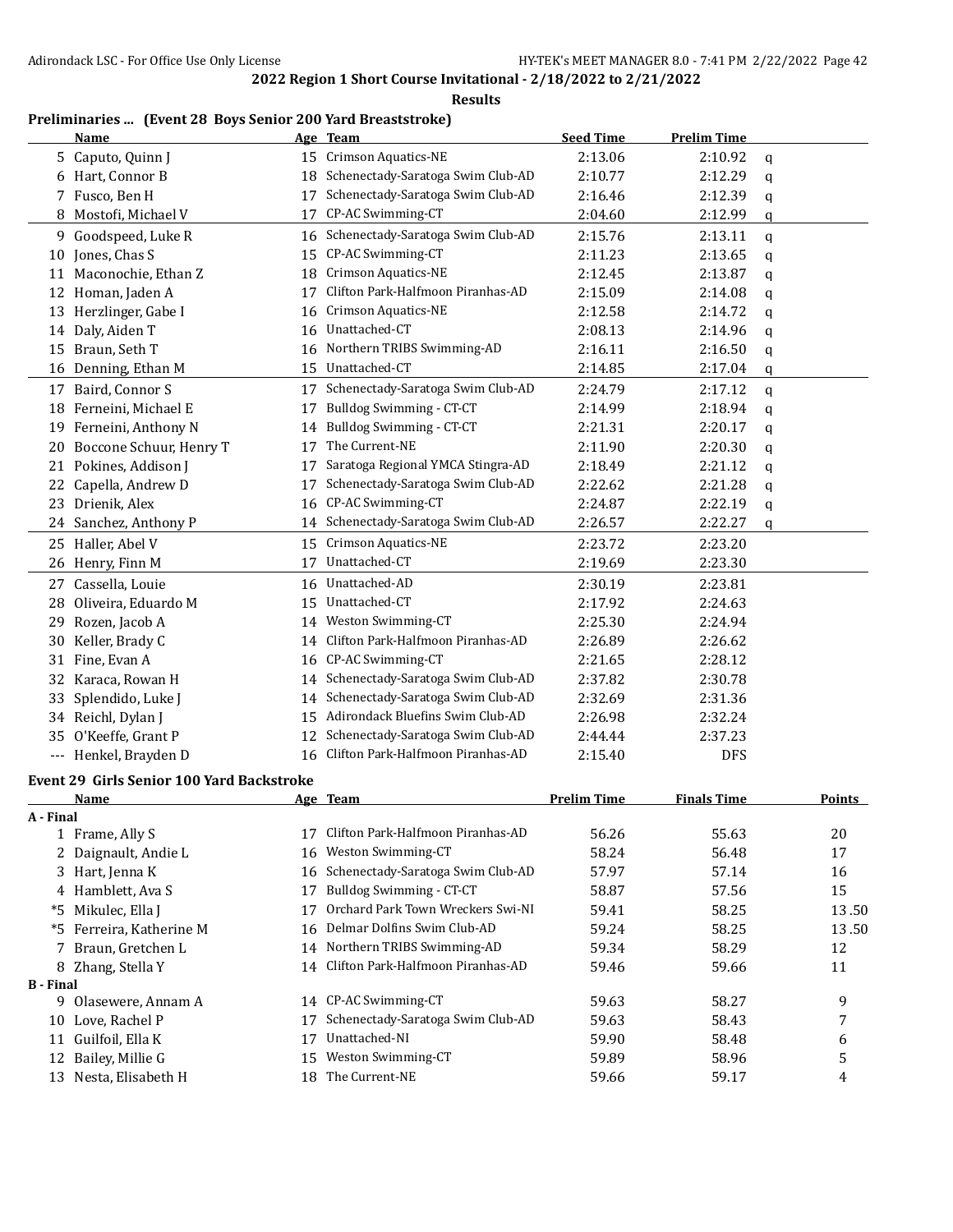## 2022 Region 1 Short Course Invitational - 2/18/2022 to 2/21/2022

### Results

### Preliminaries ... (Event 28 Boys Senior 200 Yard Breaststroke)

| | Name | Age | Team | Seed Time | Prelim Time | |
|---|---|---|---|---|---|---|
| 5 | Caputo, Quinn J | 15 | Crimson Aquatics-NE | 2:13.06 | 2:10.92 | q |
| 6 | Hart, Connor B | 18 | Schenectady-Saratoga Swim Club-AD | 2:10.77 | 2:12.29 | q |
| 7 | Fusco, Ben H | 17 | Schenectady-Saratoga Swim Club-AD | 2:16.46 | 2:12.39 | q |
| 8 | Mostofi, Michael V | 17 | CP-AC Swimming-CT | 2:04.60 | 2:12.99 | q |
| 9 | Goodspeed, Luke R | 16 | Schenectady-Saratoga Swim Club-AD | 2:15.76 | 2:13.11 | q |
| 10 | Jones, Chas S | 15 | CP-AC Swimming-CT | 2:11.23 | 2:13.65 | q |
| 11 | Maconochie, Ethan Z | 18 | Crimson Aquatics-NE | 2:12.45 | 2:13.87 | q |
| 12 | Homan, Jaden A | 17 | Clifton Park-Halfmoon Piranhas-AD | 2:15.09 | 2:14.08 | q |
| 13 | Herzlinger, Gabe I | 16 | Crimson Aquatics-NE | 2:12.58 | 2:14.72 | q |
| 14 | Daly, Aiden T | 16 | Unattached-CT | 2:08.13 | 2:14.96 | q |
| 15 | Braun, Seth T | 16 | Northern TRIBS Swimming-AD | 2:16.11 | 2:16.50 | q |
| 16 | Denning, Ethan M | 15 | Unattached-CT | 2:14.85 | 2:17.04 | q |
| 17 | Baird, Connor S | 17 | Schenectady-Saratoga Swim Club-AD | 2:24.79 | 2:17.12 | q |
| 18 | Ferneini, Michael E | 17 | Bulldog Swimming - CT-CT | 2:14.99 | 2:18.94 | q |
| 19 | Ferneini, Anthony N | 14 | Bulldog Swimming - CT-CT | 2:21.31 | 2:20.17 | q |
| 20 | Boccone Schuur, Henry T | 17 | The Current-NE | 2:11.90 | 2:20.30 | q |
| 21 | Pokines, Addison J | 17 | Saratoga Regional YMCA Stingra-AD | 2:18.49 | 2:21.12 | q |
| 22 | Capella, Andrew D | 17 | Schenectady-Saratoga Swim Club-AD | 2:22.62 | 2:21.28 | q |
| 23 | Drienik, Alex | 16 | CP-AC Swimming-CT | 2:24.87 | 2:22.19 | q |
| 24 | Sanchez, Anthony P | 14 | Schenectady-Saratoga Swim Club-AD | 2:26.57 | 2:22.27 | q |
| 25 | Haller, Abel V | 15 | Crimson Aquatics-NE | 2:23.72 | 2:23.20 | |
| 26 | Henry, Finn M | 17 | Unattached-CT | 2:19.69 | 2:23.30 | |
| 27 | Cassella, Louie | 16 | Unattached-AD | 2:30.19 | 2:23.81 | |
| 28 | Oliveira, Eduardo M | 15 | Unattached-CT | 2:17.92 | 2:24.63 | |
| 29 | Rozen, Jacob A | 14 | Weston Swimming-CT | 2:25.30 | 2:24.94 | |
| 30 | Keller, Brady C | 14 | Clifton Park-Halfmoon Piranhas-AD | 2:26.89 | 2:26.62 | |
| 31 | Fine, Evan A | 16 | CP-AC Swimming-CT | 2:21.65 | 2:28.12 | |
| 32 | Karaca, Rowan H | 14 | Schenectady-Saratoga Swim Club-AD | 2:37.82 | 2:30.78 | |
| 33 | Splendido, Luke J | 14 | Schenectady-Saratoga Swim Club-AD | 2:32.69 | 2:31.36 | |
| 34 | Reichl, Dylan J | 15 | Adirondack Bluefins Swim Club-AD | 2:26.98 | 2:32.24 | |
| 35 | O'Keeffe, Grant P | 12 | Schenectady-Saratoga Swim Club-AD | 2:44.44 | 2:37.23 | |
| --- | Henkel, Brayden D | 16 | Clifton Park-Halfmoon Piranhas-AD | 2:15.40 | DFS | |

### Event 29 Girls Senior 100 Yard Backstroke

| | Name | Age | Team | Prelim Time | Finals Time | Points |
|---|---|---|---|---|---|---|
| **A - Final** | | | | | | |
| 1 | Frame, Ally S | 17 | Clifton Park-Halfmoon Piranhas-AD | 56.26 | 55.63 | 20 |
| 2 | Daignault, Andie L | 16 | Weston Swimming-CT | 58.24 | 56.48 | 17 |
| 3 | Hart, Jenna K | 16 | Schenectady-Saratoga Swim Club-AD | 57.97 | 57.14 | 16 |
| 4 | Hamblett, Ava S | 17 | Bulldog Swimming - CT-CT | 58.87 | 57.56 | 15 |
| *5 | Mikulec, Ella J | 17 | Orchard Park Town Wreckers Swi-NI | 59.41 | 58.25 | 13.50 |
| *5 | Ferreira, Katherine M | 16 | Delmar Dolfins Swim Club-AD | 59.24 | 58.25 | 13.50 |
| 7 | Braun, Gretchen L | 14 | Northern TRIBS Swimming-AD | 59.34 | 58.29 | 12 |
| 8 | Zhang, Stella Y | 14 | Clifton Park-Halfmoon Piranhas-AD | 59.46 | 59.66 | 11 |
| **B - Final** | | | | | | |
| 9 | Olasewere, Annam A | 14 | CP-AC Swimming-CT | 59.63 | 58.27 | 9 |
| 10 | Love, Rachel P | 17 | Schenectady-Saratoga Swim Club-AD | 59.63 | 58.43 | 7 |
| 11 | Guilfoil, Ella K | 17 | Unattached-NI | 59.90 | 58.48 | 6 |
| 12 | Bailey, Millie G | 15 | Weston Swimming-CT | 59.89 | 58.96 | 5 |
| 13 | Nesta, Elisabeth H | 18 | The Current-NE | 59.66 | 59.17 | 4 |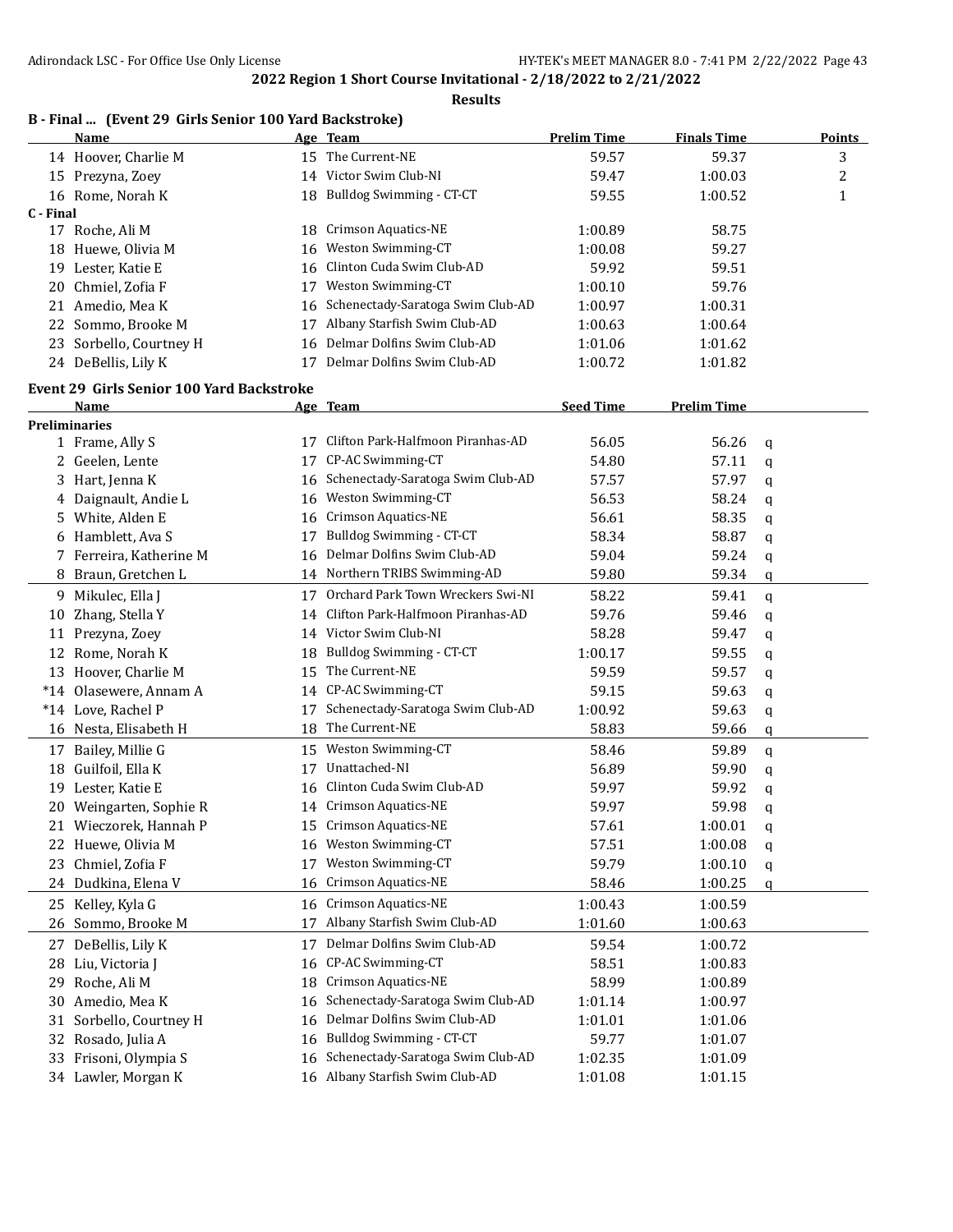**2022 Region 1 Short Course Invitational - 2/18/2022 to 2/21/2022**

**Results**

### B - Final ... (Event 29 Girls Senior 100 Yard Backstroke)

| | Name | Age | Team | Prelim Time | Finals Time | Points |
|---|---|---|---|---|---|---|
| 14 | Hoover, Charlie M | 15 | The Current-NE | 59.57 | 59.37 | 3 |
| 15 | Prezyna, Zoey | 14 | Victor Swim Club-NI | 59.47 | 1:00.03 | 2 |
| 16 | Rome, Norah K | 18 | Bulldog Swimming - CT-CT | 59.55 | 1:00.52 | 1 |
| **C - Final** | | | | | | |
| 17 | Roche, Ali M | 18 | Crimson Aquatics-NE | 1:00.89 | 58.75 | |
| 18 | Huewe, Olivia M | 16 | Weston Swimming-CT | 1:00.08 | 59.27 | |
| 19 | Lester, Katie E | 16 | Clinton Cuda Swim Club-AD | 59.92 | 59.51 | |
| 20 | Chmiel, Zofia F | 17 | Weston Swimming-CT | 1:00.10 | 59.76 | |
| 21 | Amedio, Mea K | 16 | Schenectady-Saratoga Swim Club-AD | 1:00.97 | 1:00.31 | |
| 22 | Sommo, Brooke M | 17 | Albany Starfish Swim Club-AD | 1:00.63 | 1:00.64 | |
| 23 | Sorbello, Courtney H | 16 | Delmar Dolfins Swim Club-AD | 1:01.06 | 1:01.62 | |
| 24 | DeBellis, Lily K | 17 | Delmar Dolfins Swim Club-AD | 1:00.72 | 1:01.82 | |

### Event 29 Girls Senior 100 Yard Backstroke

| | Name | Age | Team | Seed Time | Prelim Time | |
|---|---|---|---|---|---|---|
| **Preliminaries** | | | | | | |
| 1 | Frame, Ally S | 17 | Clifton Park-Halfmoon Piranhas-AD | 56.05 | 56.26 | q |
| 2 | Geelen, Lente | 17 | CP-AC Swimming-CT | 54.80 | 57.11 | q |
| 3 | Hart, Jenna K | 16 | Schenectady-Saratoga Swim Club-AD | 57.57 | 57.97 | q |
| 4 | Daignault, Andie L | 16 | Weston Swimming-CT | 56.53 | 58.24 | q |
| 5 | White, Alden E | 16 | Crimson Aquatics-NE | 56.61 | 58.35 | q |
| 6 | Hamblett, Ava S | 17 | Bulldog Swimming - CT-CT | 58.34 | 58.87 | q |
| 7 | Ferreira, Katherine M | 16 | Delmar Dolfins Swim Club-AD | 59.04 | 59.24 | q |
| 8 | Braun, Gretchen L | 14 | Northern TRIBS Swimming-AD | 59.80 | 59.34 | q |
| 9 | Mikulec, Ella J | 17 | Orchard Park Town Wreckers Swi-NI | 58.22 | 59.41 | q |
| 10 | Zhang, Stella Y | 14 | Clifton Park-Halfmoon Piranhas-AD | 59.76 | 59.46 | q |
| 11 | Prezyna, Zoey | 14 | Victor Swim Club-NI | 58.28 | 59.47 | q |
| 12 | Rome, Norah K | 18 | Bulldog Swimming - CT-CT | 1:00.17 | 59.55 | q |
| 13 | Hoover, Charlie M | 15 | The Current-NE | 59.59 | 59.57 | q |
| *14 | Olasewere, Annam A | 14 | CP-AC Swimming-CT | 59.15 | 59.63 | q |
| *14 | Love, Rachel P | 17 | Schenectady-Saratoga Swim Club-AD | 1:00.92 | 59.63 | q |
| 16 | Nesta, Elisabeth H | 18 | The Current-NE | 58.83 | 59.66 | q |
| 17 | Bailey, Millie G | 15 | Weston Swimming-CT | 58.46 | 59.89 | q |
| 18 | Guilfoil, Ella K | 17 | Unattached-NI | 56.89 | 59.90 | q |
| 19 | Lester, Katie E | 16 | Clinton Cuda Swim Club-AD | 59.97 | 59.92 | q |
| 20 | Weingarten, Sophie R | 14 | Crimson Aquatics-NE | 59.97 | 59.98 | q |
| 21 | Wieczorek, Hannah P | 15 | Crimson Aquatics-NE | 57.61 | 1:00.01 | q |
| 22 | Huewe, Olivia M | 16 | Weston Swimming-CT | 57.51 | 1:00.08 | q |
| 23 | Chmiel, Zofia F | 17 | Weston Swimming-CT | 59.79 | 1:00.10 | q |
| 24 | Dudkina, Elena V | 16 | Crimson Aquatics-NE | 58.46 | 1:00.25 | q |
| 25 | Kelley, Kyla G | 16 | Crimson Aquatics-NE | 1:00.43 | 1:00.59 | |
| 26 | Sommo, Brooke M | 17 | Albany Starfish Swim Club-AD | 1:01.60 | 1:00.63 | |
| 27 | DeBellis, Lily K | 17 | Delmar Dolfins Swim Club-AD | 59.54 | 1:00.72 | |
| 28 | Liu, Victoria J | 16 | CP-AC Swimming-CT | 58.51 | 1:00.83 | |
| 29 | Roche, Ali M | 18 | Crimson Aquatics-NE | 58.99 | 1:00.89 | |
| 30 | Amedio, Mea K | 16 | Schenectady-Saratoga Swim Club-AD | 1:01.14 | 1:00.97 | |
| 31 | Sorbello, Courtney H | 16 | Delmar Dolfins Swim Club-AD | 1:01.01 | 1:01.06 | |
| 32 | Rosado, Julia A | 16 | Bulldog Swimming - CT-CT | 59.77 | 1:01.07 | |
| 33 | Frisoni, Olympia S | 16 | Schenectady-Saratoga Swim Club-AD | 1:02.35 | 1:01.09 | |
| 34 | Lawler, Morgan K | 16 | Albany Starfish Swim Club-AD | 1:01.08 | 1:01.15 | |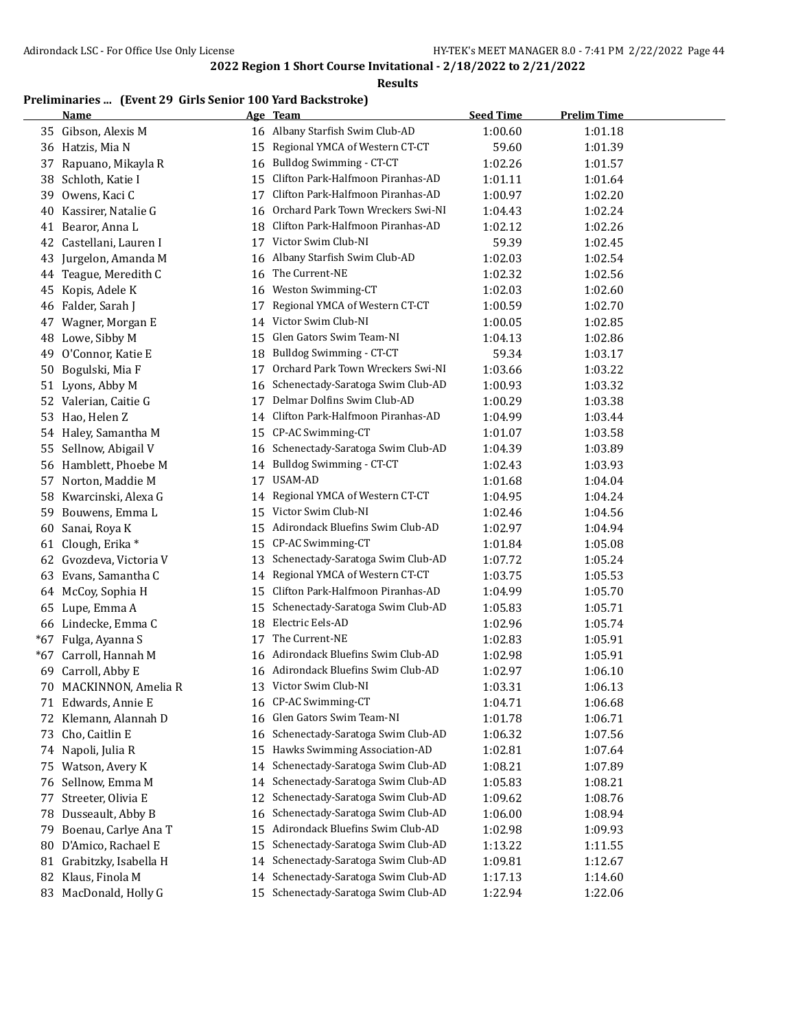## 2022 Region 1 Short Course Invitational - 2/18/2022 to 2/21/2022

### Results

**Preliminaries ... (Event 29 Girls Senior 100 Yard Backstroke)**

| | Name | Age | Team | Seed Time | Prelim Time |
|---|---|---|---|---|---|
| 35 | Gibson, Alexis M | 16 | Albany Starfish Swim Club-AD | 1:00.60 | 1:01.18 |
| 36 | Hatzis, Mia N | 15 | Regional YMCA of Western CT-CT | 59.60 | 1:01.39 |
| 37 | Rapuano, Mikayla R | 16 | Bulldog Swimming - CT-CT | 1:02.26 | 1:01.57 |
| 38 | Schloth, Katie I | 15 | Clifton Park-Halfmoon Piranhas-AD | 1:01.11 | 1:01.64 |
| 39 | Owens, Kaci C | 17 | Clifton Park-Halfmoon Piranhas-AD | 1:00.97 | 1:02.20 |
| 40 | Kassirer, Natalie G | 16 | Orchard Park Town Wreckers Swi-NI | 1:04.43 | 1:02.24 |
| 41 | Bearor, Anna L | 18 | Clifton Park-Halfmoon Piranhas-AD | 1:02.12 | 1:02.26 |
| 42 | Castellani, Lauren I | 17 | Victor Swim Club-NI | 59.39 | 1:02.45 |
| 43 | Jurgelon, Amanda M | 16 | Albany Starfish Swim Club-AD | 1:02.03 | 1:02.54 |
| 44 | Teague, Meredith C | 16 | The Current-NE | 1:02.32 | 1:02.56 |
| 45 | Kopis, Adele K | 16 | Weston Swimming-CT | 1:02.03 | 1:02.60 |
| 46 | Falder, Sarah J | 17 | Regional YMCA of Western CT-CT | 1:00.59 | 1:02.70 |
| 47 | Wagner, Morgan E | 14 | Victor Swim Club-NI | 1:00.05 | 1:02.85 |
| 48 | Lowe, Sibby M | 15 | Glen Gators Swim Team-NI | 1:04.13 | 1:02.86 |
| 49 | O'Connor, Katie E | 18 | Bulldog Swimming - CT-CT | 59.34 | 1:03.17 |
| 50 | Bogulski, Mia F | 17 | Orchard Park Town Wreckers Swi-NI | 1:03.66 | 1:03.22 |
| 51 | Lyons, Abby M | 16 | Schenectady-Saratoga Swim Club-AD | 1:00.93 | 1:03.32 |
| 52 | Valerian, Caitie G | 17 | Delmar Dolfins Swim Club-AD | 1:00.29 | 1:03.38 |
| 53 | Hao, Helen Z | 14 | Clifton Park-Halfmoon Piranhas-AD | 1:04.99 | 1:03.44 |
| 54 | Haley, Samantha M | 15 | CP-AC Swimming-CT | 1:01.07 | 1:03.58 |
| 55 | Sellnow, Abigail V | 16 | Schenectady-Saratoga Swim Club-AD | 1:04.39 | 1:03.89 |
| 56 | Hamblett, Phoebe M | 14 | Bulldog Swimming - CT-CT | 1:02.43 | 1:03.93 |
| 57 | Norton, Maddie M | 17 | USAM-AD | 1:01.68 | 1:04.04 |
| 58 | Kwarcinski, Alexa G | 14 | Regional YMCA of Western CT-CT | 1:04.95 | 1:04.24 |
| 59 | Bouwens, Emma L | 15 | Victor Swim Club-NI | 1:02.46 | 1:04.56 |
| 60 | Sanai, Roya K | 15 | Adirondack Bluefins Swim Club-AD | 1:02.97 | 1:04.94 |
| 61 | Clough, Erika * | 15 | CP-AC Swimming-CT | 1:01.84 | 1:05.08 |
| 62 | Gvozdeva, Victoria V | 13 | Schenectady-Saratoga Swim Club-AD | 1:07.72 | 1:05.24 |
| 63 | Evans, Samantha C | 14 | Regional YMCA of Western CT-CT | 1:03.75 | 1:05.53 |
| 64 | McCoy, Sophia H | 15 | Clifton Park-Halfmoon Piranhas-AD | 1:04.99 | 1:05.70 |
| 65 | Lupe, Emma A | 15 | Schenectady-Saratoga Swim Club-AD | 1:05.83 | 1:05.71 |
| 66 | Lindecke, Emma C | 18 | Electric Eels-AD | 1:02.96 | 1:05.74 |
| *67 | Fulga, Ayanna S | 17 | The Current-NE | 1:02.83 | 1:05.91 |
| *67 | Carroll, Hannah M | 16 | Adirondack Bluefins Swim Club-AD | 1:02.98 | 1:05.91 |
| 69 | Carroll, Abby E | 16 | Adirondack Bluefins Swim Club-AD | 1:02.97 | 1:06.10 |
| 70 | MACKINNON, Amelia R | 13 | Victor Swim Club-NI | 1:03.31 | 1:06.13 |
| 71 | Edwards, Annie E | 16 | CP-AC Swimming-CT | 1:04.71 | 1:06.68 |
| 72 | Klemann, Alannah D | 16 | Glen Gators Swim Team-NI | 1:01.78 | 1:06.71 |
| 73 | Cho, Caitlin E | 16 | Schenectady-Saratoga Swim Club-AD | 1:06.32 | 1:07.56 |
| 74 | Napoli, Julia R | 15 | Hawks Swimming Association-AD | 1:02.81 | 1:07.64 |
| 75 | Watson, Avery K | 14 | Schenectady-Saratoga Swim Club-AD | 1:08.21 | 1:07.89 |
| 76 | Sellnow, Emma M | 14 | Schenectady-Saratoga Swim Club-AD | 1:05.83 | 1:08.21 |
| 77 | Streeter, Olivia E | 12 | Schenectady-Saratoga Swim Club-AD | 1:09.62 | 1:08.76 |
| 78 | Dusseault, Abby B | 16 | Schenectady-Saratoga Swim Club-AD | 1:06.00 | 1:08.94 |
| 79 | Boenau, Carlye Ana T | 15 | Adirondack Bluefins Swim Club-AD | 1:02.98 | 1:09.93 |
| 80 | D'Amico, Rachael E | 15 | Schenectady-Saratoga Swim Club-AD | 1:13.22 | 1:11.55 |
| 81 | Grabitzky, Isabella H | 14 | Schenectady-Saratoga Swim Club-AD | 1:09.81 | 1:12.67 |
| 82 | Klaus, Finola M | 14 | Schenectady-Saratoga Swim Club-AD | 1:17.13 | 1:14.60 |
| 83 | MacDonald, Holly G | 15 | Schenectady-Saratoga Swim Club-AD | 1:22.94 | 1:22.06 |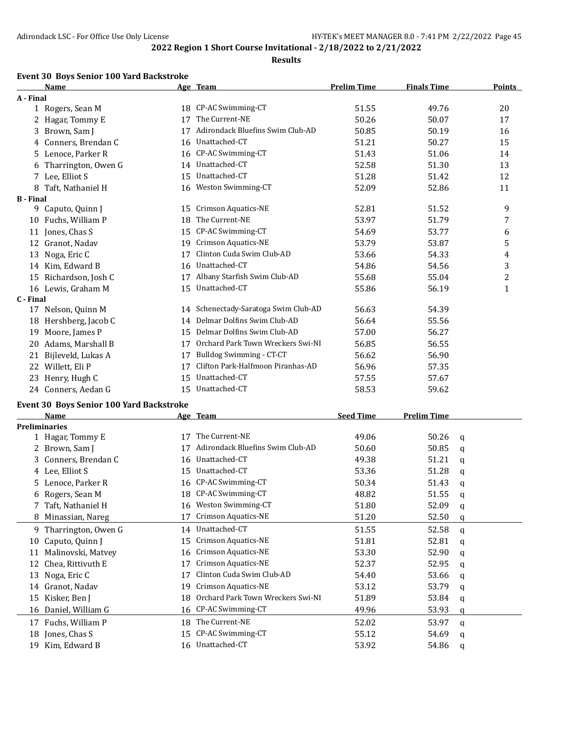**2022 Region 1 Short Course Invitational - 2/18/2022 to 2/21/2022**

**Results**

### Event 30 Boys Senior 100 Yard Backstroke

| | Name | Age | Team | Prelim Time | Finals Time | Points |
|---|---|---|---|---|---|---|
| **A - Final** | | | | | | |
| 1 | Rogers, Sean M | 18 | CP-AC Swimming-CT | 51.55 | 49.76 | 20 |
| 2 | Hagar, Tommy E | 17 | The Current-NE | 50.26 | 50.07 | 17 |
| 3 | Brown, Sam J | 17 | Adirondack Bluefins Swim Club-AD | 50.85 | 50.19 | 16 |
| 4 | Conners, Brendan C | 16 | Unattached-CT | 51.21 | 50.27 | 15 |
| 5 | Lenoce, Parker R | 16 | CP-AC Swimming-CT | 51.43 | 51.06 | 14 |
| 6 | Tharrington, Owen G | 14 | Unattached-CT | 52.58 | 51.30 | 13 |
| 7 | Lee, Elliot S | 15 | Unattached-CT | 51.28 | 51.42 | 12 |
| 8 | Taft, Nathaniel H | 16 | Weston Swimming-CT | 52.09 | 52.86 | 11 |
| **B - Final** | | | | | | |
| 9 | Caputo, Quinn J | 15 | Crimson Aquatics-NE | 52.81 | 51.52 | 9 |
| 10 | Fuchs, William P | 18 | The Current-NE | 53.97 | 51.79 | 7 |
| 11 | Jones, Chas S | 15 | CP-AC Swimming-CT | 54.69 | 53.77 | 6 |
| 12 | Granot, Nadav | 19 | Crimson Aquatics-NE | 53.79 | 53.87 | 5 |
| 13 | Noga, Eric C | 17 | Clinton Cuda Swim Club-AD | 53.66 | 54.33 | 4 |
| 14 | Kim, Edward B | 16 | Unattached-CT | 54.86 | 54.56 | 3 |
| 15 | Richardson, Josh C | 17 | Albany Starfish Swim Club-AD | 55.68 | 55.04 | 2 |
| 16 | Lewis, Graham M | 15 | Unattached-CT | 55.86 | 56.19 | 1 |
| **C - Final** | | | | | | |
| 17 | Nelson, Quinn M | 14 | Schenectady-Saratoga Swim Club-AD | 56.63 | 54.39 | |
| 18 | Hershberg, Jacob C | 14 | Delmar Dolfins Swim Club-AD | 56.64 | 55.56 | |
| 19 | Moore, James P | 15 | Delmar Dolfins Swim Club-AD | 57.00 | 56.27 | |
| 20 | Adams, Marshall B | 17 | Orchard Park Town Wreckers Swi-NI | 56.85 | 56.55 | |
| 21 | Bijleveld, Lukas A | 17 | Bulldog Swimming - CT-CT | 56.62 | 56.90 | |
| 22 | Willett, Eli P | 17 | Clifton Park-Halfmoon Piranhas-AD | 56.96 | 57.35 | |
| 23 | Henry, Hugh C | 15 | Unattached-CT | 57.55 | 57.67 | |
| 24 | Conners, Aedan G | 15 | Unattached-CT | 58.53 | 59.62 | |

### Event 30 Boys Senior 100 Yard Backstroke

| | Name | Age | Team | Seed Time | Prelim Time | |
|---|---|---|---|---|---|---|
| **Preliminaries** | | | | | | |
| 1 | Hagar, Tommy E | 17 | The Current-NE | 49.06 | 50.26 | q |
| 2 | Brown, Sam J | 17 | Adirondack Bluefins Swim Club-AD | 50.60 | 50.85 | q |
| 3 | Conners, Brendan C | 16 | Unattached-CT | 49.38 | 51.21 | q |
| 4 | Lee, Elliot S | 15 | Unattached-CT | 53.36 | 51.28 | q |
| 5 | Lenoce, Parker R | 16 | CP-AC Swimming-CT | 50.34 | 51.43 | q |
| 6 | Rogers, Sean M | 18 | CP-AC Swimming-CT | 48.82 | 51.55 | q |
| 7 | Taft, Nathaniel H | 16 | Weston Swimming-CT | 51.80 | 52.09 | q |
| 8 | Minassian, Nareg | 17 | Crimson Aquatics-NE | 51.20 | 52.50 | q |
| 9 | Tharrington, Owen G | 14 | Unattached-CT | 51.55 | 52.58 | q |
| 10 | Caputo, Quinn J | 15 | Crimson Aquatics-NE | 51.81 | 52.81 | q |
| 11 | Malinovski, Matvey | 16 | Crimson Aquatics-NE | 53.30 | 52.90 | q |
| 12 | Chea, Rittivuth E | 17 | Crimson Aquatics-NE | 52.37 | 52.95 | q |
| 13 | Noga, Eric C | 17 | Clinton Cuda Swim Club-AD | 54.40 | 53.66 | q |
| 14 | Granot, Nadav | 19 | Crimson Aquatics-NE | 53.12 | 53.79 | q |
| 15 | Kisker, Ben J | 18 | Orchard Park Town Wreckers Swi-NI | 51.89 | 53.84 | q |
| 16 | Daniel, William G | 16 | CP-AC Swimming-CT | 49.96 | 53.93 | q |
| 17 | Fuchs, William P | 18 | The Current-NE | 52.02 | 53.97 | q |
| 18 | Jones, Chas S | 15 | CP-AC Swimming-CT | 55.12 | 54.69 | q |
| 19 | Kim, Edward B | 16 | Unattached-CT | 53.92 | 54.86 | q |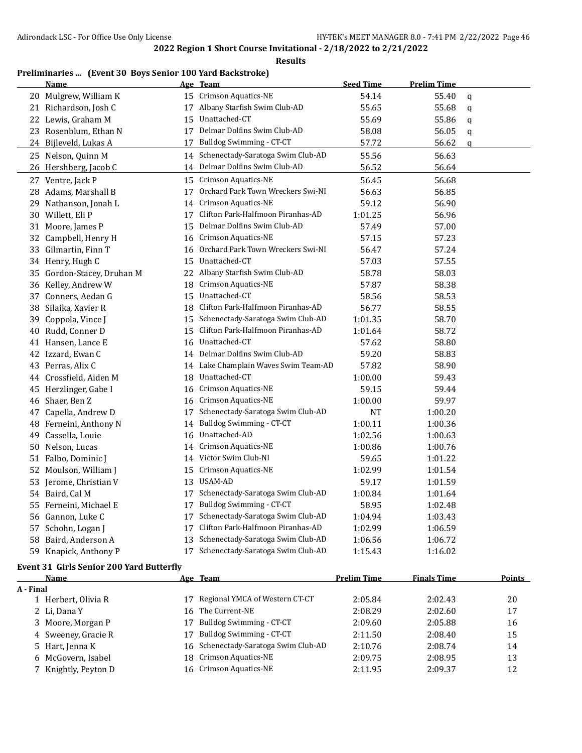## 2022 Region 1 Short Course Invitational - 2/18/2022 to 2/21/2022

### Results

### Preliminaries ... (Event 30 Boys Senior 100 Yard Backstroke)

| | Name | Age | Team | Seed Time | Prelim Time | |
|---|---|---|---|---|---|---|
| 20 | Mulgrew, William K | 15 | Crimson Aquatics-NE | 54.14 | 55.40 | q |
| 21 | Richardson, Josh C | 17 | Albany Starfish Swim Club-AD | 55.65 | 55.68 | q |
| 22 | Lewis, Graham M | 15 | Unattached-CT | 55.69 | 55.86 | q |
| 23 | Rosenblum, Ethan N | 17 | Delmar Dolfins Swim Club-AD | 58.08 | 56.05 | q |
| 24 | Bijleveld, Lukas A | 17 | Bulldog Swimming - CT-CT | 57.72 | 56.62 | q |
| 25 | Nelson, Quinn M | 14 | Schenectady-Saratoga Swim Club-AD | 55.56 | 56.63 | |
| 26 | Hershberg, Jacob C | 14 | Delmar Dolfins Swim Club-AD | 56.52 | 56.64 | |
| 27 | Ventre, Jack P | 15 | Crimson Aquatics-NE | 56.45 | 56.68 | |
| 28 | Adams, Marshall B | 17 | Orchard Park Town Wreckers Swi-NI | 56.63 | 56.85 | |
| 29 | Nathanson, Jonah L | 14 | Crimson Aquatics-NE | 59.12 | 56.90 | |
| 30 | Willett, Eli P | 17 | Clifton Park-Halfmoon Piranhas-AD | 1:01.25 | 56.96 | |
| 31 | Moore, James P | 15 | Delmar Dolfins Swim Club-AD | 57.49 | 57.00 | |
| 32 | Campbell, Henry H | 16 | Crimson Aquatics-NE | 57.15 | 57.23 | |
| 33 | Gilmartin, Finn T | 16 | Orchard Park Town Wreckers Swi-NI | 56.47 | 57.24 | |
| 34 | Henry, Hugh C | 15 | Unattached-CT | 57.03 | 57.55 | |
| 35 | Gordon-Stacey, Druhan M | 22 | Albany Starfish Swim Club-AD | 58.78 | 58.03 | |
| 36 | Kelley, Andrew W | 18 | Crimson Aquatics-NE | 57.87 | 58.38 | |
| 37 | Conners, Aedan G | 15 | Unattached-CT | 58.56 | 58.53 | |
| 38 | Silaika, Xavier R | 18 | Clifton Park-Halfmoon Piranhas-AD | 56.77 | 58.55 | |
| 39 | Coppola, Vince J | 15 | Schenectady-Saratoga Swim Club-AD | 1:01.35 | 58.70 | |
| 40 | Rudd, Conner D | 15 | Clifton Park-Halfmoon Piranhas-AD | 1:01.64 | 58.72 | |
| 41 | Hansen, Lance E | 16 | Unattached-CT | 57.62 | 58.80 | |
| 42 | Izzard, Ewan C | 14 | Delmar Dolfins Swim Club-AD | 59.20 | 58.83 | |
| 43 | Perras, Alix C | 14 | Lake Champlain Waves Swim Team-AD | 57.82 | 58.90 | |
| 44 | Crossfield, Aiden M | 18 | Unattached-CT | 1:00.00 | 59.43 | |
| 45 | Herzlinger, Gabe I | 16 | Crimson Aquatics-NE | 59.15 | 59.44 | |
| 46 | Shaer, Ben Z | 16 | Crimson Aquatics-NE | 1:00.00 | 59.97 | |
| 47 | Capella, Andrew D | 17 | Schenectady-Saratoga Swim Club-AD | NT | 1:00.20 | |
| 48 | Ferneini, Anthony N | 14 | Bulldog Swimming - CT-CT | 1:00.11 | 1:00.36 | |
| 49 | Cassella, Louie | 16 | Unattached-AD | 1:02.56 | 1:00.63 | |
| 50 | Nelson, Lucas | 14 | Crimson Aquatics-NE | 1:00.86 | 1:00.76 | |
| 51 | Falbo, Dominic J | 14 | Victor Swim Club-NI | 59.65 | 1:01.22 | |
| 52 | Moulson, William J | 15 | Crimson Aquatics-NE | 1:02.99 | 1:01.54 | |
| 53 | Jerome, Christian V | 13 | USAM-AD | 59.17 | 1:01.59 | |
| 54 | Baird, Cal M | 17 | Schenectady-Saratoga Swim Club-AD | 1:00.84 | 1:01.64 | |
| 55 | Ferneini, Michael E | 17 | Bulldog Swimming - CT-CT | 58.95 | 1:02.48 | |
| 56 | Gannon, Luke C | 17 | Schenectady-Saratoga Swim Club-AD | 1:04.94 | 1:03.43 | |
| 57 | Schohn, Logan J | 17 | Clifton Park-Halfmoon Piranhas-AD | 1:02.99 | 1:06.59 | |
| 58 | Baird, Anderson A | 13 | Schenectady-Saratoga Swim Club-AD | 1:06.56 | 1:06.72 | |
| 59 | Knapick, Anthony P | 17 | Schenectady-Saratoga Swim Club-AD | 1:15.43 | 1:16.02 | |

### Event 31 Girls Senior 200 Yard Butterfly

| | Name | Age | Team | Prelim Time | Finals Time | Points |
|---|---|---|---|---|---|---|
| **A - Final** | | | | | | |
| 1 | Herbert, Olivia R | 17 | Regional YMCA of Western CT-CT | 2:05.84 | 2:02.43 | 20 |
| 2 | Li, Dana Y | 16 | The Current-NE | 2:08.29 | 2:02.60 | 17 |
| 3 | Moore, Morgan P | 17 | Bulldog Swimming - CT-CT | 2:09.60 | 2:05.88 | 16 |
| 4 | Sweeney, Gracie R | 17 | Bulldog Swimming - CT-CT | 2:11.50 | 2:08.40 | 15 |
| 5 | Hart, Jenna K | 16 | Schenectady-Saratoga Swim Club-AD | 2:10.76 | 2:08.74 | 14 |
| 6 | McGovern, Isabel | 18 | Crimson Aquatics-NE | 2:09.75 | 2:08.95 | 13 |
| 7 | Knightly, Peyton D | 16 | Crimson Aquatics-NE | 2:11.95 | 2:09.37 | 12 |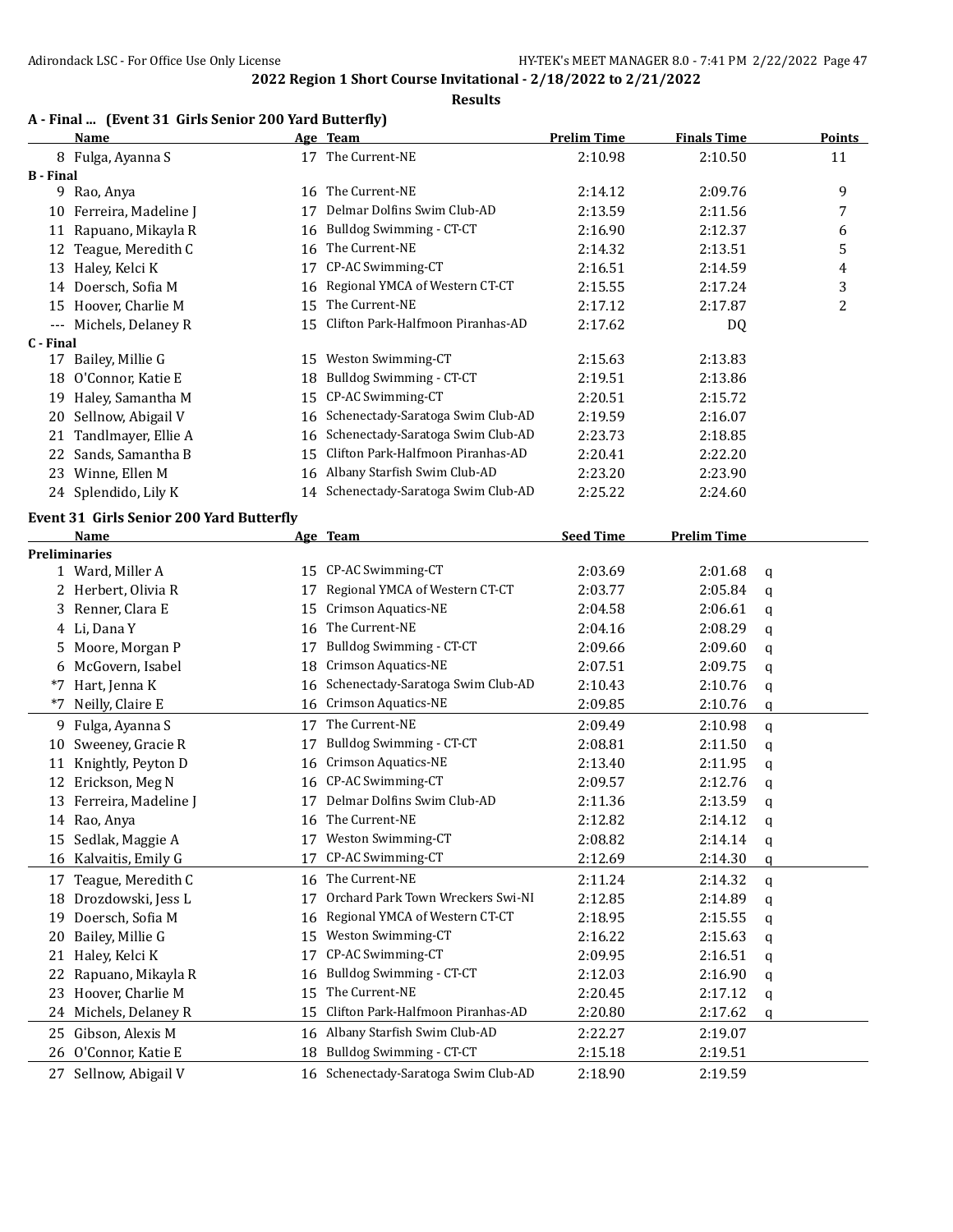**2022 Region 1 Short Course Invitational - 2/18/2022 to 2/21/2022**

**Results**

### A - Final ... (Event 31 Girls Senior 200 Yard Butterfly)

| | Name | Age | Team | Prelim Time | Finals Time | Points |
|---|---|---|---|---|---|---|
| 8 | Fulga, Ayanna S | 17 | The Current-NE | 2:10.98 | 2:10.50 | 11 |
| **B - Final** | | | | | | |
| 9 | Rao, Anya | 16 | The Current-NE | 2:14.12 | 2:09.76 | 9 |
| 10 | Ferreira, Madeline J | 17 | Delmar Dolfins Swim Club-AD | 2:13.59 | 2:11.56 | 7 |
| 11 | Rapuano, Mikayla R | 16 | Bulldog Swimming - CT-CT | 2:16.90 | 2:12.37 | 6 |
| 12 | Teague, Meredith C | 16 | The Current-NE | 2:14.32 | 2:13.51 | 5 |
| 13 | Haley, Kelci K | 17 | CP-AC Swimming-CT | 2:16.51 | 2:14.59 | 4 |
| 14 | Doersch, Sofia M | 16 | Regional YMCA of Western CT-CT | 2:15.55 | 2:17.24 | 3 |
| 15 | Hoover, Charlie M | 15 | The Current-NE | 2:17.12 | 2:17.87 | 2 |
| --- | Michels, Delaney R | 15 | Clifton Park-Halfmoon Piranhas-AD | 2:17.62 | DQ | |
| **C - Final** | | | | | | |
| 17 | Bailey, Millie G | 15 | Weston Swimming-CT | 2:15.63 | 2:13.83 | |
| 18 | O'Connor, Katie E | 18 | Bulldog Swimming - CT-CT | 2:19.51 | 2:13.86 | |
| 19 | Haley, Samantha M | 15 | CP-AC Swimming-CT | 2:20.51 | 2:15.72 | |
| 20 | Sellnow, Abigail V | 16 | Schenectady-Saratoga Swim Club-AD | 2:19.59 | 2:16.07 | |
| 21 | Tandlmayer, Ellie A | 16 | Schenectady-Saratoga Swim Club-AD | 2:23.73 | 2:18.85 | |
| 22 | Sands, Samantha B | 15 | Clifton Park-Halfmoon Piranhas-AD | 2:20.41 | 2:22.20 | |
| 23 | Winne, Ellen M | 16 | Albany Starfish Swim Club-AD | 2:23.20 | 2:23.90 | |
| 24 | Splendido, Lily K | 14 | Schenectady-Saratoga Swim Club-AD | 2:25.22 | 2:24.60 | |

### Event 31 Girls Senior 200 Yard Butterfly

| | Name | Age | Team | Seed Time | Prelim Time | |
|---|---|---|---|---|---|---|
| **Preliminaries** | | | | | | |
| 1 | Ward, Miller A | 15 | CP-AC Swimming-CT | 2:03.69 | 2:01.68 | q |
| 2 | Herbert, Olivia R | 17 | Regional YMCA of Western CT-CT | 2:03.77 | 2:05.84 | q |
| 3 | Renner, Clara E | 15 | Crimson Aquatics-NE | 2:04.58 | 2:06.61 | q |
| 4 | Li, Dana Y | 16 | The Current-NE | 2:04.16 | 2:08.29 | q |
| 5 | Moore, Morgan P | 17 | Bulldog Swimming - CT-CT | 2:09.66 | 2:09.60 | q |
| 6 | McGovern, Isabel | 18 | Crimson Aquatics-NE | 2:07.51 | 2:09.75 | q |
| *7 | Hart, Jenna K | 16 | Schenectady-Saratoga Swim Club-AD | 2:10.43 | 2:10.76 | q |
| *7 | Neilly, Claire E | 16 | Crimson Aquatics-NE | 2:09.85 | 2:10.76 | q |
| 9 | Fulga, Ayanna S | 17 | The Current-NE | 2:09.49 | 2:10.98 | q |
| 10 | Sweeney, Gracie R | 17 | Bulldog Swimming - CT-CT | 2:08.81 | 2:11.50 | q |
| 11 | Knightly, Peyton D | 16 | Crimson Aquatics-NE | 2:13.40 | 2:11.95 | q |
| 12 | Erickson, Meg N | 16 | CP-AC Swimming-CT | 2:09.57 | 2:12.76 | q |
| 13 | Ferreira, Madeline J | 17 | Delmar Dolfins Swim Club-AD | 2:11.36 | 2:13.59 | q |
| 14 | Rao, Anya | 16 | The Current-NE | 2:12.82 | 2:14.12 | q |
| 15 | Sedlak, Maggie A | 17 | Weston Swimming-CT | 2:08.82 | 2:14.14 | q |
| 16 | Kalvaitis, Emily G | 17 | CP-AC Swimming-CT | 2:12.69 | 2:14.30 | q |
| 17 | Teague, Meredith C | 16 | The Current-NE | 2:11.24 | 2:14.32 | q |
| 18 | Drozdowski, Jess L | 17 | Orchard Park Town Wreckers Swi-NI | 2:12.85 | 2:14.89 | q |
| 19 | Doersch, Sofia M | 16 | Regional YMCA of Western CT-CT | 2:18.95 | 2:15.55 | q |
| 20 | Bailey, Millie G | 15 | Weston Swimming-CT | 2:16.22 | 2:15.63 | q |
| 21 | Haley, Kelci K | 17 | CP-AC Swimming-CT | 2:09.95 | 2:16.51 | q |
| 22 | Rapuano, Mikayla R | 16 | Bulldog Swimming - CT-CT | 2:12.03 | 2:16.90 | q |
| 23 | Hoover, Charlie M | 15 | The Current-NE | 2:20.45 | 2:17.12 | q |
| 24 | Michels, Delaney R | 15 | Clifton Park-Halfmoon Piranhas-AD | 2:20.80 | 2:17.62 | q |
| 25 | Gibson, Alexis M | 16 | Albany Starfish Swim Club-AD | 2:22.27 | 2:19.07 | |
| 26 | O'Connor, Katie E | 18 | Bulldog Swimming - CT-CT | 2:15.18 | 2:19.51 | |
| 27 | Sellnow, Abigail V | 16 | Schenectady-Saratoga Swim Club-AD | 2:18.90 | 2:19.59 | |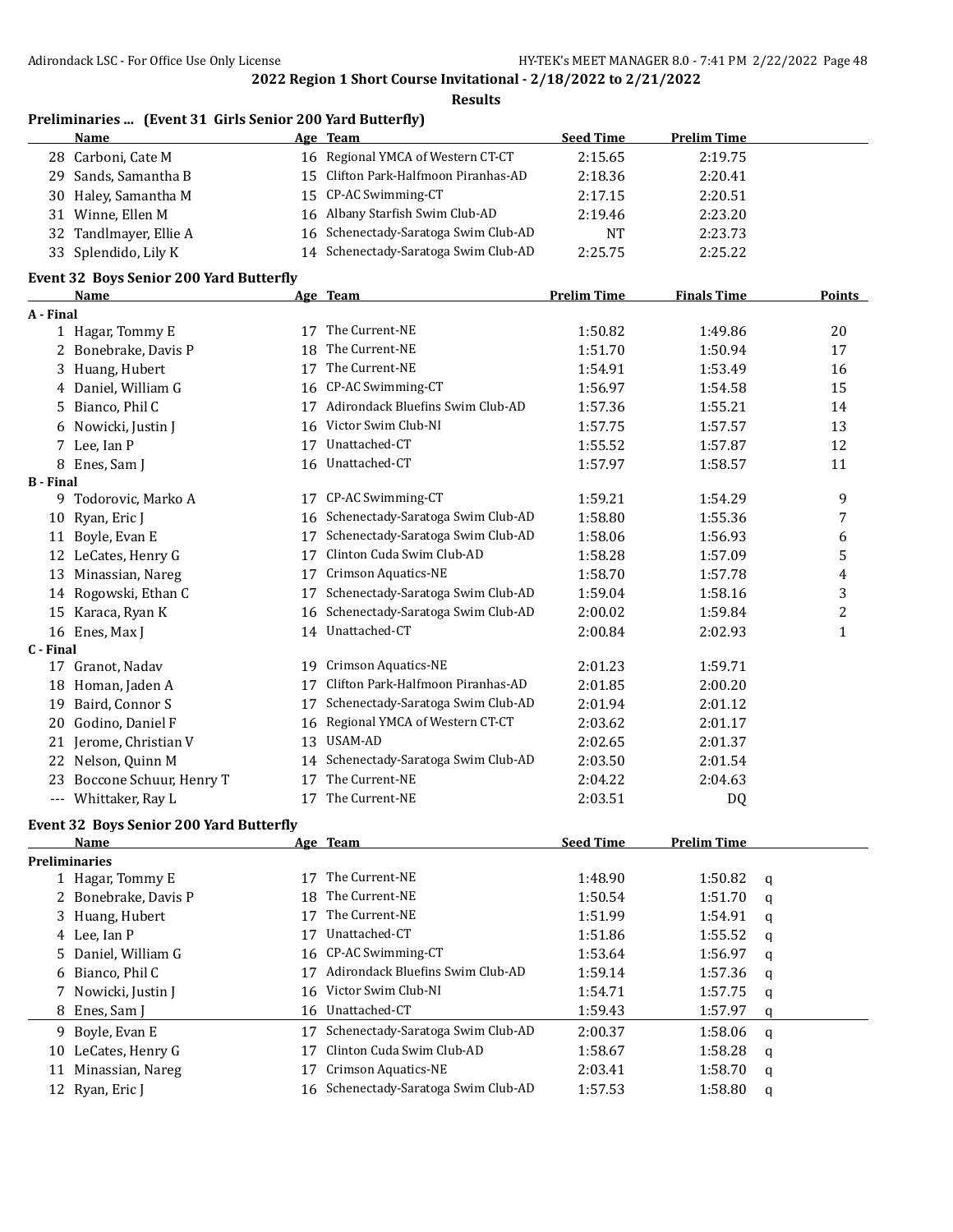## 2022 Region 1 Short Course Invitational - 2/18/2022 to 2/21/2022

### Results

### Preliminaries ... (Event 31 Girls Senior 200 Yard Butterfly)

| | Name | Age | Team | Seed Time | Prelim Time |
|---|---|---|---|---|---|
| 28 | Carboni, Cate M | 16 | Regional YMCA of Western CT-CT | 2:15.65 | 2:19.75 |
| 29 | Sands, Samantha B | 15 | Clifton Park-Halfmoon Piranhas-AD | 2:18.36 | 2:20.41 |
| 30 | Haley, Samantha M | 15 | CP-AC Swimming-CT | 2:17.15 | 2:20.51 |
| 31 | Winne, Ellen M | 16 | Albany Starfish Swim Club-AD | 2:19.46 | 2:23.20 |
| 32 | Tandlmayer, Ellie A | 16 | Schenectady-Saratoga Swim Club-AD | NT | 2:23.73 |
| 33 | Splendido, Lily K | 14 | Schenectady-Saratoga Swim Club-AD | 2:25.75 | 2:25.22 |

### Event 32 Boys Senior 200 Yard Butterfly

| | Name | Age | Team | Prelim Time | Finals Time | Points |
|---|---|---|---|---|---|---|
| **A - Final** | | | | | | |
| 1 | Hagar, Tommy E | 17 | The Current-NE | 1:50.82 | 1:49.86 | 20 |
| 2 | Bonebrake, Davis P | 18 | The Current-NE | 1:51.70 | 1:50.94 | 17 |
| 3 | Huang, Hubert | 17 | The Current-NE | 1:54.91 | 1:53.49 | 16 |
| 4 | Daniel, William G | 16 | CP-AC Swimming-CT | 1:56.97 | 1:54.58 | 15 |
| 5 | Bianco, Phil C | 17 | Adirondack Bluefins Swim Club-AD | 1:57.36 | 1:55.21 | 14 |
| 6 | Nowicki, Justin J | 16 | Victor Swim Club-NI | 1:57.75 | 1:57.57 | 13 |
| 7 | Lee, Ian P | 17 | Unattached-CT | 1:55.52 | 1:57.87 | 12 |
| 8 | Enes, Sam J | 16 | Unattached-CT | 1:57.97 | 1:58.57 | 11 |
| **B - Final** | | | | | | |
| 9 | Todorovic, Marko A | 17 | CP-AC Swimming-CT | 1:59.21 | 1:54.29 | 9 |
| 10 | Ryan, Eric J | 16 | Schenectady-Saratoga Swim Club-AD | 1:58.80 | 1:55.36 | 7 |
| 11 | Boyle, Evan E | 17 | Schenectady-Saratoga Swim Club-AD | 1:58.06 | 1:56.93 | 6 |
| 12 | LeCates, Henry G | 17 | Clinton Cuda Swim Club-AD | 1:58.28 | 1:57.09 | 5 |
| 13 | Minassian, Nareg | 17 | Crimson Aquatics-NE | 1:58.70 | 1:57.78 | 4 |
| 14 | Rogowski, Ethan C | 17 | Schenectady-Saratoga Swim Club-AD | 1:59.04 | 1:58.16 | 3 |
| 15 | Karaca, Ryan K | 16 | Schenectady-Saratoga Swim Club-AD | 2:00.02 | 1:59.84 | 2 |
| 16 | Enes, Max J | 14 | Unattached-CT | 2:00.84 | 2:02.93 | 1 |
| **C - Final** | | | | | | |
| 17 | Granot, Nadav | 19 | Crimson Aquatics-NE | 2:01.23 | 1:59.71 | |
| 18 | Homan, Jaden A | 17 | Clifton Park-Halfmoon Piranhas-AD | 2:01.85 | 2:00.20 | |
| 19 | Baird, Connor S | 17 | Schenectady-Saratoga Swim Club-AD | 2:01.94 | 2:01.12 | |
| 20 | Godino, Daniel F | 16 | Regional YMCA of Western CT-CT | 2:03.62 | 2:01.17 | |
| 21 | Jerome, Christian V | 13 | USAM-AD | 2:02.65 | 2:01.37 | |
| 22 | Nelson, Quinn M | 14 | Schenectady-Saratoga Swim Club-AD | 2:03.50 | 2:01.54 | |
| 23 | Boccone Schuur, Henry T | 17 | The Current-NE | 2:04.22 | 2:04.63 | |
| --- | Whittaker, Ray L | 17 | The Current-NE | 2:03.51 | DQ | |

### Event 32 Boys Senior 200 Yard Butterfly

| | Name | Age | Team | Seed Time | Prelim Time | |
|---|---|---|---|---|---|---|
| **Preliminaries** | | | | | | |
| 1 | Hagar, Tommy E | 17 | The Current-NE | 1:48.90 | 1:50.82 | q |
| 2 | Bonebrake, Davis P | 18 | The Current-NE | 1:50.54 | 1:51.70 | q |
| 3 | Huang, Hubert | 17 | The Current-NE | 1:51.99 | 1:54.91 | q |
| 4 | Lee, Ian P | 17 | Unattached-CT | 1:51.86 | 1:55.52 | q |
| 5 | Daniel, William G | 16 | CP-AC Swimming-CT | 1:53.64 | 1:56.97 | q |
| 6 | Bianco, Phil C | 17 | Adirondack Bluefins Swim Club-AD | 1:59.14 | 1:57.36 | q |
| 7 | Nowicki, Justin J | 16 | Victor Swim Club-NI | 1:54.71 | 1:57.75 | q |
| 8 | Enes, Sam J | 16 | Unattached-CT | 1:59.43 | 1:57.97 | q |
| 9 | Boyle, Evan E | 17 | Schenectady-Saratoga Swim Club-AD | 2:00.37 | 1:58.06 | q |
| 10 | LeCates, Henry G | 17 | Clinton Cuda Swim Club-AD | 1:58.67 | 1:58.28 | q |
| 11 | Minassian, Nareg | 17 | Crimson Aquatics-NE | 2:03.41 | 1:58.70 | q |
| 12 | Ryan, Eric J | 16 | Schenectady-Saratoga Swim Club-AD | 1:57.53 | 1:58.80 | q |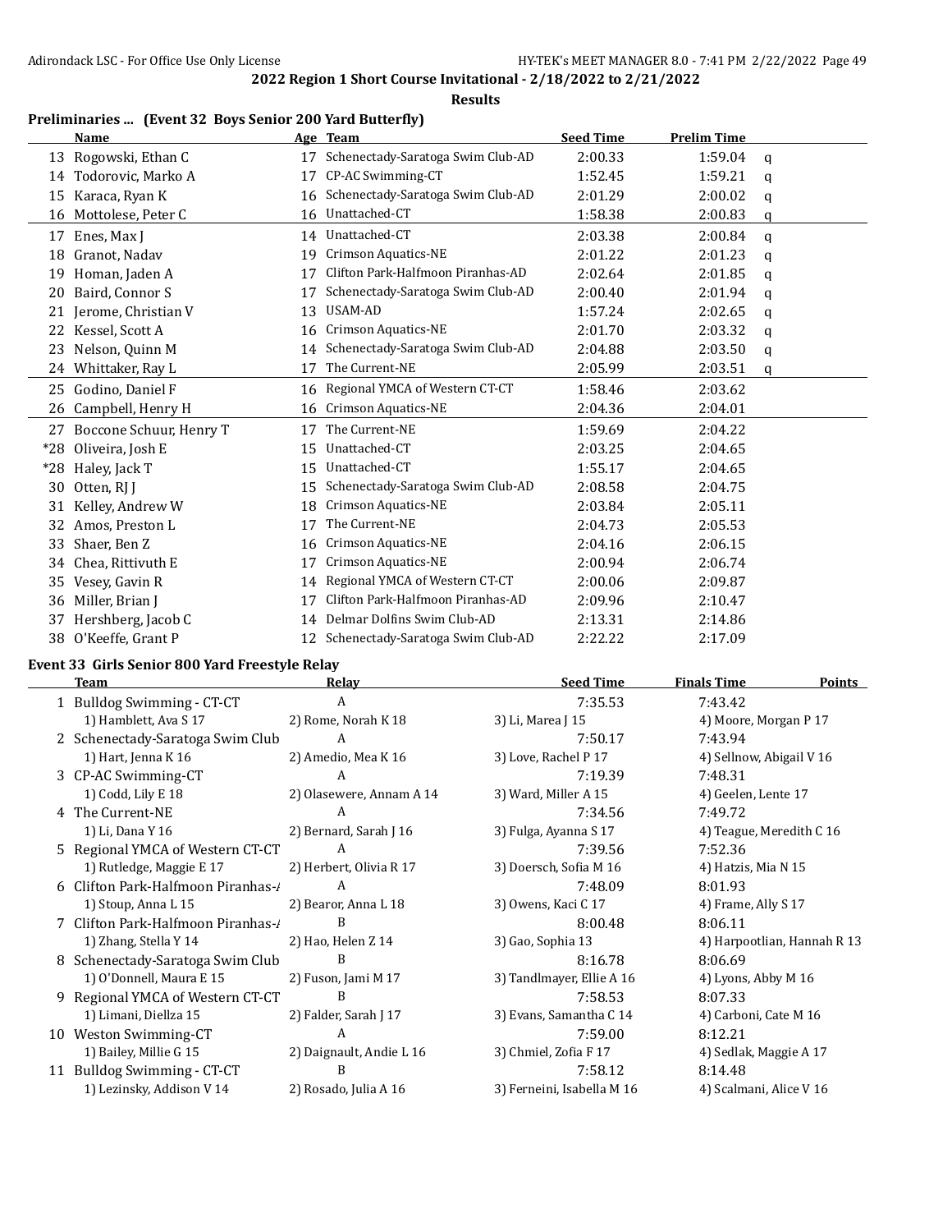# 2022 Region 1 Short Course Invitational - 2/18/2022 to 2/21/2022

## Results

### Preliminaries ... (Event 32 Boys Senior 200 Yard Butterfly)

| | Name | Age | Team | Seed Time | Prelim Time | |
|---|---|---|---|---|---|---|
| 13 | Rogowski, Ethan C | 17 | Schenectady-Saratoga Swim Club-AD | 2:00.33 | 1:59.04 | q |
| 14 | Todorovic, Marko A | 17 | CP-AC Swimming-CT | 1:52.45 | 1:59.21 | q |
| 15 | Karaca, Ryan K | 16 | Schenectady-Saratoga Swim Club-AD | 2:01.29 | 2:00.02 | q |
| 16 | Mottolese, Peter C | 16 | Unattached-CT | 1:58.38 | 2:00.83 | q |
| 17 | Enes, Max J | 14 | Unattached-CT | 2:03.38 | 2:00.84 | q |
| 18 | Granot, Nadav | 19 | Crimson Aquatics-NE | 2:01.22 | 2:01.23 | q |
| 19 | Homan, Jaden A | 17 | Clifton Park-Halfmoon Piranhas-AD | 2:02.64 | 2:01.85 | q |
| 20 | Baird, Connor S | 17 | Schenectady-Saratoga Swim Club-AD | 2:00.40 | 2:01.94 | q |
| 21 | Jerome, Christian V | 13 | USAM-AD | 1:57.24 | 2:02.65 | q |
| 22 | Kessel, Scott A | 16 | Crimson Aquatics-NE | 2:01.70 | 2:03.32 | q |
| 23 | Nelson, Quinn M | 14 | Schenectady-Saratoga Swim Club-AD | 2:04.88 | 2:03.50 | q |
| 24 | Whittaker, Ray L | 17 | The Current-NE | 2:05.99 | 2:03.51 | q |
| 25 | Godino, Daniel F | 16 | Regional YMCA of Western CT-CT | 1:58.46 | 2:03.62 | |
| 26 | Campbell, Henry H | 16 | Crimson Aquatics-NE | 2:04.36 | 2:04.01 | |
| 27 | Boccone Schuur, Henry T | 17 | The Current-NE | 1:59.69 | 2:04.22 | |
| *28 | Oliveira, Josh E | 15 | Unattached-CT | 2:03.25 | 2:04.65 | |
| *28 | Haley, Jack T | 15 | Unattached-CT | 1:55.17 | 2:04.65 | |
| 30 | Otten, RJ J | 15 | Schenectady-Saratoga Swim Club-AD | 2:08.58 | 2:04.75 | |
| 31 | Kelley, Andrew W | 18 | Crimson Aquatics-NE | 2:03.84 | 2:05.11 | |
| 32 | Amos, Preston L | 17 | The Current-NE | 2:04.73 | 2:05.53 | |
| 33 | Shaer, Ben Z | 16 | Crimson Aquatics-NE | 2:04.16 | 2:06.15 | |
| 34 | Chea, Rittivuth E | 17 | Crimson Aquatics-NE | 2:00.94 | 2:06.74 | |
| 35 | Vesey, Gavin R | 14 | Regional YMCA of Western CT-CT | 2:00.06 | 2:09.87 | |
| 36 | Miller, Brian J | 17 | Clifton Park-Halfmoon Piranhas-AD | 2:09.96 | 2:10.47 | |
| 37 | Hershberg, Jacob C | 14 | Delmar Dolfins Swim Club-AD | 2:13.31 | 2:14.86 | |
| 38 | O'Keeffe, Grant P | 12 | Schenectady-Saratoga Swim Club-AD | 2:22.22 | 2:17.09 | |

### Event 33 Girls Senior 800 Yard Freestyle Relay

| | Team | Relay | Seed Time | Finals Time | Points |
|---|---|---|---|---|---|
| 1 | Bulldog Swimming - CT-CT | A | 7:35.53 | 7:43.42 | |
| | 1) Hamblett, Ava S 17 | 2) Rome, Norah K 18 | 3) Li, Marea J 15 | 4) Moore, Morgan P 17 | |
| 2 | Schenectady-Saratoga Swim Club | A | 7:50.17 | 7:43.94 | |
| | 1) Hart, Jenna K 16 | 2) Amedio, Mea K 16 | 3) Love, Rachel P 17 | 4) Sellnow, Abigail V 16 | |
| 3 | CP-AC Swimming-CT | A | 7:19.39 | 7:48.31 | |
| | 1) Codd, Lily E 18 | 2) Olasewere, Annam A 14 | 3) Ward, Miller A 15 | 4) Geelen, Lente 17 | |
| 4 | The Current-NE | A | 7:34.56 | 7:49.72 | |
| | 1) Li, Dana Y 16 | 2) Bernard, Sarah J 16 | 3) Fulga, Ayanna S 17 | 4) Teague, Meredith C 16 | |
| 5 | Regional YMCA of Western CT-CT | A | 7:39.56 | 7:52.36 | |
| | 1) Rutledge, Maggie E 17 | 2) Herbert, Olivia R 17 | 3) Doersch, Sofia M 16 | 4) Hatzis, Mia N 15 | |
| 6 | Clifton Park-Halfmoon Piranhas-A | A | 7:48.09 | 8:01.93 | |
| | 1) Stoup, Anna L 15 | 2) Bearor, Anna L 18 | 3) Owens, Kaci C 17 | 4) Frame, Ally S 17 | |
| 7 | Clifton Park-Halfmoon Piranhas-A | B | 8:00.48 | 8:06.11 | |
| | 1) Zhang, Stella Y 14 | 2) Hao, Helen Z 14 | 3) Gao, Sophia 13 | 4) Harpootlian, Hannah R 13 | |
| 8 | Schenectady-Saratoga Swim Club | B | 8:16.78 | 8:06.69 | |
| | 1) O'Donnell, Maura E 15 | 2) Fuson, Jami M 17 | 3) Tandlmayer, Ellie A 16 | 4) Lyons, Abby M 16 | |
| 9 | Regional YMCA of Western CT-CT | B | 7:58.53 | 8:07.33 | |
| | 1) Limani, Diellza 15 | 2) Falder, Sarah J 17 | 3) Evans, Samantha C 14 | 4) Carboni, Cate M 16 | |
| 10 | Weston Swimming-CT | A | 7:59.00 | 8:12.21 | |
| | 1) Bailey, Millie G 15 | 2) Daignault, Andie L 16 | 3) Chmiel, Zofia F 17 | 4) Sedlak, Maggie A 17 | |
| 11 | Bulldog Swimming - CT-CT | B | 7:58.12 | 8:14.48 | |
| | 1) Lezinsky, Addison V 14 | 2) Rosado, Julia A 16 | 3) Ferneini, Isabella M 16 | 4) Scalmani, Alice V 16 | |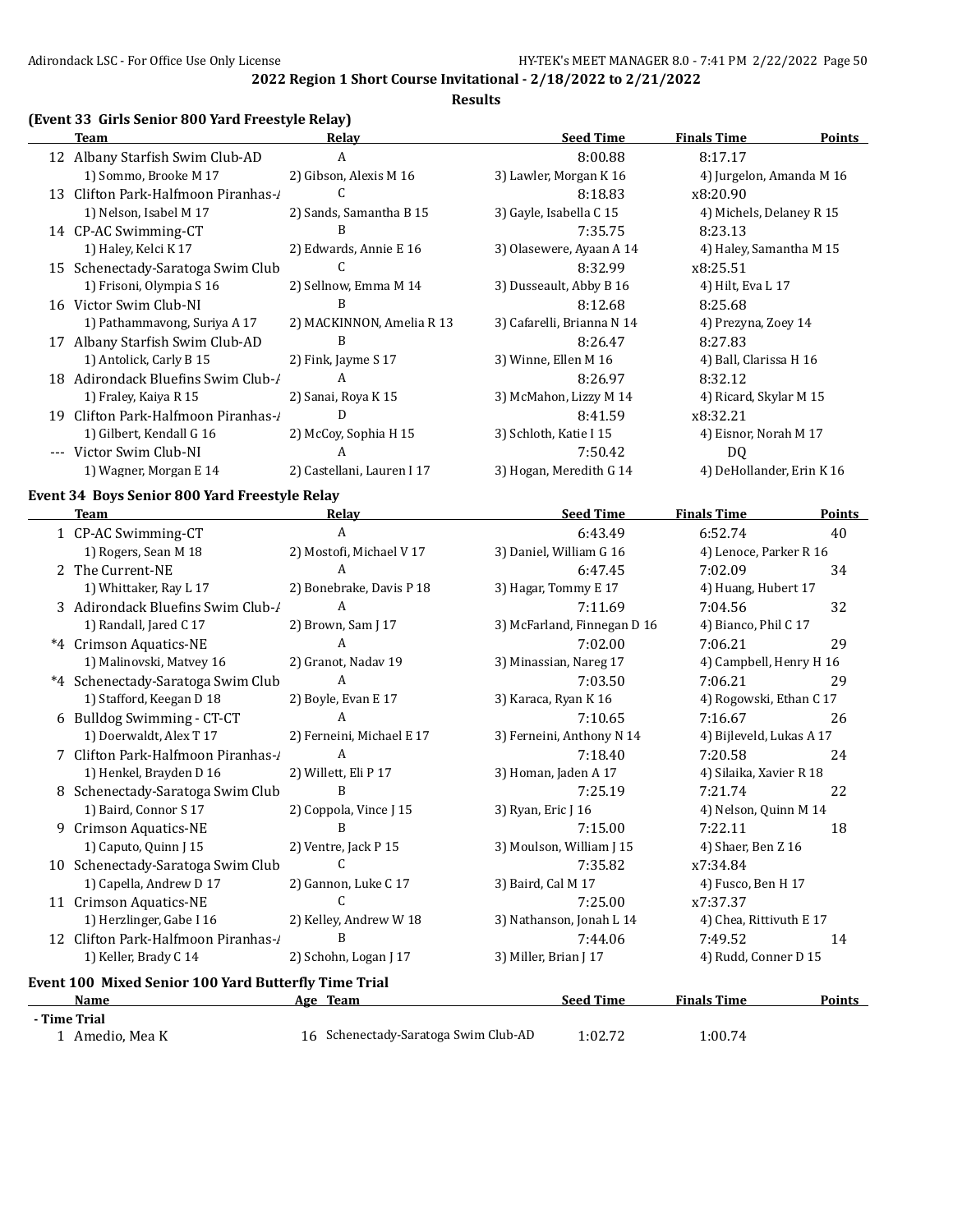## 2022 Region 1 Short Course Invitational - 2/18/2022 to 2/21/2022

**Results**

### (Event 33 Girls Senior 800 Yard Freestyle Relay)

| | Team | Relay | Seed Time | Finals Time | Points |
|---|---|---|---|---|---|
| 12 | Albany Starfish Swim Club-AD | A | 8:00.88 | 8:17.17 | |
| | 1) Sommo, Brooke M 17 | 2) Gibson, Alexis M 16 | 3) Lawler, Morgan K 16 | 4) Jurgelon, Amanda M 16 | |
| 13 | Clifton Park-Halfmoon Piranhas-/ | C | 8:18.83 | x8:20.90 | |
| | 1) Nelson, Isabel M 17 | 2) Sands, Samantha B 15 | 3) Gayle, Isabella C 15 | 4) Michels, Delaney R 15 | |
| 14 | CP-AC Swimming-CT | B | 7:35.75 | 8:23.13 | |
| | 1) Haley, Kelci K 17 | 2) Edwards, Annie E 16 | 3) Olasewere, Ayaan A 14 | 4) Haley, Samantha M 15 | |
| 15 | Schenectady-Saratoga Swim Club | C | 8:32.99 | x8:25.51 | |
| | 1) Frisoni, Olympia S 16 | 2) Sellnow, Emma M 14 | 3) Dusseault, Abby B 16 | 4) Hilt, Eva L 17 | |
| 16 | Victor Swim Club-NI | B | 8:12.68 | 8:25.68 | |
| | 1) Pathammavong, Suriya A 17 | 2) MACKINNON, Amelia R 13 | 3) Cafarelli, Brianna N 14 | 4) Prezyna, Zoey 14 | |
| 17 | Albany Starfish Swim Club-AD | B | 8:26.47 | 8:27.83 | |
| | 1) Antolick, Carly B 15 | 2) Fink, Jayme S 17 | 3) Winne, Ellen M 16 | 4) Ball, Clarissa H 16 | |
| 18 | Adirondack Bluefins Swim Club-/ | A | 8:26.97 | 8:32.12 | |
| | 1) Fraley, Kaiya R 15 | 2) Sanai, Roya K 15 | 3) McMahon, Lizzy M 14 | 4) Ricard, Skylar M 15 | |
| 19 | Clifton Park-Halfmoon Piranhas-/ | D | 8:41.59 | x8:32.21 | |
| | 1) Gilbert, Kendall G 16 | 2) McCoy, Sophia H 15 | 3) Schloth, Katie I 15 | 4) Eisnor, Norah M 17 | |
| --- | Victor Swim Club-NI | A | 7:50.42 | DQ | |
| | 1) Wagner, Morgan E 14 | 2) Castellani, Lauren I 17 | 3) Hogan, Meredith G 14 | 4) DeHollander, Erin K 16 | |

### Event 34 Boys Senior 800 Yard Freestyle Relay

| | Team | Relay | Seed Time | Finals Time | Points |
|---|---|---|---|---|---|
| 1 | CP-AC Swimming-CT | A | 6:43.49 | 6:52.74 | 40 |
| | 1) Rogers, Sean M 18 | 2) Mostofi, Michael V 17 | 3) Daniel, William G 16 | 4) Lenoce, Parker R 16 | |
| 2 | The Current-NE | A | 6:47.45 | 7:02.09 | 34 |
| | 1) Whittaker, Ray L 17 | 2) Bonebrake, Davis P 18 | 3) Hagar, Tommy E 17 | 4) Huang, Hubert 17 | |
| 3 | Adirondack Bluefins Swim Club-/ | A | 7:11.69 | 7:04.56 | 32 |
| | 1) Randall, Jared C 17 | 2) Brown, Sam J 17 | 3) McFarland, Finnegan D 16 | 4) Bianco, Phil C 17 | |
| *4 | Crimson Aquatics-NE | A | 7:02.00 | 7:06.21 | 29 |
| | 1) Malinovski, Matvey 16 | 2) Granot, Nadav 19 | 3) Minassian, Nareg 17 | 4) Campbell, Henry H 16 | |
| *4 | Schenectady-Saratoga Swim Club | A | 7:03.50 | 7:06.21 | 29 |
| | 1) Stafford, Keegan D 18 | 2) Boyle, Evan E 17 | 3) Karaca, Ryan K 16 | 4) Rogowski, Ethan C 17 | |
| 6 | Bulldog Swimming - CT-CT | A | 7:10.65 | 7:16.67 | 26 |
| | 1) Doerwaldt, Alex T 17 | 2) Ferneini, Michael E 17 | 3) Ferneini, Anthony N 14 | 4) Bijleveld, Lukas A 17 | |
| 7 | Clifton Park-Halfmoon Piranhas-/ | A | 7:18.40 | 7:20.58 | 24 |
| | 1) Henkel, Brayden D 16 | 2) Willett, Eli P 17 | 3) Homan, Jaden A 17 | 4) Silaika, Xavier R 18 | |
| 8 | Schenectady-Saratoga Swim Club | B | 7:25.19 | 7:21.74 | 22 |
| | 1) Baird, Connor S 17 | 2) Coppola, Vince J 15 | 3) Ryan, Eric J 16 | 4) Nelson, Quinn M 14 | |
| 9 | Crimson Aquatics-NE | B | 7:15.00 | 7:22.11 | 18 |
| | 1) Caputo, Quinn J 15 | 2) Ventre, Jack P 15 | 3) Moulson, William J 15 | 4) Shaer, Ben Z 16 | |
| 10 | Schenectady-Saratoga Swim Club | C | 7:35.82 | x7:34.84 | |
| | 1) Capella, Andrew D 17 | 2) Gannon, Luke C 17 | 3) Baird, Cal M 17 | 4) Fusco, Ben H 17 | |
| 11 | Crimson Aquatics-NE | C | 7:25.00 | x7:37.37 | |
| | 1) Herzlinger, Gabe I 16 | 2) Kelley, Andrew W 18 | 3) Nathanson, Jonah L 14 | 4) Chea, Rittivuth E 17 | |
| 12 | Clifton Park-Halfmoon Piranhas-/ | B | 7:44.06 | 7:49.52 | 14 |
| | 1) Keller, Brady C 14 | 2) Schohn, Logan J 17 | 3) Miller, Brian J 17 | 4) Rudd, Conner D 15 | |

### Event 100 Mixed Senior 100 Yard Butterfly Time Trial

| | Name | Age | Team | Seed Time | Finals Time | Points |
|---|---|---|---|---|---|---|
| **- Time Trial** | | | | | | |
| 1 | Amedio, Mea K | 16 | Schenectady-Saratoga Swim Club-AD | 1:02.72 | 1:00.74 | |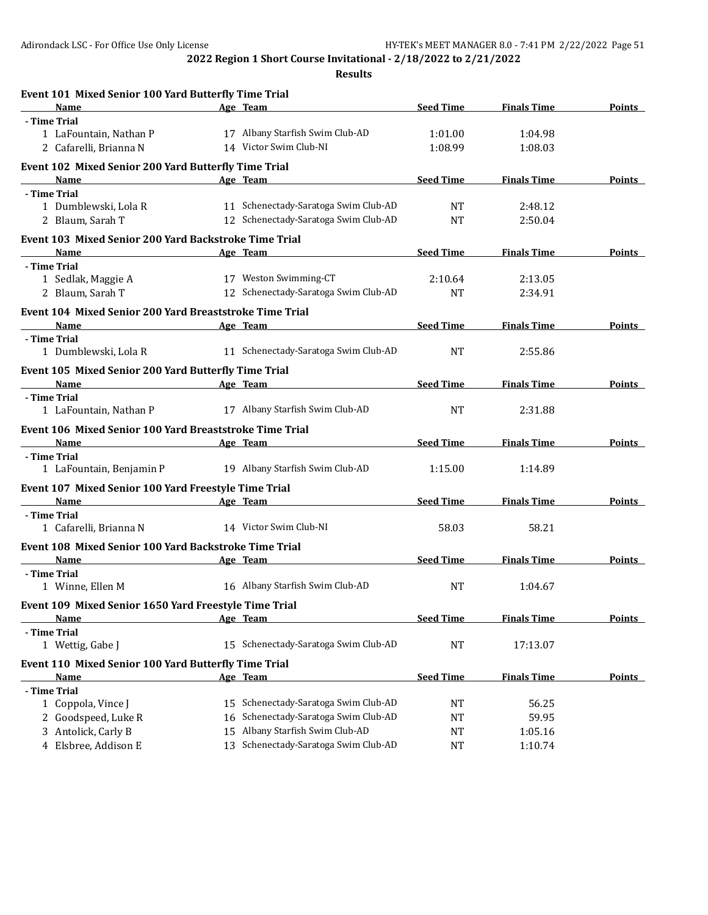# 2022 Region 1 Short Course Invitational - 2/18/2022 to 2/21/2022

## Results

### Event 101 Mixed Senior 100 Yard Butterfly Time Trial

| Name | Age | Team | Seed Time | Finals Time | Points |
|---|---|---|---|---|---|
| **- Time Trial** | | | | | |
| 1 LaFountain, Nathan P | 17 | Albany Starfish Swim Club-AD | 1:01.00 | 1:04.98 | |
| 2 Cafarelli, Brianna N | 14 | Victor Swim Club-NI | 1:08.99 | 1:08.03 | |

### Event 102 Mixed Senior 200 Yard Butterfly Time Trial

| Name | Age | Team | Seed Time | Finals Time | Points |
|---|---|---|---|---|---|
| **- Time Trial** | | | | | |
| 1 Dumblewski, Lola R | 11 | Schenectady-Saratoga Swim Club-AD | NT | 2:48.12 | |
| 2 Blaum, Sarah T | 12 | Schenectady-Saratoga Swim Club-AD | NT | 2:50.04 | |

### Event 103 Mixed Senior 200 Yard Backstroke Time Trial

| Name | Age | Team | Seed Time | Finals Time | Points |
|---|---|---|---|---|---|
| **- Time Trial** | | | | | |
| 1 Sedlak, Maggie A | 17 | Weston Swimming-CT | 2:10.64 | 2:13.05 | |
| 2 Blaum, Sarah T | 12 | Schenectady-Saratoga Swim Club-AD | NT | 2:34.91 | |

### Event 104 Mixed Senior 200 Yard Breaststroke Time Trial

| Name | Age | Team | Seed Time | Finals Time | Points |
|---|---|---|---|---|---|
| **- Time Trial** | | | | | |
| 1 Dumblewski, Lola R | 11 | Schenectady-Saratoga Swim Club-AD | NT | 2:55.86 | |

### Event 105 Mixed Senior 200 Yard Butterfly Time Trial

| Name | Age | Team | Seed Time | Finals Time | Points |
|---|---|---|---|---|---|
| **- Time Trial** | | | | | |
| 1 LaFountain, Nathan P | 17 | Albany Starfish Swim Club-AD | NT | 2:31.88 | |

### Event 106 Mixed Senior 100 Yard Breaststroke Time Trial

| Name | Age | Team | Seed Time | Finals Time | Points |
|---|---|---|---|---|---|
| **- Time Trial** | | | | | |
| 1 LaFountain, Benjamin P | 19 | Albany Starfish Swim Club-AD | 1:15.00 | 1:14.89 | |

### Event 107 Mixed Senior 100 Yard Freestyle Time Trial

| Name | Age | Team | Seed Time | Finals Time | Points |
|---|---|---|---|---|---|
| **- Time Trial** | | | | | |
| 1 Cafarelli, Brianna N | 14 | Victor Swim Club-NI | 58.03 | 58.21 | |

### Event 108 Mixed Senior 100 Yard Backstroke Time Trial

| Name | Age | Team | Seed Time | Finals Time | Points |
|---|---|---|---|---|---|
| **- Time Trial** | | | | | |
| 1 Winne, Ellen M | 16 | Albany Starfish Swim Club-AD | NT | 1:04.67 | |

### Event 109 Mixed Senior 1650 Yard Freestyle Time Trial

| Name | Age | Team | Seed Time | Finals Time | Points |
|---|---|---|---|---|---|
| **- Time Trial** | | | | | |
| 1 Wettig, Gabe J | 15 | Schenectady-Saratoga Swim Club-AD | NT | 17:13.07 | |

### Event 110 Mixed Senior 100 Yard Butterfly Time Trial

| Name | Age | Team | Seed Time | Finals Time | Points |
|---|---|---|---|---|---|
| **- Time Trial** | | | | | |
| 1 Coppola, Vince J | 15 | Schenectady-Saratoga Swim Club-AD | NT | 56.25 | |
| 2 Goodspeed, Luke R | 16 | Schenectady-Saratoga Swim Club-AD | NT | 59.95 | |
| 3 Antolick, Carly B | 15 | Albany Starfish Swim Club-AD | NT | 1:05.16 | |
| 4 Elsbree, Addison E | 13 | Schenectady-Saratoga Swim Club-AD | NT | 1:10.74 | |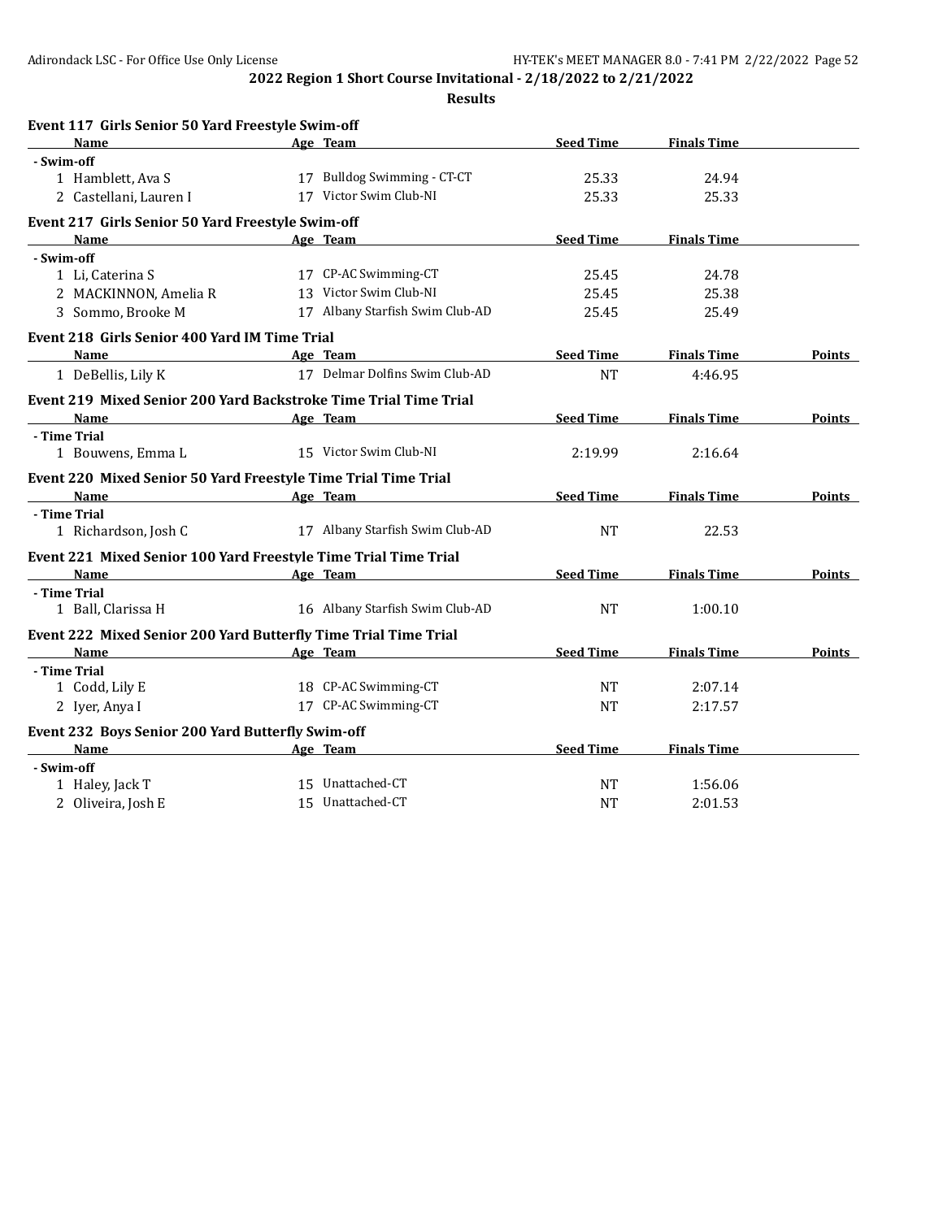**2022 Region 1 Short Course Invitational - 2/18/2022 to 2/21/2022**

**Results**

### Event 117 Girls Senior 50 Yard Freestyle Swim-off

| Name | Age | Team | Seed Time | Finals Time |
|---|---|---|---|---|
| **- Swim-off** | | | | |
| 1 Hamblett, Ava S | 17 | Bulldog Swimming - CT-CT | 25.33 | 24.94 |
| 2 Castellani, Lauren I | 17 | Victor Swim Club-NI | 25.33 | 25.33 |

### Event 217 Girls Senior 50 Yard Freestyle Swim-off

| Name | Age | Team | Seed Time | Finals Time |
|---|---|---|---|---|
| **- Swim-off** | | | | |
| 1 Li, Caterina S | 17 | CP-AC Swimming-CT | 25.45 | 24.78 |
| 2 MACKINNON, Amelia R | 13 | Victor Swim Club-NI | 25.45 | 25.38 |
| 3 Sommo, Brooke M | 17 | Albany Starfish Swim Club-AD | 25.45 | 25.49 |

### Event 218 Girls Senior 400 Yard IM Time Trial

| Name | Age | Team | Seed Time | Finals Time | Points |
|---|---|---|---|---|---|
| 1 DeBellis, Lily K | 17 | Delmar Dolfins Swim Club-AD | NT | 4:46.95 | |

### Event 219 Mixed Senior 200 Yard Backstroke Time Trial Time Trial

| Name | Age | Team | Seed Time | Finals Time | Points |
|---|---|---|---|---|---|
| **- Time Trial** | | | | | |
| 1 Bouwens, Emma L | 15 | Victor Swim Club-NI | 2:19.99 | 2:16.64 | |

### Event 220 Mixed Senior 50 Yard Freestyle Time Trial Time Trial

| Name | Age | Team | Seed Time | Finals Time | Points |
|---|---|---|---|---|---|
| **- Time Trial** | | | | | |
| 1 Richardson, Josh C | 17 | Albany Starfish Swim Club-AD | NT | 22.53 | |

### Event 221 Mixed Senior 100 Yard Freestyle Time Trial Time Trial

| Name | Age | Team | Seed Time | Finals Time | Points |
|---|---|---|---|---|---|
| **- Time Trial** | | | | | |
| 1 Ball, Clarissa H | 16 | Albany Starfish Swim Club-AD | NT | 1:00.10 | |

### Event 222 Mixed Senior 200 Yard Butterfly Time Trial Time Trial

| Name | Age | Team | Seed Time | Finals Time | Points |
|---|---|---|---|---|---|
| **- Time Trial** | | | | | |
| 1 Codd, Lily E | 18 | CP-AC Swimming-CT | NT | 2:07.14 | |
| 2 Iyer, Anya I | 17 | CP-AC Swimming-CT | NT | 2:17.57 | |

### Event 232 Boys Senior 200 Yard Butterfly Swim-off

| Name | Age | Team | Seed Time | Finals Time |
|---|---|---|---|---|
| **- Swim-off** | | | | |
| 1 Haley, Jack T | 15 | Unattached-CT | NT | 1:56.06 |
| 2 Oliveira, Josh E | 15 | Unattached-CT | NT | 2:01.53 |